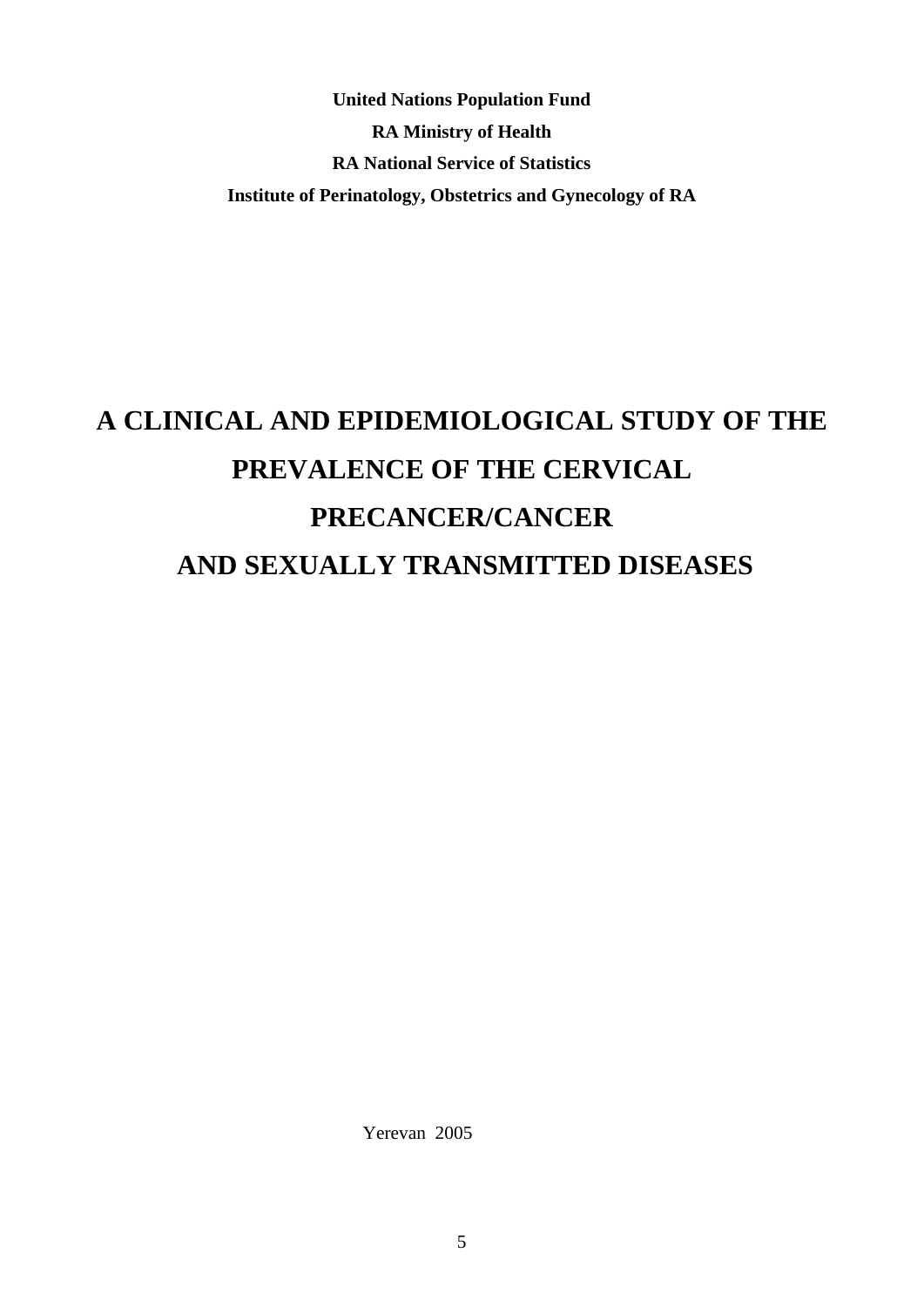**United Nations Population Fund**

**RA Ministry of Health**

**RA National Service of Statistics**

**Institute of Perinatology, Obstetrics and Gynecology of RA**

# A CLINICAL AND EPIDEMIOLOGICAL STUDY OF THE PREVALENCE OF THE CERVICAL PRECANCER/CANCER AND SEXUALLY TRANSMITTED DISEASES

Yerevan 2005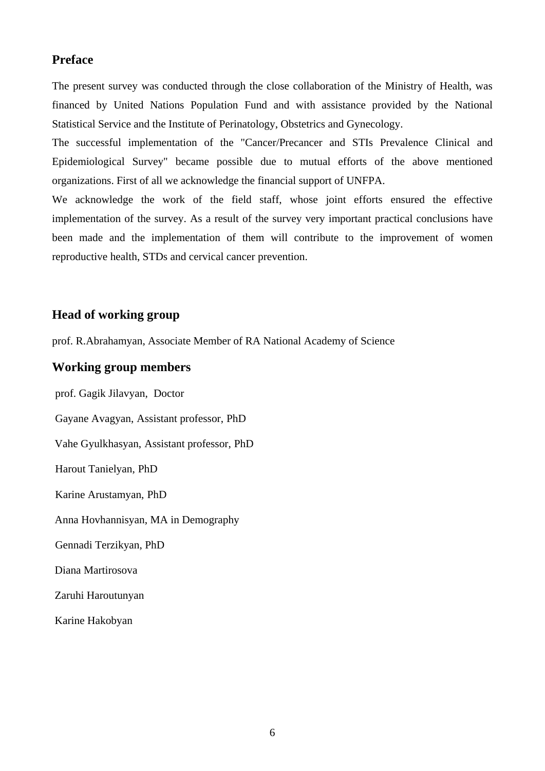## Preface

The present survey was conducted through the close collaboration of the Ministry of Health, was financed by United Nations Population Fund and with assistance provided by the National Statistical Service and the Institute of Perinatology, Obstetrics and Gynecology.

The successful implementation of the "Cancer/Precancer and STIs Prevalence Clinical and Epidemiological Survey" became possible due to mutual efforts of the above mentioned organizations. First of all we acknowledge the financial support of UNFPA.

We acknowledge the work of the field staff, whose joint efforts ensured the effective implementation of the survey. As a result of the survey very important practical conclusions have been made and the implementation of them will contribute to the improvement of women reproductive health, STDs and cervical cancer prevention.

## Head of working group

prof. R.Abrahamyan, Associate Member of RA National Academy of Science

## Working group members

prof. Gagik Jilavyan, Doctor

Gayane Avagyan, Assistant professor, PhD

Vahe Gyulkhasyan, Assistant professor, PhD

Harout Tanielyan, PhD

Karine Arustamyan, PhD

Anna Hovhannisyan, MA in Demography

Gennadi Terzikyan, PhD

Diana Martirosova

Zaruhi Haroutunyan

Karine Hakobyan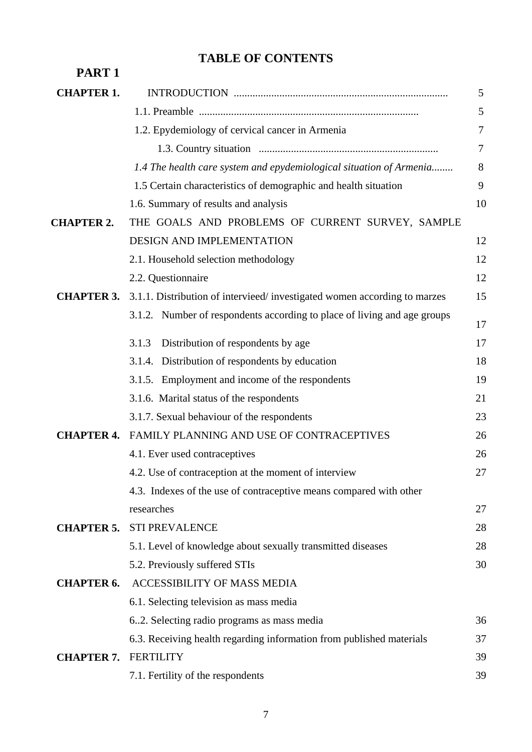# TABLE OF CONTENTS

## PART 1

| | | |
|---|---|---|
| **CHAPTER 1.** | INTRODUCTION ............................................................................... | 5 |
| | 1.1. Preamble ................................................................................. | 5 |
| | 1.2. Epydemiology of cervical cancer in Armenia | 7 |
| | 1.3. Country situation .................................................................. | 7 |
| | *1.4 The health care system and epydemiological situation of Armenia........* | 8 |
| | 1.5 Certain characteristics of demographic and health situation | 9 |
| | 1.6. Summary of results and analysis | 10 |
| **CHAPTER 2.** | THE GOALS AND PROBLEMS OF CURRENT SURVEY, SAMPLE DESIGN AND IMPLEMENTATION | 12 |
| | 2.1. Household selection methodology | 12 |
| | 2.2. Questionnaire | 12 |
| **CHAPTER 3.** | 3.1.1. Distribution of intervieed/ investigated women according to marzes | 15 |
| | 3.1.2. Number of respondents according to place of living and age groups | 17 |
| | 3.1.3 Distribution of respondents by age | 17 |
| | 3.1.4. Distribution of respondents by education | 18 |
| | 3.1.5. Employment and income of the respondents | 19 |
| | 3.1.6. Marital status of the respondents | 21 |
| | 3.1.7. Sexual behaviour of the respondents | 23 |
| **CHAPTER 4.** | FAMILY PLANNING AND USE OF CONTRACEPTIVES | 26 |
| | 4.1. Ever used contraceptives | 26 |
| | 4.2. Use of contraception at the moment of interview | 27 |
| | 4.3. Indexes of the use of contraceptive means compared with other researches | 27 |
| **CHAPTER 5.** | STI PREVALENCE | 28 |
| | 5.1. Level of knowledge about sexually transmitted diseases | 28 |
| | 5.2. Previously suffered STIs | 30 |
| **CHAPTER 6.** | ACCESSIBILITY OF MASS MEDIA | |
| | 6.1. Selecting television as mass media | |
| | 6..2. Selecting radio programs as mass media | 36 |
| | 6.3. Receiving health regarding information from published materials | 37 |
| **CHAPTER 7.** | FERTILITY | 39 |
| | 7.1. Fertility of the respondents | 39 |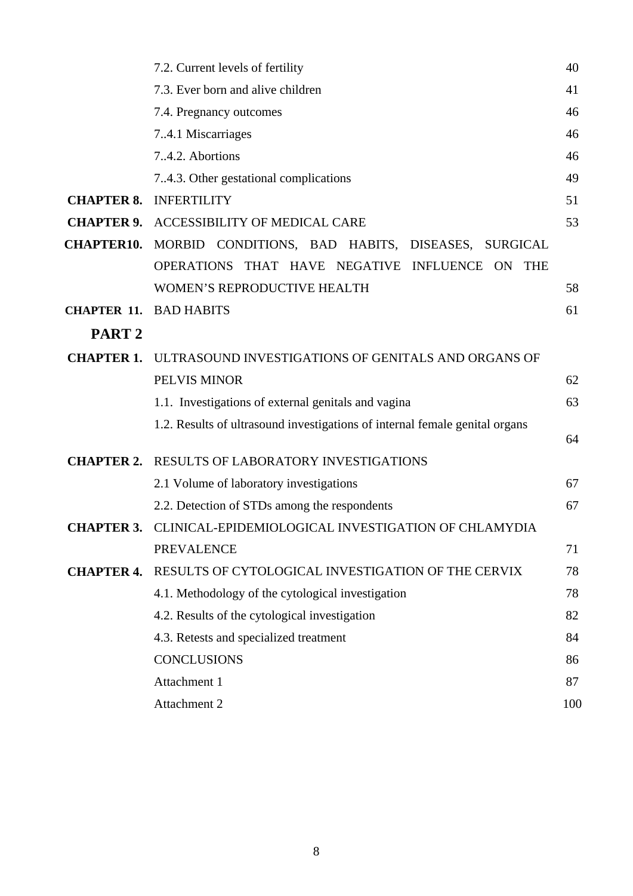| | | |
|---|---|---|
| | 7.2. Current levels of fertility | 40 |
| | 7.3. Ever born and alive children | 41 |
| | 7.4. Pregnancy outcomes | 46 |
| | 7..4.1 Miscarriages | 46 |
| | 7..4.2. Abortions | 46 |
| | 7..4.3. Other gestational complications | 49 |
| **CHAPTER 8.** | INFERTILITY | 51 |
| **CHAPTER 9.** | ACCESSIBILITY OF MEDICAL CARE | 53 |
| **CHAPTER10.** | MORBID CONDITIONS, BAD HABITS, DISEASES, SURGICAL OPERATIONS THAT HAVE NEGATIVE INFLUENCE ON THE WOMEN'S REPRODUCTIVE HEALTH | 58 |
| **CHAPTER 11.** | BAD HABITS | 61 |
| **PART 2** | | |
| **CHAPTER 1.** | ULTRASOUND INVESTIGATIONS OF GENITALS AND ORGANS OF PELVIS MINOR | 62 |
| | 1.1. Investigations of external genitals and vagina | 63 |
| | 1.2. Results of ultrasound investigations of internal female genital organs | 64 |
| **CHAPTER 2.** | RESULTS OF LABORATORY INVESTIGATIONS | |
| | 2.1 Volume of laboratory investigations | 67 |
| | 2.2. Detection of STDs among the respondents | 67 |
| **CHAPTER 3.** | CLINICAL-EPIDEMIOLOGICAL INVESTIGATION OF CHLAMYDIA PREVALENCE | 71 |
| **CHAPTER 4.** | RESULTS OF CYTOLOGICAL INVESTIGATION OF THE CERVIX | 78 |
| | 4.1. Methodology of the cytological investigation | 78 |
| | 4.2. Results of the cytological investigation | 82 |
| | 4.3. Retests and specialized treatment | 84 |
| | CONCLUSIONS | 86 |
| | Attachment 1 | 87 |
| | Attachment 2 | 100 |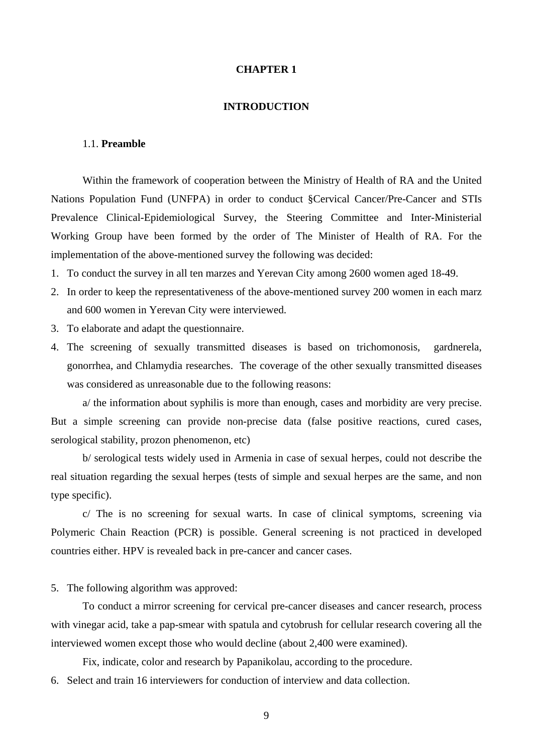# CHAPTER 1

# INTRODUCTION

## 1.1. **Preamble**

Within the framework of cooperation between the Ministry of Health of RA and the United Nations Population Fund (UNFPA) in order to conduct §Cervical Cancer/Pre-Cancer and STIs Prevalence Clinical-Epidemiological Survey, the Steering Committee and Inter-Ministerial Working Group have been formed by the order of The Minister of Health of RA. For the implementation of the above-mentioned survey the following was decided:

1. To conduct the survey in all ten marzes and Yerevan City among 2600 women aged 18-49.
2. In order to keep the representativeness of the above-mentioned survey 200 women in each marz and 600 women in Yerevan City were interviewed.
3. To elaborate and adapt the questionnaire.
4. The screening of sexually transmitted diseases is based on trichomonosis, gardnerela, gonorrhea, and Chlamydia researches. The coverage of the other sexually transmitted diseases was considered as unreasonable due to the following reasons:

a/ the information about syphilis is more than enough, cases and morbidity are very precise. But a simple screening can provide non-precise data (false positive reactions, cured cases, serological stability, prozon phenomenon, etc)

b/ serological tests widely used in Armenia in case of sexual herpes, could not describe the real situation regarding the sexual herpes (tests of simple and sexual herpes are the same, and non type specific).

c/ The is no screening for sexual warts. In case of clinical symptoms, screening via Polymeric Chain Reaction (PCR) is possible. General screening is not practiced in developed countries either. HPV is revealed back in pre-cancer and cancer cases.

5. The following algorithm was approved:

To conduct a mirror screening for cervical pre-cancer diseases and cancer research, process with vinegar acid, take a pap-smear with spatula and cytobrush for cellular research covering all the interviewed women except those who would decline (about 2,400 were examined).

Fix, indicate, color and research by Papanikolau, according to the procedure.

6. Select and train 16 interviewers for conduction of interview and data collection.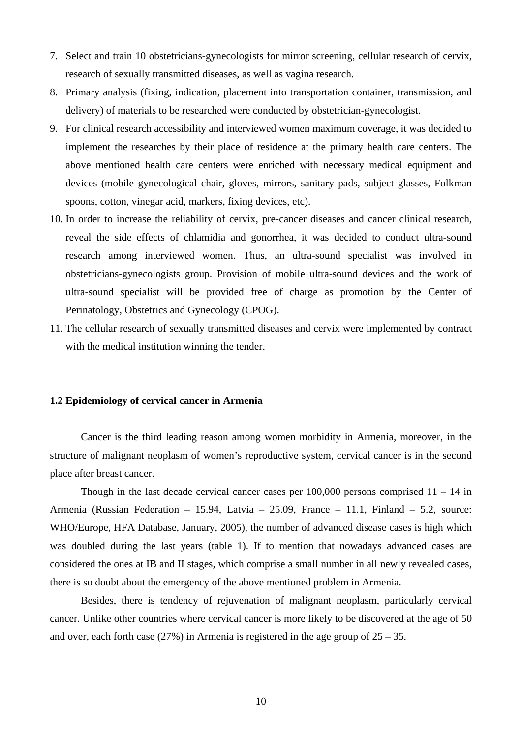7. Select and train 10 obstetricians-gynecologists for mirror screening, cellular research of cervix, research of sexually transmitted diseases, as well as vagina research.
8. Primary analysis (fixing, indication, placement into transportation container, transmission, and delivery) of materials to be researched were conducted by obstetrician-gynecologist.
9. For clinical research accessibility and interviewed women maximum coverage, it was decided to implement the researches by their place of residence at the primary health care centers. The above mentioned health care centers were enriched with necessary medical equipment and devices (mobile gynecological chair, gloves, mirrors, sanitary pads, subject glasses, Folkman spoons, cotton, vinegar acid, markers, fixing devices, etc).
10. In order to increase the reliability of cervix, pre-cancer diseases and cancer clinical research, reveal the side effects of chlamidia and gonorrhea, it was decided to conduct ultra-sound research among interviewed women. Thus, an ultra-sound specialist was involved in obstetricians-gynecologists group. Provision of mobile ultra-sound devices and the work of ultra-sound specialist will be provided free of charge as promotion by the Center of Perinatology, Obstetrics and Gynecology (CPOG).
11. The cellular research of sexually transmitted diseases and cervix were implemented by contract with the medical institution winning the tender.

### 1.2 Epidemiology of cervical cancer in Armenia

Cancer is the third leading reason among women morbidity in Armenia, moreover, in the structure of malignant neoplasm of women's reproductive system, cervical cancer is in the second place after breast cancer.

Though in the last decade cervical cancer cases per 100,000 persons comprised 11 – 14 in Armenia (Russian Federation – 15.94, Latvia – 25.09, France – 11.1, Finland – 5.2, source: WHO/Europe, HFA Database, January, 2005), the number of advanced disease cases is high which was doubled during the last years (table 1). If to mention that nowadays advanced cases are considered the ones at IB and II stages, which comprise a small number in all newly revealed cases, there is so doubt about the emergency of the above mentioned problem in Armenia.

Besides, there is tendency of rejuvenation of malignant neoplasm, particularly cervical cancer. Unlike other countries where cervical cancer is more likely to be discovered at the age of 50 and over, each forth case (27%) in Armenia is registered in the age group of 25 – 35.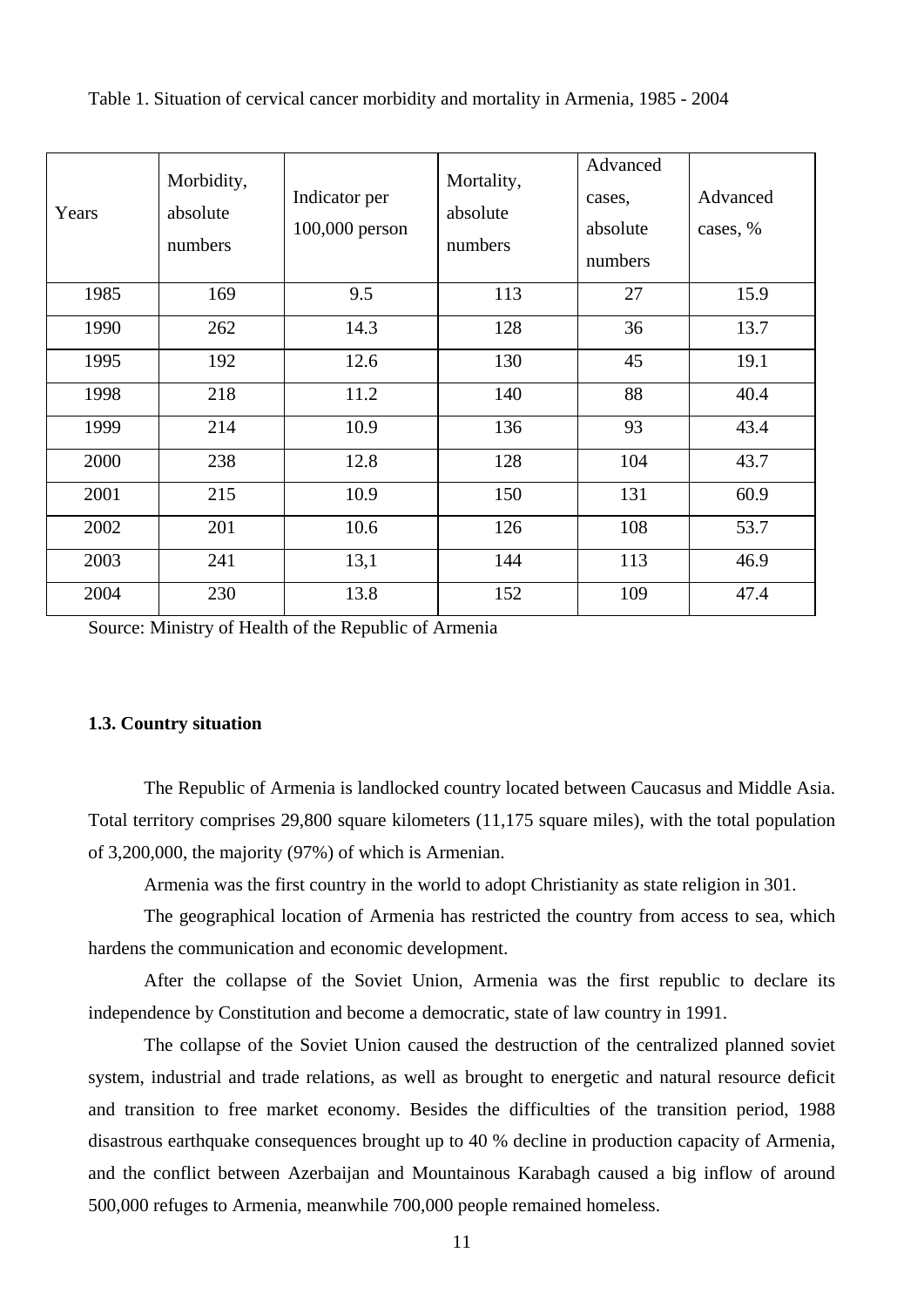Table 1. Situation of cervical cancer morbidity and mortality in Armenia, 1985 - 2004

| Years | Morbidity, absolute numbers | Indicator per 100,000 person | Mortality, absolute numbers | Advanced cases, absolute numbers | Advanced cases, % |
|---|---|---|---|---|---|
| 1985 | 169 | 9.5 | 113 | 27 | 15.9 |
| 1990 | 262 | 14.3 | 128 | 36 | 13.7 |
| 1995 | 192 | 12.6 | 130 | 45 | 19.1 |
| 1998 | 218 | 11.2 | 140 | 88 | 40.4 |
| 1999 | 214 | 10.9 | 136 | 93 | 43.4 |
| 2000 | 238 | 12.8 | 128 | 104 | 43.7 |
| 2001 | 215 | 10.9 | 150 | 131 | 60.9 |
| 2002 | 201 | 10.6 | 126 | 108 | 53.7 |
| 2003 | 241 | 13,1 | 144 | 113 | 46.9 |
| 2004 | 230 | 13.8 | 152 | 109 | 47.4 |

Source: Ministry of Health of the Republic of Armenia

### 1.3. Country situation

The Republic of Armenia is landlocked country located between Caucasus and Middle Asia. Total territory comprises 29,800 square kilometers (11,175 square miles), with the total population of 3,200,000, the majority (97%) of which is Armenian.

Armenia was the first country in the world to adopt Christianity as state religion in 301.

The geographical location of Armenia has restricted the country from access to sea, which hardens the communication and economic development.

After the collapse of the Soviet Union, Armenia was the first republic to declare its independence by Constitution and become a democratic, state of law country in 1991.

The collapse of the Soviet Union caused the destruction of the centralized planned soviet system, industrial and trade relations, as well as brought to energetic and natural resource deficit and transition to free market economy. Besides the difficulties of the transition period, 1988 disastrous earthquake consequences brought up to 40 % decline in production capacity of Armenia, and the conflict between Azerbaijan and Mountainous Karabagh caused a big inflow of around 500,000 refuges to Armenia, meanwhile 700,000 people remained homeless.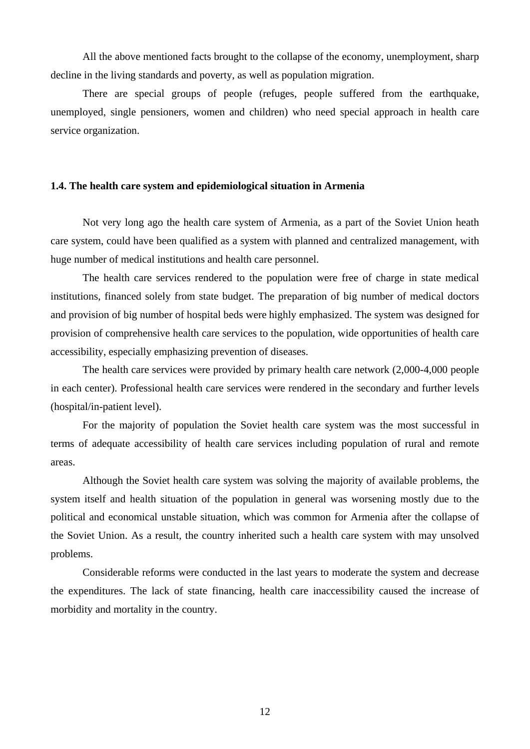All the above mentioned facts brought to the collapse of the economy, unemployment, sharp decline in the living standards and poverty, as well as population migration.

There are special groups of people (refuges, people suffered from the earthquake, unemployed, single pensioners, women and children) who need special approach in health care service organization.

### 1.4. The health care system and epidemiological situation in Armenia

Not very long ago the health care system of Armenia, as a part of the Soviet Union heath care system, could have been qualified as a system with planned and centralized management, with huge number of medical institutions and health care personnel.

The health care services rendered to the population were free of charge in state medical institutions, financed solely from state budget. The preparation of big number of medical doctors and provision of big number of hospital beds were highly emphasized. The system was designed for provision of comprehensive health care services to the population, wide opportunities of health care accessibility, especially emphasizing prevention of diseases.

The health care services were provided by primary health care network (2,000-4,000 people in each center). Professional health care services were rendered in the secondary and further levels (hospital/in-patient level).

For the majority of population the Soviet health care system was the most successful in terms of adequate accessibility of health care services including population of rural and remote areas.

Although the Soviet health care system was solving the majority of available problems, the system itself and health situation of the population in general was worsening mostly due to the political and economical unstable situation, which was common for Armenia after the collapse of the Soviet Union. As a result, the country inherited such a health care system with may unsolved problems.

Considerable reforms were conducted in the last years to moderate the system and decrease the expenditures. The lack of state financing, health care inaccessibility caused the increase of morbidity and mortality in the country.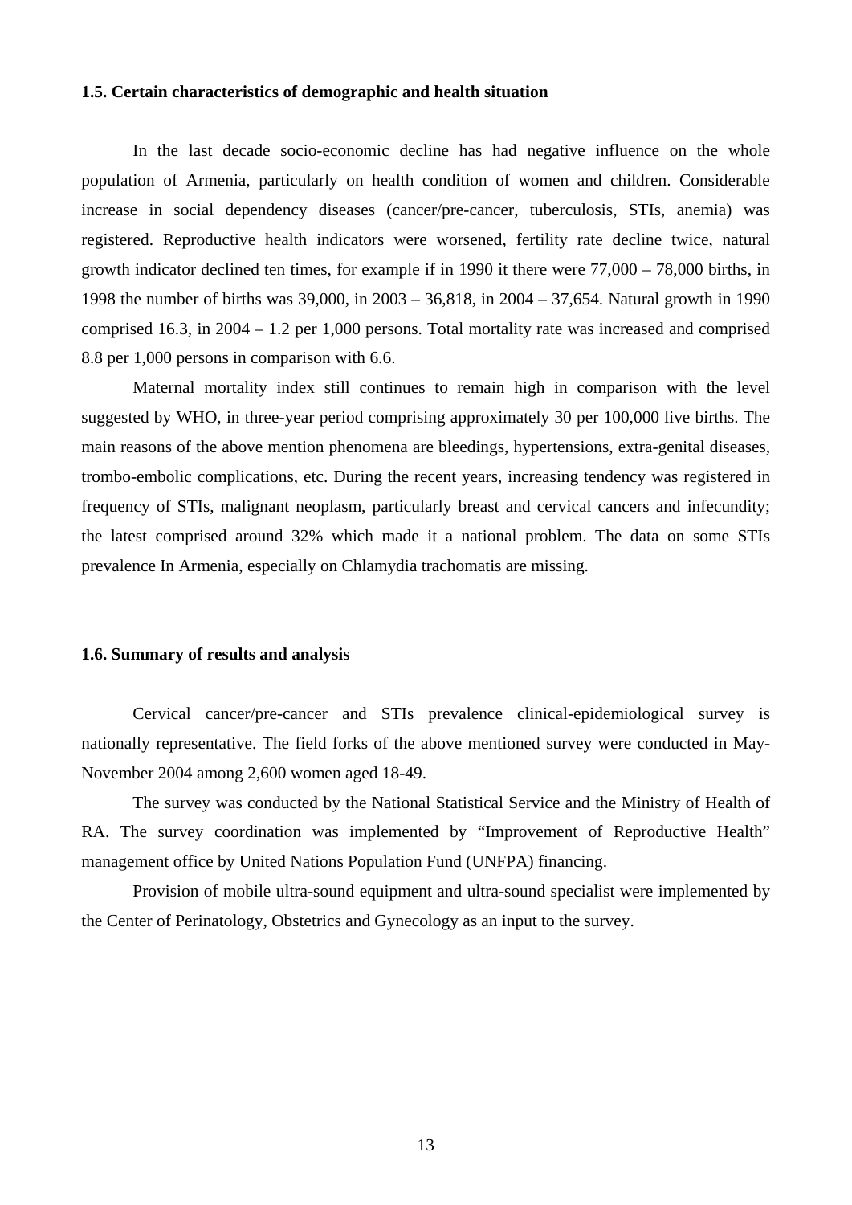### 1.5. Certain characteristics of demographic and health situation

In the last decade socio-economic decline has had negative influence on the whole population of Armenia, particularly on health condition of women and children. Considerable increase in social dependency diseases (cancer/pre-cancer, tuberculosis, STIs, anemia) was registered. Reproductive health indicators were worsened, fertility rate decline twice, natural growth indicator declined ten times, for example if in 1990 it there were 77,000 – 78,000 births, in 1998 the number of births was 39,000, in 2003 – 36,818, in 2004 – 37,654. Natural growth in 1990 comprised 16.3, in 2004 – 1.2 per 1,000 persons. Total mortality rate was increased and comprised 8.8 per 1,000 persons in comparison with 6.6.

Maternal mortality index still continues to remain high in comparison with the level suggested by WHO, in three-year period comprising approximately 30 per 100,000 live births. The main reasons of the above mention phenomena are bleedings, hypertensions, extra-genital diseases, trombo-embolic complications, etc. During the recent years, increasing tendency was registered in frequency of STIs, malignant neoplasm, particularly breast and cervical cancers and infecundity; the latest comprised around 32% which made it a national problem. The data on some STIs prevalence In Armenia, especially on Chlamydia trachomatis are missing.

### 1.6. Summary of results and analysis

Cervical cancer/pre-cancer and STIs prevalence clinical-epidemiological survey is nationally representative. The field forks of the above mentioned survey were conducted in May-November 2004 among 2,600 women aged 18-49.

The survey was conducted by the National Statistical Service and the Ministry of Health of RA. The survey coordination was implemented by "Improvement of Reproductive Health" management office by United Nations Population Fund (UNFPA) financing.

Provision of mobile ultra-sound equipment and ultra-sound specialist were implemented by the Center of Perinatology, Obstetrics and Gynecology as an input to the survey.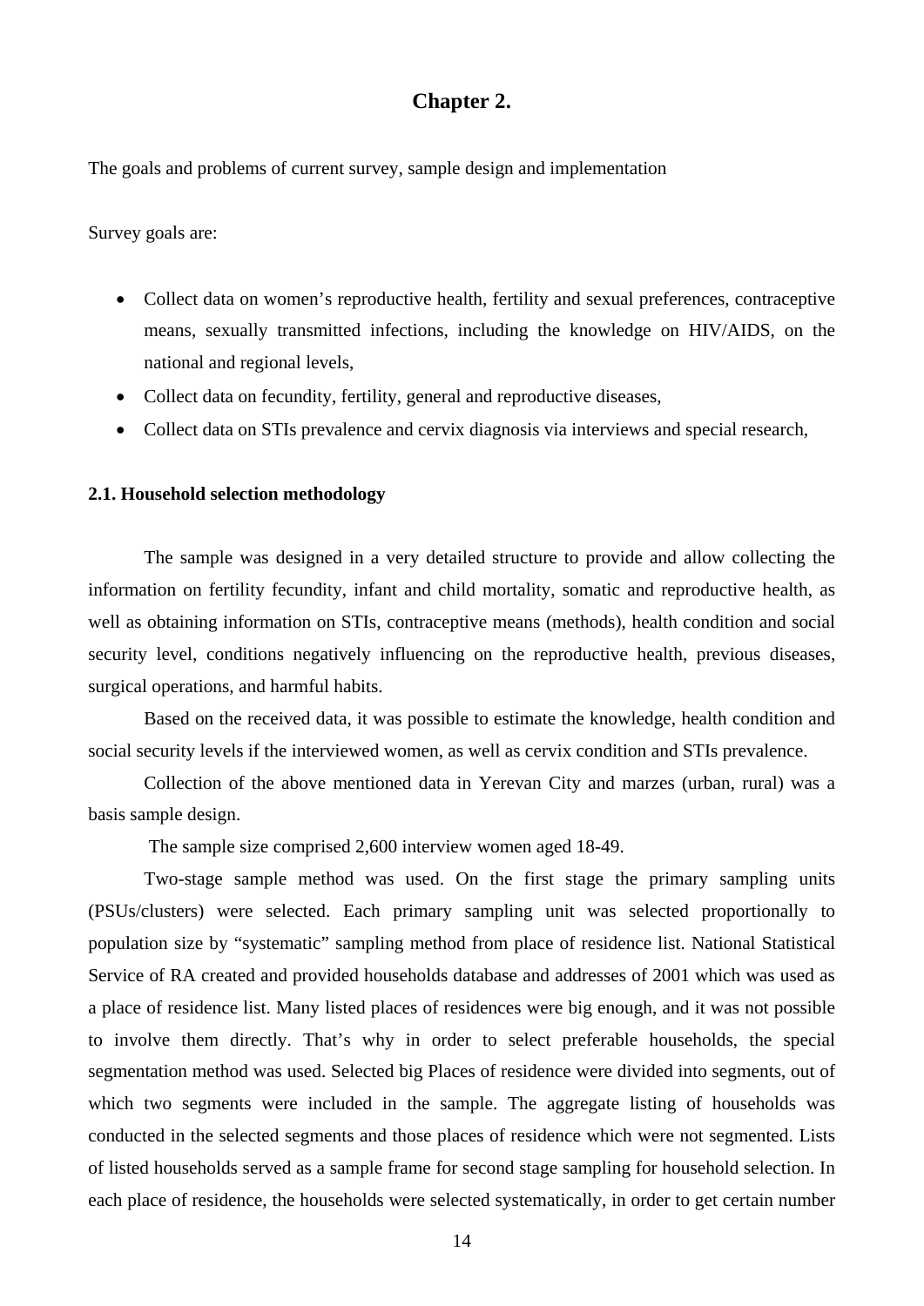# Chapter 2.

The goals and problems of current survey, sample design and implementation

Survey goals are:

- Collect data on women's reproductive health, fertility and sexual preferences, contraceptive means, sexually transmitted infections, including the knowledge on HIV/AIDS, on the national and regional levels,
- Collect data on fecundity, fertility, general and reproductive diseases,
- Collect data on STIs prevalence and cervix diagnosis via interviews and special research,

## 2.1. Household selection methodology

The sample was designed in a very detailed structure to provide and allow collecting the information on fertility fecundity, infant and child mortality, somatic and reproductive health, as well as obtaining information on STIs, contraceptive means (methods), health condition and social security level, conditions negatively influencing on the reproductive health, previous diseases, surgical operations, and harmful habits.

Based on the received data, it was possible to estimate the knowledge, health condition and social security levels if the interviewed women, as well as cervix condition and STIs prevalence.

Collection of the above mentioned data in Yerevan City and marzes (urban, rural) was a basis sample design.

The sample size comprised 2,600 interview women aged 18-49.

Two-stage sample method was used. On the first stage the primary sampling units (PSUs/clusters) were selected. Each primary sampling unit was selected proportionally to population size by "systematic" sampling method from place of residence list. National Statistical Service of RA created and provided households database and addresses of 2001 which was used as a place of residence list. Many listed places of residences were big enough, and it was not possible to involve them directly. That's why in order to select preferable households, the special segmentation method was used. Selected big Places of residence were divided into segments, out of which two segments were included in the sample. The aggregate listing of households was conducted in the selected segments and those places of residence which were not segmented. Lists of listed households served as a sample frame for second stage sampling for household selection. In each place of residence, the households were selected systematically, in order to get certain number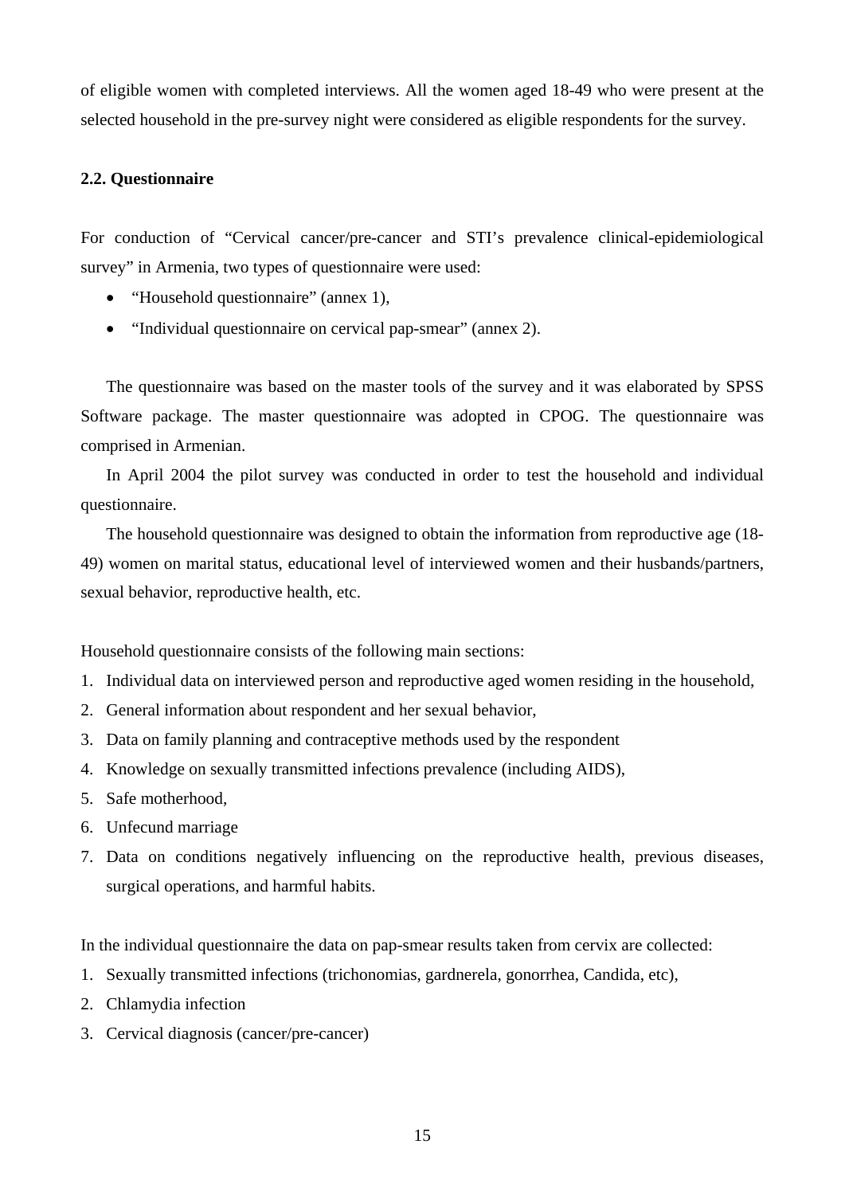of eligible women with completed interviews. All the women aged 18-49 who were present at the selected household in the pre-survey night were considered as eligible respondents for the survey.

### 2.2. Questionnaire

For conduction of "Cervical cancer/pre-cancer and STI's prevalence clinical-epidemiological survey" in Armenia, two types of questionnaire were used:

- "Household questionnaire" (annex 1),
- "Individual questionnaire on cervical pap-smear" (annex 2).

The questionnaire was based on the master tools of the survey and it was elaborated by SPSS Software package. The master questionnaire was adopted in CPOG. The questionnaire was comprised in Armenian.

In April 2004 the pilot survey was conducted in order to test the household and individual questionnaire.

The household questionnaire was designed to obtain the information from reproductive age (18-49) women on marital status, educational level of interviewed women and their husbands/partners, sexual behavior, reproductive health, etc.

Household questionnaire consists of the following main sections:

1. Individual data on interviewed person and reproductive aged women residing in the household,
2. General information about respondent and her sexual behavior,
3. Data on family planning and contraceptive methods used by the respondent
4. Knowledge on sexually transmitted infections prevalence (including AIDS),
5. Safe motherhood,
6. Unfecund marriage
7. Data on conditions negatively influencing on the reproductive health, previous diseases, surgical operations, and harmful habits.

In the individual questionnaire the data on pap-smear results taken from cervix are collected:

1. Sexually transmitted infections (trichonomias, gardnerela, gonorrhea, Candida, etc),
2. Chlamydia infection
3. Cervical diagnosis (cancer/pre-cancer)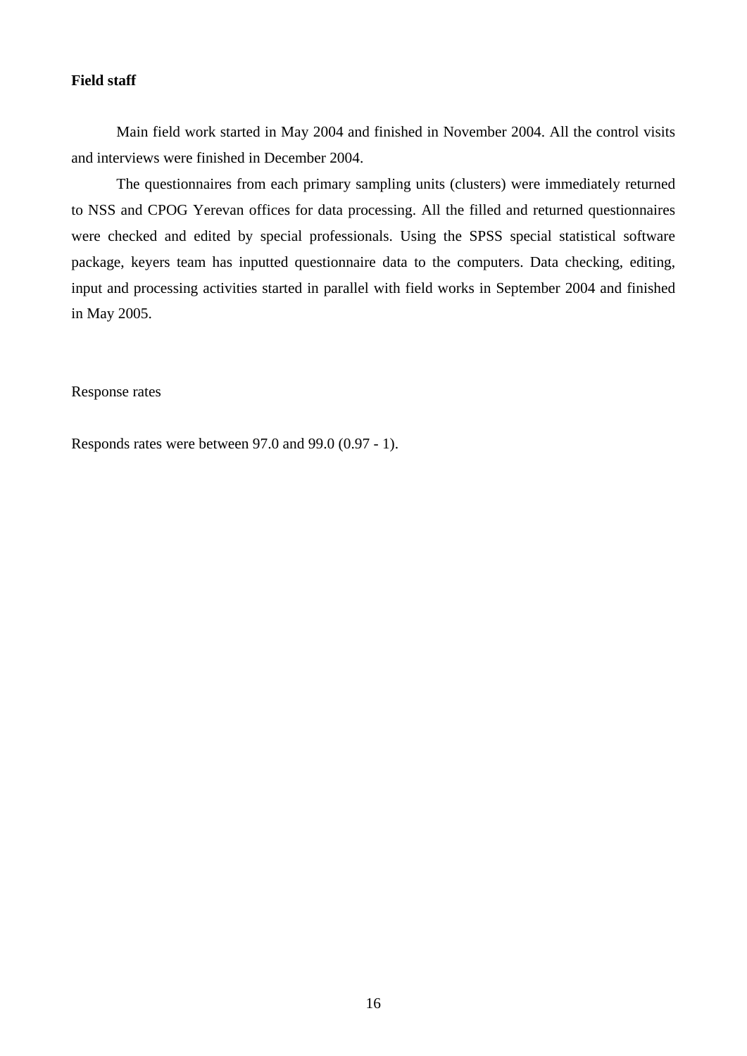**Field staff**

Main field work started in May 2004 and finished in November 2004. All the control visits and interviews were finished in December 2004.

The questionnaires from each primary sampling units (clusters) were immediately returned to NSS and CPOG Yerevan offices for data processing. All the filled and returned questionnaires were checked and edited by special professionals. Using the SPSS special statistical software package, keyers team has inputted questionnaire data to the computers. Data checking, editing, input and processing activities started in parallel with field works in September 2004 and finished in May 2005.

Response rates

Responds rates were between 97.0 and 99.0 (0.97 - 1).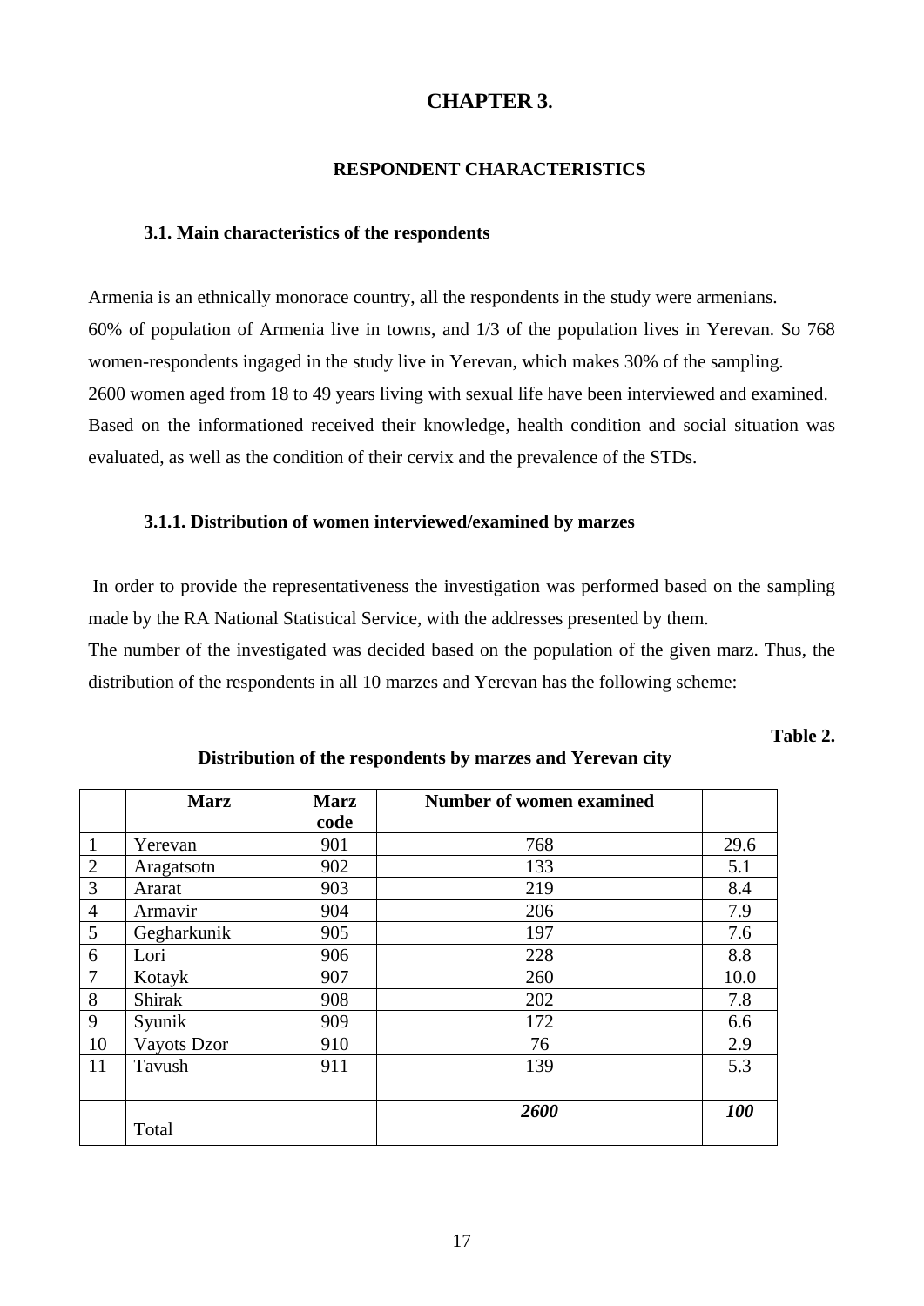# CHAPTER 3.

## RESPONDENT CHARACTERISTICS

### 3.1. Main characteristics of the respondents

Armenia is an ethnically monorace country, all the respondents in the study were armenians.
60% of population of Armenia live in towns, and 1/3 of the population lives in Yerevan. So 768 women-respondents ingaged in the study live in Yerevan, which makes 30% of the sampling.
2600 women aged from 18 to 49 years living with sexual life have been interviewed and examined.
Based on the informationed received their knowledge, health condition and social situation was evaluated, as well as the condition of their cervix and the prevalence of the STDs.

#### 3.1.1. Distribution of women interviewed/examined by marzes

In order to provide the representativeness the investigation was performed based on the sampling made by the RA National Statistical Service, with the addresses presented by them.
The number of the investigated was decided based on the population of the given marz. Thus, the distribution of the respondents in all 10 marzes and Yerevan has the following scheme:

**Table 2.**

**Distribution of the respondents by marzes and Yerevan city**

| | **Marz** | **Marz code** | **Number of women examined** | |
|---|---|---|---|---|
| 1 | Yerevan | 901 | 768 | 29.6 |
| 2 | Aragatsotn | 902 | 133 | 5.1 |
| 3 | Ararat | 903 | 219 | 8.4 |
| 4 | Armavir | 904 | 206 | 7.9 |
| 5 | Gegharkunik | 905 | 197 | 7.6 |
| 6 | Lori | 906 | 228 | 8.8 |
| 7 | Kotayk | 907 | 260 | 10.0 |
| 8 | Shirak | 908 | 202 | 7.8 |
| 9 | Syunik | 909 | 172 | 6.6 |
| 10 | Vayots Dzor | 910 | 76 | 2.9 |
| 11 | Tavush | 911 | 139 | 5.3 |
| | Total | | ***2600*** | ***100*** |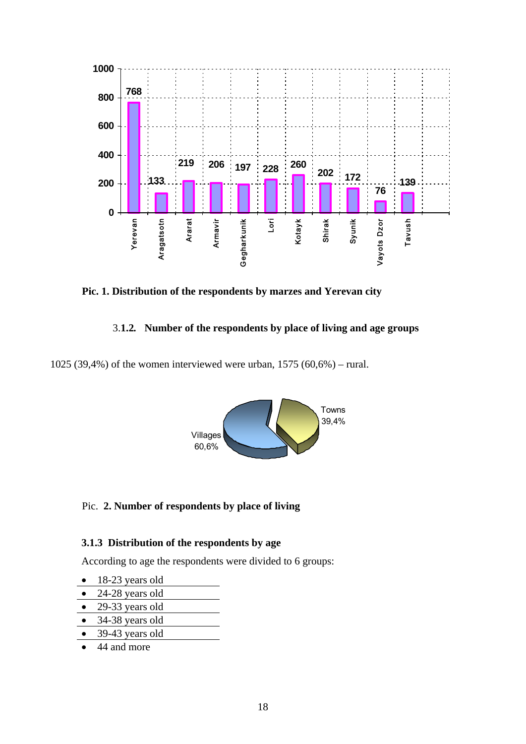| Marz | Number of respondents |
|---|---|
| Yerevan | 768 |
| Aragatsotn | 133 |
| Ararat | 219 |
| Armavir | 206 |
| Gegharkunik | 197 |
| Lori | 228 |
| Kotayk | 260 |
| Shirak | 202 |
| Syunik | 172 |
| Vayots Dzor | 76 |
| Tavush | 139 |

**Pic. 1. Distribution of the respondents by marzes and Yerevan city**

### 3.**1.2. Number of the respondents by place of living and age groups**

1025 (39,4%) of the women interviewed were urban, 1575 (60,6%) – rural.

Towns 39,4%

Villages 60,6%

Pic. **2. Number of respondents by place of living**

### 3.1.3 Distribution of the respondents by age

According to age the respondents were divided to 6 groups:

- 18-23 years old
- 24-28 years old
- 29-33 years old
- 34-38 years old
- 39-43 years old
- 44 and more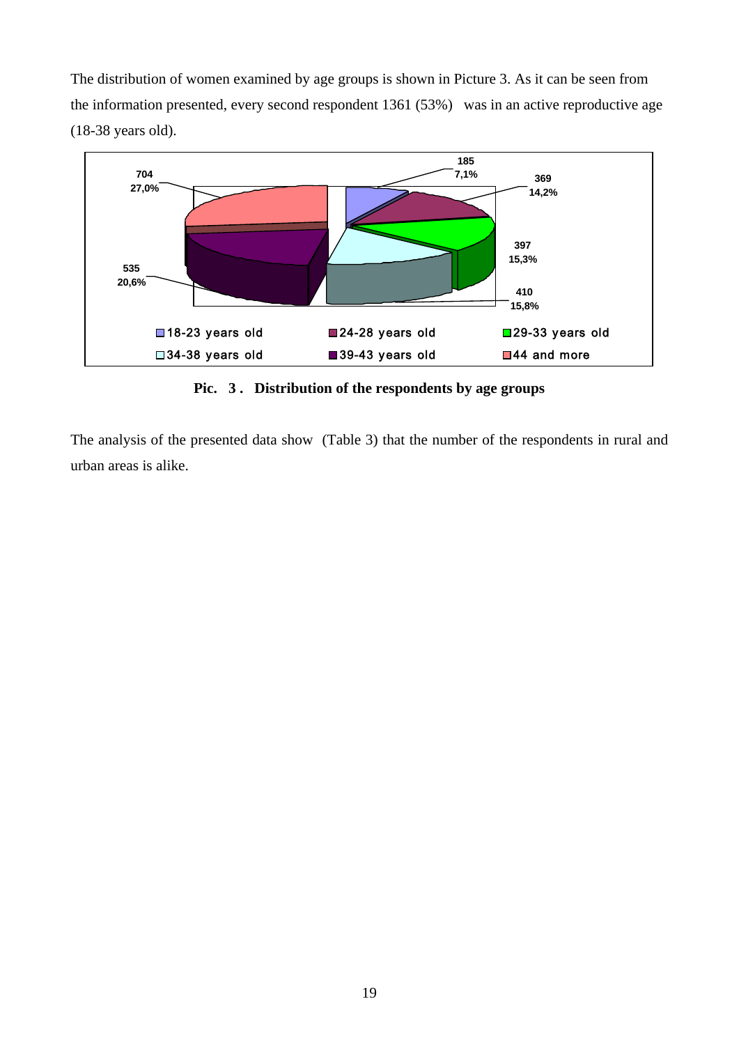The distribution of women examined by age groups is shown in Picture 3. As it can be seen from the information presented, every second respondent 1361 (53%) was in an active reproductive age (18-38 years old).

**Pic. 3 . Distribution of the respondents by age groups**

The analysis of the presented data show (Table 3) that the number of the respondents in rural and urban areas is alike.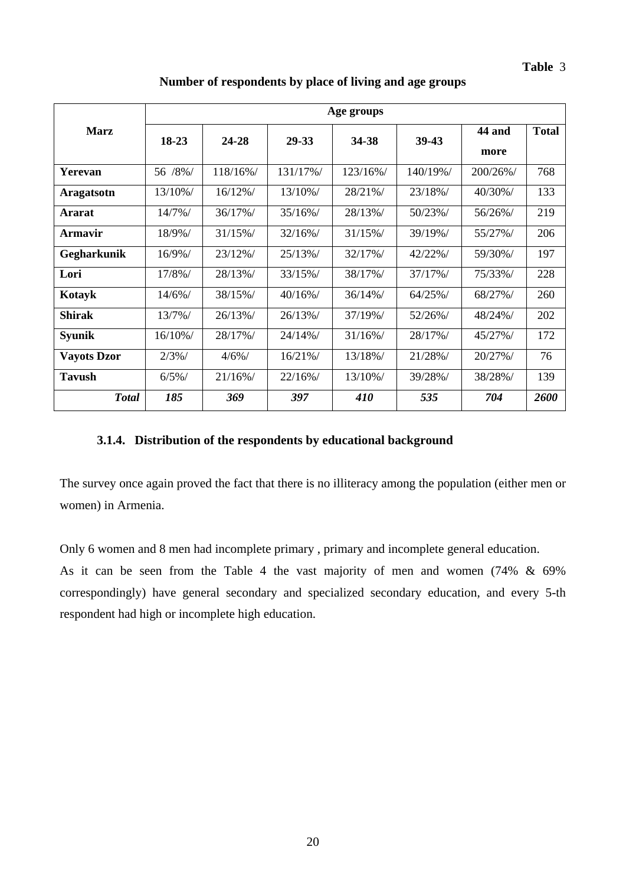**Table** 3

**Number of respondents by place of living and age groups**

| Marz | Age groups | | | | | | |
|---|---|---|---|---|---|---|---|
| | 18-23 | 24-28 | 29-33 | 34-38 | 39-43 | 44 and more | Total |
| **Yerevan** | 56 /8%/ | 118/16%/ | 131/17%/ | 123/16%/ | 140/19%/ | 200/26%/ | 768 |
| **Aragatsotn** | 13/10%/ | 16/12%/ | 13/10%/ | 28/21%/ | 23/18%/ | 40/30%/ | 133 |
| **Ararat** | 14/7%/ | 36/17%/ | 35/16%/ | 28/13%/ | 50/23%/ | 56/26%/ | 219 |
| **Armavir** | 18/9%/ | 31/15%/ | 32/16%/ | 31/15%/ | 39/19%/ | 55/27%/ | 206 |
| **Gegharkunik** | 16/9%/ | 23/12%/ | 25/13%/ | 32/17%/ | 42/22%/ | 59/30%/ | 197 |
| **Lori** | 17/8%/ | 28/13%/ | 33/15%/ | 38/17%/ | 37/17%/ | 75/33%/ | 228 |
| **Kotayk** | 14/6%/ | 38/15%/ | 40/16%/ | 36/14%/ | 64/25%/ | 68/27%/ | 260 |
| **Shirak** | 13/7%/ | 26/13%/ | 26/13%/ | 37/19%/ | 52/26%/ | 48/24%/ | 202 |
| **Syunik** | 16/10%/ | 28/17%/ | 24/14%/ | 31/16%/ | 28/17%/ | 45/27%/ | 172 |
| **Vayots Dzor** | 2/3%/ | 4/6%/ | 16/21%/ | 13/18%/ | 21/28%/ | 20/27%/ | 76 |
| **Tavush** | 6/5%/ | 21/16%/ | 22/16%/ | 13/10%/ | 39/28%/ | 38/28%/ | 139 |
| ***Total*** | ***185*** | ***369*** | ***397*** | ***410*** | ***535*** | ***704*** | ***2600*** |

### 3.1.4. Distribution of the respondents by educational background

The survey once again proved the fact that there is no illiteracy among the population (either men or women) in Armenia.

Only 6 women and 8 men had incomplete primary , primary and incomplete general education.
As it can be seen from the Table 4 the vast majority of men and women (74% & 69% correspondingly) have general secondary and specialized secondary education, and every 5-th respondent had high or incomplete high education.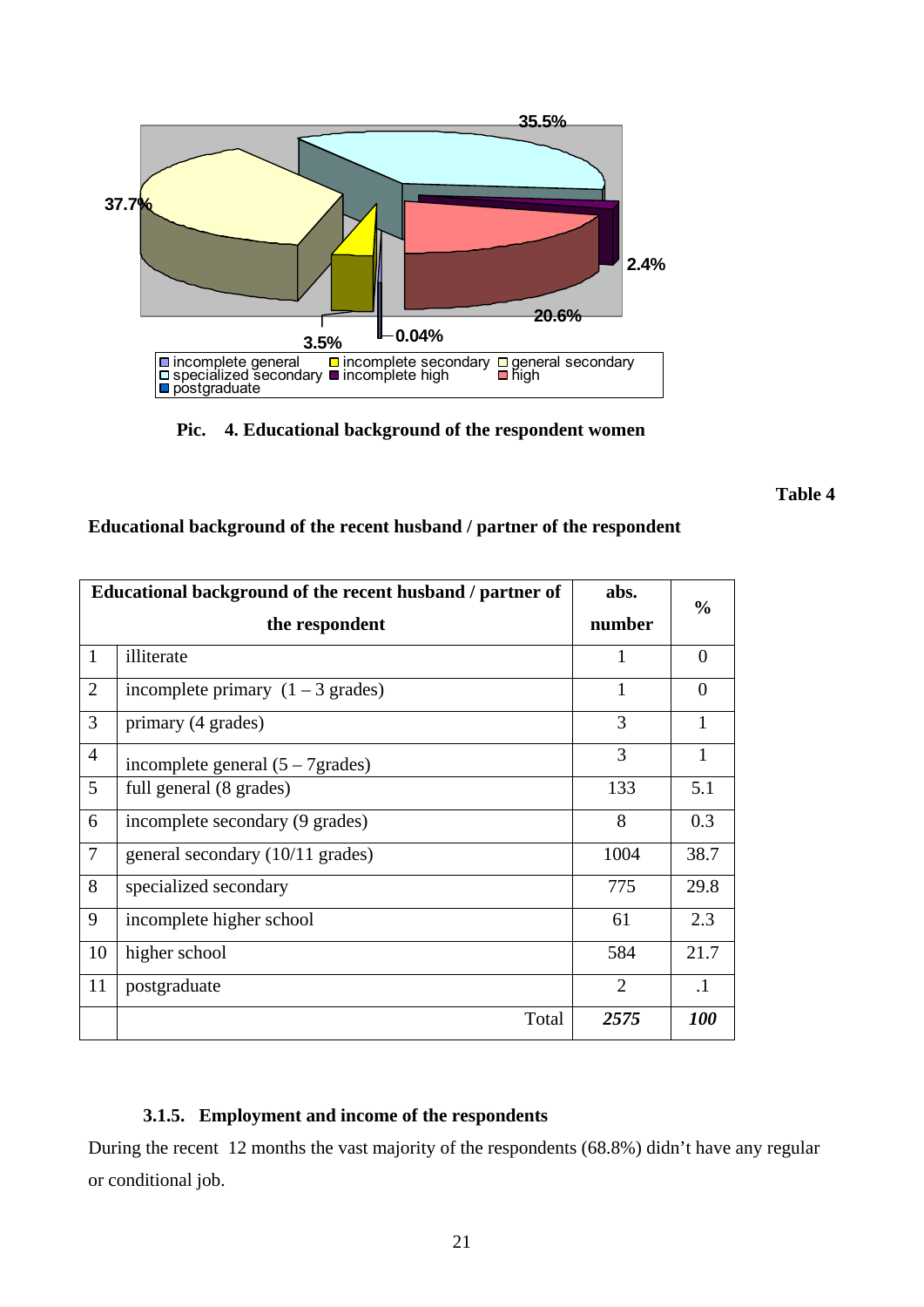35.5%

37.7%

2.4%

20.6%

3.5%

0.04%

incomplete general, incomplete secondary, general secondary, specialized secondary, incomplete high, high, postgraduate

**Pic. 4. Educational background of the respondent women**

**Table 4**

**Educational background of the recent husband / partner of the respondent**

| Educational background of the recent husband / partner of the respondent | | abs. number | % |
|---|---|---|---|
| 1 | illiterate | 1 | 0 |
| 2 | incomplete primary (1 – 3 grades) | 1 | 0 |
| 3 | primary (4 grades) | 3 | 1 |
| 4 | incomplete general (5 – 7grades) | 3 | 1 |
| 5 | full general (8 grades) | 133 | 5.1 |
| 6 | incomplete secondary (9 grades) | 8 | 0.3 |
| 7 | general secondary (10/11 grades) | 1004 | 38.7 |
| 8 | specialized secondary | 775 | 29.8 |
| 9 | incomplete higher school | 61 | 2.3 |
| 10 | higher school | 584 | 21.7 |
| 11 | postgraduate | 2 | .1 |
| | Total | ***2575*** | ***100*** |

### 3.1.5. Employment and income of the respondents

During the recent 12 months the vast majority of the respondents (68.8%) didn't have any regular or conditional job.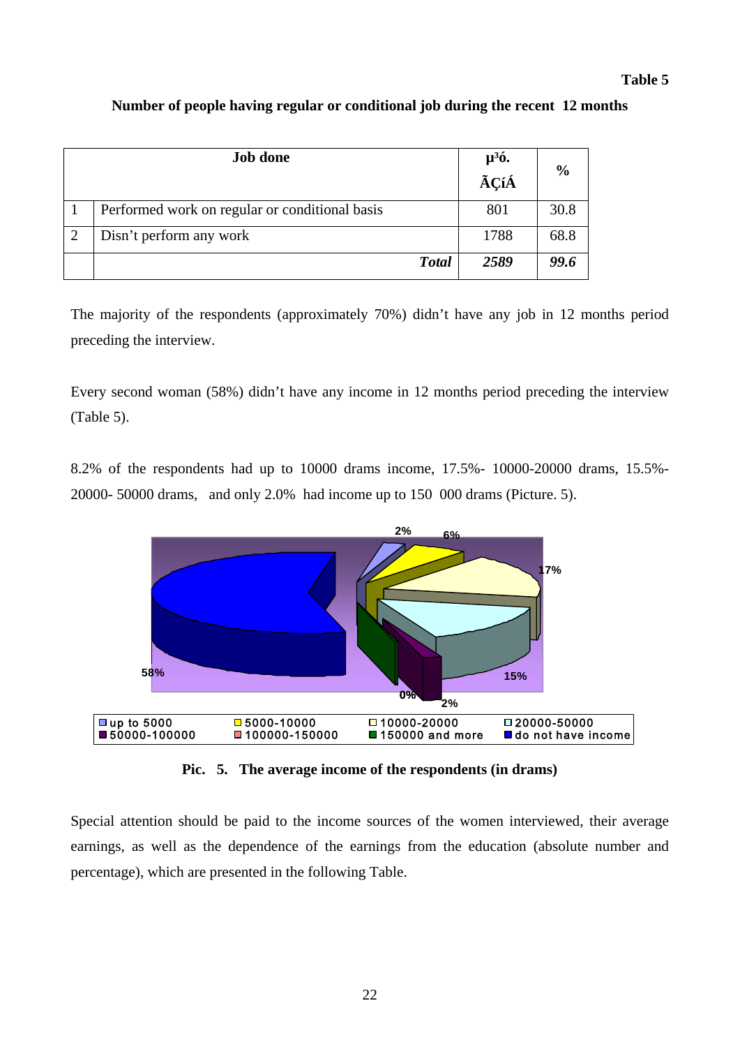**Table 5**

**Number of people having regular or conditional job during the recent 12 months**

| | Job done | µ³ó. ÃÇíÁ | % |
|---|---|---|---|
| 1 | Performed work on regular or conditional basis | 801 | 30.8 |
| 2 | Disn't perform any work | 1788 | 68.8 |
| | ***Total*** | ***2589*** | ***99.6*** |

The majority of the respondents (approximately 70%) didn't have any job in 12 months period preceding the interview.

Every second woman (58%) didn't have any income in 12 months period preceding the interview (Table 5).

8.2% of the respondents had up to 10000 drams income, 17.5%- 10000-20000 drams, 15.5%- 20000- 50000 drams, and only 2.0% had income up to 150 000 drams (Picture. 5).

**Pic. 5. The average income of the respondents (in drams)**

Special attention should be paid to the income sources of the women interviewed, their average earnings, as well as the dependence of the earnings from the education (absolute number and percentage), which are presented in the following Table.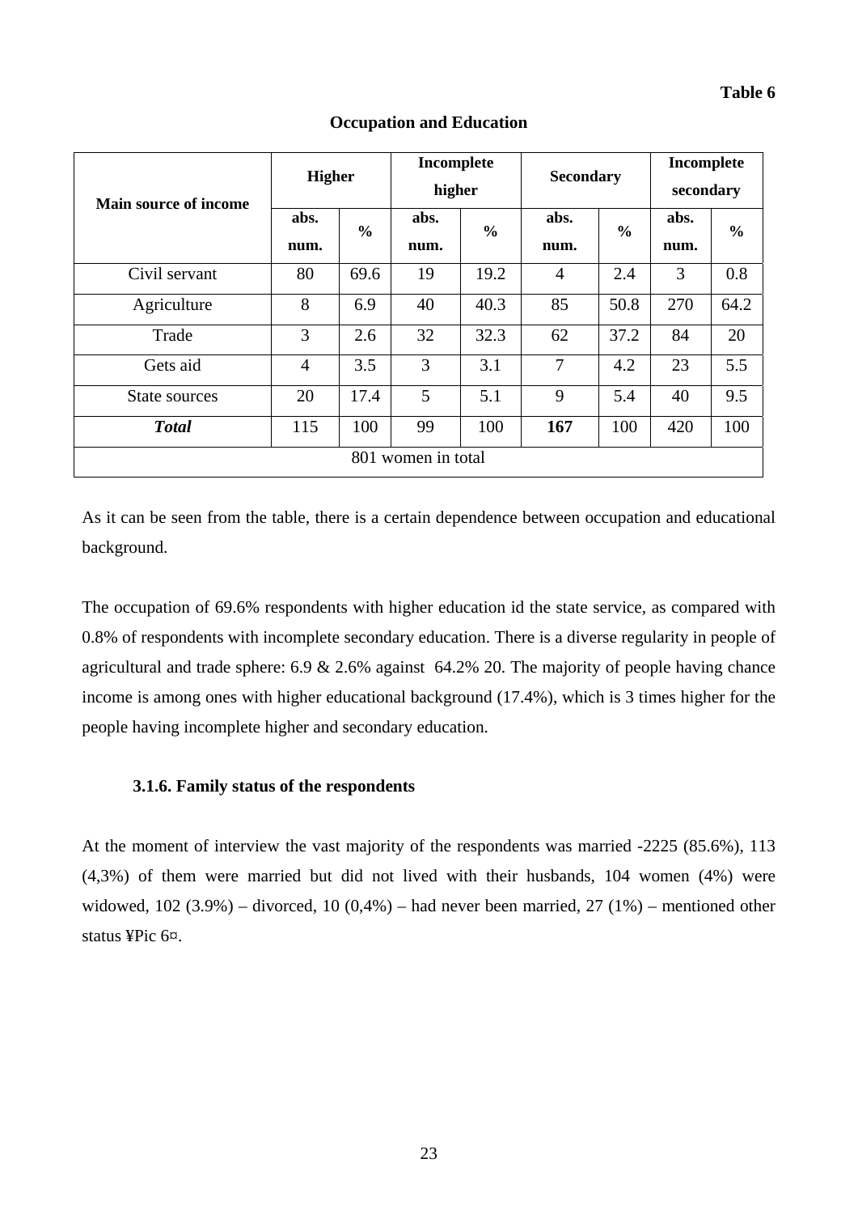**Table 6**

**Occupation and Education**

| Main source of income | Higher | | Incomplete higher | | Secondary | | Incomplete secondary | |
|---|---|---|---|---|---|---|---|---|
| | abs. num. | % | abs. num. | % | abs. num. | % | abs. num. | % |
| Civil servant | 80 | 69.6 | 19 | 19.2 | 4 | 2.4 | 3 | 0.8 |
| Agriculture | 8 | 6.9 | 40 | 40.3 | 85 | 50.8 | 270 | 64.2 |
| Trade | 3 | 2.6 | 32 | 32.3 | 62 | 37.2 | 84 | 20 |
| Gets aid | 4 | 3.5 | 3 | 3.1 | 7 | 4.2 | 23 | 5.5 |
| State sources | 20 | 17.4 | 5 | 5.1 | 9 | 5.4 | 40 | 9.5 |
| ***Total*** | 115 | 100 | 99 | 100 | **167** | 100 | 420 | 100 |
| 801 women in total | | | | | | | | |

As it can be seen from the table, there is a certain dependence between occupation and educational background.

The occupation of 69.6% respondents with higher education id the state service, as compared with 0.8% of respondents with incomplete secondary education. There is a diverse regularity in people of agricultural and trade sphere: 6.9 & 2.6% against 64.2% 20. The majority of people having chance income is among ones with higher educational background (17.4%), which is 3 times higher for the people having incomplete higher and secondary education.

### 3.1.6. Family status of the respondents

At the moment of interview the vast majority of the respondents was married -2225 (85.6%), 113 (4,3%) of them were married but did not lived with their husbands, 104 women (4%) were widowed, 102 (3.9%) – divorced, 10 (0,4%) – had never been married, 27 (1%) – mentioned other status ¥Pic 6¤.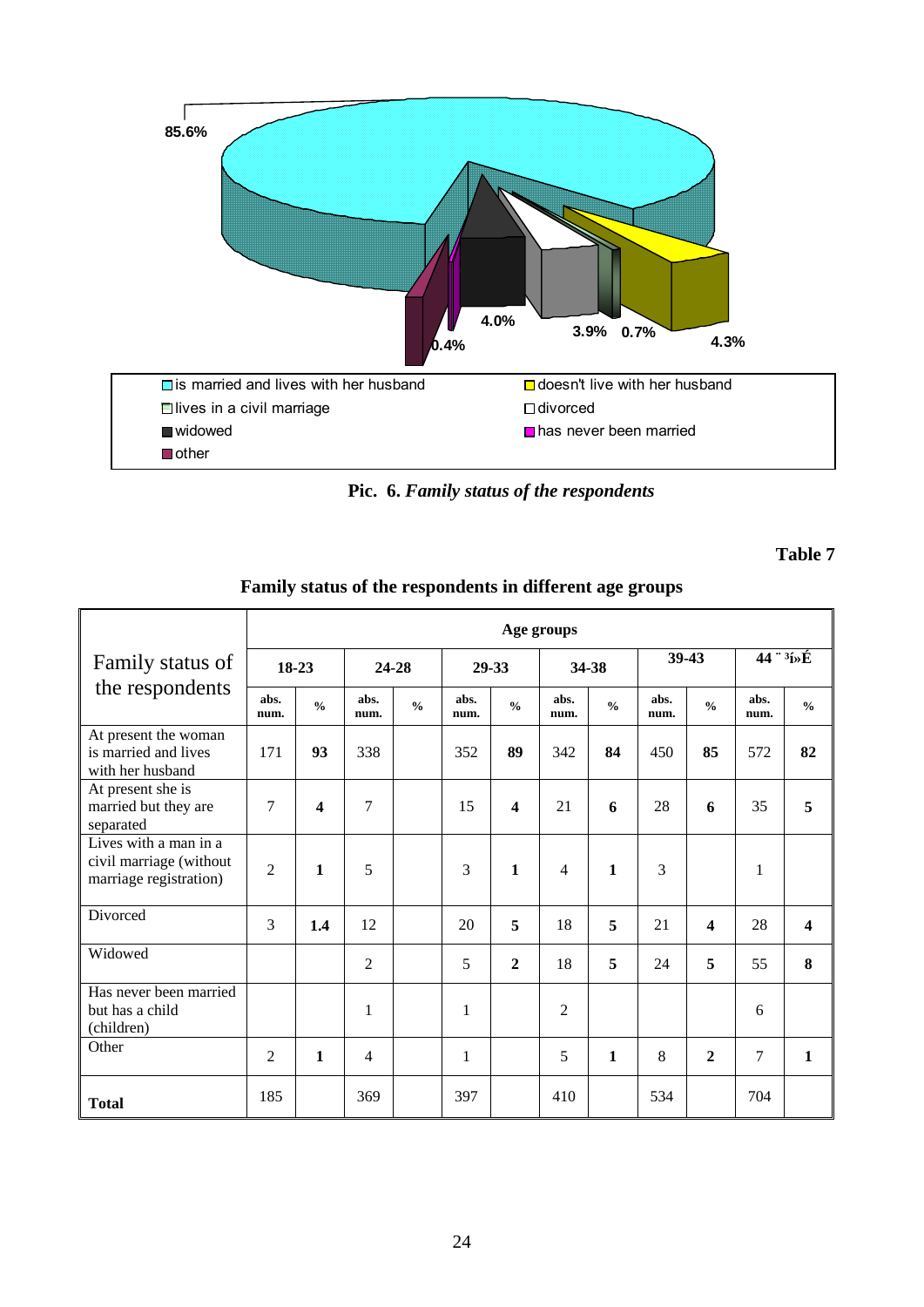**Pic. 6.** ***Family status of the respondents***

**Table 7**

**Family status of the respondents in different age groups**

| Family status of the respondents | Age groups | | | | | | | | | | | |
|---|---|---|---|---|---|---|---|---|---|---|---|---|
| | **18-23** | | **24-28** | | **29-33** | | **34-38** | | **39-43** | | **44 ¨ ³í»É** | |
| | **abs. num.** | **%** | **abs. num.** | **%** | **abs. num.** | **%** | **abs. num.** | **%** | **abs. num.** | **%** | **abs. num.** | **%** |
| At present the woman is married and lives with her husband | 171 | **93** | 338 | | 352 | **89** | 342 | **84** | 450 | **85** | 572 | **82** |
| At present she is married but they are separated | 7 | **4** | 7 | | 15 | **4** | 21 | **6** | 28 | **6** | 35 | **5** |
| Lives with a man in a civil marriage (without marriage registration) | 2 | **1** | 5 | | 3 | **1** | 4 | **1** | 3 | | 1 | |
| Divorced | 3 | **1.4** | 12 | | 20 | **5** | 18 | **5** | 21 | **4** | 28 | **4** |
| Widowed | | | 2 | | 5 | **2** | 18 | **5** | 24 | **5** | 55 | **8** |
| Has never been married but has a child (children) | | | 1 | | 1 | | 2 | | | | 6 | |
| Other | 2 | **1** | 4 | | 1 | | 5 | **1** | 8 | **2** | 7 | **1** |
| **Total** | 185 | | 369 | | 397 | | 410 | | 534 | | 704 | |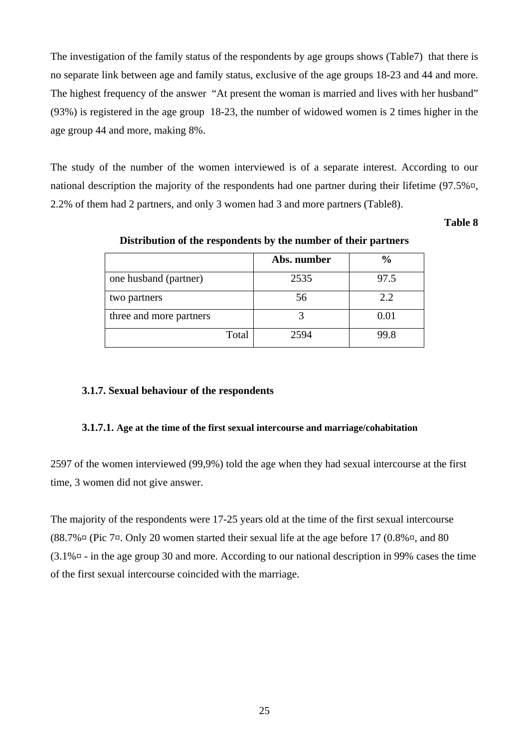The investigation of the family status of the respondents by age groups shows (Table7) that there is no separate link between age and family status, exclusive of the age groups 18-23 and 44 and more. The highest frequency of the answer "At present the woman is married and lives with her husband" (93%) is registered in the age group 18-23, the number of widowed women is 2 times higher in the age group 44 and more, making 8%.

The study of the number of the women interviewed is of a separate interest. According to our national description the majority of the respondents had one partner during their lifetime (97.5%¤, 2.2% of them had 2 partners, and only 3 women had 3 and more partners (Table8).

**Table 8**

**Distribution of the respondents by the number of their partners**

| | Abs. number | % |
|---|---|---|
| one husband (partner) | 2535 | 97.5 |
| two partners | 56 | 2.2 |
| three and more partners | 3 | 0.01 |
| Total | 2594 | 99.8 |

### 3.1.7. Sexual behaviour of the respondents

#### 3.1.7.1. Age at the time of the first sexual intercourse and marriage/cohabitation

2597 of the women interviewed (99,9%) told the age when they had sexual intercourse at the first time, 3 women did not give answer.

The majority of the respondents were 17-25 years old at the time of the first sexual intercourse (88.7%¤ (Pic 7¤. Only 20 women started their sexual life at the age before 17 (0.8%¤, and 80 (3.1%¤ - in the age group 30 and more. According to our national description in 99% cases the time of the first sexual intercourse coincided with the marriage.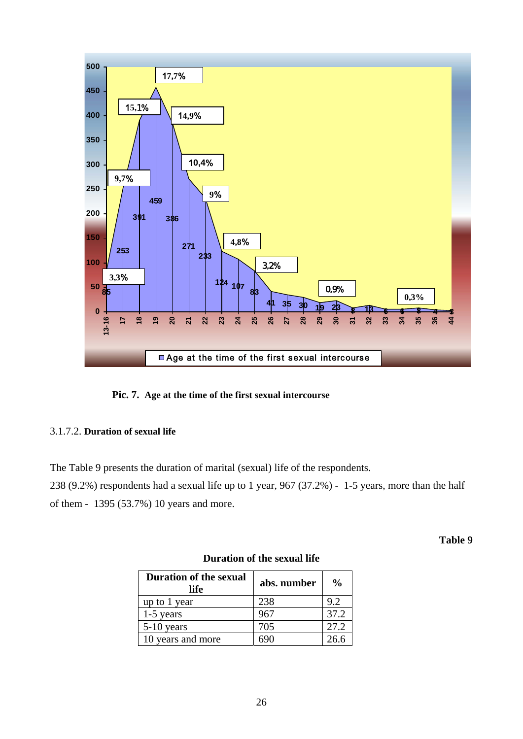**Pic. 7. Age at the time of the first sexual intercourse**

3.1.7.2. **Duration of sexual life**

The Table 9 presents the duration of marital (sexual) life of the respondents.
238 (9.2%) respondents had a sexual life up to 1 year, 967 (37.2%) - 1-5 years, more than the half of them - 1395 (53.7%) 10 years and more.

**Table 9**

**Duration of the sexual life**

| Duration of the sexual life | abs. number | % |
|---|---|---|
| up to 1 year | 238 | 9.2 |
| 1-5 years | 967 | 37.2 |
| 5-10 years | 705 | 27.2 |
| 10 years and more | 690 | 26.6 |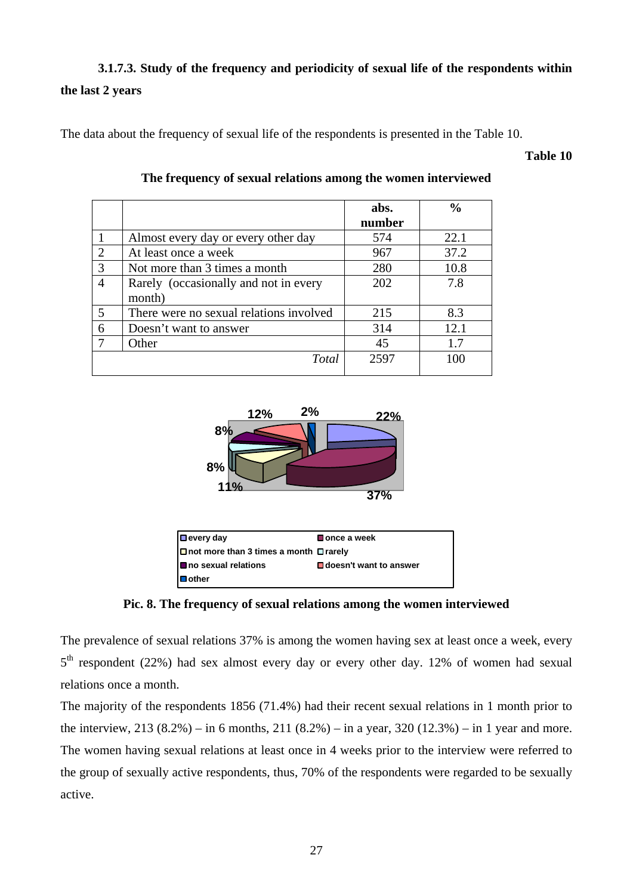### 3.1.7.3. Study of the frequency and periodicity of sexual life of the respondents within the last 2 years

The data about the frequency of sexual life of the respondents is presented in the Table 10.

**Table 10**

**The frequency of sexual relations among the women interviewed**

| | | abs. number | % |
|---|---|---|---|
| 1 | Almost every day or every other day | 574 | 22.1 |
| 2 | At least once a week | 967 | 37.2 |
| 3 | Not more than 3 times a month | 280 | 10.8 |
| 4 | Rarely (occasionally and not in every month) | 202 | 7.8 |
| 5 | There were no sexual relations involved | 215 | 8.3 |
| 6 | Doesn't want to answer | 314 | 12.1 |
| 7 | Other | 45 | 1.7 |
| | *Total* | 2597 | 100 |

**Pic. 8. The frequency of sexual relations among the women interviewed**

The prevalence of sexual relations 37% is among the women having sex at least once a week, every 5th respondent (22%) had sex almost every day or every other day. 12% of women had sexual relations once a month.

The majority of the respondents 1856 (71.4%) had their recent sexual relations in 1 month prior to the interview, 213 (8.2%) – in 6 months, 211 (8.2%) – in a year, 320 (12.3%) – in 1 year and more. The women having sexual relations at least once in 4 weeks prior to the interview were referred to the group of sexually active respondents, thus, 70% of the respondents were regarded to be sexually active.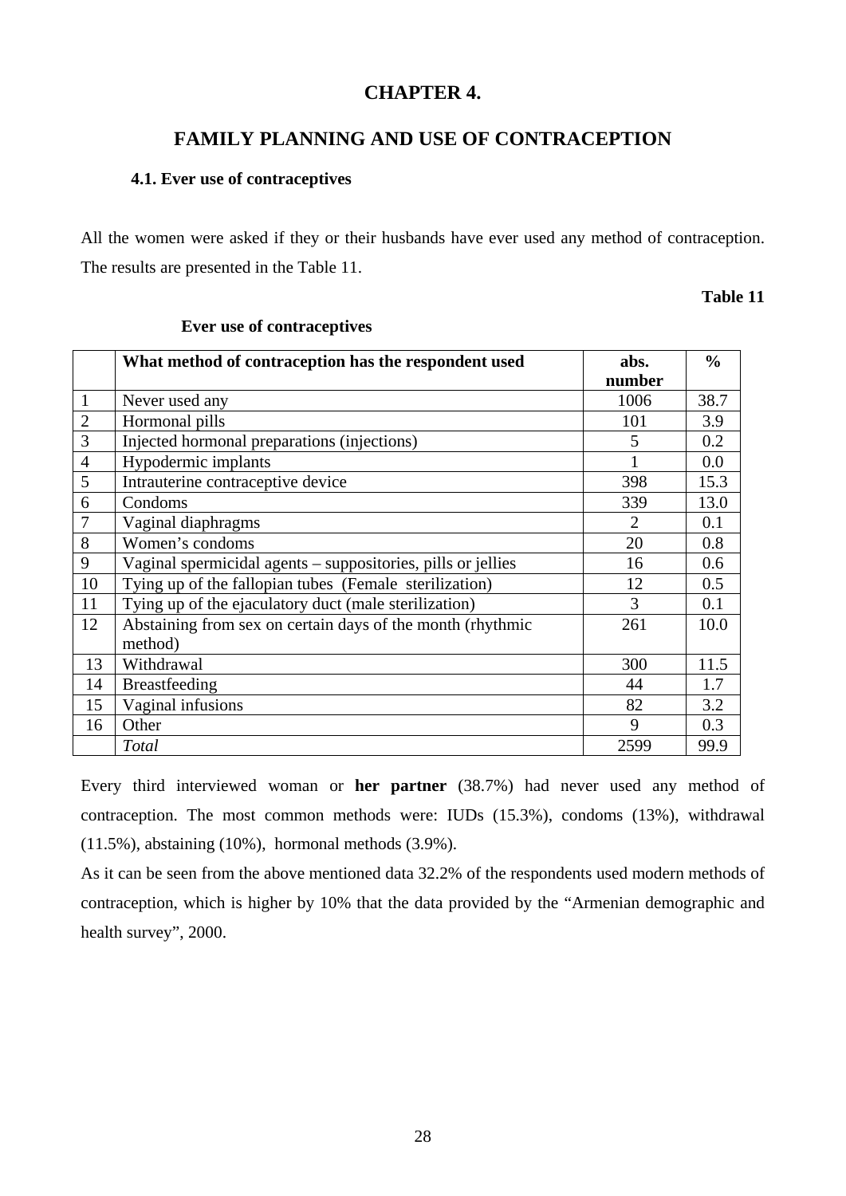# CHAPTER 4.

## FAMILY PLANNING AND USE OF CONTRACEPTION

### 4.1. Ever use of contraceptives

All the women were asked if they or their husbands have ever used any method of contraception. The results are presented in the Table 11.

**Table 11**

**Ever use of contraceptives**

| | **What method of contraception has the respondent used** | **abs. number** | **%** |
|---|---|---|---|
| 1 | Never used any | 1006 | 38.7 |
| 2 | Hormonal pills | 101 | 3.9 |
| 3 | Injected hormonal preparations (injections) | 5 | 0.2 |
| 4 | Hypodermic implants | 1 | 0.0 |
| 5 | Intrauterine contraceptive device | 398 | 15.3 |
| 6 | Condoms | 339 | 13.0 |
| 7 | Vaginal diaphragms | 2 | 0.1 |
| 8 | Women's condoms | 20 | 0.8 |
| 9 | Vaginal spermicidal agents – suppositories, pills or jellies | 16 | 0.6 |
| 10 | Tying up of the fallopian tubes (Female sterilization) | 12 | 0.5 |
| 11 | Tying up of the ejaculatory duct (male sterilization) | 3 | 0.1 |
| 12 | Abstaining from sex on certain days of the month (rhythmic method) | 261 | 10.0 |
| 13 | Withdrawal | 300 | 11.5 |
| 14 | Breastfeeding | 44 | 1.7 |
| 15 | Vaginal infusions | 82 | 3.2 |
| 16 | Other | 9 | 0.3 |
| | *Total* | 2599 | 99.9 |

Every third interviewed woman or **her partner** (38.7%) had never used any method of contraception. The most common methods were: IUDs (15.3%), condoms (13%), withdrawal (11.5%), abstaining (10%), hormonal methods (3.9%).

As it can be seen from the above mentioned data 32.2% of the respondents used modern methods of contraception, which is higher by 10% that the data provided by the "Armenian demographic and health survey", 2000.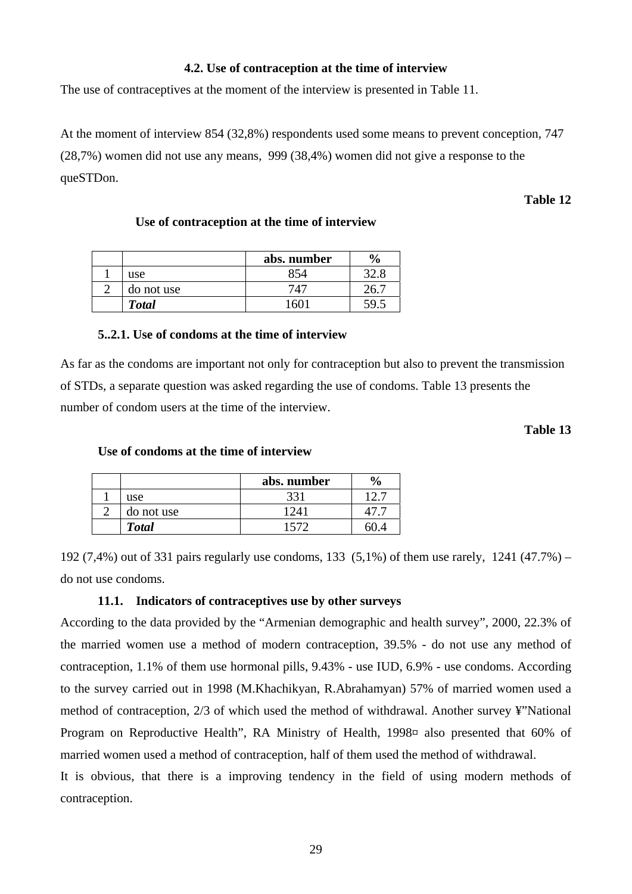### 4.2. Use of contraception at the time of interview

The use of contraceptives at the moment of the interview is presented in Table 11.

At the moment of interview 854 (32,8%) respondents used some means to prevent conception, 747 (28,7%) women did not use any means, 999 (38,4%) women did not give a response to the queSTDon.

**Table 12**

**Use of contraception at the time of interview**

| | | abs. number | % |
|---|---|---|---|
| 1 | use | 854 | 32.8 |
| 2 | do not use | 747 | 26.7 |
| | ***Total*** | 1601 | 59.5 |

#### 5..2.1. Use of condoms at the time of interview

As far as the condoms are important not only for contraception but also to prevent the transmission of STDs, a separate question was asked regarding the use of condoms. Table 13 presents the number of condom users at the time of the interview.

**Table 13**

**Use of condoms at the time of interview**

| | | abs. number | % |
|---|---|---|---|
| 1 | use | 331 | 12.7 |
| 2 | do not use | 1241 | 47.7 |
| | ***Total*** | 1572 | 60.4 |

192 (7,4%) out of 331 pairs regularly use condoms, 133 (5,1%) of them use rarely, 1241 (47.7%) – do not use condoms.

#### 11.1. Indicators of contraceptives use by other surveys

According to the data provided by the “Armenian demographic and health survey”, 2000, 22.3% of the married women use a method of modern contraception, 39.5% - do not use any method of contraception, 1.1% of them use hormonal pills, 9.43% - use IUD, 6.9% - use condoms. According to the survey carried out in 1998 (M.Khachikyan, R.Abrahamyan) 57% of married women used a method of contraception, 2/3 of which used the method of withdrawal. Another survey ¥”National Program on Reproductive Health”, RA Ministry of Health, 1998¤ also presented that 60% of married women used a method of contraception, half of them used the method of withdrawal.

It is obvious, that there is a improving tendency in the field of using modern methods of contraception.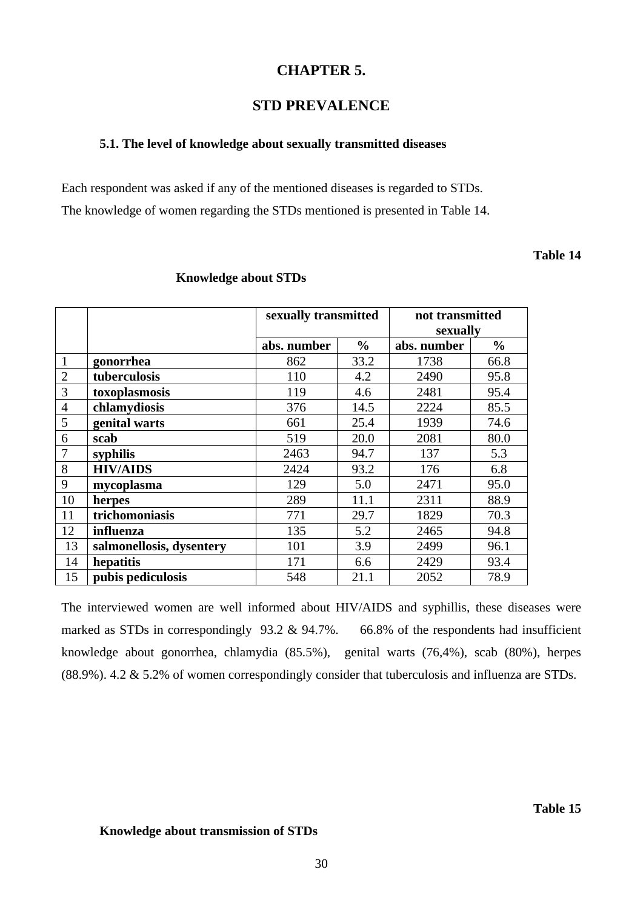# CHAPTER 5.

# STD PREVALENCE

### 5.1. The level of knowledge about sexually transmitted diseases

Each respondent was asked if any of the mentioned diseases is regarded to STDs.

The knowledge of women regarding the STDs mentioned is presented in Table 14.

**Table 14**

**Knowledge about STDs**

| | | sexually transmitted | | not transmitted sexually | |
|---|---|---|---|---|---|
| | | abs. number | % | abs. number | % |
| 1 | **gonorrhea** | 862 | 33.2 | 1738 | 66.8 |
| 2 | **tuberculosis** | 110 | 4.2 | 2490 | 95.8 |
| 3 | **toxoplasmosis** | 119 | 4.6 | 2481 | 95.4 |
| 4 | **chlamydiosis** | 376 | 14.5 | 2224 | 85.5 |
| 5 | **genital warts** | 661 | 25.4 | 1939 | 74.6 |
| 6 | **scab** | 519 | 20.0 | 2081 | 80.0 |
| 7 | **syphilis** | 2463 | 94.7 | 137 | 5.3 |
| 8 | **HIV/AIDS** | 2424 | 93.2 | 176 | 6.8 |
| 9 | **mycoplasma** | 129 | 5.0 | 2471 | 95.0 |
| 10 | **herpes** | 289 | 11.1 | 2311 | 88.9 |
| 11 | **trichomoniasis** | 771 | 29.7 | 1829 | 70.3 |
| 12 | **influenza** | 135 | 5.2 | 2465 | 94.8 |
| 13 | **salmonellosis, dysentery** | 101 | 3.9 | 2499 | 96.1 |
| 14 | **hepatitis** | 171 | 6.6 | 2429 | 93.4 |
| 15 | **pubis pediculosis** | 548 | 21.1 | 2052 | 78.9 |

The interviewed women are well informed about HIV/AIDS and syphillis, these diseases were marked as STDs in correspondingly 93.2 & 94.7%. 66.8% of the respondents had insufficient knowledge about gonorrhea, chlamydia (85.5%), genital warts (76,4%), scab (80%), herpes (88.9%). 4.2 & 5.2% of women correspondingly consider that tuberculosis and influenza are STDs.

**Table 15**

**Knowledge about transmission of STDs**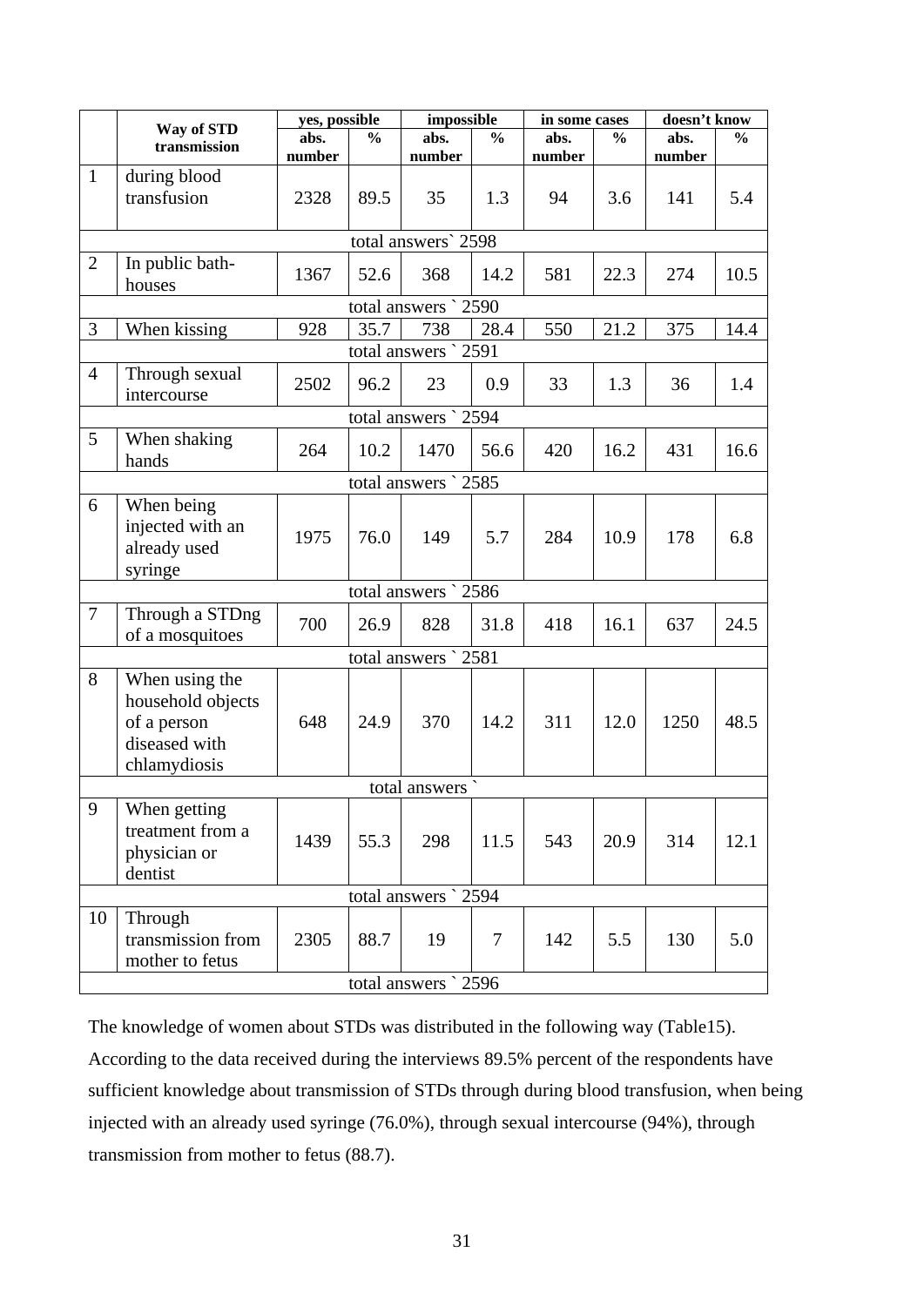| | Way of STD transmission | yes, possible | | impossible | | in some cases | | doesn't know | |
|---|---|---|---|---|---|---|---|---|---|
| | | abs. number | % | abs. number | % | abs. number | % | abs. number | % |
| 1 | during blood transfusion | 2328 | 89.5 | 35 | 1.3 | 94 | 3.6 | 141 | 5.4 |
| total answers` 2598 | | | | | | | | | |
| 2 | In public bath-houses | 1367 | 52.6 | 368 | 14.2 | 581 | 22.3 | 274 | 10.5 |
| total answers ` 2590 | | | | | | | | | |
| 3 | When kissing | 928 | 35.7 | 738 | 28.4 | 550 | 21.2 | 375 | 14.4 |
| total answers ` 2591 | | | | | | | | | |
| 4 | Through sexual intercourse | 2502 | 96.2 | 23 | 0.9 | 33 | 1.3 | 36 | 1.4 |
| total answers ` 2594 | | | | | | | | | |
| 5 | When shaking hands | 264 | 10.2 | 1470 | 56.6 | 420 | 16.2 | 431 | 16.6 |
| total answers ` 2585 | | | | | | | | | |
| 6 | When being injected with an already used syringe | 1975 | 76.0 | 149 | 5.7 | 284 | 10.9 | 178 | 6.8 |
| total answers ` 2586 | | | | | | | | | |
| 7 | Through a STDng of a mosquitoes | 700 | 26.9 | 828 | 31.8 | 418 | 16.1 | 637 | 24.5 |
| total answers ` 2581 | | | | | | | | | |
| 8 | When using the household objects of a person diseased with chlamydiosis | 648 | 24.9 | 370 | 14.2 | 311 | 12.0 | 1250 | 48.5 |
| total answers ` | | | | | | | | | |
| 9 | When getting treatment from a physician or dentist | 1439 | 55.3 | 298 | 11.5 | 543 | 20.9 | 314 | 12.1 |
| total answers ` 2594 | | | | | | | | | |
| 10 | Through transmission from mother to fetus | 2305 | 88.7 | 19 | 7 | 142 | 5.5 | 130 | 5.0 |
| total answers ` 2596 | | | | | | | | | |

The knowledge of women about STDs was distributed in the following way (Table15). According to the data received during the interviews 89.5% percent of the respondents have sufficient knowledge about transmission of STDs through during blood transfusion, when being injected with an already used syringe (76.0%), through sexual intercourse (94%), through transmission from mother to fetus (88.7).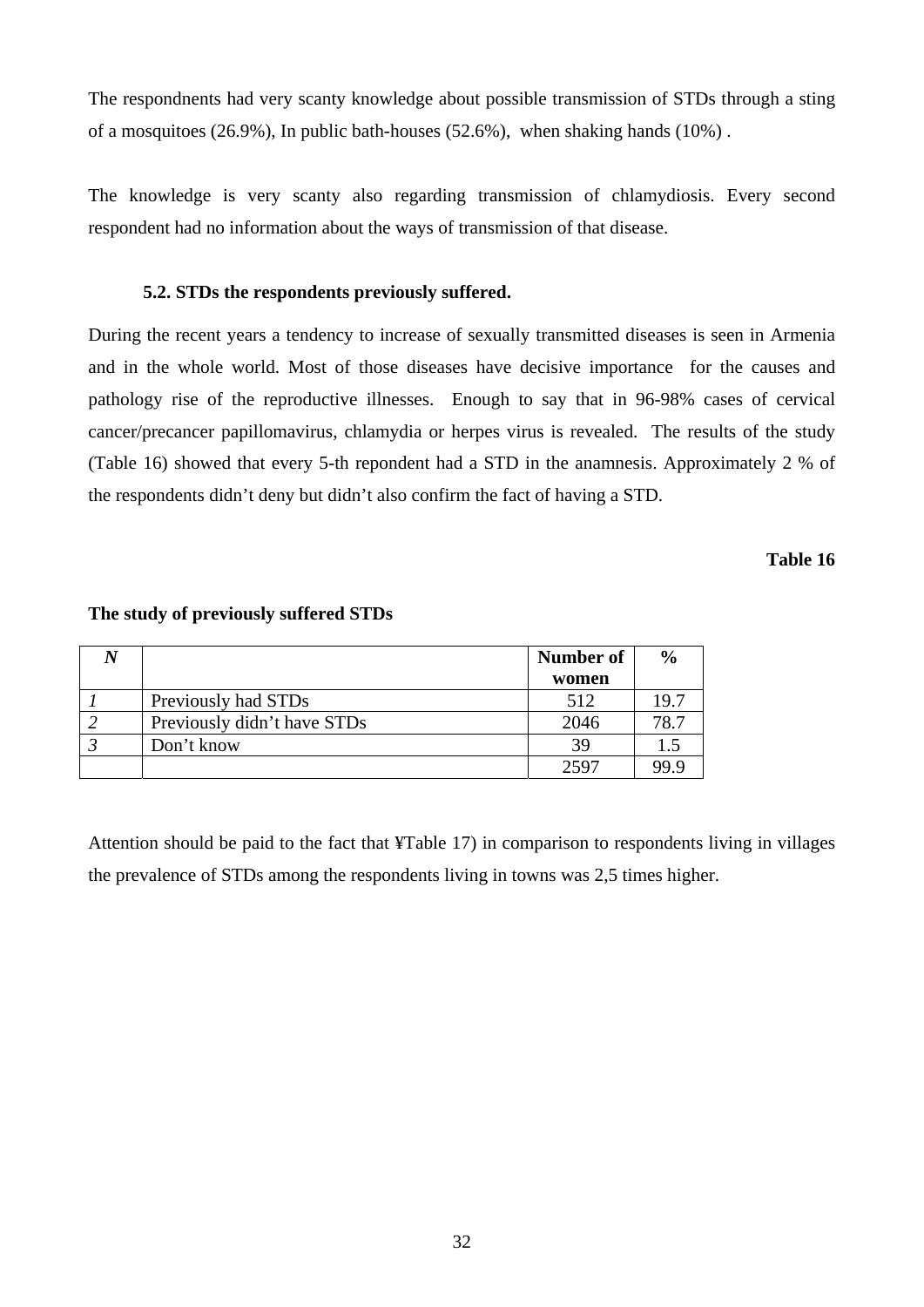The respondnents had very scanty knowledge about possible transmission of STDs through a sting of a mosquitoes (26.9%), In public bath-houses (52.6%), when shaking hands (10%) .

The knowledge is very scanty also regarding transmission of chlamydiosis. Every second respondent had no information about the ways of transmission of that disease.

### 5.2. STDs the respondents previously suffered.

During the recent years a tendency to increase of sexually transmitted diseases is seen in Armenia and in the whole world. Most of those diseases have decisive importance for the causes and pathology rise of the reproductive illnesses. Enough to say that in 96-98% cases of cervical cancer/precancer papillomavirus, chlamydia or herpes virus is revealed. The results of the study (Table 16) showed that every 5-th repondent had a STD in the anamnesis. Approximately 2 % of the respondents didn't deny but didn't also confirm the fact of having a STD.

**Table 16**

**The study of previously suffered STDs**

| *N* | | Number of women | % |
|---|---|---|---|
| *1* | Previously had STDs | 512 | 19.7 |
| *2* | Previously didn't have STDs | 2046 | 78.7 |
| *3* | Don't know | 39 | 1.5 |
| | | 2597 | 99.9 |

Attention should be paid to the fact that ¥Table 17) in comparison to respondents living in villages the prevalence of STDs among the respondents living in towns was 2,5 times higher.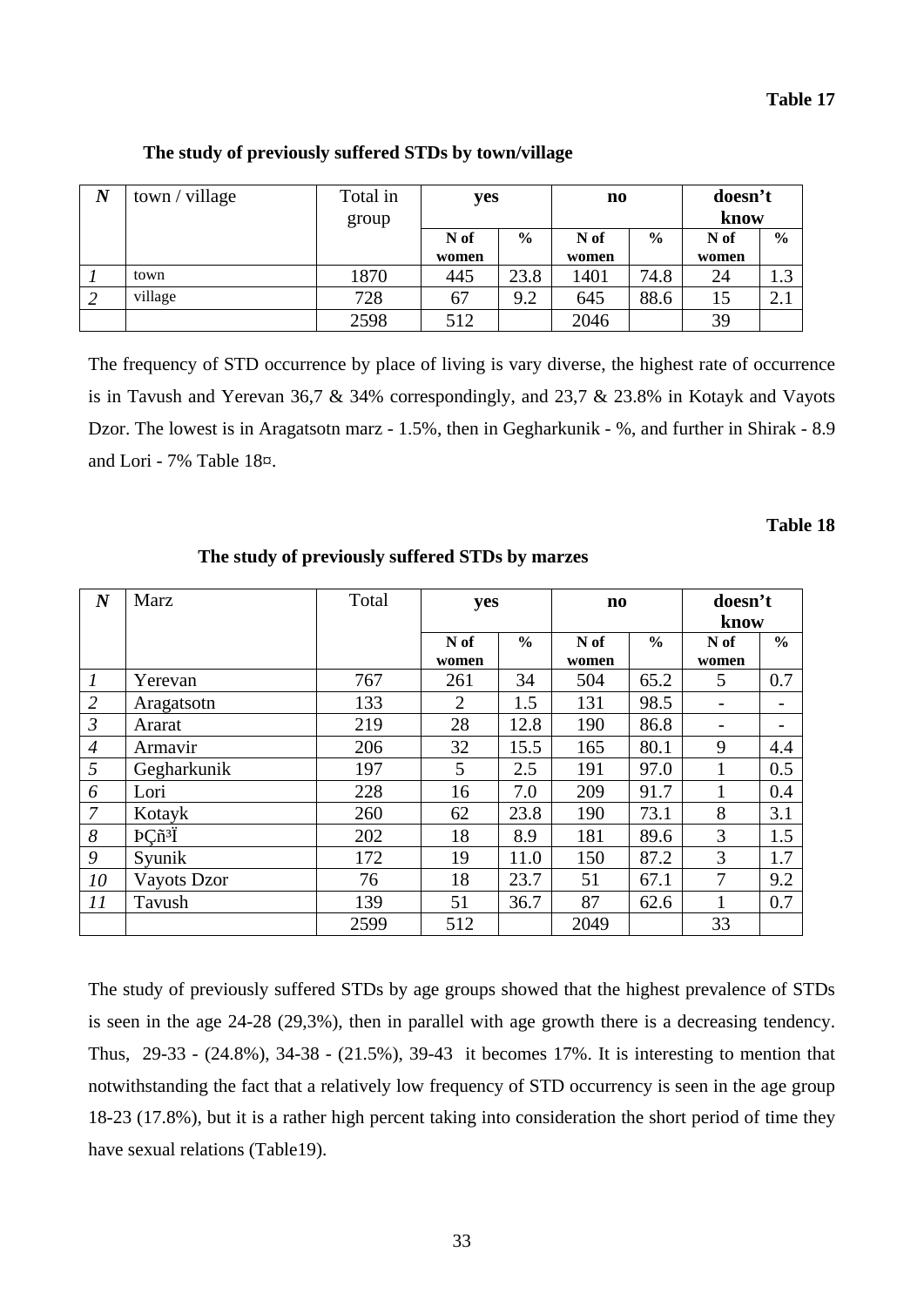**Table 17**

**The study of previously suffered STDs by town/village**

| *N* | town / village | Total in group | yes | | no | | doesn't know | |
|---|---|---|---|---|---|---|---|---|
| | | | N of women | % | N of women | % | N of women | % |
| *1* | town | 1870 | 445 | 23.8 | 1401 | 74.8 | 24 | 1.3 |
| *2* | village | 728 | 67 | 9.2 | 645 | 88.6 | 15 | 2.1 |
| | | 2598 | 512 | | 2046 | | 39 | |

The frequency of STD occurrence by place of living is vary diverse, the highest rate of occurrence is in Tavush and Yerevan 36,7 & 34% correspondingly, and 23,7 & 23.8% in Kotayk and Vayots Dzor. The lowest is in Aragatsotn marz - 1.5%, then in Gegharkunik - %, and further in Shirak - 8.9 and Lori - 7% Table 18¤.

**Table 18**

**The study of previously suffered STDs by marzes**

| *N* | Marz | Total | yes | | no | | doesn't know | |
|---|---|---|---|---|---|---|---|---|
| | | | N of women | % | N of women | % | N of women | % |
| *1* | Yerevan | 767 | 261 | 34 | 504 | 65.2 | 5 | 0.7 |
| *2* | Aragatsotn | 133 | 2 | 1.5 | 131 | 98.5 | - | - |
| *3* | Ararat | 219 | 28 | 12.8 | 190 | 86.8 | - | - |
| *4* | Armavir | 206 | 32 | 15.5 | 165 | 80.1 | 9 | 4.4 |
| *5* | Gegharkunik | 197 | 5 | 2.5 | 191 | 97.0 | 1 | 0.5 |
| *6* | Lori | 228 | 16 | 7.0 | 209 | 91.7 | 1 | 0.4 |
| *7* | Kotayk | 260 | 62 | 23.8 | 190 | 73.1 | 8 | 3.1 |
| *8* | ÞÇñ³Ï | 202 | 18 | 8.9 | 181 | 89.6 | 3 | 1.5 |
| *9* | Syunik | 172 | 19 | 11.0 | 150 | 87.2 | 3 | 1.7 |
| *10* | Vayots Dzor | 76 | 18 | 23.7 | 51 | 67.1 | 7 | 9.2 |
| *11* | Tavush | 139 | 51 | 36.7 | 87 | 62.6 | 1 | 0.7 |
| | | 2599 | 512 | | 2049 | | 33 | |

The study of previously suffered STDs by age groups showed that the highest prevalence of STDs is seen in the age 24-28 (29,3%), then in parallel with age growth there is a decreasing tendency. Thus, 29-33 - (24.8%), 34-38 - (21.5%), 39-43 it becomes 17%. It is interesting to mention that notwithstanding the fact that a relatively low frequency of STD occurrency is seen in the age group 18-23 (17.8%), but it is a rather high percent taking into consideration the short period of time they have sexual relations (Table19).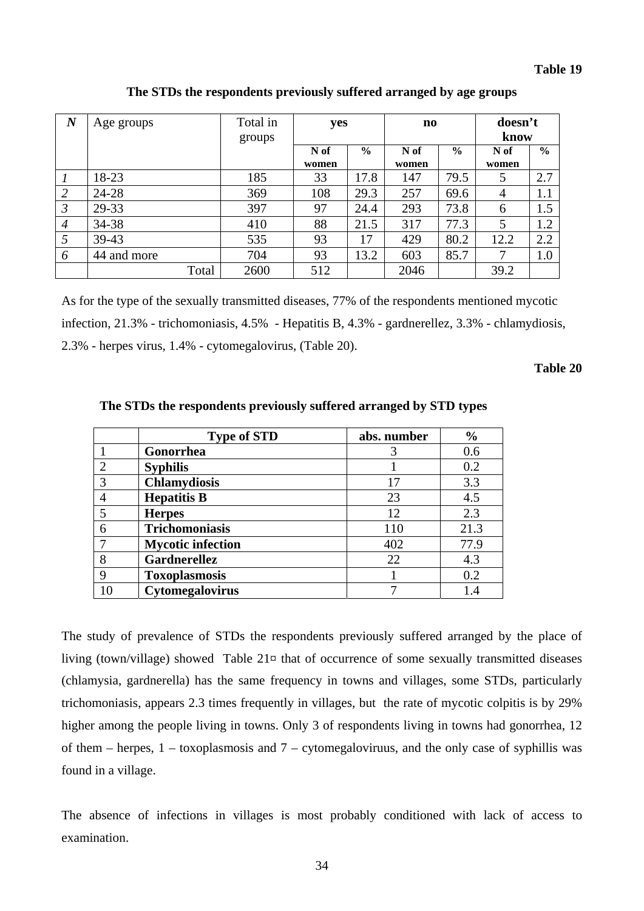**Table 19**

**The STDs the respondents previously suffered arranged by age groups**

| *N* | Age groups | Total in groups | yes | | no | | doesn't know | |
|---|---|---|---|---|---|---|---|---|
| | | | N of women | % | N of women | % | N of women | % |
| *1* | 18-23 | 185 | 33 | 17.8 | 147 | 79.5 | 5 | 2.7 |
| *2* | 24-28 | 369 | 108 | 29.3 | 257 | 69.6 | 4 | 1.1 |
| *3* | 29-33 | 397 | 97 | 24.4 | 293 | 73.8 | 6 | 1.5 |
| *4* | 34-38 | 410 | 88 | 21.5 | 317 | 77.3 | 5 | 1.2 |
| *5* | 39-43 | 535 | 93 | 17 | 429 | 80.2 | 12.2 | 2.2 |
| *6* | 44 and more | 704 | 93 | 13.2 | 603 | 85.7 | 7 | 1.0 |
| | Total | 2600 | 512 | | 2046 | | 39.2 | |

As for the type of the sexually transmitted diseases, 77% of the respondents mentioned mycotic infection, 21.3% - trichomoniasis, 4.5% - Hepatitis B, 4.3% - gardnerellez, 3.3% - chlamydiosis, 2.3% - herpes virus, 1.4% - cytomegalovirus, (Table 20).

**Table 20**

**The STDs the respondents previously suffered arranged by STD types**

| | Type of STD | abs. number | % |
|---|---|---|---|
| 1 | **Gonorrhea** | 3 | 0.6 |
| 2 | **Syphilis** | 1 | 0.2 |
| 3 | **Chlamydiosis** | 17 | 3.3 |
| 4 | **Hepatitis B** | 23 | 4.5 |
| 5 | **Herpes** | 12 | 2.3 |
| 6 | **Trichomoniasis** | 110 | 21.3 |
| 7 | **Mycotic infection** | 402 | 77.9 |
| 8 | **Gardnerellez** | 22 | 4.3 |
| 9 | **Toxoplasmosis** | 1 | 0.2 |
| 10 | **Cytomegalovirus** | 7 | 1.4 |

The study of prevalence of STDs the respondents previously suffered arranged by the place of living (town/village) showed Table 21¤ that of occurrence of some sexually transmitted diseases (chlamysia, gardnerella) has the same frequency in towns and villages, some STDs, particularly trichomoniasis, appears 2.3 times frequently in villages, but the rate of mycotic colpitis is by 29% higher among the people living in towns. Only 3 of respondents living in towns had gonorrhea, 12 of them – herpes, 1 – toxoplasmosis and 7 – cytomegaloviruus, and the only case of syphillis was found in a village.

The absence of infections in villages is most probably conditioned with lack of access to examination.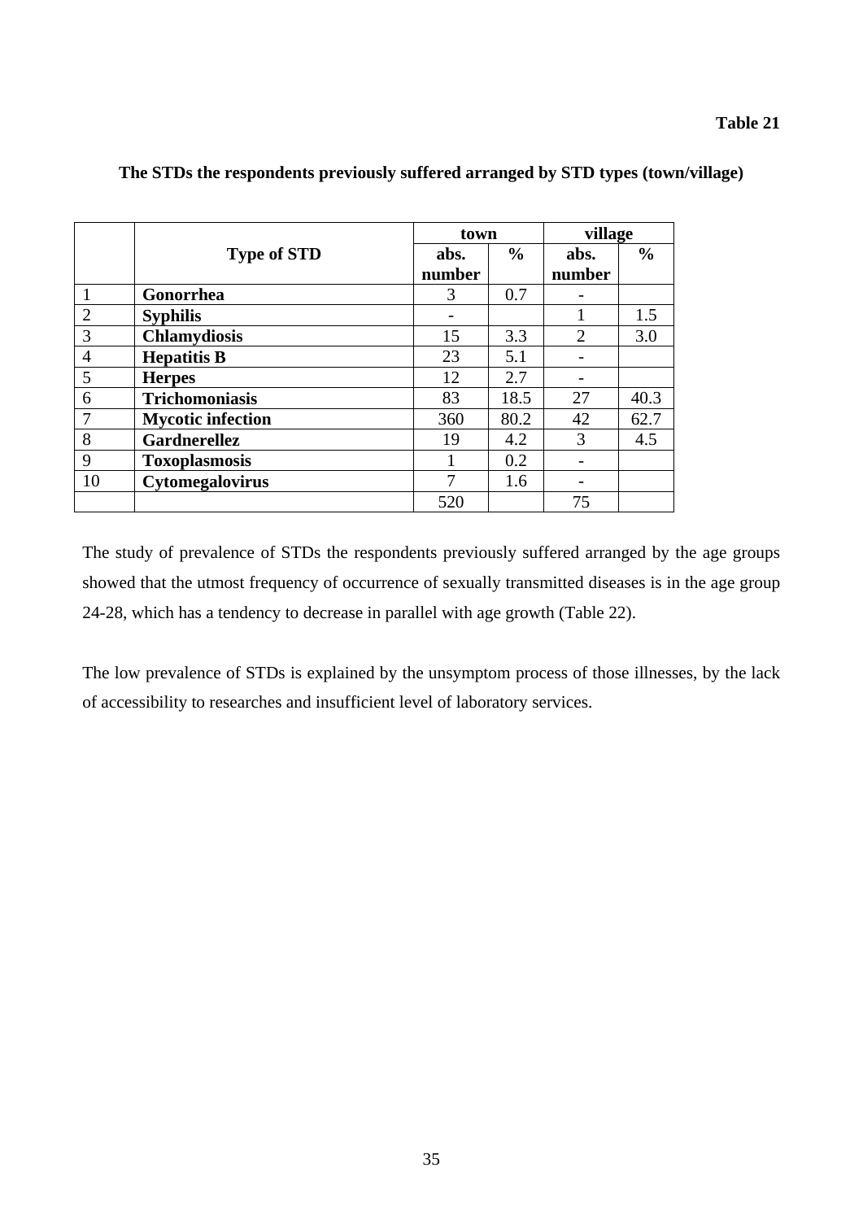**Table 21**

**The STDs the respondents previously suffered arranged by STD types (town/village)**

| | Type of STD | town | | village | |
|---|---|---|---|---|---|
| | | abs. number | % | abs. number | % |
| 1 | **Gonorrhea** | 3 | 0.7 | - | |
| 2 | **Syphilis** | - | | 1 | 1.5 |
| 3 | **Chlamydiosis** | 15 | 3.3 | 2 | 3.0 |
| 4 | **Hepatitis B** | 23 | 5.1 | - | |
| 5 | **Herpes** | 12 | 2.7 | - | |
| 6 | **Trichomoniasis** | 83 | 18.5 | 27 | 40.3 |
| 7 | **Mycotic infection** | 360 | 80.2 | 42 | 62.7 |
| 8 | **Gardnerellez** | 19 | 4.2 | 3 | 4.5 |
| 9 | **Toxoplasmosis** | 1 | 0.2 | - | |
| 10 | **Cytomegalovirus** | 7 | 1.6 | - | |
| | | 520 | | 75 | |

The study of prevalence of STDs the respondents previously suffered arranged by the age groups showed that the utmost frequency of occurrence of sexually transmitted diseases is in the age group 24-28, which has a tendency to decrease in parallel with age growth (Table 22).

The low prevalence of STDs is explained by the unsymptom process of those illnesses, by the lack of accessibility to researches and insufficient level of laboratory services.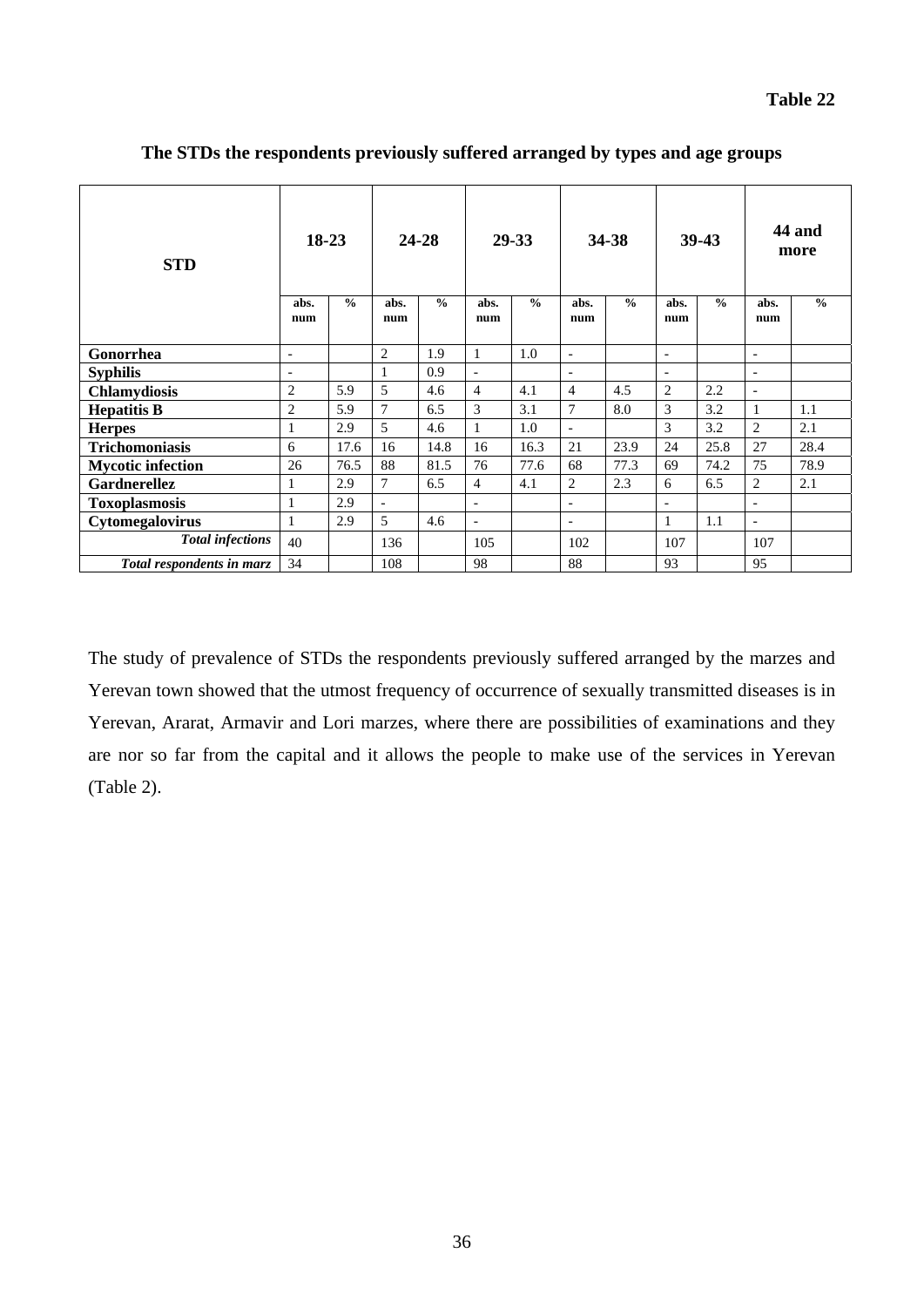**Table 22**

**The STDs the respondents previously suffered arranged by types and age groups**

| STD | 18-23 | | 24-28 | | 29-33 | | 34-38 | | 39-43 | | 44 and more | |
|---|---|---|---|---|---|---|---|---|---|---|---|---|
| | abs. num | % | abs. num | % | abs. num | % | abs. num | % | abs. num | % | abs. num | % |
| **Gonorrhea** | - | | 2 | 1.9 | 1 | 1.0 | - | | - | | - | |
| **Syphilis** | - | | 1 | 0.9 | - | | - | | - | | - | |
| **Chlamydiosis** | 2 | 5.9 | 5 | 4.6 | 4 | 4.1 | 4 | 4.5 | 2 | 2.2 | - | |
| **Hepatitis B** | 2 | 5.9 | 7 | 6.5 | 3 | 3.1 | 7 | 8.0 | 3 | 3.2 | 1 | 1.1 |
| **Herpes** | 1 | 2.9 | 5 | 4.6 | 1 | 1.0 | - | | 3 | 3.2 | 2 | 2.1 |
| **Trichomoniasis** | 6 | 17.6 | 16 | 14.8 | 16 | 16.3 | 21 | 23.9 | 24 | 25.8 | 27 | 28.4 |
| **Mycotic infection** | 26 | 76.5 | 88 | 81.5 | 76 | 77.6 | 68 | 77.3 | 69 | 74.2 | 75 | 78.9 |
| **Gardnerellez** | 1 | 2.9 | 7 | 6.5 | 4 | 4.1 | 2 | 2.3 | 6 | 6.5 | 2 | 2.1 |
| **Toxoplasmosis** | 1 | 2.9 | - | | - | | - | | - | | - | |
| **Cytomegalovirus** | 1 | 2.9 | 5 | 4.6 | - | | - | | 1 | 1.1 | - | |
| ***Total infections*** | 40 | | 136 | | 105 | | 102 | | 107 | | 107 | |
| ***Total respondents in marz*** | 34 | | 108 | | 98 | | 88 | | 93 | | 95 | |

The study of prevalence of STDs the respondents previously suffered arranged by the marzes and Yerevan town showed that the utmost frequency of occurrence of sexually transmitted diseases is in Yerevan, Ararat, Armavir and Lori marzes, where there are possibilities of examinations and they are nor so far from the capital and it allows the people to make use of the services in Yerevan (Table 2).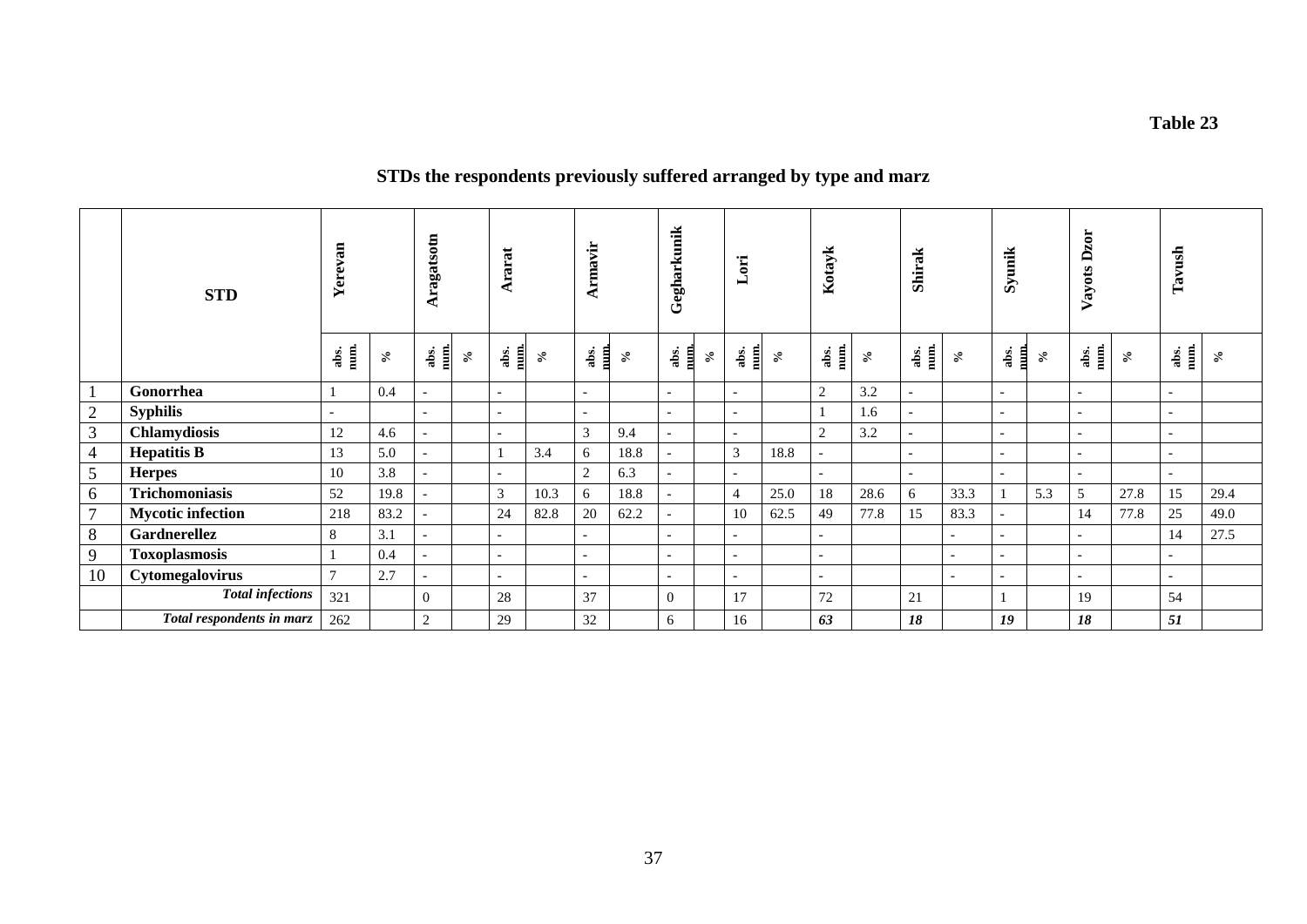**Table 23**

## STDs the respondents previously suffered arranged by type and marz

| | STD | Yerevan | | Aragatsotn | | Ararat | | Armavir | | Gegharkunik | | Lori | | Kotayk | | Shirak | | Syunik | | Vayots Dzor | | Tavush | |
|---|---|---|---|---|---|---|---|---|---|---|---|---|---|---|---|---|---|---|---|---|---|---|---|
| | | **abs. num.** | **%** | **abs. num.** | **%** | **abs. num.** | **%** | **abs. num.** | **%** | **abs. num.** | **%** | **abs. num.** | **%** | **abs. num.** | **%** | **abs. num.** | **%** | **abs. num.** | **%** | **abs. num.** | **%** | **abs. num.** | **%** |
| 1 | **Gonorrhea** | 1 | 0.4 | - | | - | | - | | - | | - | | 2 | 3.2 | - | | - | | - | | - | |
| 2 | **Syphilis** | - | | - | | - | | - | | - | | - | | 1 | 1.6 | - | | - | | - | | - | |
| 3 | **Chlamydiosis** | 12 | 4.6 | - | | - | | 3 | 9.4 | - | | - | | 2 | 3.2 | - | | - | | - | | - | |
| 4 | **Hepatitis B** | 13 | 5.0 | - | | 1 | 3.4 | 6 | 18.8 | - | | 3 | 18.8 | - | | - | | - | | - | | - | |
| 5 | **Herpes** | 10 | 3.8 | - | | - | | 2 | 6.3 | - | | - | | - | | - | | - | | - | | - | |
| 6 | **Trichomoniasis** | 52 | 19.8 | - | | 3 | 10.3 | 6 | 18.8 | - | | 4 | 25.0 | 18 | 28.6 | 6 | 33.3 | 1 | 5.3 | 5 | 27.8 | 15 | 29.4 |
| 7 | **Mycotic infection** | 218 | 83.2 | - | | 24 | 82.8 | 20 | 62.2 | - | | 10 | 62.5 | 49 | 77.8 | 15 | 83.3 | - | | 14 | 77.8 | 25 | 49.0 |
| 8 | **Gardnerellez** | 8 | 3.1 | - | | - | | - | | - | | - | | - | | | - | - | | - | | 14 | 27.5 |
| 9 | **Toxoplasmosis** | 1 | 0.4 | - | | - | | - | | - | | - | | - | | | - | - | | - | | - | |
| 10 | **Cytomegalovirus** | 7 | 2.7 | - | | - | | - | | - | | - | | - | | | - | - | | - | | - | |
| | ***Total infections*** | 321 | | 0 | | 28 | | 37 | | 0 | | 17 | | 72 | | 21 | | 1 | | 19 | | 54 | |
| | ***Total respondents in marz*** | 262 | | 2 | | 29 | | 32 | | 6 | | 16 | | ***63*** | | ***18*** | | ***19*** | | ***18*** | | ***51*** | |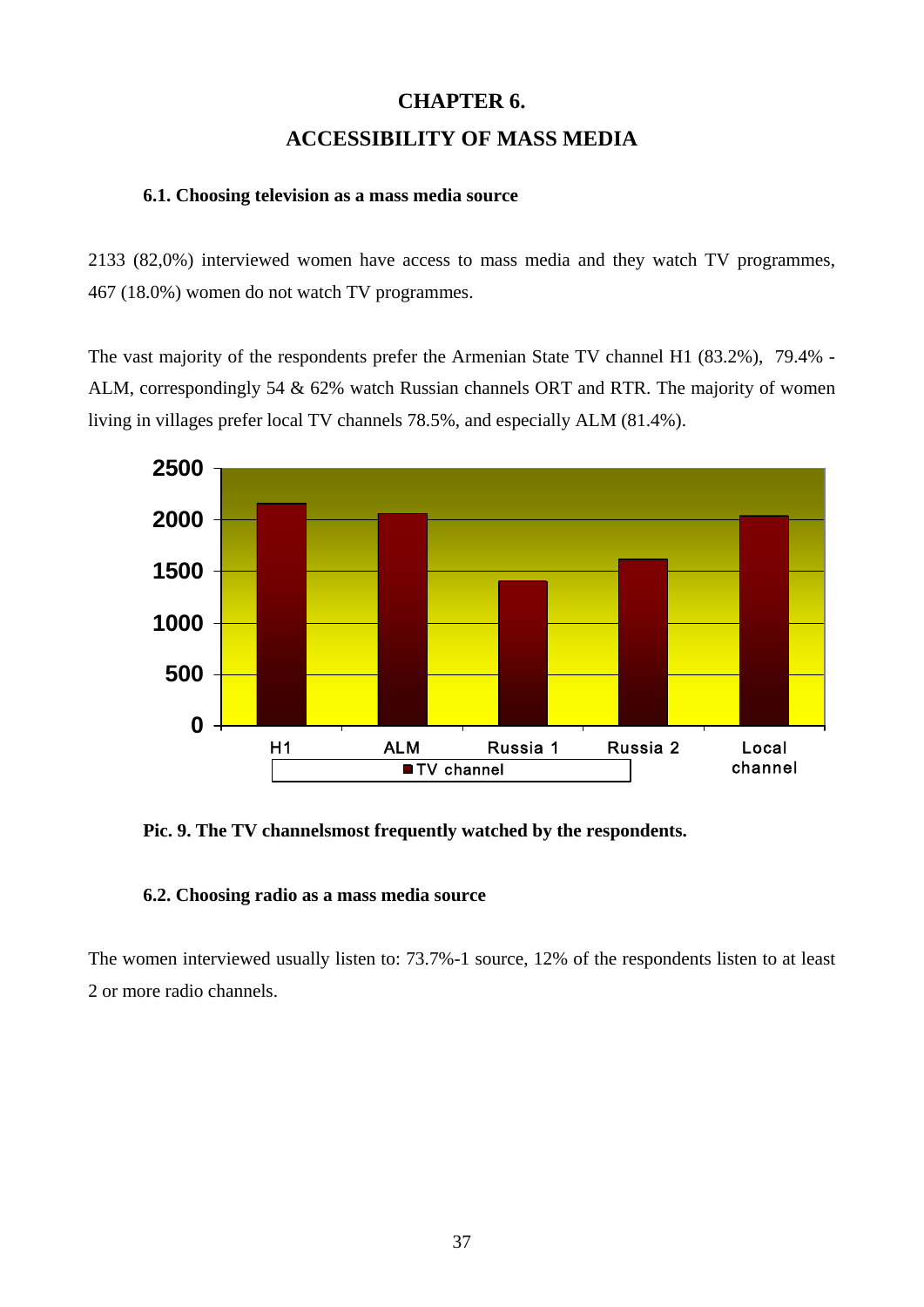# CHAPTER 6.

# ACCESSIBILITY OF MASS MEDIA

### 6.1. Choosing television as a mass media source

2133 (82,0%) interviewed women have access to mass media and they watch TV programmes, 467 (18.0%) women do not watch TV programmes.

The vast majority of the respondents prefer the Armenian State TV channel H1 (83.2%), 79.4% - ALM, correspondingly 54 & 62% watch Russian channels ORT and RTR. The majority of women living in villages prefer local TV channels 78.5%, and especially ALM (81.4%).

**Pic. 9. The TV channelsmost frequently watched by the respondents.**

### 6.2. Choosing radio as a mass media source

The women interviewed usually listen to: 73.7%-1 source, 12% of the respondents listen to at least 2 or more radio channels.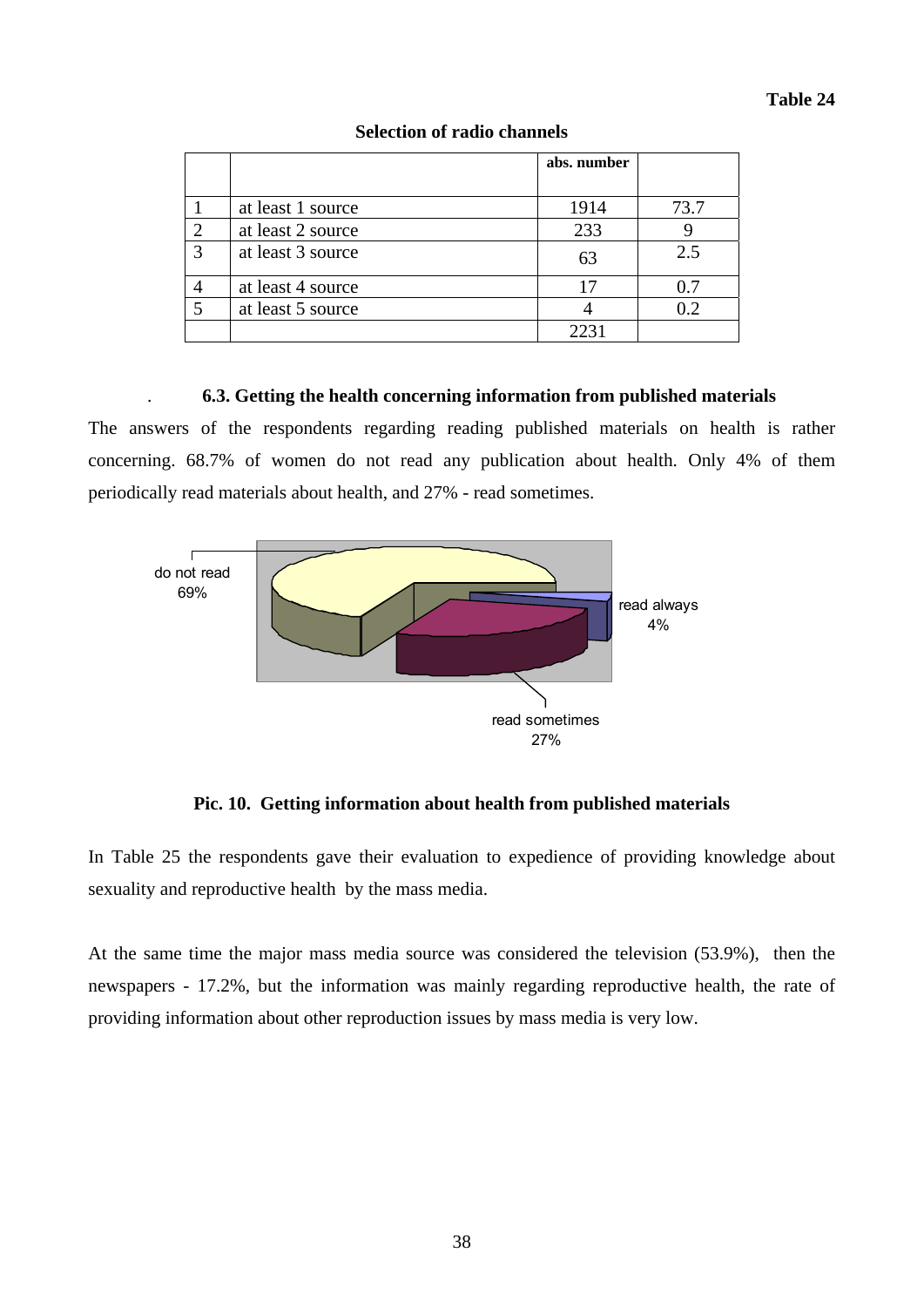**Table 24**

**Selection of radio channels**

| | | abs. number | |
|---|---|---|---|
| 1 | at least 1 source | 1914 | 73.7 |
| 2 | at least 2 source | 233 | 9 |
| 3 | at least 3 source | 63 | 2.5 |
| 4 | at least 4 source | 17 | 0.7 |
| 5 | at least 5 source | 4 | 0.2 |
| | | 2231 | |

### 6.3. Getting the health concerning information from published materials

The answers of the respondents regarding reading published materials on health is rather concerning. 68.7% of women do not read any publication about health. Only 4% of them periodically read materials about health, and 27% - read sometimes.

do not read 69%

read always 4%

read sometimes 27%

**Pic. 10. Getting information about health from published materials**

In Table 25 the respondents gave their evaluation to expedience of providing knowledge about sexuality and reproductive health by the mass media.

At the same time the major mass media source was considered the television (53.9%), then the newspapers - 17.2%, but the information was mainly regarding reproductive health, the rate of providing information about other reproduction issues by mass media is very low.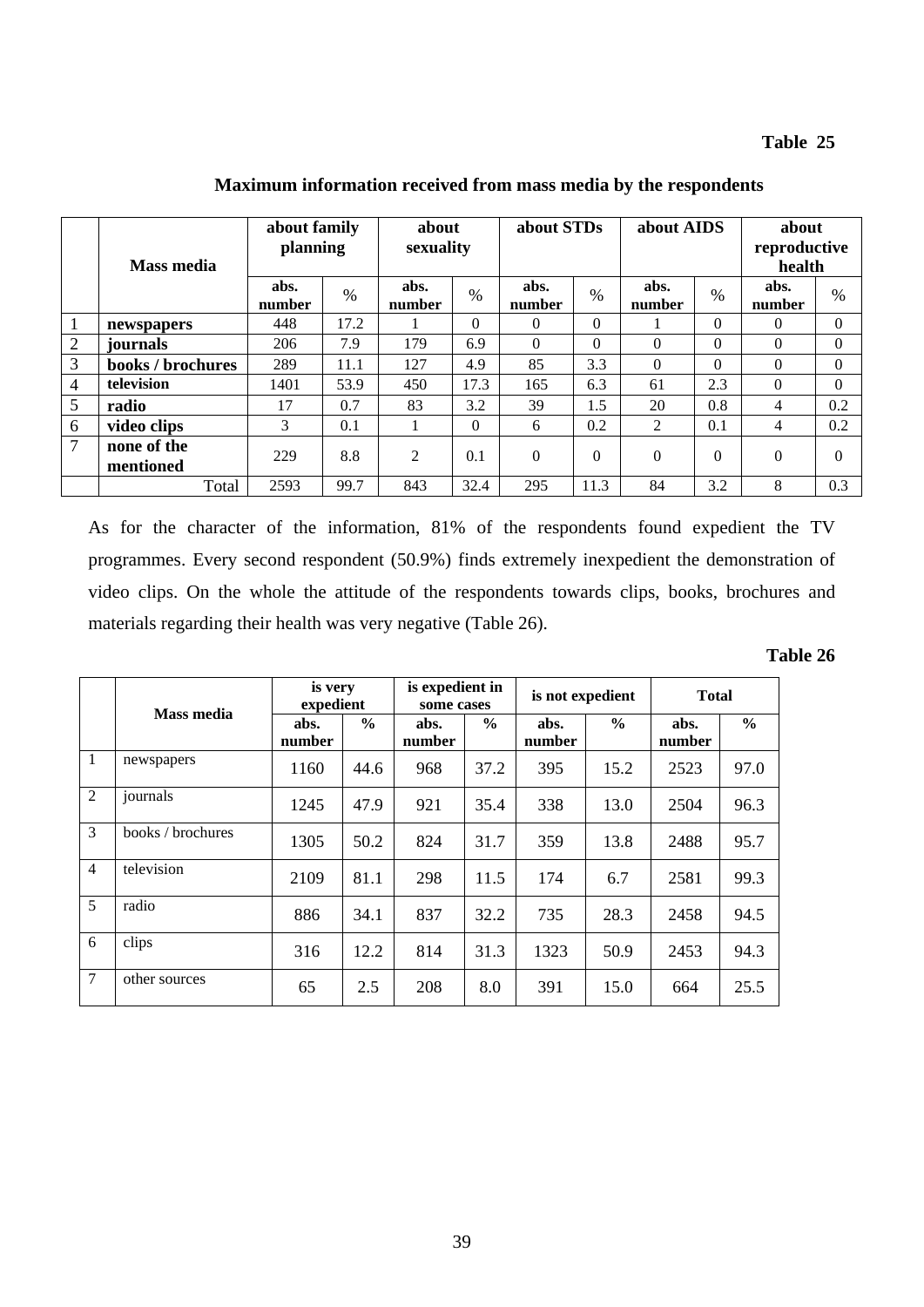**Table 25**

**Maximum information received from mass media by the respondents**

| | Mass media | about family planning | | about sexuality | | about STDs | | about AIDS | | about reproductive health | |
|---|---|---|---|---|---|---|---|---|---|---|---|
| | | abs. number | % | abs. number | % | abs. number | % | abs. number | % | abs. number | % |
| 1 | **newspapers** | 448 | 17.2 | 1 | 0 | 0 | 0 | 1 | 0 | 0 | 0 |
| 2 | **journals** | 206 | 7.9 | 179 | 6.9 | 0 | 0 | 0 | 0 | 0 | 0 |
| 3 | **books / brochures** | 289 | 11.1 | 127 | 4.9 | 85 | 3.3 | 0 | 0 | 0 | 0 |
| 4 | **television** | 1401 | 53.9 | 450 | 17.3 | 165 | 6.3 | 61 | 2.3 | 0 | 0 |
| 5 | **radio** | 17 | 0.7 | 83 | 3.2 | 39 | 1.5 | 20 | 0.8 | 4 | 0.2 |
| 6 | **video clips** | 3 | 0.1 | 1 | 0 | 6 | 0.2 | 2 | 0.1 | 4 | 0.2 |
| 7 | **none of the mentioned** | 229 | 8.8 | 2 | 0.1 | 0 | 0 | 0 | 0 | 0 | 0 |
| | Total | 2593 | 99.7 | 843 | 32.4 | 295 | 11.3 | 84 | 3.2 | 8 | 0.3 |

As for the character of the information, 81% of the respondents found expedient the TV programmes. Every second respondent (50.9%) finds extremely inexpedient the demonstration of video clips. On the whole the attitude of the respondents towards clips, books, brochures and materials regarding their health was very negative (Table 26).

**Table 26**

| | Mass media | is very expedient | | is expedient in some cases | | is not expedient | | Total | |
|---|---|---|---|---|---|---|---|---|---|
| | | abs. number | % | abs. number | % | abs. number | % | abs. number | % |
| 1 | newspapers | 1160 | 44.6 | 968 | 37.2 | 395 | 15.2 | 2523 | 97.0 |
| 2 | journals | 1245 | 47.9 | 921 | 35.4 | 338 | 13.0 | 2504 | 96.3 |
| 3 | books / brochures | 1305 | 50.2 | 824 | 31.7 | 359 | 13.8 | 2488 | 95.7 |
| 4 | television | 2109 | 81.1 | 298 | 11.5 | 174 | 6.7 | 2581 | 99.3 |
| 5 | radio | 886 | 34.1 | 837 | 32.2 | 735 | 28.3 | 2458 | 94.5 |
| 6 | clips | 316 | 12.2 | 814 | 31.3 | 1323 | 50.9 | 2453 | 94.3 |
| 7 | other sources | 65 | 2.5 | 208 | 8.0 | 391 | 15.0 | 664 | 25.5 |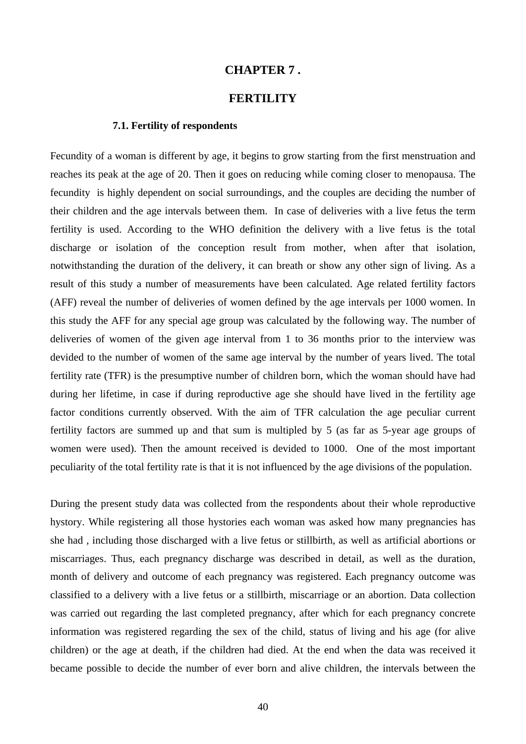# CHAPTER 7 .

# FERTILITY

### 7.1. Fertility of respondents

Fecundity of a woman is different by age, it begins to grow starting from the first menstruation and reaches its peak at the age of 20. Then it goes on reducing while coming closer to menopausa. The fecundity is highly dependent on social surroundings, and the couples are deciding the number of their children and the age intervals between them. In case of deliveries with a live fetus the term fertility is used. According to the WHO definition the delivery with a live fetus is the total discharge or isolation of the conception result from mother, when after that isolation, notwithstanding the duration of the delivery, it can breath or show any other sign of living. As a result of this study a number of measurements have been calculated. Age related fertility factors (AFF) reveal the number of deliveries of women defined by the age intervals per 1000 women. In this study the AFF for any special age group was calculated by the following way. The number of deliveries of women of the given age interval from 1 to 36 months prior to the interview was devided to the number of women of the same age interval by the number of years lived. The total fertility rate (TFR) is the presumptive number of children born, which the woman should have had during her lifetime, in case if during reproductive age she should have lived in the fertility age factor conditions currently observed. With the aim of TFR calculation the age peculiar current fertility factors are summed up and that sum is multipled by 5 (as far as 5-year age groups of women were used). Then the amount received is devided to 1000. One of the most important peculiarity of the total fertility rate is that it is not influenced by the age divisions of the population.

During the present study data was collected from the respondents about their whole reproductive hystory. While registering all those hystories each woman was asked how many pregnancies has she had , including those discharged with a live fetus or stillbirth, as well as artificial abortions or miscarriages. Thus, each pregnancy discharge was described in detail, as well as the duration, month of delivery and outcome of each pregnancy was registered. Each pregnancy outcome was classified to a delivery with a live fetus or a stillbirth, miscarriage or an abortion. Data collection was carried out regarding the last completed pregnancy, after which for each pregnancy concrete information was registered regarding the sex of the child, status of living and his age (for alive children) or the age at death, if the children had died. At the end when the data was received it became possible to decide the number of ever born and alive children, the intervals between the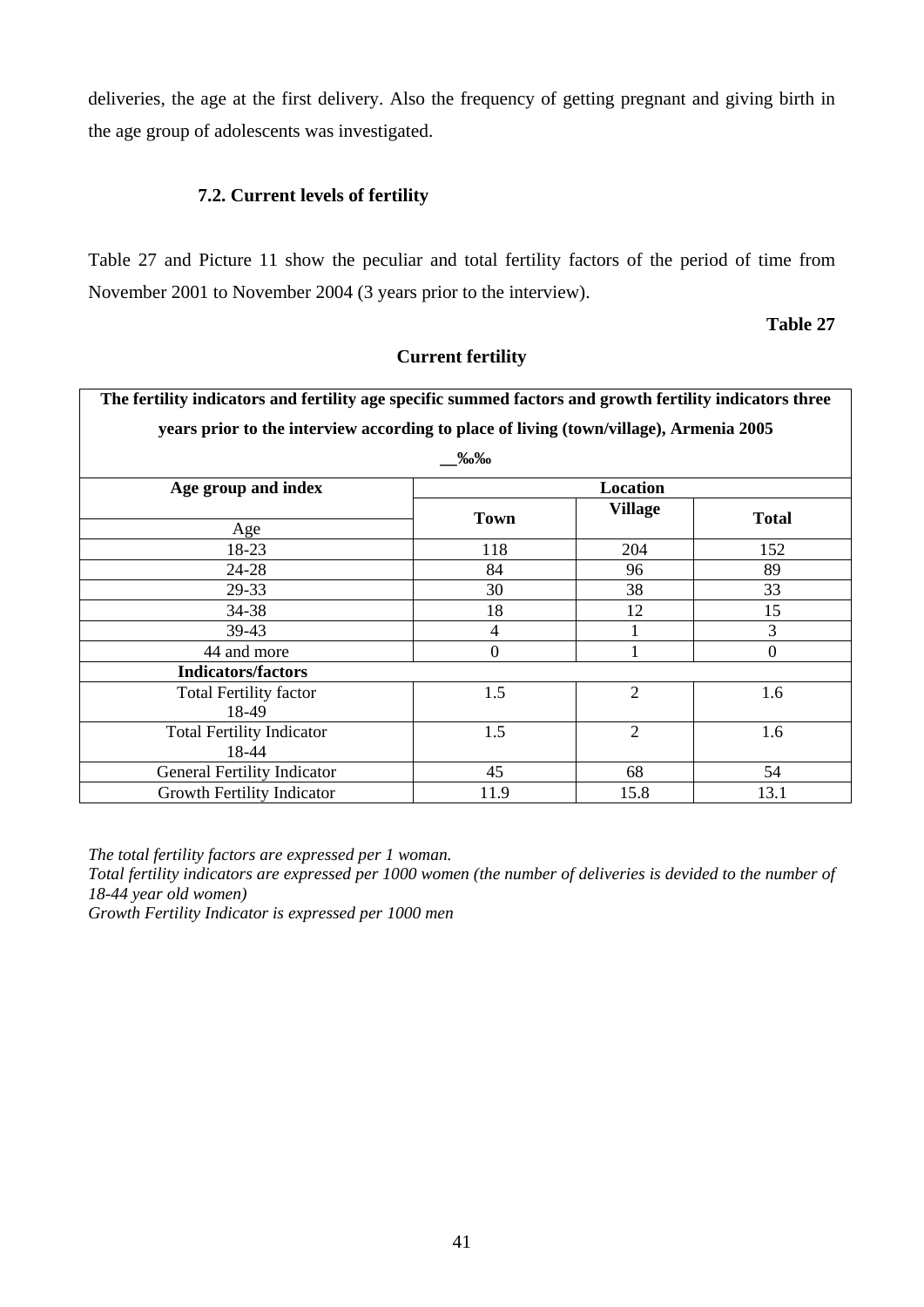deliveries, the age at the first delivery. Also the frequency of getting pregnant and giving birth in the age group of adolescents was investigated.

### 7.2. Current levels of fertility

Table 27 and Picture 11 show the peculiar and total fertility factors of the period of time from November 2001 to November 2004 (3 years prior to the interview).

**Table 27**

**Current fertility**

| **The fertility indicators and fertility age specific summed factors and growth fertility indicators three years prior to the interview according to place of living (town/village), Armenia 2005 __‰‰** | | | |
|---|---|---|---|
| **Age group and index** | **Location** | | |
| Age | **Town** | **Village** | **Total** |
| 18-23 | 118 | 204 | 152 |
| 24-28 | 84 | 96 | 89 |
| 29-33 | 30 | 38 | 33 |
| 34-38 | 18 | 12 | 15 |
| 39-43 | 4 | 1 | 3 |
| 44 and more | 0 | 1 | 0 |
| **Indicators/factors** | | | |
| Total Fertility factor 18-49 | 1.5 | 2 | 1.6 |
| Total Fertility Indicator 18-44 | 1.5 | 2 | 1.6 |
| General Fertility Indicator | 45 | 68 | 54 |
| Growth Fertility Indicator | 11.9 | 15.8 | 13.1 |

*The total fertility factors are expressed per 1 woman.*
*Total fertility indicators are expressed per 1000 women (the number of deliveries is devided to the number of 18-44 year old women)*
*Growth Fertility Indicator is expressed per 1000 men*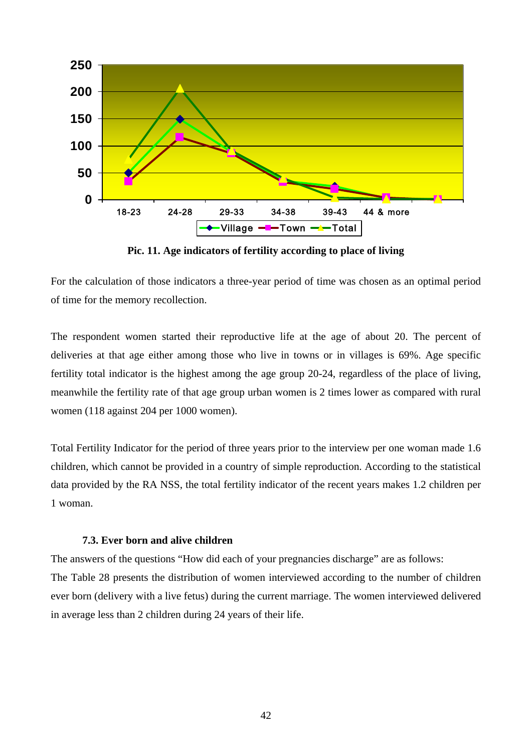**Pic. 11. Age indicators of fertility according to place of living**

For the calculation of those indicators a three-year period of time was chosen as an optimal period of time for the memory recollection.

The respondent women started their reproductive life at the age of about 20. The percent of deliveries at that age either among those who live in towns or in villages is 69%. Age specific fertility total indicator is the highest among the age group 20-24, regardless of the place of living, meanwhile the fertility rate of that age group urban women is 2 times lower as compared with rural women (118 against 204 per 1000 women).

Total Fertility Indicator for the period of three years prior to the interview per one woman made 1.6 children, which cannot be provided in a country of simple reproduction. According to the statistical data provided by the RA NSS, the total fertility indicator of the recent years makes 1.2 children per 1 woman.

### 7.3. Ever born and alive children

The answers of the questions "How did each of your pregnancies discharge" are as follows:
The Table 28 presents the distribution of women interviewed according to the number of children ever born (delivery with a live fetus) during the current marriage. The women interviewed delivered in average less than 2 children during 24 years of their life.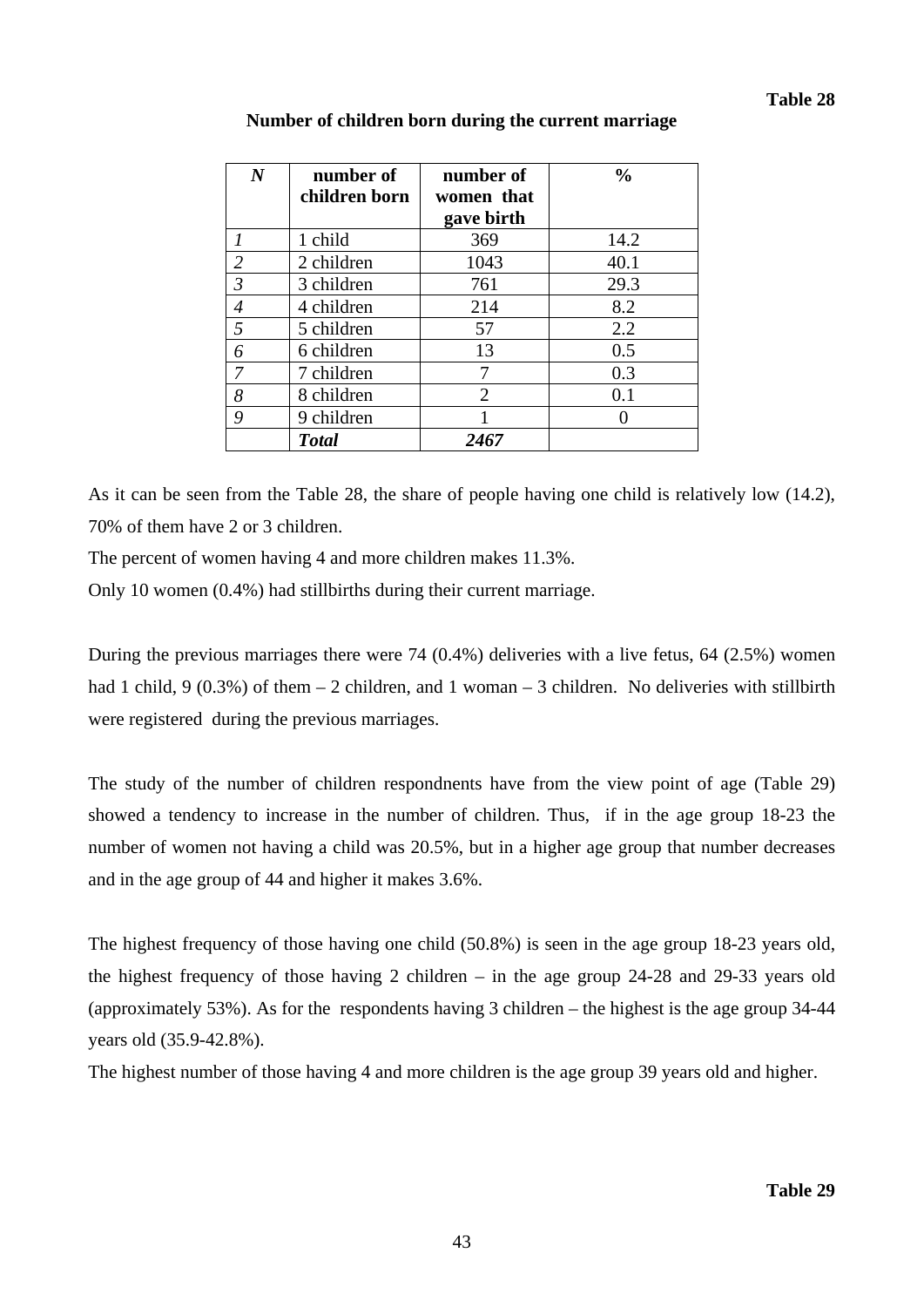**Table 28**

**Number of children born during the current marriage**

| *N* | number of children born | number of women that gave birth | % |
|---|---|---|---|
| *1* | 1 child | 369 | 14.2 |
| *2* | 2 children | 1043 | 40.1 |
| *3* | 3 children | 761 | 29.3 |
| *4* | 4 children | 214 | 8.2 |
| *5* | 5 children | 57 | 2.2 |
| *6* | 6 children | 13 | 0.5 |
| *7* | 7 children | 7 | 0.3 |
| *8* | 8 children | 2 | 0.1 |
| *9* | 9 children | 1 | 0 |
| | ***Total*** | ***2467*** | |

As it can be seen from the Table 28, the share of people having one child is relatively low (14.2), 70% of them have 2 or 3 children.

The percent of women having 4 and more children makes 11.3%.

Only 10 women (0.4%) had stillbirths during their current marriage.

During the previous marriages there were 74 (0.4%) deliveries with a live fetus, 64 (2.5%) women had 1 child, 9 (0.3%) of them – 2 children, and 1 woman – 3 children. No deliveries with stillbirth were registered during the previous marriages.

The study of the number of children respondnents have from the view point of age (Table 29) showed a tendency to increase in the number of children. Thus, if in the age group 18-23 the number of women not having a child was 20.5%, but in a higher age group that number decreases and in the age group of 44 and higher it makes 3.6%.

The highest frequency of those having one child (50.8%) is seen in the age group 18-23 years old, the highest frequency of those having 2 children – in the age group 24-28 and 29-33 years old (approximately 53%). As for the respondents having 3 children – the highest is the age group 34-44 years old (35.9-42.8%).

The highest number of those having 4 and more children is the age group 39 years old and higher.

**Table 29**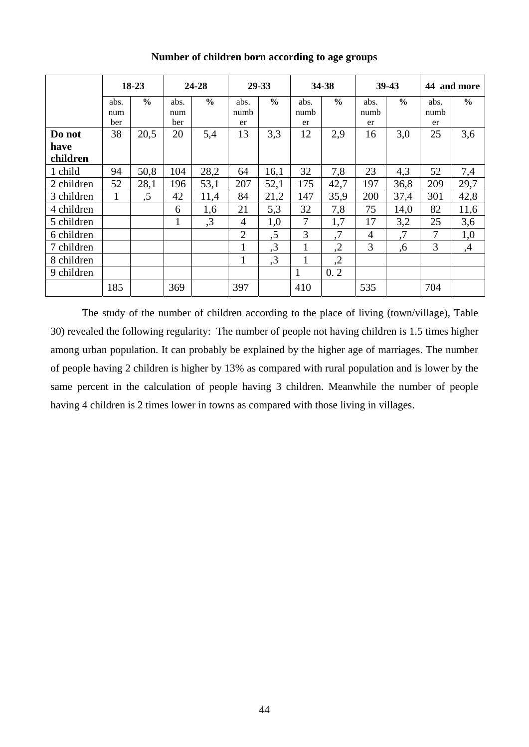**Number of children born according to age groups**

| | 18-23 | | 24-28 | | 29-33 | | 34-38 | | 39-43 | | 44 and more | |
|---|---|---|---|---|---|---|---|---|---|---|---|---|
| | abs. number | % | abs. number | % | abs. number | % | abs. number | % | abs. number | % | abs. number | % |
| **Do not have children** | 38 | 20,5 | 20 | 5,4 | 13 | 3,3 | 12 | 2,9 | 16 | 3,0 | 25 | 3,6 |
| 1 child | 94 | 50,8 | 104 | 28,2 | 64 | 16,1 | 32 | 7,8 | 23 | 4,3 | 52 | 7,4 |
| 2 children | 52 | 28,1 | 196 | 53,1 | 207 | 52,1 | 175 | 42,7 | 197 | 36,8 | 209 | 29,7 |
| 3 children | 1 | ,5 | 42 | 11,4 | 84 | 21,2 | 147 | 35,9 | 200 | 37,4 | 301 | 42,8 |
| 4 children | | | 6 | 1,6 | 21 | 5,3 | 32 | 7,8 | 75 | 14,0 | 82 | 11,6 |
| 5 children | | | 1 | ,3 | 4 | 1,0 | 7 | 1,7 | 17 | 3,2 | 25 | 3,6 |
| 6 children | | | | | 2 | ,5 | 3 | ,7 | 4 | ,7 | 7 | 1,0 |
| 7 children | | | | | 1 | ,3 | 1 | ,2 | 3 | ,6 | 3 | ,4 |
| 8 children | | | | | 1 | ,3 | 1 | ,2 | | | | |
| 9 children | | | | | | | 1 | 0. 2 | | | | |
| | 185 | | 369 | | 397 | | 410 | | 535 | | 704 | |

The study of the number of children according to the place of living (town/village), Table 30) revealed the following regularity: The number of people not having children is 1.5 times higher among urban population. It can probably be explained by the higher age of marriages. The number of people having 2 children is higher by 13% as compared with rural population and is lower by the same percent in the calculation of people having 3 children. Meanwhile the number of people having 4 children is 2 times lower in towns as compared with those living in villages.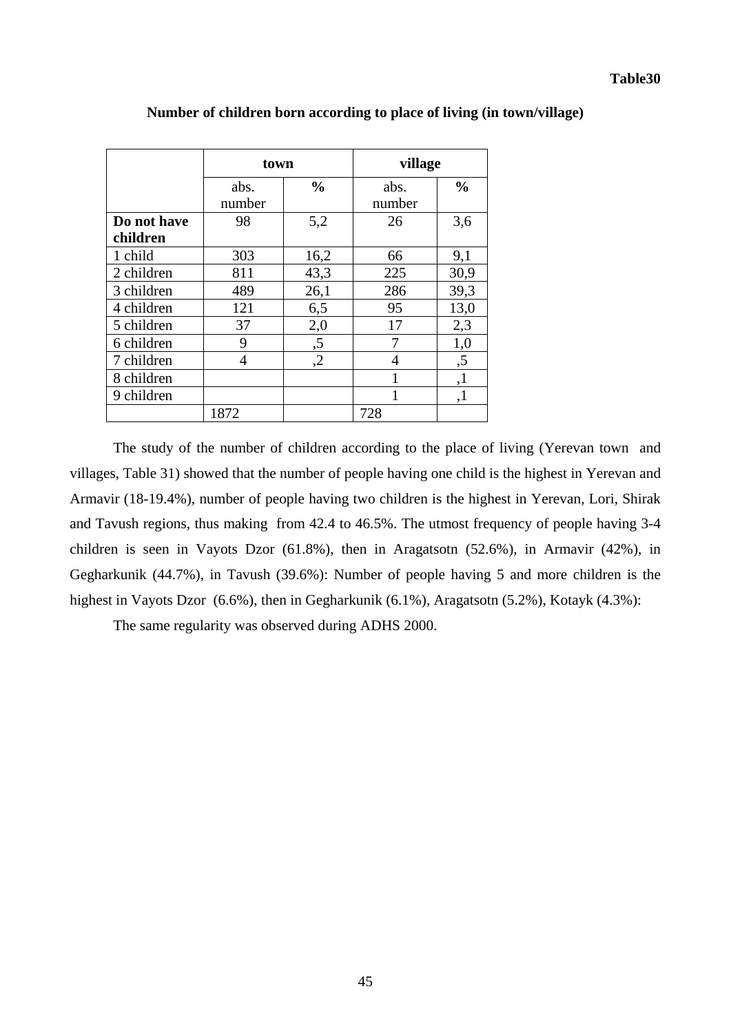**Table30**

**Number of children born according to place of living (in town/village)**

| | town | | village | |
|---|---|---|---|---|
| | abs. number | % | abs. number | % |
| **Do not have children** | 98 | 5,2 | 26 | 3,6 |
| 1 child | 303 | 16,2 | 66 | 9,1 |
| 2 children | 811 | 43,3 | 225 | 30,9 |
| 3 children | 489 | 26,1 | 286 | 39,3 |
| 4 children | 121 | 6,5 | 95 | 13,0 |
| 5 children | 37 | 2,0 | 17 | 2,3 |
| 6 children | 9 | ,5 | 7 | 1,0 |
| 7 children | 4 | ,2 | 4 | ,5 |
| 8 children | | | 1 | ,1 |
| 9 children | | | 1 | ,1 |
| | 1872 | | 728 | |

The study of the number of children according to the place of living (Yerevan town and villages, Table 31) showed that the number of people having one child is the highest in Yerevan and Armavir (18-19.4%), number of people having two children is the highest in Yerevan, Lori, Shirak and Tavush regions, thus making from 42.4 to 46.5%. The utmost frequency of people having 3-4 children is seen in Vayots Dzor (61.8%), then in Aragatsotn (52.6%), in Armavir (42%), in Gegharkunik (44.7%), in Tavush (39.6%): Number of people having 5 and more children is the highest in Vayots Dzor (6.6%), then in Gegharkunik (6.1%), Aragatsotn (5.2%), Kotayk (4.3%):

The same regularity was observed during ADHS 2000.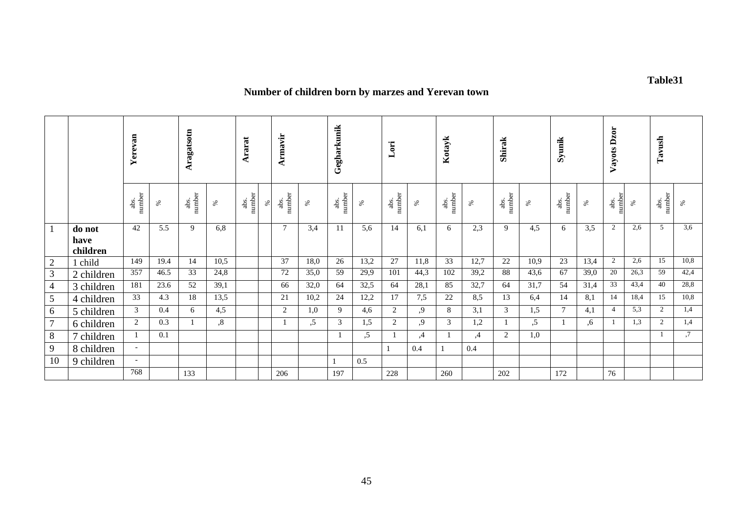**Table31**

## Number of children born by marzes and Yerevan town

| | | Yerevan | | Aragatsotn | | Ararat | | Armavir | | Gegharkunik | | Lori | | Kotayk | | Shirak | | Syunik | | Vayots Dzor | | Tavush | |
|---|---|---|---|---|---|---|---|---|---|---|---|---|---|---|---|---|---|---|---|---|---|---|---|
| | | abs. number | % | abs. number | % | abs. number | % | abs. number | % | abs. number | % | abs. number | % | abs. number | % | abs. number | % | abs. number | % | abs. number | % | abs. number | % |
| 1 | **do not have children** | 42 | 5.5 | 9 | 6,8 | | | 7 | 3,4 | 11 | 5,6 | 14 | 6,1 | 6 | 2,3 | 9 | 4,5 | 6 | 3,5 | 2 | 2,6 | 5 | 3,6 |
| 2 | 1 child | 149 | 19.4 | 14 | 10,5 | | | 37 | 18,0 | 26 | 13,2 | 27 | 11,8 | 33 | 12,7 | 22 | 10,9 | 23 | 13,4 | 2 | 2,6 | 15 | 10,8 |
| 3 | 2 children | 357 | 46.5 | 33 | 24,8 | | | 72 | 35,0 | 59 | 29,9 | 101 | 44,3 | 102 | 39,2 | 88 | 43,6 | 67 | 39,0 | 20 | 26,3 | 59 | 42,4 |
| 4 | 3 children | 181 | 23.6 | 52 | 39,1 | | | 66 | 32,0 | 64 | 32,5 | 64 | 28,1 | 85 | 32,7 | 64 | 31,7 | 54 | 31,4 | 33 | 43,4 | 40 | 28,8 |
| 5 | 4 children | 33 | 4.3 | 18 | 13,5 | | | 21 | 10,2 | 24 | 12,2 | 17 | 7,5 | 22 | 8,5 | 13 | 6,4 | 14 | 8,1 | 14 | 18,4 | 15 | 10,8 |
| 6 | 5 children | 3 | 0.4 | 6 | 4,5 | | | 2 | 1,0 | 9 | 4,6 | 2 | ,9 | 8 | 3,1 | 3 | 1,5 | 7 | 4,1 | 4 | 5,3 | 2 | 1,4 |
| 7 | 6 children | 2 | 0.3 | 1 | ,8 | | | 1 | ,5 | 3 | 1,5 | 2 | ,9 | 3 | 1,2 | 1 | ,5 | 1 | ,6 | 1 | 1,3 | 2 | 1,4 |
| 8 | 7 children | 1 | 0.1 | | | | | | | 1 | ,5 | 1 | ,4 | 1 | ,4 | 2 | 1,0 | | | | | 1 | ,7 |
| 9 | 8 children | - | | | | | | | | | | 1 | 0.4 | 1 | 0.4 | | | | | | | | |
| 10 | 9 children | - | | | | | | | | 1 | 0.5 | | | | | | | | | | | | |
| | | 768 | | 133 | | | | 206 | | 197 | | 228 | | 260 | | 202 | | 172 | | 76 | | | |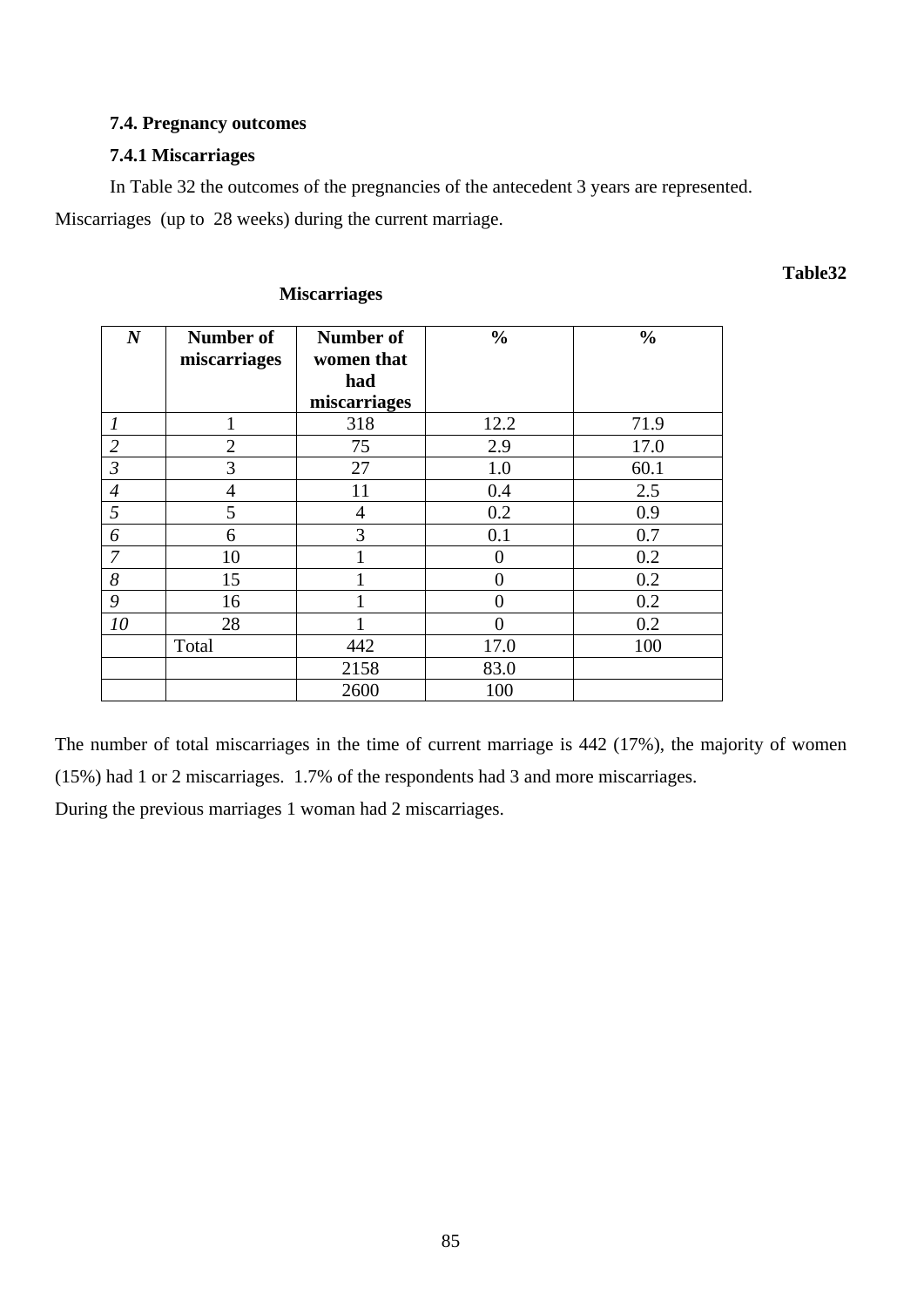### 7.4. Pregnancy outcomes

### 7.4.1 Miscarriages

In Table 32 the outcomes of the pregnancies of the antecedent 3 years are represented. Miscarriages (up to 28 weeks) during the current marriage.

**Table32**

**Miscarriages**

| *N* | Number of miscarriages | Number of women that had miscarriages | % | % |
|---|---|---|---|---|
| *1* | 1 | 318 | 12.2 | 71.9 |
| *2* | 2 | 75 | 2.9 | 17.0 |
| *3* | 3 | 27 | 1.0 | 60.1 |
| *4* | 4 | 11 | 0.4 | 2.5 |
| *5* | 5 | 4 | 0.2 | 0.9 |
| *6* | 6 | 3 | 0.1 | 0.7 |
| *7* | 10 | 1 | 0 | 0.2 |
| *8* | 15 | 1 | 0 | 0.2 |
| *9* | 16 | 1 | 0 | 0.2 |
| *10* | 28 | 1 | 0 | 0.2 |
| | Total | 442 | 17.0 | 100 |
| | | 2158 | 83.0 | |
| | | 2600 | 100 | |

The number of total miscarriages in the time of current marriage is 442 (17%), the majority of women (15%) had 1 or 2 miscarriages. 1.7% of the respondents had 3 and more miscarriages.

During the previous marriages 1 woman had 2 miscarriages.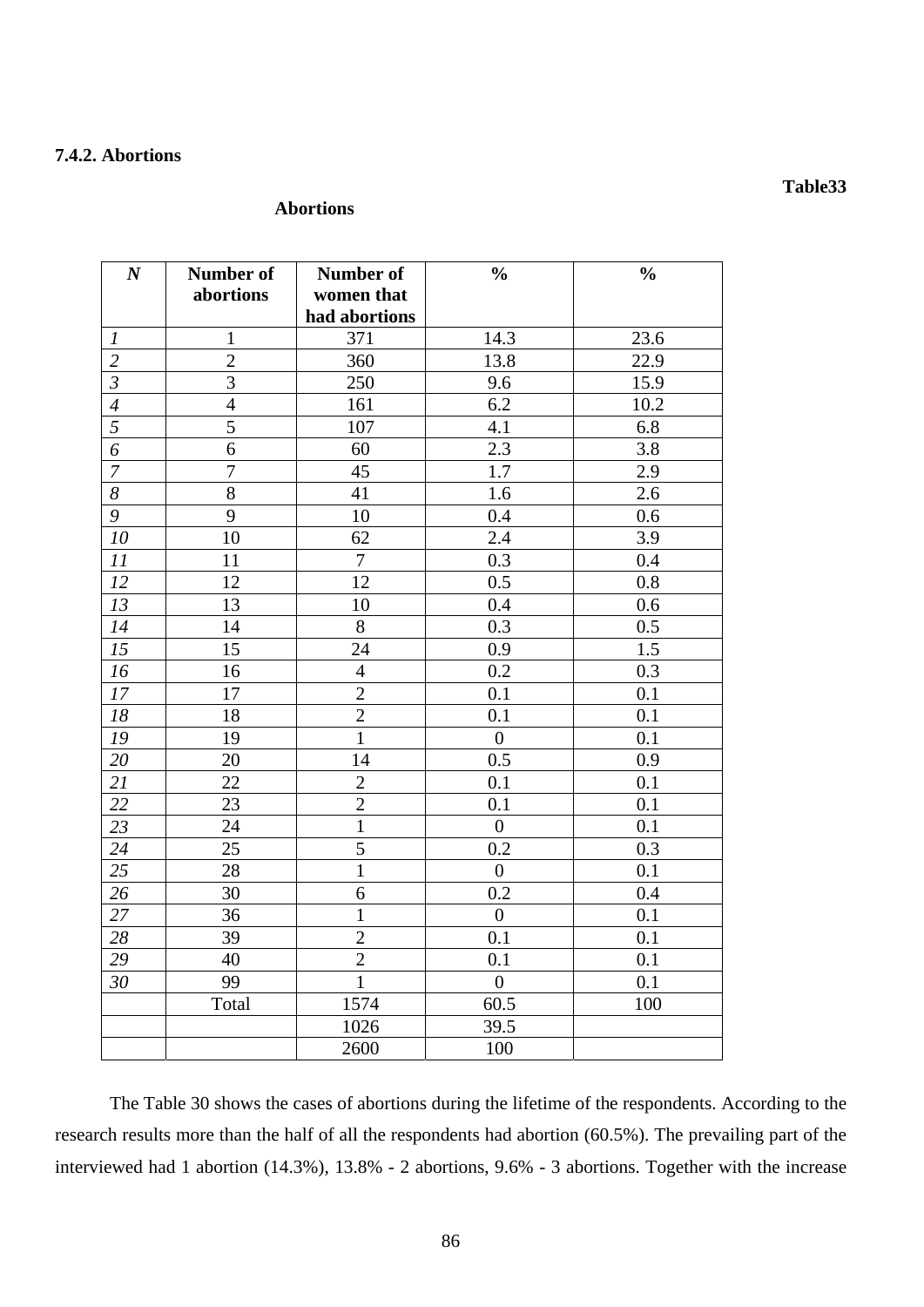### 7.4.2. Abortions

**Table33**

**Abortions**

| *N* | Number of abortions | Number of women that had abortions | % | % |
|---|---|---|---|---|
| *1* | 1 | 371 | 14.3 | 23.6 |
| *2* | 2 | 360 | 13.8 | 22.9 |
| *3* | 3 | 250 | 9.6 | 15.9 |
| *4* | 4 | 161 | 6.2 | 10.2 |
| *5* | 5 | 107 | 4.1 | 6.8 |
| *6* | 6 | 60 | 2.3 | 3.8 |
| *7* | 7 | 45 | 1.7 | 2.9 |
| *8* | 8 | 41 | 1.6 | 2.6 |
| *9* | 9 | 10 | 0.4 | 0.6 |
| *10* | 10 | 62 | 2.4 | 3.9 |
| *11* | 11 | 7 | 0.3 | 0.4 |
| *12* | 12 | 12 | 0.5 | 0.8 |
| *13* | 13 | 10 | 0.4 | 0.6 |
| *14* | 14 | 8 | 0.3 | 0.5 |
| *15* | 15 | 24 | 0.9 | 1.5 |
| *16* | 16 | 4 | 0.2 | 0.3 |
| *17* | 17 | 2 | 0.1 | 0.1 |
| *18* | 18 | 2 | 0.1 | 0.1 |
| *19* | 19 | 1 | 0 | 0.1 |
| *20* | 20 | 14 | 0.5 | 0.9 |
| *21* | 22 | 2 | 0.1 | 0.1 |
| *22* | 23 | 2 | 0.1 | 0.1 |
| *23* | 24 | 1 | 0 | 0.1 |
| *24* | 25 | 5 | 0.2 | 0.3 |
| *25* | 28 | 1 | 0 | 0.1 |
| *26* | 30 | 6 | 0.2 | 0.4 |
| *27* | 36 | 1 | 0 | 0.1 |
| *28* | 39 | 2 | 0.1 | 0.1 |
| *29* | 40 | 2 | 0.1 | 0.1 |
| *30* | 99 | 1 | 0 | 0.1 |
| | Total | 1574 | 60.5 | 100 |
| | | 1026 | 39.5 | |
| | | 2600 | 100 | |

The Table 30 shows the cases of abortions during the lifetime of the respondents. According to the research results more than the half of all the respondents had abortion (60.5%). The prevailing part of the interviewed had 1 abortion (14.3%), 13.8% - 2 abortions, 9.6% - 3 abortions. Together with the increase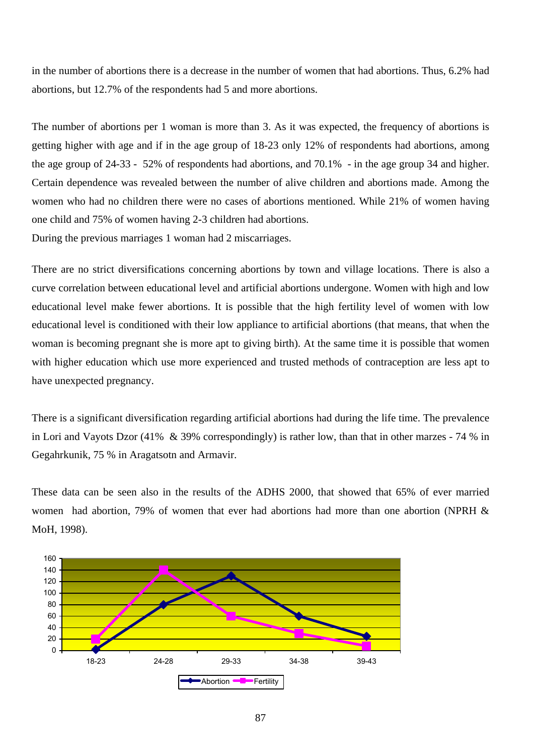in the number of abortions there is a decrease in the number of women that had abortions. Thus, 6.2% had abortions, but 12.7% of the respondents had 5 and more abortions.

The number of abortions per 1 woman is more than 3. As it was expected, the frequency of abortions is getting higher with age and if in the age group of 18-23 only 12% of respondents had abortions, among the age group of 24-33 - 52% of respondents had abortions, and 70.1% - in the age group 34 and higher. Certain dependence was revealed between the number of alive children and abortions made. Among the women who had no children there were no cases of abortions mentioned. While 21% of women having one child and 75% of women having 2-3 children had abortions.
During the previous marriages 1 woman had 2 miscarriages.

There are no strict diversifications concerning abortions by town and village locations. There is also a curve correlation between educational level and artificial abortions undergone. Women with high and low educational level make fewer abortions. It is possible that the high fertility level of women with low educational level is conditioned with their low appliance to artificial abortions (that means, that when the woman is becoming pregnant she is more apt to giving birth). At the same time it is possible that women with higher education which use more experienced and trusted methods of contraception are less apt to have unexpected pregnancy.

There is a significant diversification regarding artificial abortions had during the life time. The prevalence in Lori and Vayots Dzor (41% & 39% correspondingly) is rather low, than that in other marzes - 74 % in Gegahrkunik, 75 % in Aragatsotn and Armavir.

These data can be seen also in the results of the ADHS 2000, that showed that 65% of ever married women had abortion, 79% of women that ever had abortions had more than one abortion (NPRH & MoH, 1998).

| Age group | Abortion | Fertility |
|---|---|---|
| 18-23 | 2 | 20 |
| 24-28 | 80 | 140 |
| 29-33 | 130 | 60 |
| 34-38 | 60 | 30 |
| 39-43 | 25 | 8 |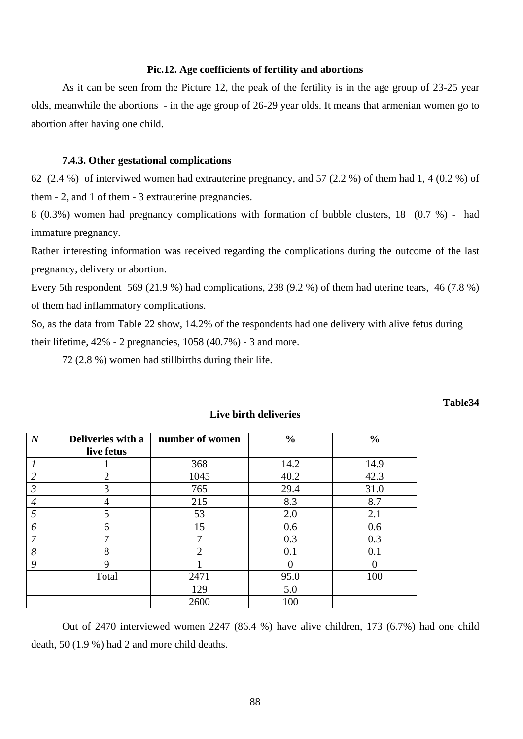**Pic.12. Age coefficients of fertility and abortions**

As it can be seen from the Picture 12, the peak of the fertility is in the age group of 23-25 year olds, meanwhile the abortions - in the age group of 26-29 year olds. It means that armenian women go to abortion after having one child.

### 7.4.3. Other gestational complications

62 (2.4 %) of interviwed women had extrauterine pregnancy, and 57 (2.2 %) of them had 1, 4 (0.2 %) of them - 2, and 1 of them - 3 extrauterine pregnancies.

8 (0.3%) women had pregnancy complications with formation of bubble clusters, 18 (0.7 %) - had immature pregnancy.

Rather interesting information was received regarding the complications during the outcome of the last pregnancy, delivery or abortion.

Every 5th respondent 569 (21.9 %) had complications, 238 (9.2 %) of them had uterine tears, 46 (7.8 %) of them had inflammatory complications.

So, as the data from Table 22 show, 14.2% of the respondents had one delivery with alive fetus during their lifetime, 42% - 2 pregnancies, 1058 (40.7%) - 3 and more.

72 (2.8 %) women had stillbirths during their life.

**Table34**

**Live birth deliveries**

| *N* | Deliveries with a live fetus | number of women | % | % |
|---|---|---|---|---|
| *1* | 1 | 368 | 14.2 | 14.9 |
| *2* | 2 | 1045 | 40.2 | 42.3 |
| *3* | 3 | 765 | 29.4 | 31.0 |
| *4* | 4 | 215 | 8.3 | 8.7 |
| *5* | 5 | 53 | 2.0 | 2.1 |
| *6* | 6 | 15 | 0.6 | 0.6 |
| *7* | 7 | 7 | 0.3 | 0.3 |
| *8* | 8 | 2 | 0.1 | 0.1 |
| *9* | 9 | 1 | 0 | 0 |
| | Total | 2471 | 95.0 | 100 |
| | | 129 | 5.0 | |
| | | 2600 | 100 | |

Out of 2470 interviewed women 2247 (86.4 %) have alive children, 173 (6.7%) had one child death, 50 (1.9 %) had 2 and more child deaths.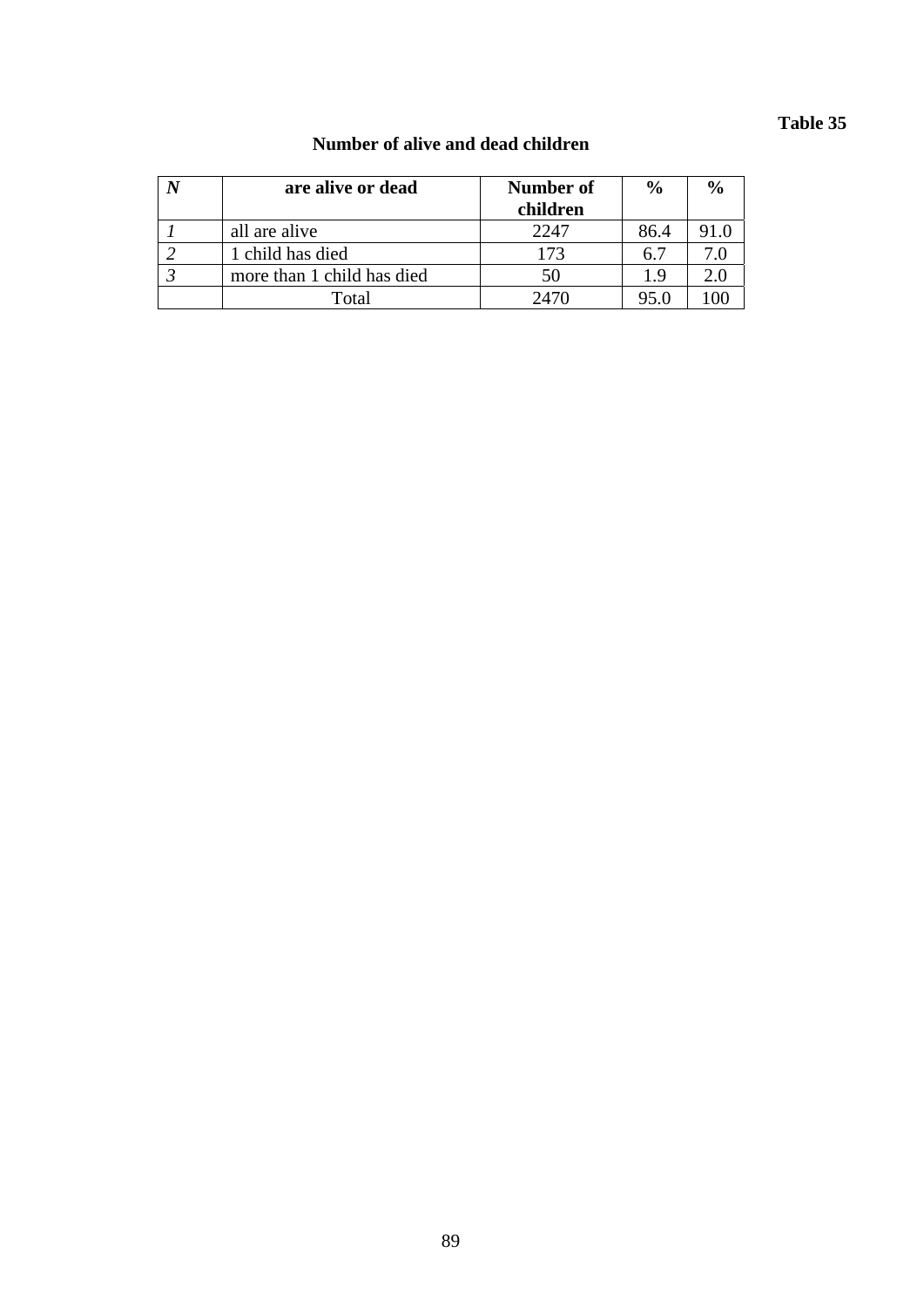**Table 35**

## Number of alive and dead children

| *N* | are alive or dead | Number of children | % | % |
|---|---|---|---|---|
| *1* | all are alive | 2247 | 86.4 | 91.0 |
| *2* | 1 child has died | 173 | 6.7 | 7.0 |
| *3* | more than 1 child has died | 50 | 1.9 | 2.0 |
| | Total | 2470 | 95.0 | 100 |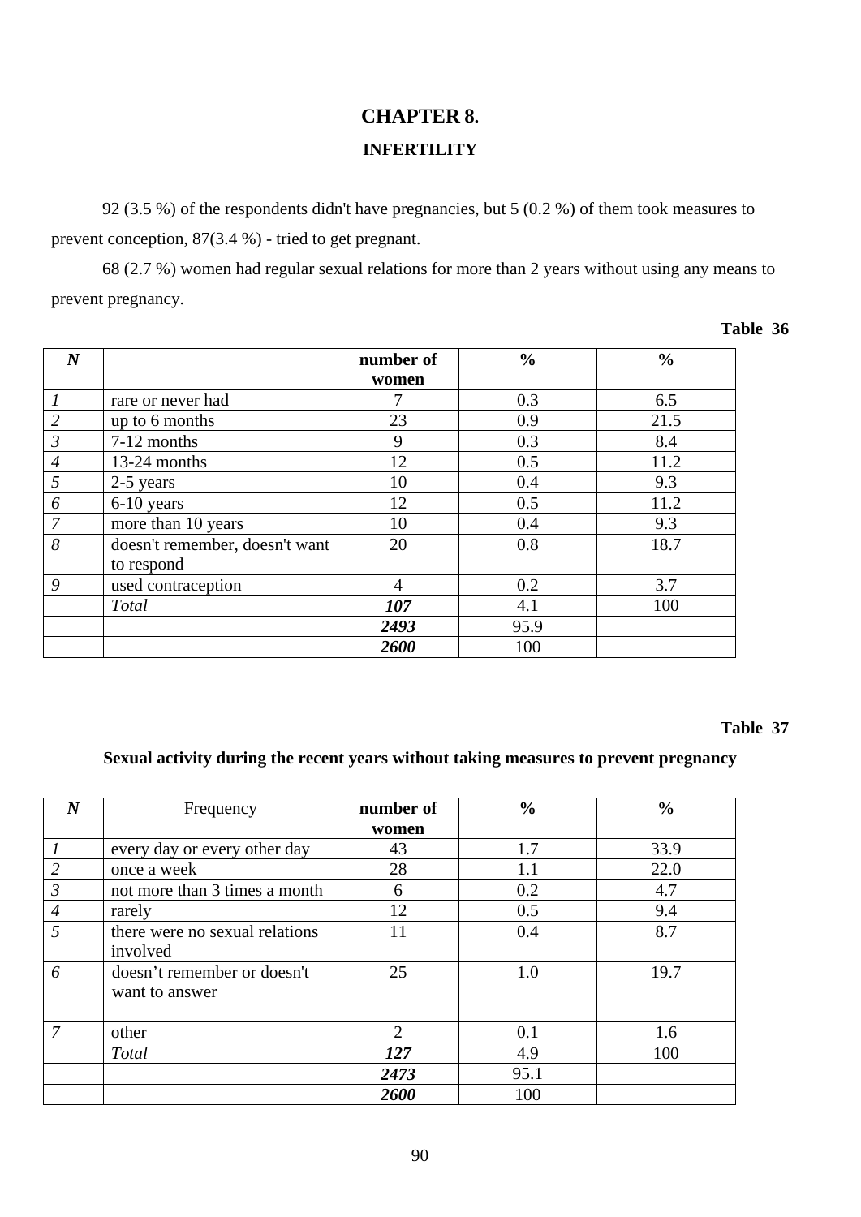# CHAPTER 8.

## INFERTILITY

92 (3.5 %) of the respondents didn't have pregnancies, but 5 (0.2 %) of them took measures to prevent conception, 87(3.4 %) - tried to get pregnant.

68 (2.7 %) women had regular sexual relations for more than 2 years without using any means to prevent pregnancy.

**Table 36**

| *N* | | number of women | % | % |
|---|---|---|---|---|
| *1* | rare or never had | 7 | 0.3 | 6.5 |
| *2* | up to 6 months | 23 | 0.9 | 21.5 |
| *3* | 7-12 months | 9 | 0.3 | 8.4 |
| *4* | 13-24 months | 12 | 0.5 | 11.2 |
| *5* | 2-5 years | 10 | 0.4 | 9.3 |
| *6* | 6-10 years | 12 | 0.5 | 11.2 |
| *7* | more than 10 years | 10 | 0.4 | 9.3 |
| *8* | doesn't remember, doesn't want to respond | 20 | 0.8 | 18.7 |
| *9* | used contraception | 4 | 0.2 | 3.7 |
| | *Total* | ***107*** | 4.1 | 100 |
| | | ***2493*** | 95.9 | |
| | | ***2600*** | 100 | |

**Table 37**

**Sexual activity during the recent years without taking measures to prevent pregnancy**

| *N* | Frequency | number of women | % | % |
|---|---|---|---|---|
| *1* | every day or every other day | 43 | 1.7 | 33.9 |
| *2* | once a week | 28 | 1.1 | 22.0 |
| *3* | not more than 3 times a month | 6 | 0.2 | 4.7 |
| *4* | rarely | 12 | 0.5 | 9.4 |
| *5* | there were no sexual relations involved | 11 | 0.4 | 8.7 |
| *6* | doesn't remember or doesn't want to answer | 25 | 1.0 | 19.7 |
| *7* | other | 2 | 0.1 | 1.6 |
| | *Total* | ***127*** | 4.9 | 100 |
| | | ***2473*** | 95.1 | |
| | | ***2600*** | 100 | |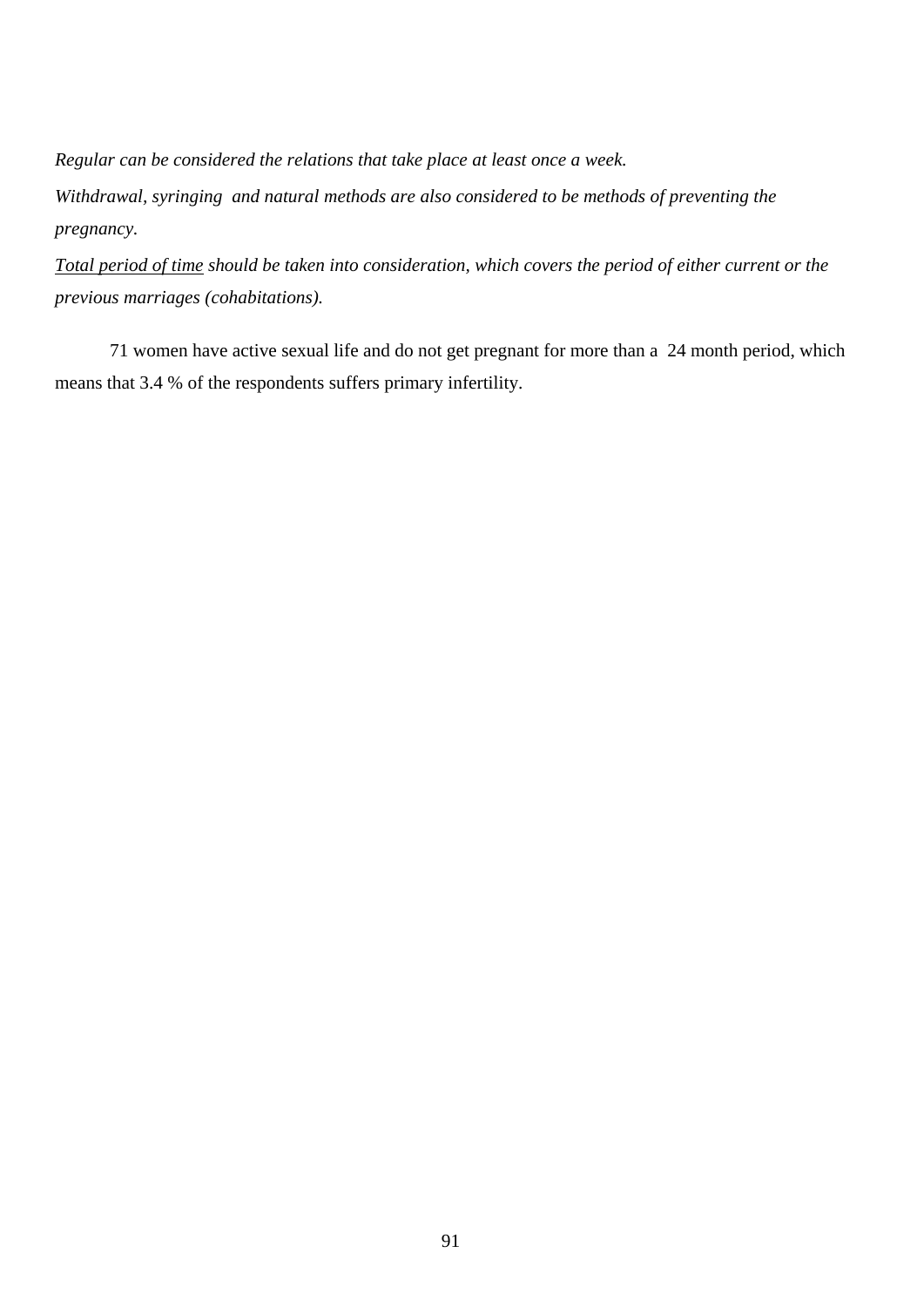*Regular can be considered the relations that take place at least once a week.*

*Withdrawal, syringing and natural methods are also considered to be methods of preventing the pregnancy.*

*<u>Total period of time</u> should be taken into consideration, which covers the period of either current or the previous marriages (cohabitations).*

71 women have active sexual life and do not get pregnant for more than a 24 month period, which means that 3.4 % of the respondents suffers primary infertility.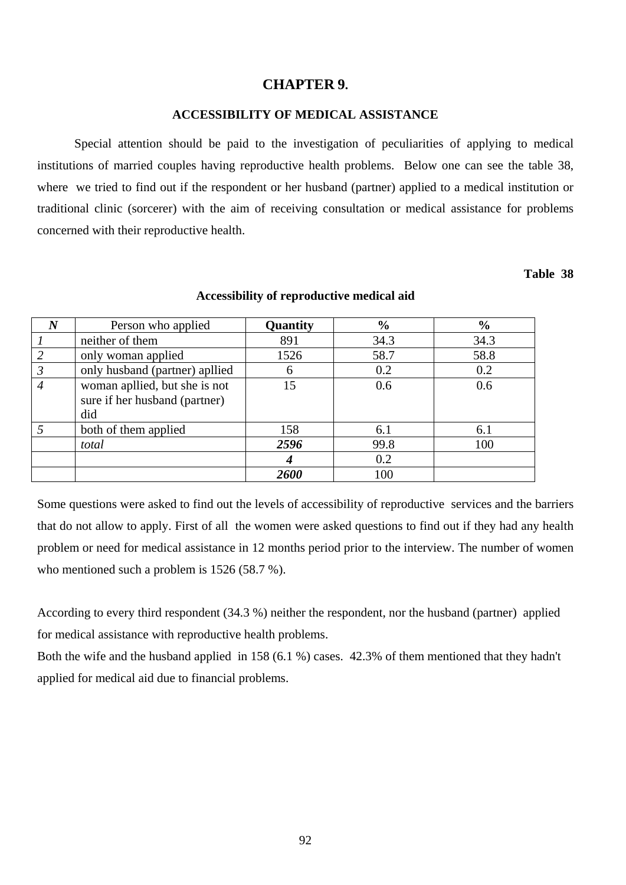# CHAPTER 9.

## ACCESSIBILITY OF MEDICAL ASSISTANCE

Special attention should be paid to the investigation of peculiarities of applying to medical institutions of married couples having reproductive health problems. Below one can see the table 38, where we tried to find out if the respondent or her husband (partner) applied to a medical institution or traditional clinic (sorcerer) with the aim of receiving consultation or medical assistance for problems concerned with their reproductive health.

**Table 38**

**Accessibility of reproductive medical aid**

| ***N*** | Person who applied | **Quantity** | **%** | **%** |
|---|---|---|---|---|
| *1* | neither of them | 891 | 34.3 | 34.3 |
| *2* | only woman applied | 1526 | 58.7 | 58.8 |
| *3* | only husband (partner) apllied | 6 | 0.2 | 0.2 |
| *4* | woman apllied, but she is not sure if her husband (partner) did | 15 | 0.6 | 0.6 |
| *5* | both of them applied | 158 | 6.1 | 6.1 |
| | *total* | ***2596*** | 99.8 | 100 |
| | | ***4*** | 0.2 | |
| | | ***2600*** | 100 | |

Some questions were asked to find out the levels of accessibility of reproductive services and the barriers that do not allow to apply. First of all the women were asked questions to find out if they had any health problem or need for medical assistance in 12 months period prior to the interview. The number of women who mentioned such a problem is 1526 (58.7 %).

According to every third respondent (34.3 %) neither the respondent, nor the husband (partner) applied for medical assistance with reproductive health problems.

Both the wife and the husband applied in 158 (6.1 %) cases. 42.3% of them mentioned that they hadn't applied for medical aid due to financial problems.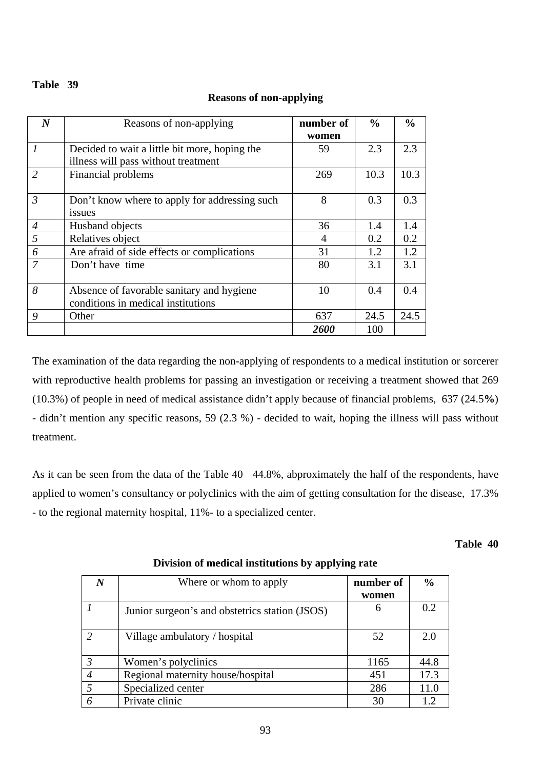**Table 39**

**Reasons of non-applying**

| *N* | Reasons of non-applying | **number of women** | **%** | **%** |
|---|---|---|---|---|
| *1* | Decided to wait a little bit more, hoping the illness will pass without treatment | 59 | 2.3 | 2.3 |
| *2* | Financial problems | 269 | 10.3 | 10.3 |
| *3* | Don't know where to apply for addressing such issues | 8 | 0.3 | 0.3 |
| *4* | Husband objects | 36 | 1.4 | 1.4 |
| *5* | Relatives object | 4 | 0.2 | 0.2 |
| *6* | Are afraid of side effects or complications | 31 | 1.2 | 1.2 |
| *7* | Don't have time | 80 | 3.1 | 3.1 |
| *8* | Absence of favorable sanitary and hygiene conditions in medical institutions | 10 | 0.4 | 0.4 |
| *9* | Other | 637 | 24.5 | 24.5 |
| | | ***2600*** | 100 | |

The examination of the data regarding the non-applying of respondents to a medical institution or sorcerer with reproductive health problems for passing an investigation or receiving a treatment showed that 269 (10.3%) of people in need of medical assistance didn't apply because of financial problems, 637 (24.5**%**) - didn't mention any specific reasons, 59 (2.3 %) - decided to wait, hoping the illness will pass without treatment.

As it can be seen from the data of the Table 40 44.8%, abproximately the half of the respondents, have applied to women's consultancy or polyclinics with the aim of getting consultation for the disease, 17.3% - to the regional maternity hospital, 11%- to a specialized center.

**Table 40**

**Division of medical institutions by applying rate**

| *N* | Where or whom to apply | **number of women** | **%** |
|---|---|---|---|
| *1* | Junior surgeon's and obstetrics station (JSOS) | 6 | 0.2 |
| *2* | Village ambulatory / hospital | 52 | 2.0 |
| *3* | Women's polyclinics | 1165 | 44.8 |
| *4* | Regional maternity house/hospital | 451 | 17.3 |
| *5* | Specialized center | 286 | 11.0 |
| *6* | Private clinic | 30 | 1.2 |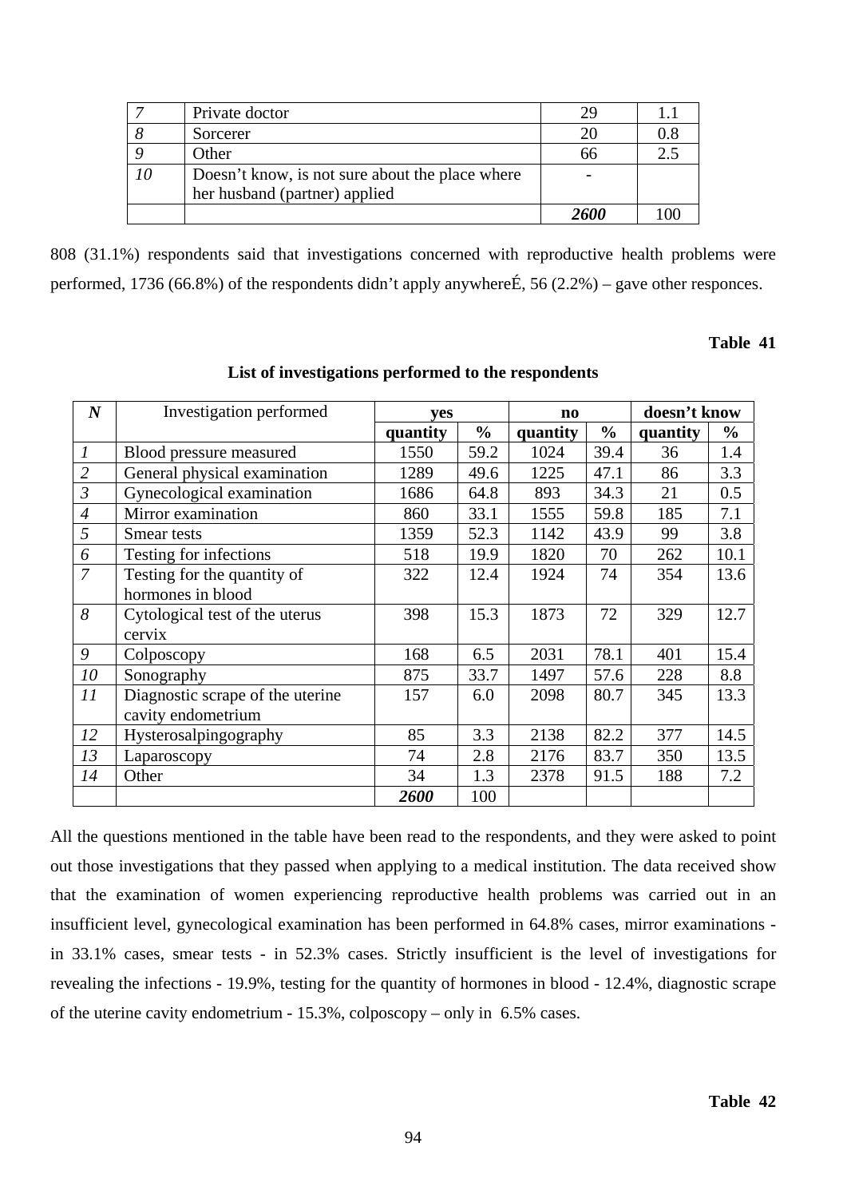| | | | |
|---|---|---|---|
| *7* | Private doctor | 29 | 1.1 |
| *8* | Sorcerer | 20 | 0.8 |
| *9* | Other | 66 | 2.5 |
| *10* | Doesn't know, is not sure about the place where her husband (partner) applied | - | |
| | | ***2600*** | 100 |

808 (31.1%) respondents said that investigations concerned with reproductive health problems were performed, 1736 (66.8%) of the respondents didn't apply anywhereÉ, 56 (2.2%) – gave other responces.

**Table 41**

**List of investigations performed to the respondents**

| *N* | Investigation performed | yes | | no | | doesn't know | |
|---|---|---|---|---|---|---|---|
| | | **quantity** | **%** | **quantity** | **%** | **quantity** | **%** |
| *1* | Blood pressure measured | 1550 | 59.2 | 1024 | 39.4 | 36 | 1.4 |
| *2* | General physical examination | 1289 | 49.6 | 1225 | 47.1 | 86 | 3.3 |
| *3* | Gynecological examination | 1686 | 64.8 | 893 | 34.3 | 21 | 0.5 |
| *4* | Mirror examination | 860 | 33.1 | 1555 | 59.8 | 185 | 7.1 |
| *5* | Smear tests | 1359 | 52.3 | 1142 | 43.9 | 99 | 3.8 |
| *6* | Testing for infections | 518 | 19.9 | 1820 | 70 | 262 | 10.1 |
| *7* | Testing for the quantity of hormones in blood | 322 | 12.4 | 1924 | 74 | 354 | 13.6 |
| *8* | Cytological test of the uterus cervix | 398 | 15.3 | 1873 | 72 | 329 | 12.7 |
| *9* | Colposcopy | 168 | 6.5 | 2031 | 78.1 | 401 | 15.4 |
| *10* | Sonography | 875 | 33.7 | 1497 | 57.6 | 228 | 8.8 |
| *11* | Diagnostic scrape of the uterine cavity endometrium | 157 | 6.0 | 2098 | 80.7 | 345 | 13.3 |
| *12* | Hysterosalpingography | 85 | 3.3 | 2138 | 82.2 | 377 | 14.5 |
| *13* | Laparoscopy | 74 | 2.8 | 2176 | 83.7 | 350 | 13.5 |
| *14* | Other | 34 | 1.3 | 2378 | 91.5 | 188 | 7.2 |
| | | ***2600*** | 100 | | | | |

All the questions mentioned in the table have been read to the respondents, and they were asked to point out those investigations that they passed when applying to a medical institution. The data received show that the examination of women experiencing reproductive health problems was carried out in an insufficient level, gynecological examination has been performed in 64.8% cases, mirror examinations - in 33.1% cases, smear tests - in 52.3% cases. Strictly insufficient is the level of investigations for revealing the infections - 19.9%, testing for the quantity of hormones in blood - 12.4%, diagnostic scrape of the uterine cavity endometrium - 15.3%, colposcopy – only in 6.5% cases.

**Table 42**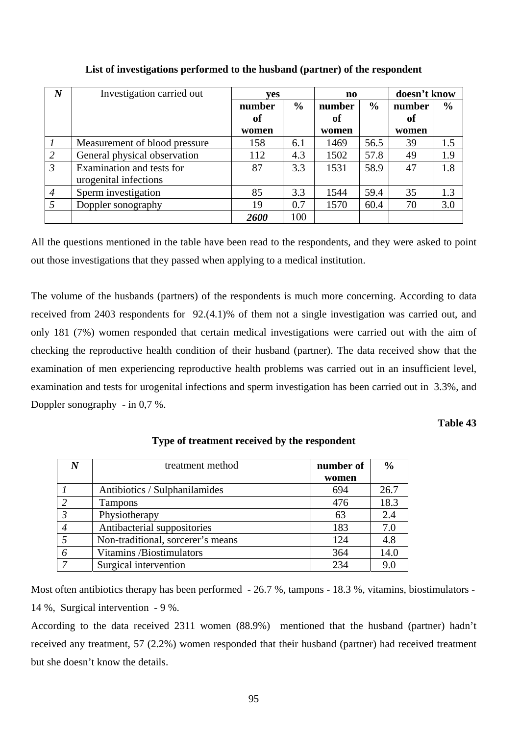**List of investigations performed to the husband (partner) of the respondent**

| *N* | Investigation carried out | yes | | no | | doesn't know | |
|---|---|---|---|---|---|---|---|
| | | number of women | % | number of women | % | number of women | % |
| *1* | Measurement of blood pressure | 158 | 6.1 | 1469 | 56.5 | 39 | 1.5 |
| *2* | General physical observation | 112 | 4.3 | 1502 | 57.8 | 49 | 1.9 |
| *3* | Examination and tests for urogenital infections | 87 | 3.3 | 1531 | 58.9 | 47 | 1.8 |
| *4* | Sperm investigation | 85 | 3.3 | 1544 | 59.4 | 35 | 1.3 |
| *5* | Doppler sonography | 19 | 0.7 | 1570 | 60.4 | 70 | 3.0 |
| | | ***2600*** | 100 | | | | |

All the questions mentioned in the table have been read to the respondents, and they were asked to point out those investigations that they passed when applying to a medical institution.

The volume of the husbands (partners) of the respondents is much more concerning. According to data received from 2403 respondents for 92.(4.1)% of them not a single investigation was carried out, and only 181 (7%) women responded that certain medical investigations were carried out with the aim of checking the reproductive health condition of their husband (partner). The data received show that the examination of men experiencing reproductive health problems was carried out in an insufficient level, examination and tests for urogenital infections and sperm investigation has been carried out in 3.3%, and Doppler sonography - in 0,7 %.

**Table 43**

**Type of treatment received by the respondent**

| *N* | treatment method | number of women | % |
|---|---|---|---|
| *1* | Antibiotics / Sulphanilamides | 694 | 26.7 |
| *2* | Tampons | 476 | 18.3 |
| *3* | Physiotherapy | 63 | 2.4 |
| *4* | Antibacterial suppositories | 183 | 7.0 |
| *5* | Non-traditional, sorcerer's means | 124 | 4.8 |
| *6* | Vitamins /Biostimulators | 364 | 14.0 |
| *7* | Surgical intervention | 234 | 9.0 |

Most often antibiotics therapy has been performed - 26.7 %, tampons - 18.3 %, vitamins, biostimulators - 14 %, Surgical intervention - 9 %.

According to the data received 2311 women (88.9%) mentioned that the husband (partner) hadn't received any treatment, 57 (2.2%) women responded that their husband (partner) had received treatment but she doesn't know the details.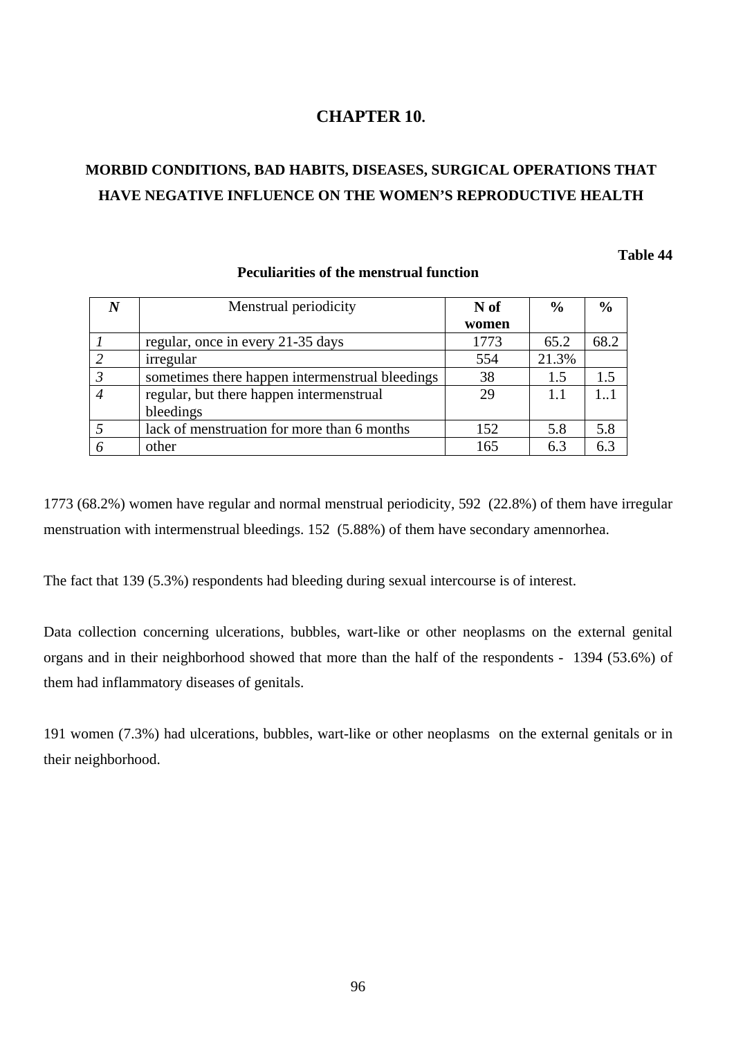# CHAPTER 10.

## MORBID CONDITIONS, BAD HABITS, DISEASES, SURGICAL OPERATIONS THAT HAVE NEGATIVE INFLUENCE ON THE WOMEN'S REPRODUCTIVE HEALTH

**Table 44**

**Peculiarities of the menstrual function**

| ***N*** | Menstrual periodicity | **N of women** | **%** | **%** |
|---|---|---|---|---|
| *1* | regular, once in every 21-35 days | 1773 | 65.2 | 68.2 |
| *2* | irregular | 554 | 21.3% | |
| *3* | sometimes there happen intermenstrual bleedings | 38 | 1.5 | 1.5 |
| *4* | regular, but there happen intermenstrual bleedings | 29 | 1.1 | 1..1 |
| *5* | lack of menstruation for more than 6 months | 152 | 5.8 | 5.8 |
| *6* | other | 165 | 6.3 | 6.3 |

1773 (68.2%) women have regular and normal menstrual periodicity, 592 (22.8%) of them have irregular menstruation with intermenstrual bleedings. 152 (5.88%) of them have secondary amennorhea.

The fact that 139 (5.3%) respondents had bleeding during sexual intercourse is of interest.

Data collection concerning ulcerations, bubbles, wart-like or other neoplasms on the external genital organs and in their neighborhood showed that more than the half of the respondents - 1394 (53.6%) of them had inflammatory diseases of genitals.

191 women (7.3%) had ulcerations, bubbles, wart-like or other neoplasms on the external genitals or in their neighborhood.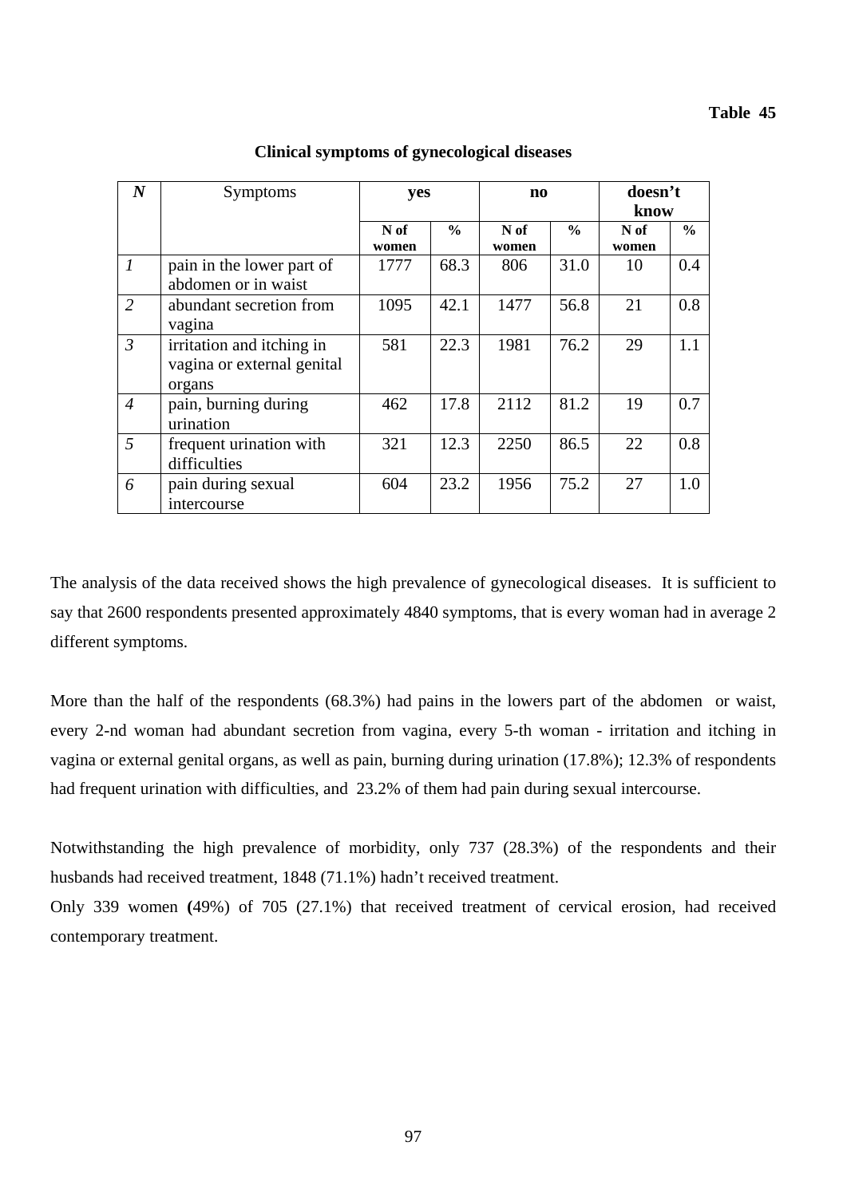**Table 45**

**Clinical symptoms of gynecological diseases**

| *N* | Symptoms | **yes** | | **no** | | **doesn't know** | |
|---|---|---|---|---|---|---|---|
| | | **N of women** | **%** | **N of women** | **%** | **N of women** | **%** |
| *1* | pain in the lower part of abdomen or in waist | 1777 | 68.3 | 806 | 31.0 | 10 | 0.4 |
| *2* | abundant secretion from vagina | 1095 | 42.1 | 1477 | 56.8 | 21 | 0.8 |
| *3* | irritation and itching in vagina or external genital organs | 581 | 22.3 | 1981 | 76.2 | 29 | 1.1 |
| *4* | pain, burning during urination | 462 | 17.8 | 2112 | 81.2 | 19 | 0.7 |
| *5* | frequent urination with difficulties | 321 | 12.3 | 2250 | 86.5 | 22 | 0.8 |
| *6* | pain during sexual intercourse | 604 | 23.2 | 1956 | 75.2 | 27 | 1.0 |

The analysis of the data received shows the high prevalence of gynecological diseases. It is sufficient to say that 2600 respondents presented approximately 4840 symptoms, that is every woman had in average 2 different symptoms.

More than the half of the respondents (68.3%) had pains in the lowers part of the abdomen or waist, every 2-nd woman had abundant secretion from vagina, every 5-th woman - irritation and itching in vagina or external genital organs, as well as pain, burning during urination (17.8%); 12.3% of respondents had frequent urination with difficulties, and 23.2% of them had pain during sexual intercourse.

Notwithstanding the high prevalence of morbidity, only 737 (28.3%) of the respondents and their husbands had received treatment, 1848 (71.1%) hadn't received treatment.

Only 339 women **(**49%) of 705 (27.1%) that received treatment of cervical erosion, had received contemporary treatment.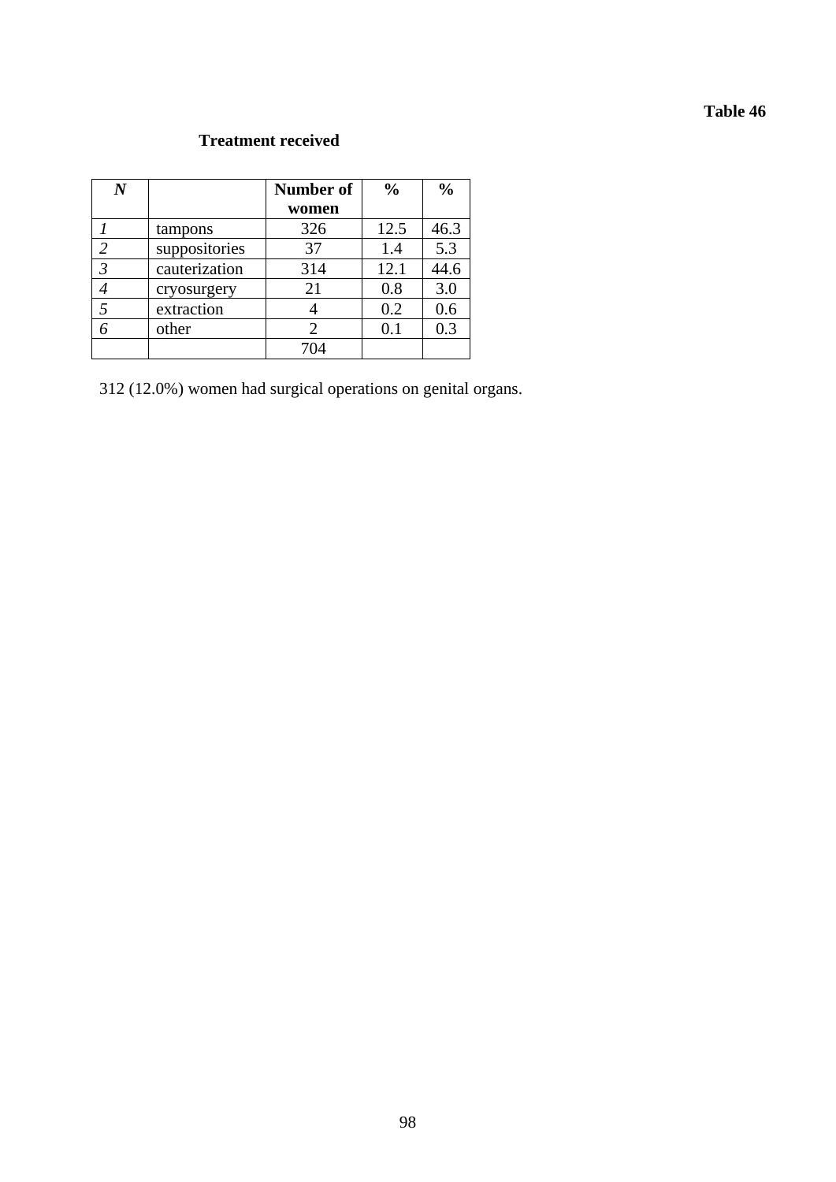**Table 46**

## Treatment received

| *N* | | Number of women | % | % |
|---|---|---|---|---|
| *1* | tampons | 326 | 12.5 | 46.3 |
| *2* | suppositories | 37 | 1.4 | 5.3 |
| *3* | cauterization | 314 | 12.1 | 44.6 |
| *4* | cryosurgery | 21 | 0.8 | 3.0 |
| *5* | extraction | 4 | 0.2 | 0.6 |
| *6* | other | 2 | 0.1 | 0.3 |
| | | 704 | | |

312 (12.0%) women had surgical operations on genital organs.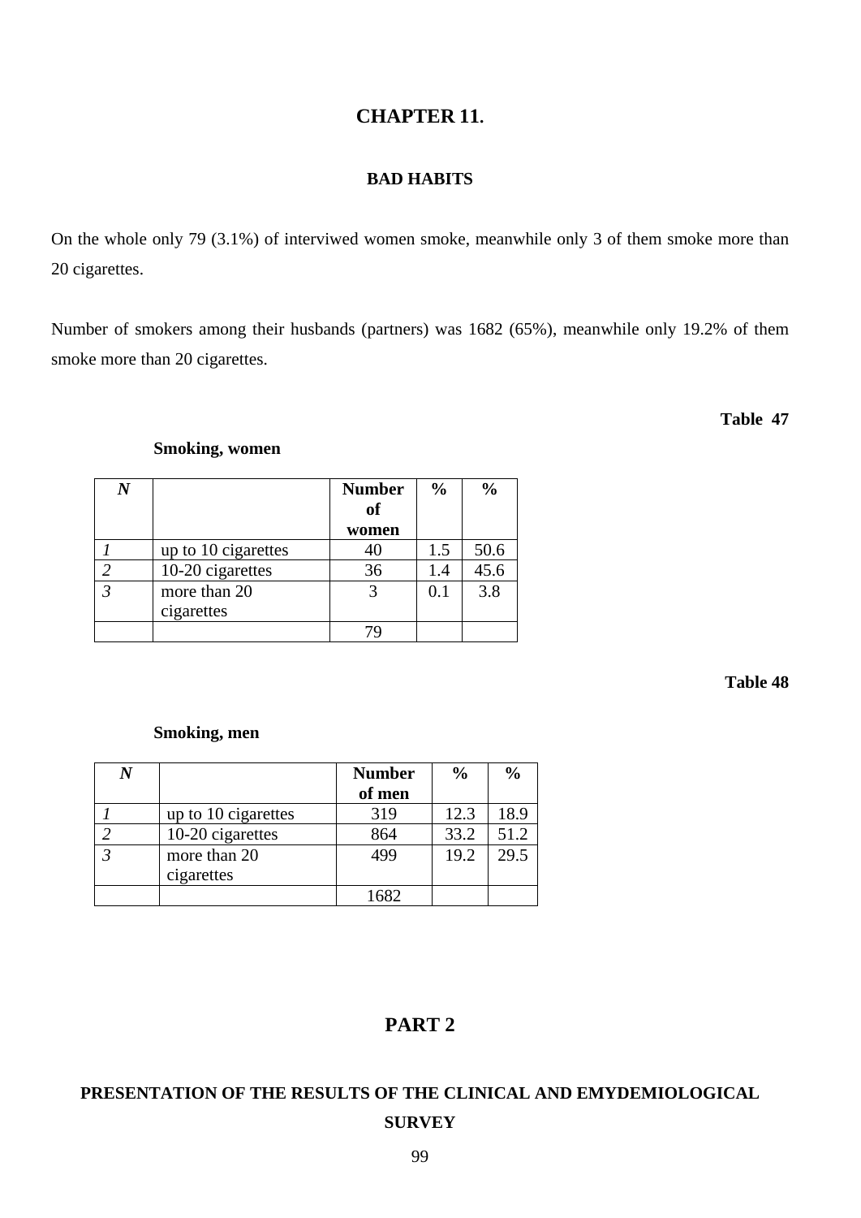# CHAPTER 11.

## BAD HABITS

On the whole only 79 (3.1%) of interviwed women smoke, meanwhile only 3 of them smoke more than 20 cigarettes.

Number of smokers among their husbands (partners) was 1682 (65%), meanwhile only 19.2% of them smoke more than 20 cigarettes.

**Table 47**

**Smoking, women**

| *N* | | Number of women | % | % |
|---|---|---|---|---|
| *1* | up to 10 cigarettes | 40 | 1.5 | 50.6 |
| *2* | 10-20 cigarettes | 36 | 1.4 | 45.6 |
| *3* | more than 20 cigarettes | 3 | 0.1 | 3.8 |
| | | 79 | | |

**Table 48**

**Smoking, men**

| *N* | | Number of men | % | % |
|---|---|---|---|---|
| *1* | up to 10 cigarettes | 319 | 12.3 | 18.9 |
| *2* | 10-20 cigarettes | 864 | 33.2 | 51.2 |
| *3* | more than 20 cigarettes | 499 | 19.2 | 29.5 |
| | | 1682 | | |

# PART 2

## PRESENTATION OF THE RESULTS OF THE CLINICAL AND EMYDEMIOLOGICAL SURVEY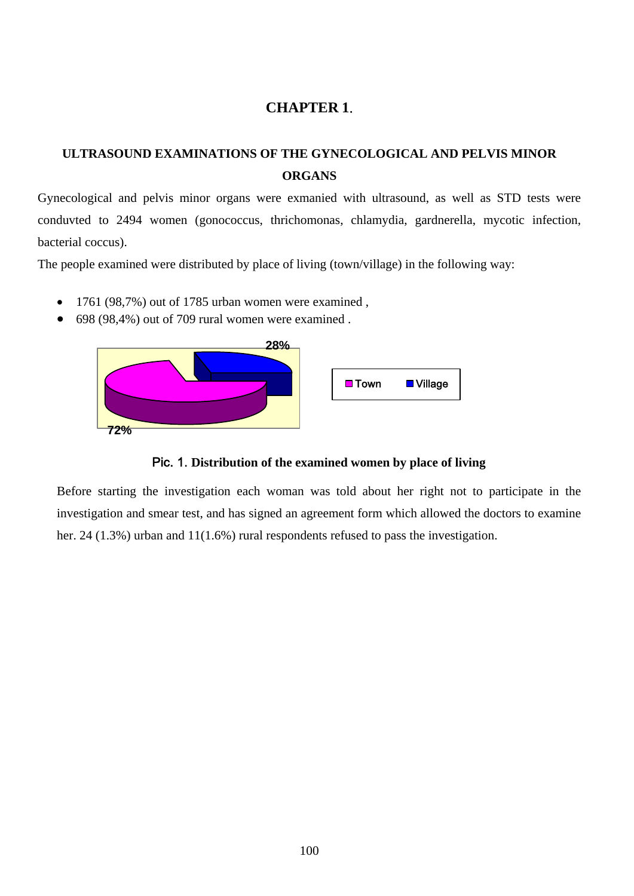# CHAPTER 1.

## ULTRASOUND EXAMINATIONS OF THE GYNECOLOGICAL AND PELVIS MINOR ORGANS

Gynecological and pelvis minor organs were exmanied with ultrasound, as well as STD tests were conduvted to 2494 women (gonococcus, thrichomonas, chlamydia, gardnerella, mycotic infection, bacterial coccus).

The people examined were distributed by place of living (town/village) in the following way:

- 1761 (98,7%) out of 1785 urban women were examined ,
- 698 (98,4%) out of 709 rural women were examined .

28%

72%

Town   Village

Pic. 1. **Distribution of the examined women by place of living**

Before starting the investigation each woman was told about her right not to participate in the investigation and smear test, and has signed an agreement form which allowed the doctors to examine her. 24 (1.3%) urban and 11(1.6%) rural respondents refused to pass the investigation.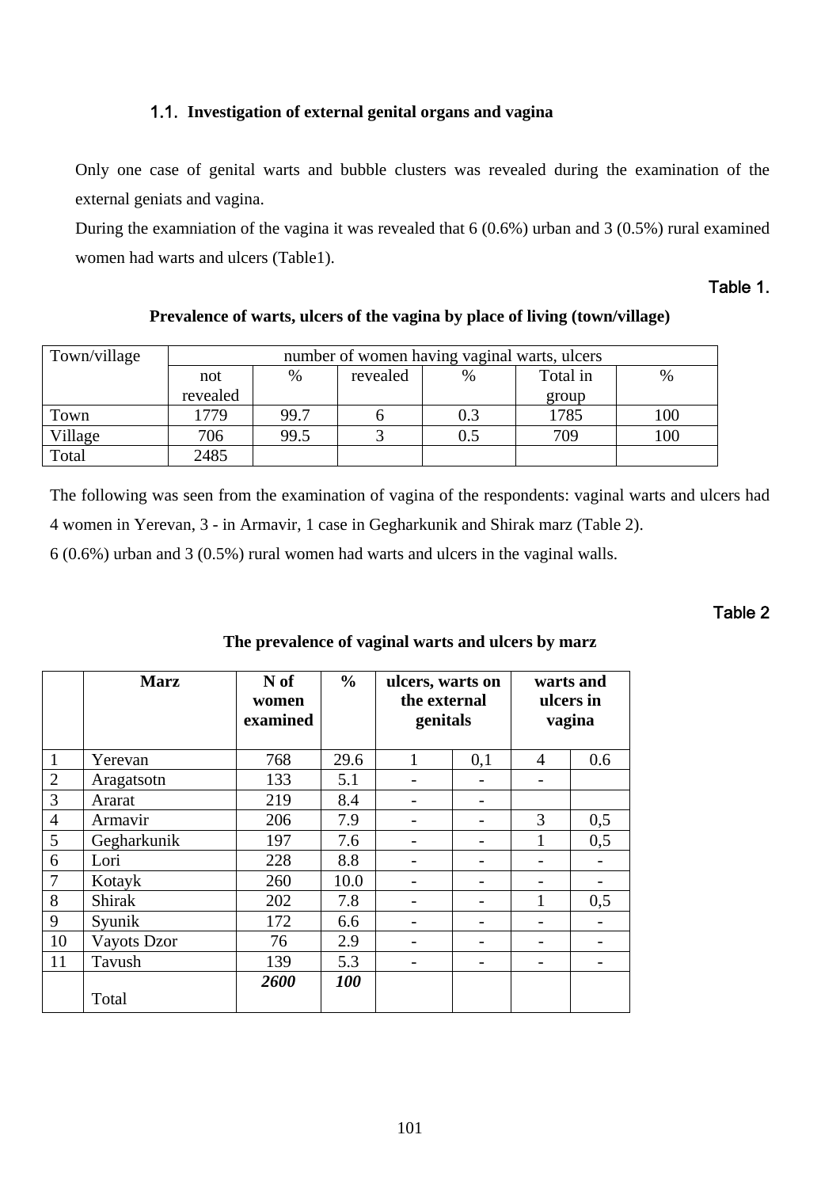### 1.1. Investigation of external genital organs and vagina

Only one case of genital warts and bubble clusters was revealed during the examination of the external geniats and vagina.

During the examniation of the vagina it was revealed that 6 (0.6%) urban and 3 (0.5%) rural examined women had warts and ulcers (Table1).

Table 1.

**Prevalence of warts, ulcers of the vagina by place of living (town/village)**

| Town/village | number of women having vaginal warts, ulcers | | | | | |
|---|---|---|---|---|---|---|
| | not revealed | % | revealed | % | Total in group | % |
| Town | 1779 | 99.7 | 6 | 0.3 | 1785 | 100 |
| Village | 706 | 99.5 | 3 | 0.5 | 709 | 100 |
| Total | 2485 | | | | | |

The following was seen from the examination of vagina of the respondents: vaginal warts and ulcers had 4 women in Yerevan, 3 - in Armavir, 1 case in Gegharkunik and Shirak marz (Table 2).

6 (0.6%) urban and 3 (0.5%) rural women had warts and ulcers in the vaginal walls.

Table 2

**The prevalence of vaginal warts and ulcers by marz**

| | **Marz** | **N of women examined** | **%** | **ulcers, warts on the external genitals** | | **warts and ulcers in vagina** | |
|---|---|---|---|---|---|---|---|
| 1 | Yerevan | 768 | 29.6 | 1 | 0,1 | 4 | 0.6 |
| 2 | Aragatsotn | 133 | 5.1 | - | - | - | |
| 3 | Ararat | 219 | 8.4 | - | - | | |
| 4 | Armavir | 206 | 7.9 | - | - | 3 | 0,5 |
| 5 | Gegharkunik | 197 | 7.6 | - | - | 1 | 0,5 |
| 6 | Lori | 228 | 8.8 | - | - | - | - |
| 7 | Kotayk | 260 | 10.0 | - | - | - | - |
| 8 | Shirak | 202 | 7.8 | - | - | 1 | 0,5 |
| 9 | Syunik | 172 | 6.6 | - | - | - | - |
| 10 | Vayots Dzor | 76 | 2.9 | - | - | - | - |
| 11 | Tavush | 139 | 5.3 | - | - | - | - |
| | Total | ***2600*** | ***100*** | | | | |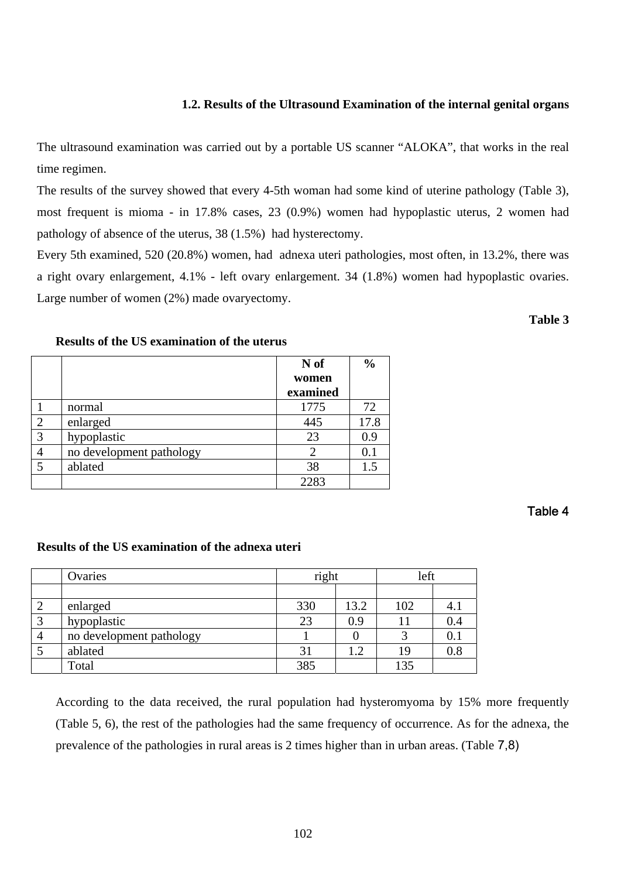### 1.2. Results of the Ultrasound Examination of the internal genital organs

The ultrasound examination was carried out by a portable US scanner "ALOKA", that works in the real time regimen.

The results of the survey showed that every 4-5th woman had some kind of uterine pathology (Table 3), most frequent is mioma - in 17.8% cases, 23 (0.9%) women had hypoplastic uterus, 2 women had pathology of absence of the uterus, 38 (1.5%) had hysterectomy.

Every 5th examined, 520 (20.8%) women, had adnexa uteri pathologies, most often, in 13.2%, there was a right ovary enlargement, 4.1% - left ovary enlargement. 34 (1.8%) women had hypoplastic ovaries. Large number of women (2%) made ovaryectomy.

**Table 3**

**Results of the US examination of the uterus**

| | | N of women examined | % |
|---|---|---|---|
| 1 | normal | 1775 | 72 |
| 2 | enlarged | 445 | 17.8 |
| 3 | hypoplastic | 23 | 0.9 |
| 4 | no development pathology | 2 | 0.1 |
| 5 | ablated | 38 | 1.5 |
| | | 2283 | |

**Table 4**

**Results of the US examination of the adnexa uteri**

| | Ovaries | right | | left | |
|---|---|---|---|---|---|
| | | | | | |
| 2 | enlarged | 330 | 13.2 | 102 | 4.1 |
| 3 | hypoplastic | 23 | 0.9 | 11 | 0.4 |
| 4 | no development pathology | 1 | 0 | 3 | 0.1 |
| 5 | ablated | 31 | 1.2 | 19 | 0.8 |
| | Total | 385 | | 135 | |

According to the data received, the rural population had hysteromyoma by 15% more frequently (Table 5, 6), the rest of the pathologies had the same frequency of occurrence. As for the adnexa, the prevalence of the pathologies in rural areas is 2 times higher than in urban areas. (Table 7,8)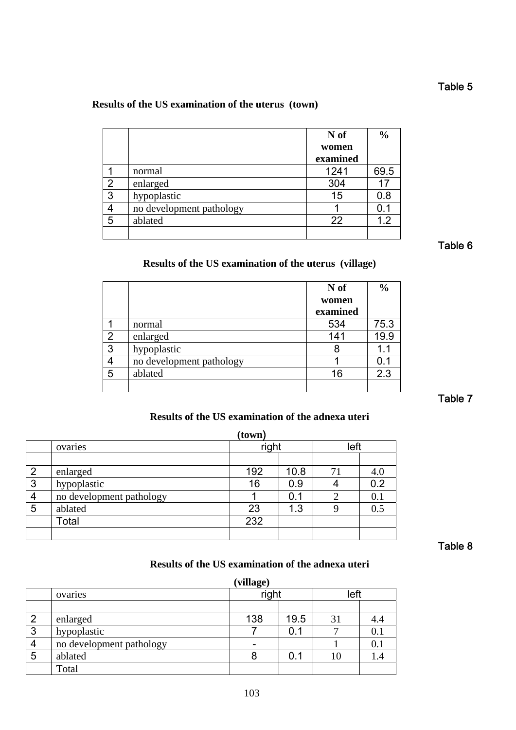Table 5

**Results of the US examination of the uterus (town)**

| | | N of women examined | % |
|---|---|---|---|
| 1 | normal | 1241 | 69.5 |
| 2 | enlarged | 304 | 17 |
| 3 | hypoplastic | 15 | 0.8 |
| 4 | no development pathology | 1 | 0.1 |
| 5 | ablated | 22 | 1.2 |
| | | | |

Table 6

**Results of the US examination of the uterus (village)**

| | | N of women examined | % |
|---|---|---|---|
| 1 | normal | 534 | 75.3 |
| 2 | enlarged | 141 | 19.9 |
| 3 | hypoplastic | 8 | 1.1 |
| 4 | no development pathology | 1 | 0.1 |
| 5 | ablated | 16 | 2.3 |
| | | | |

Table 7

**Results of the US examination of the adnexa uteri (town)**

| | ovaries | right | | left | |
|---|---|---|---|---|---|
| | | | | | |
| 2 | enlarged | 192 | 10.8 | 71 | 4.0 |
| 3 | hypoplastic | 16 | 0.9 | 4 | 0.2 |
| 4 | no development pathology | 1 | 0.1 | 2 | 0.1 |
| 5 | ablated | 23 | 1.3 | 9 | 0.5 |
| | Total | 232 | | | |
| | | | | | |

Table 8

**Results of the US examination of the adnexa uteri (village)**

| | ovaries | right | | left | |
|---|---|---|---|---|---|
| | | | | | |
| 2 | enlarged | 138 | 19.5 | 31 | 4.4 |
| 3 | hypoplastic | 7 | 0.1 | 7 | 0.1 |
| 4 | no development pathology | - | | 1 | 0.1 |
| 5 | ablated | 8 | 0.1 | 10 | 1.4 |
| | Total | | | | |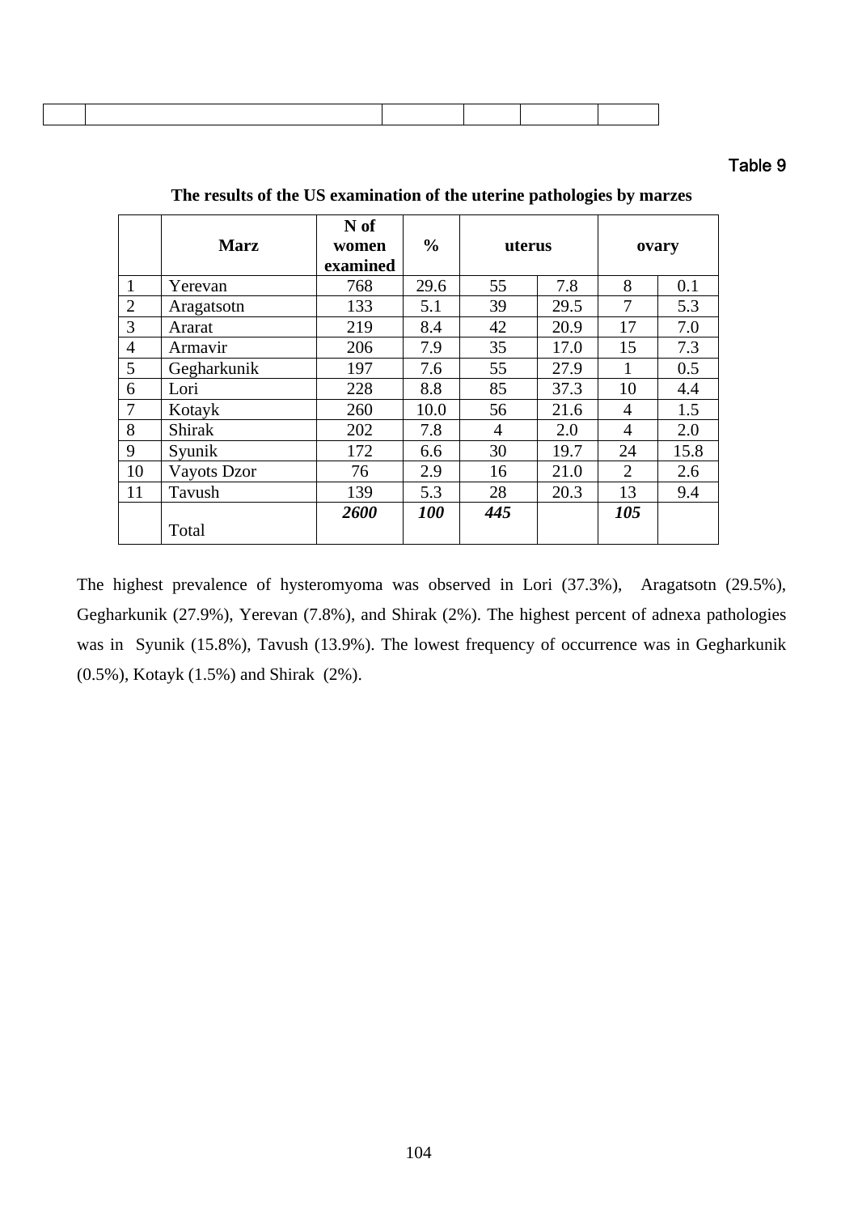Table 9

**The results of the US examination of the uterine pathologies by marzes**

| | Marz | N of women examined | % | uterus | | ovary | |
|---|---|---|---|---|---|---|---|
| 1 | Yerevan | 768 | 29.6 | 55 | 7.8 | 8 | 0.1 |
| 2 | Aragatsotn | 133 | 5.1 | 39 | 29.5 | 7 | 5.3 |
| 3 | Ararat | 219 | 8.4 | 42 | 20.9 | 17 | 7.0 |
| 4 | Armavir | 206 | 7.9 | 35 | 17.0 | 15 | 7.3 |
| 5 | Gegharkunik | 197 | 7.6 | 55 | 27.9 | 1 | 0.5 |
| 6 | Lori | 228 | 8.8 | 85 | 37.3 | 10 | 4.4 |
| 7 | Kotayk | 260 | 10.0 | 56 | 21.6 | 4 | 1.5 |
| 8 | Shirak | 202 | 7.8 | 4 | 2.0 | 4 | 2.0 |
| 9 | Syunik | 172 | 6.6 | 30 | 19.7 | 24 | 15.8 |
| 10 | Vayots Dzor | 76 | 2.9 | 16 | 21.0 | 2 | 2.6 |
| 11 | Tavush | 139 | 5.3 | 28 | 20.3 | 13 | 9.4 |
| | Total | ***2600*** | ***100*** | ***445*** | | ***105*** | |

The highest prevalence of hysteromyoma was observed in Lori (37.3%), Aragatsotn (29.5%), Gegharkunik (27.9%), Yerevan (7.8%), and Shirak (2%). The highest percent of adnexa pathologies was in Syunik (15.8%), Tavush (13.9%). The lowest frequency of occurrence was in Gegharkunik (0.5%), Kotayk (1.5%) and Shirak (2%).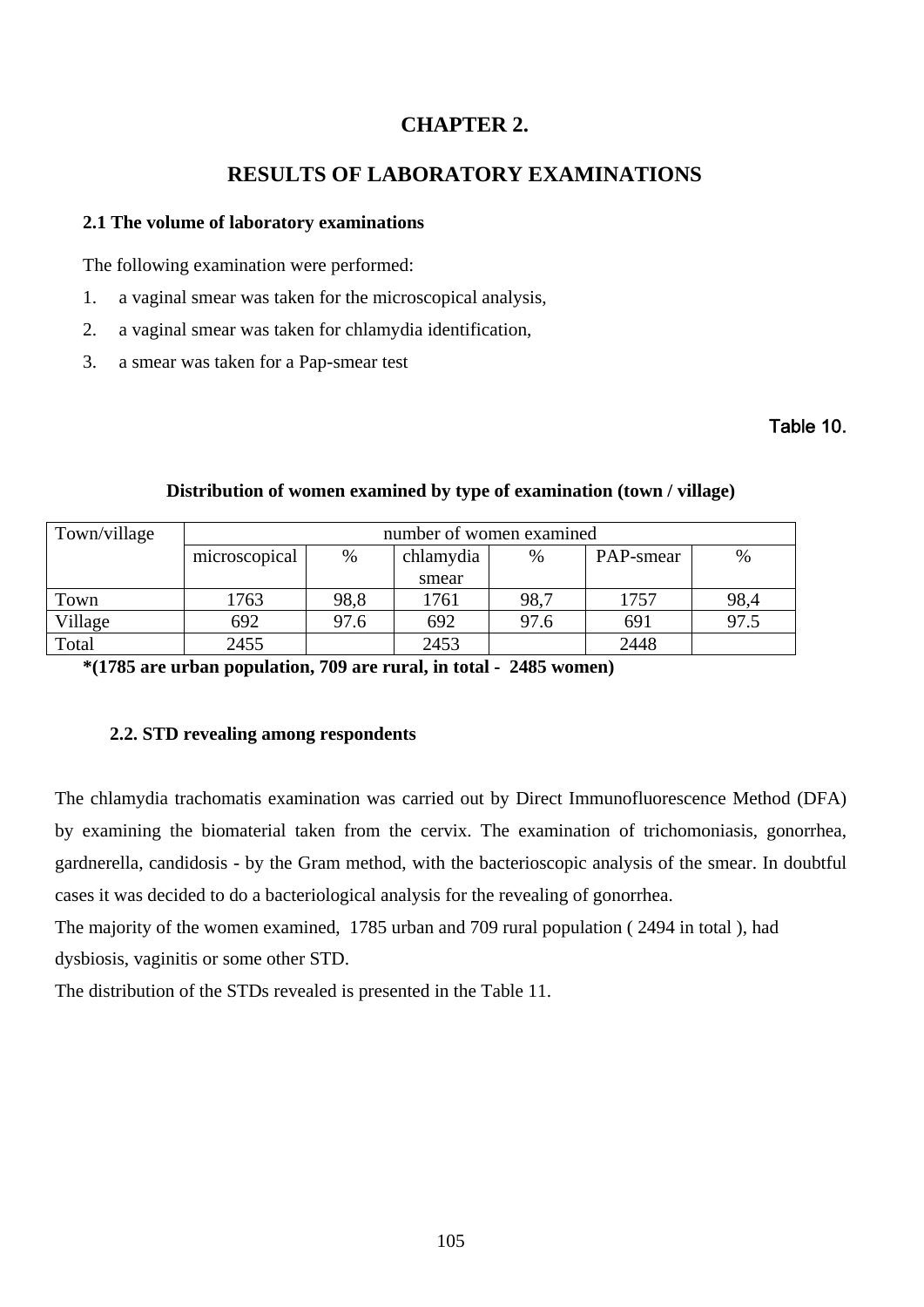# CHAPTER 2.

## RESULTS OF LABORATORY EXAMINATIONS

### 2.1 The volume of laboratory examinations

The following examination were performed:

1. a vaginal smear was taken for the microscopical analysis,
2. a vaginal smear was taken for chlamydia identification,
3. a smear was taken for a Pap-smear test

Table 10.

**Distribution of women examined by type of examination (town / village)**

| Town/village | number of women examined | | | | | |
|---|---|---|---|---|---|---|
| | microscopical | % | chlamydia smear | % | PAP-smear | % |
| Town | 1763 | 98,8 | 1761 | 98,7 | 1757 | 98,4 |
| Village | 692 | 97.6 | 692 | 97.6 | 691 | 97.5 |
| Total | 2455 | | 2453 | | 2448 | |

**\*(1785 are urban population, 709 are rural, in total - 2485 women)**

### 2.2. STD revealing among respondents

The chlamydia trachomatis examination was carried out by Direct Immunofluorescence Method (DFA) by examining the biomaterial taken from the cervix. The examination of trichomoniasis, gonorrhea, gardnerella, candidosis - by the Gram method, with the bacterioscopic analysis of the smear. In doubtful cases it was decided to do a bacteriological analysis for the revealing of gonorrhea.

The majority of the women examined, 1785 urban and 709 rural population ( 2494 in total ), had dysbiosis, vaginitis or some other STD.

The distribution of the STDs revealed is presented in the Table 11.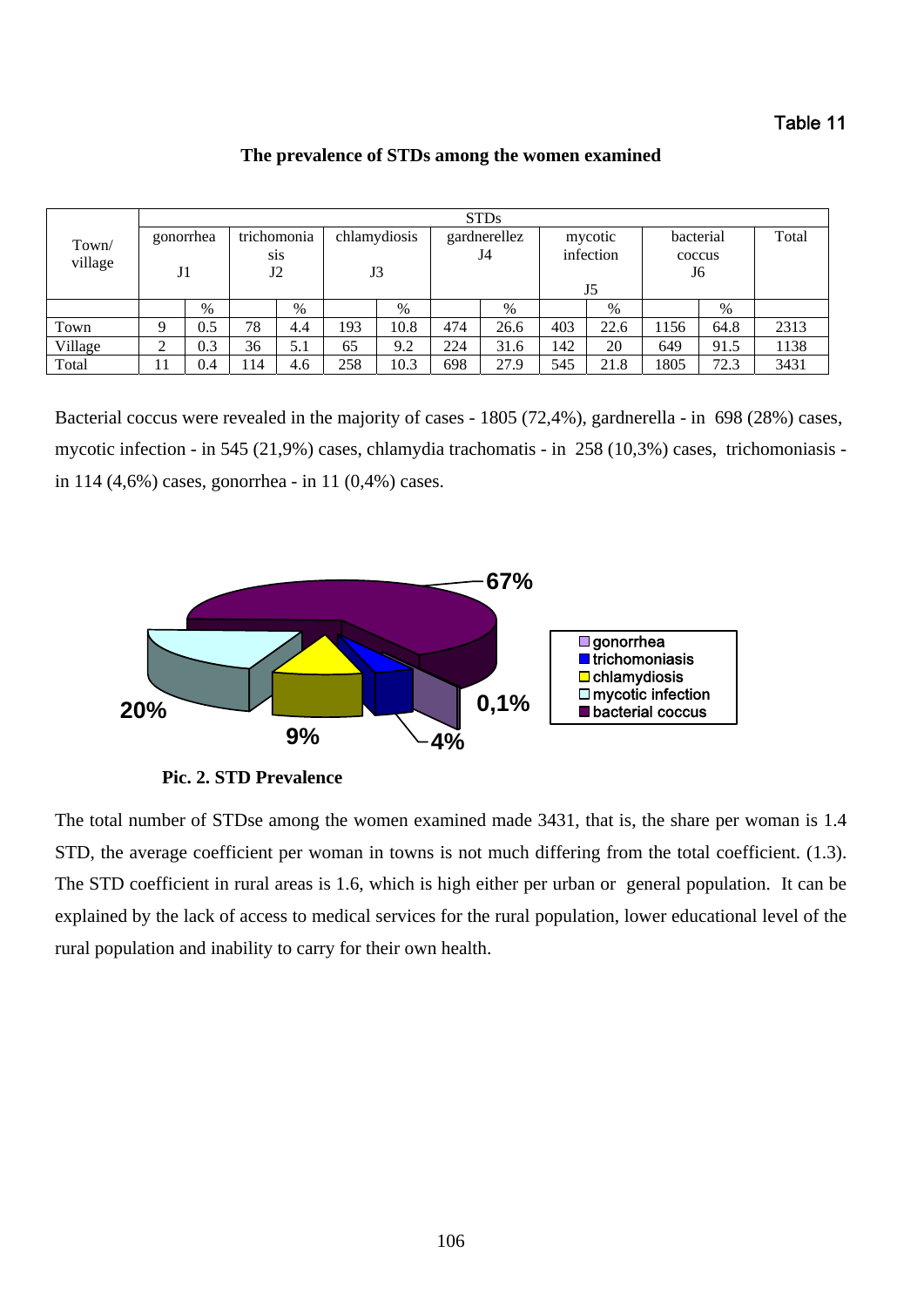Table 11

**The prevalence of STDs among the women examined**

| Town/ village | STDs | | | | | | | | | | | | |
|---|---|---|---|---|---|---|---|---|---|---|---|---|---|
| | gonorrhea J1 | | trichomoniasis J2 | | chlamydiosis J3 | | gardnerellez J4 | | mycotic infection J5 | | bacterial coccus J6 | | Total |
| | | % | | % | | % | | % | | % | | % | |
| Town | 9 | 0.5 | 78 | 4.4 | 193 | 10.8 | 474 | 26.6 | 403 | 22.6 | 1156 | 64.8 | 2313 |
| Village | 2 | 0.3 | 36 | 5.1 | 65 | 9.2 | 224 | 31.6 | 142 | 20 | 649 | 91.5 | 1138 |
| Total | 11 | 0.4 | 114 | 4.6 | 258 | 10.3 | 698 | 27.9 | 545 | 21.8 | 1805 | 72.3 | 3431 |

Bacterial coccus were revealed in the majority of cases - 1805 (72,4%), gardnerella - in 698 (28%) cases, mycotic infection - in 545 (21,9%) cases, chlamydia trachomatis - in 258 (10,3%) cases, trichomoniasis - in 114 (4,6%) cases, gonorrhea - in 11 (0,4%) cases.

**Pic. 2. STD Prevalence**

The total number of STDse among the women examined made 3431, that is, the share per woman is 1.4 STD, the average coefficient per woman in towns is not much differing from the total coefficient. (1.3). The STD coefficient in rural areas is 1.6, which is high either per urban or general population. It can be explained by the lack of access to medical services for the rural population, lower educational level of the rural population and inability to carry for their own health.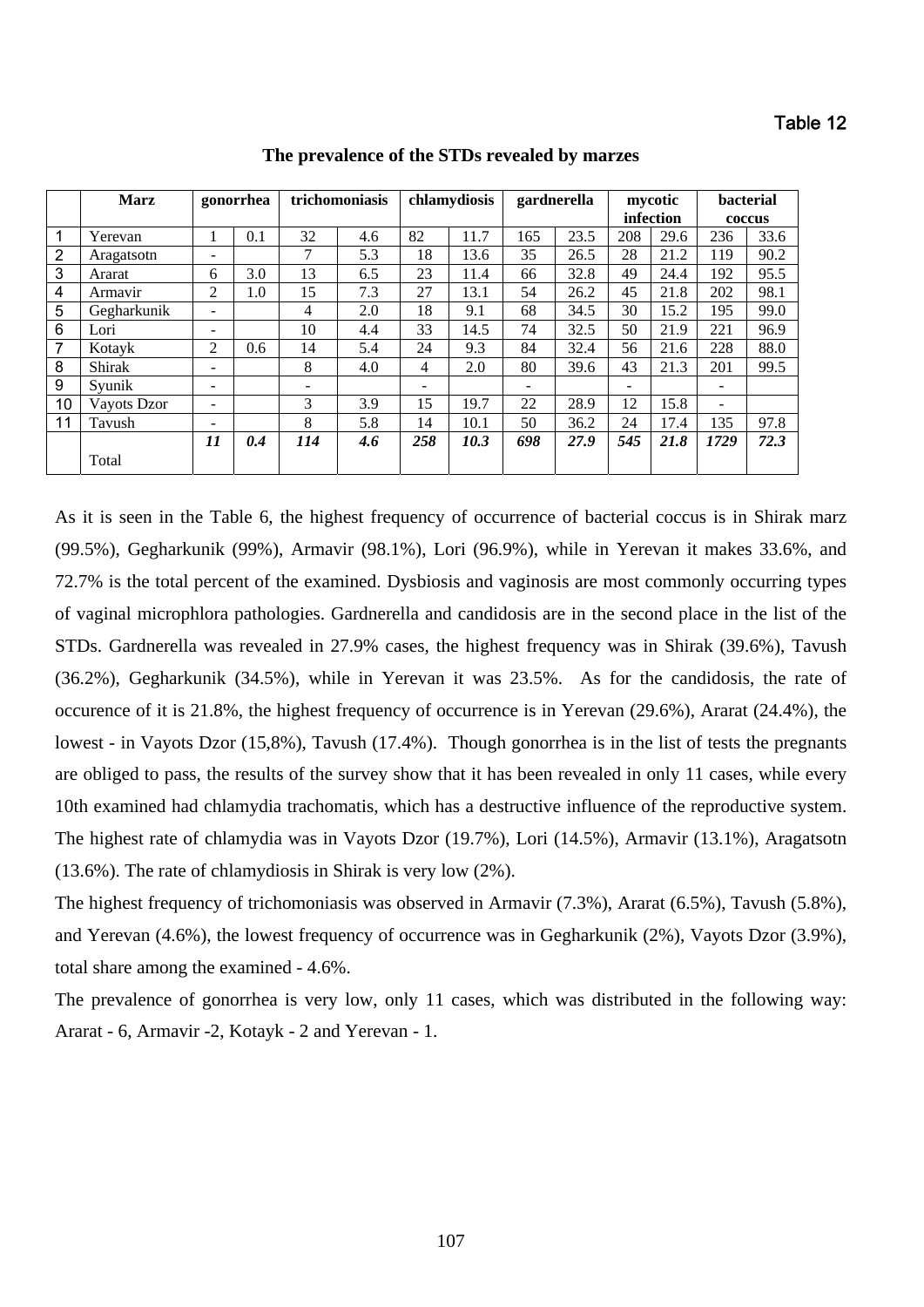Table 12

**The prevalence of the STDs revealed by marzes**

| | Marz | gonorrhea | | trichomoniasis | | chlamydiosis | | gardnerella | | mycotic infection | | bacterial coccus | |
|---|---|---|---|---|---|---|---|---|---|---|---|---|---|
| 1 | Yerevan | 1 | 0.1 | 32 | 4.6 | 82 | 11.7 | 165 | 23.5 | 208 | 29.6 | 236 | 33.6 |
| 2 | Aragatsotn | - | | 7 | 5.3 | 18 | 13.6 | 35 | 26.5 | 28 | 21.2 | 119 | 90.2 |
| 3 | Ararat | 6 | 3.0 | 13 | 6.5 | 23 | 11.4 | 66 | 32.8 | 49 | 24.4 | 192 | 95.5 |
| 4 | Armavir | 2 | 1.0 | 15 | 7.3 | 27 | 13.1 | 54 | 26.2 | 45 | 21.8 | 202 | 98.1 |
| 5 | Gegharkunik | - | | 4 | 2.0 | 18 | 9.1 | 68 | 34.5 | 30 | 15.2 | 195 | 99.0 |
| 6 | Lori | - | | 10 | 4.4 | 33 | 14.5 | 74 | 32.5 | 50 | 21.9 | 221 | 96.9 |
| 7 | Kotayk | 2 | 0.6 | 14 | 5.4 | 24 | 9.3 | 84 | 32.4 | 56 | 21.6 | 228 | 88.0 |
| 8 | Shirak | - | | 8 | 4.0 | 4 | 2.0 | 80 | 39.6 | 43 | 21.3 | 201 | 99.5 |
| 9 | Syunik | - | | - | | - | | - | | - | | - | |
| 10 | Vayots Dzor | - | | 3 | 3.9 | 15 | 19.7 | 22 | 28.9 | 12 | 15.8 | - | |
| 11 | Tavush | - | | 8 | 5.8 | 14 | 10.1 | 50 | 36.2 | 24 | 17.4 | 135 | 97.8 |
| | Total | ***11*** | ***0.4*** | ***114*** | ***4.6*** | ***258*** | ***10.3*** | ***698*** | ***27.9*** | ***545*** | ***21.8*** | ***1729*** | ***72.3*** |

As it is seen in the Table 6, the highest frequency of occurrence of bacterial coccus is in Shirak marz (99.5%), Gegharkunik (99%), Armavir (98.1%), Lori (96.9%), while in Yerevan it makes 33.6%, and 72.7% is the total percent of the examined. Dysbiosis and vaginosis are most commonly occurring types of vaginal microphlora pathologies. Gardnerella and candidosis are in the second place in the list of the STDs. Gardnerella was revealed in 27.9% cases, the highest frequency was in Shirak (39.6%), Tavush (36.2%), Gegharkunik (34.5%), while in Yerevan it was 23.5%. As for the candidosis, the rate of occurence of it is 21.8%, the highest frequency of occurrence is in Yerevan (29.6%), Ararat (24.4%), the lowest - in Vayots Dzor (15,8%), Tavush (17.4%). Though gonorrhea is in the list of tests the pregnants are obliged to pass, the results of the survey show that it has been revealed in only 11 cases, while every 10th examined had chlamydia trachomatis, which has a destructive influence of the reproductive system. The highest rate of chlamydia was in Vayots Dzor (19.7%), Lori (14.5%), Armavir (13.1%), Aragatsotn (13.6%). The rate of chlamydiosis in Shirak is very low (2%).

The highest frequency of trichomoniasis was observed in Armavir (7.3%), Ararat (6.5%), Tavush (5.8%), and Yerevan (4.6%), the lowest frequency of occurrence was in Gegharkunik (2%), Vayots Dzor (3.9%), total share among the examined - 4.6%.

The prevalence of gonorrhea is very low, only 11 cases, which was distributed in the following way: Ararat - 6, Armavir -2, Kotayk - 2 and Yerevan - 1.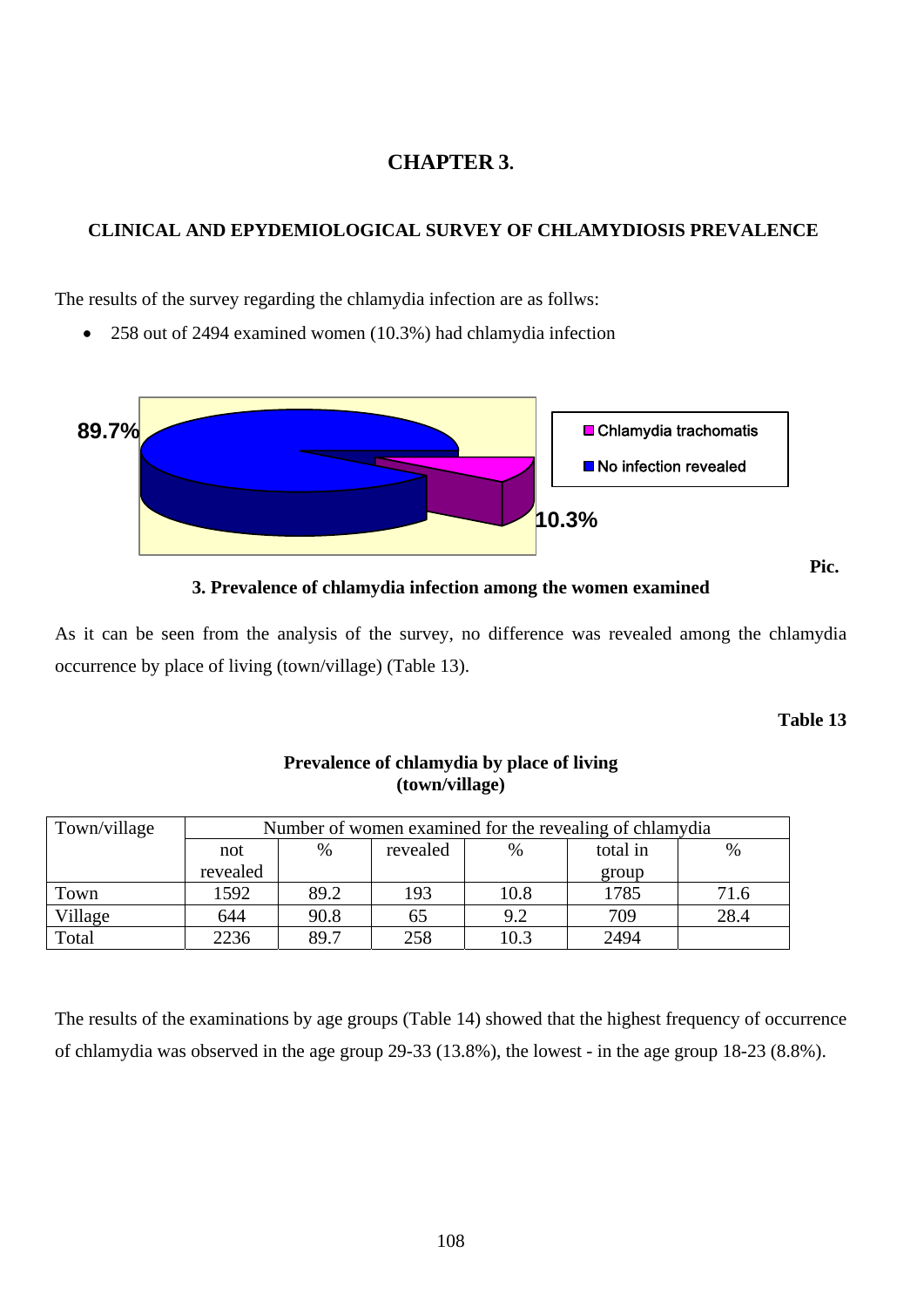# CHAPTER 3.

## CLINICAL AND EPYDEMIOLOGICAL SURVEY OF CHLAMYDIOSIS PREVALENCE

The results of the survey regarding the chlamydia infection are as follws:

- 258 out of 2494 examined women (10.3%) had chlamydia infection

89.7%

10.3%

Chlamydia trachomatis

No infection revealed

**Pic. 3. Prevalence of chlamydia infection among the women examined**

As it can be seen from the analysis of the survey, no difference was revealed among the chlamydia occurrence by place of living (town/village) (Table 13).

**Table 13**

**Prevalence of chlamydia by place of living (town/village)**

| Town/village | Number of women examined for the revealing of chlamydia | | | | | |
|---|---|---|---|---|---|---|
| | not revealed | % | revealed | % | total in group | % |
| Town | 1592 | 89.2 | 193 | 10.8 | 1785 | 71.6 |
| Village | 644 | 90.8 | 65 | 9.2 | 709 | 28.4 |
| Total | 2236 | 89.7 | 258 | 10.3 | 2494 | |

The results of the examinations by age groups (Table 14) showed that the highest frequency of occurrence of chlamydia was observed in the age group 29-33 (13.8%), the lowest - in the age group 18-23 (8.8%).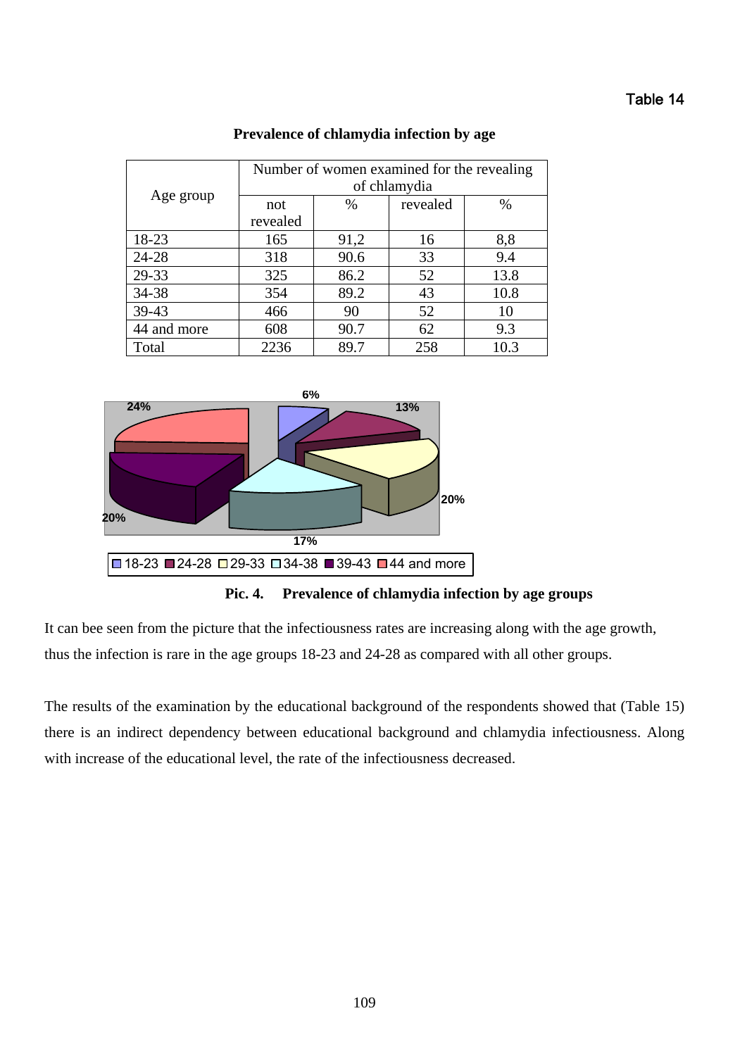Table 14

**Prevalence of chlamydia infection by age**

| Age group | Number of women examined for the revealing of chlamydia | | | |
|---|---|---|---|---|
| | not revealed | % | revealed | % |
| 18-23 | 165 | 91,2 | 16 | 8,8 |
| 24-28 | 318 | 90.6 | 33 | 9.4 |
| 29-33 | 325 | 86.2 | 52 | 13.8 |
| 34-38 | 354 | 89.2 | 43 | 10.8 |
| 39-43 | 466 | 90 | 52 | 10 |
| 44 and more | 608 | 90.7 | 62 | 9.3 |
| Total | 2236 | 89.7 | 258 | 10.3 |

6% 13% 20% 17% 20% 24%

18-23 24-28 29-33 34-38 39-43 44 and more

**Pic. 4. Prevalence of chlamydia infection by age groups**

It can bee seen from the picture that the infectiousness rates are increasing along with the age growth, thus the infection is rare in the age groups 18-23 and 24-28 as compared with all other groups.

The results of the examination by the educational background of the respondents showed that (Table 15) there is an indirect dependency between educational background and chlamydia infectiousness. Along with increase of the educational level, the rate of the infectiousness decreased.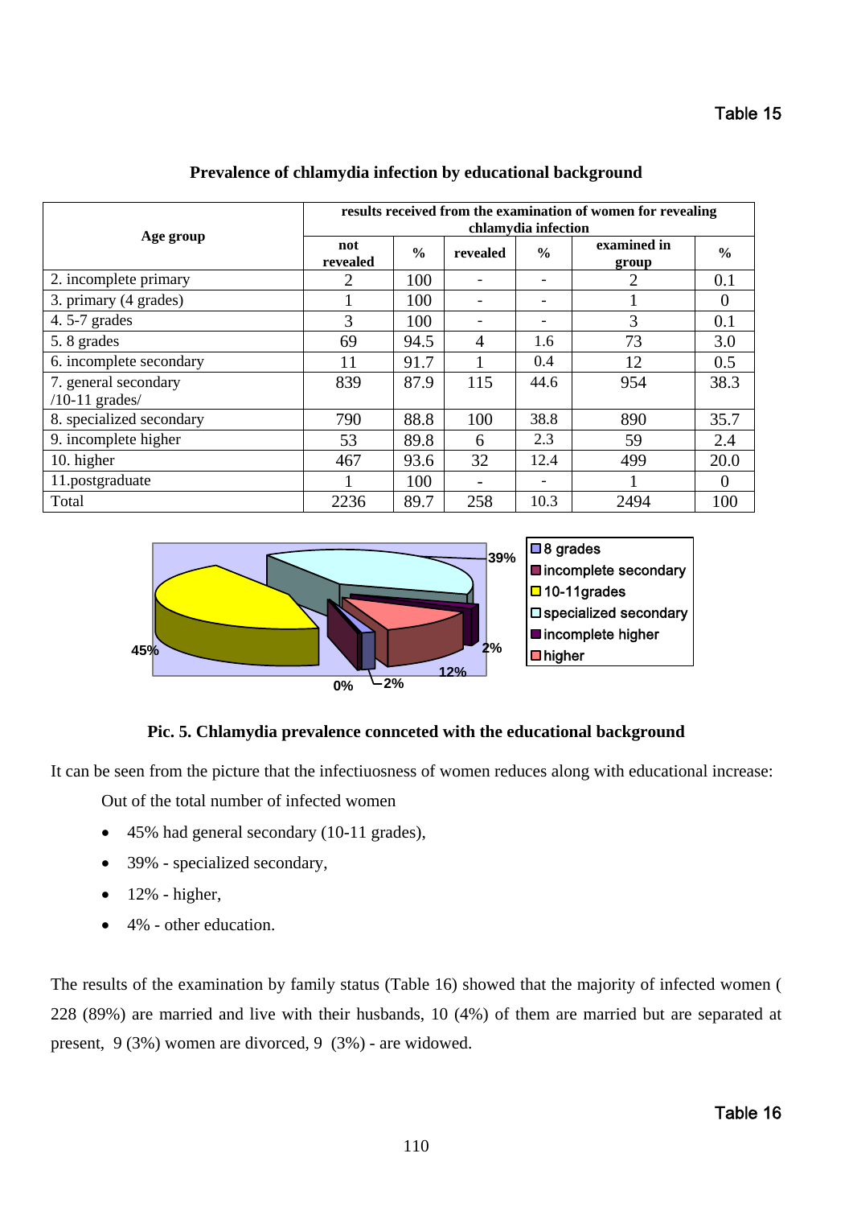Table 15

**Prevalence of chlamydia infection by educational background**

| Age group | results received from the examination of women for revealing chlamydia infection | | | | | |
|---|---|---|---|---|---|---|
| | not revealed | % | revealed | % | examined in group | % |
| 2. incomplete primary | 2 | 100 | - | - | 2 | 0.1 |
| 3. primary (4 grades) | 1 | 100 | - | - | 1 | 0 |
| 4. 5-7 grades | 3 | 100 | - | - | 3 | 0.1 |
| 5. 8 grades | 69 | 94.5 | 4 | 1.6 | 73 | 3.0 |
| 6. incomplete secondary | 11 | 91.7 | 1 | 0.4 | 12 | 0.5 |
| 7. general secondary /10-11 grades/ | 839 | 87.9 | 115 | 44.6 | 954 | 38.3 |
| 8. specialized secondary | 790 | 88.8 | 100 | 38.8 | 890 | 35.7 |
| 9. incomplete higher | 53 | 89.8 | 6 | 2.3 | 59 | 2.4 |
| 10. higher | 467 | 93.6 | 32 | 12.4 | 499 | 20.0 |
| 11.postgraduate | 1 | 100 | - | - | 1 | 0 |
| Total | 2236 | 89.7 | 258 | 10.3 | 2494 | 100 |

**Pic. 5. Chlamydia prevalence connceted with the educational background**

It can be seen from the picture that the infectiuosness of women reduces along with educational increase:

Out of the total number of infected women

- 45% had general secondary (10-11 grades),
- 39% - specialized secondary,
- 12% - higher,
- 4% - other education.

The results of the examination by family status (Table 16) showed that the majority of infected women ( 228 (89%) are married and live with their husbands, 10 (4%) of them are married but are separated at present, 9 (3%) women are divorced, 9 (3%) - are widowed.

Table 16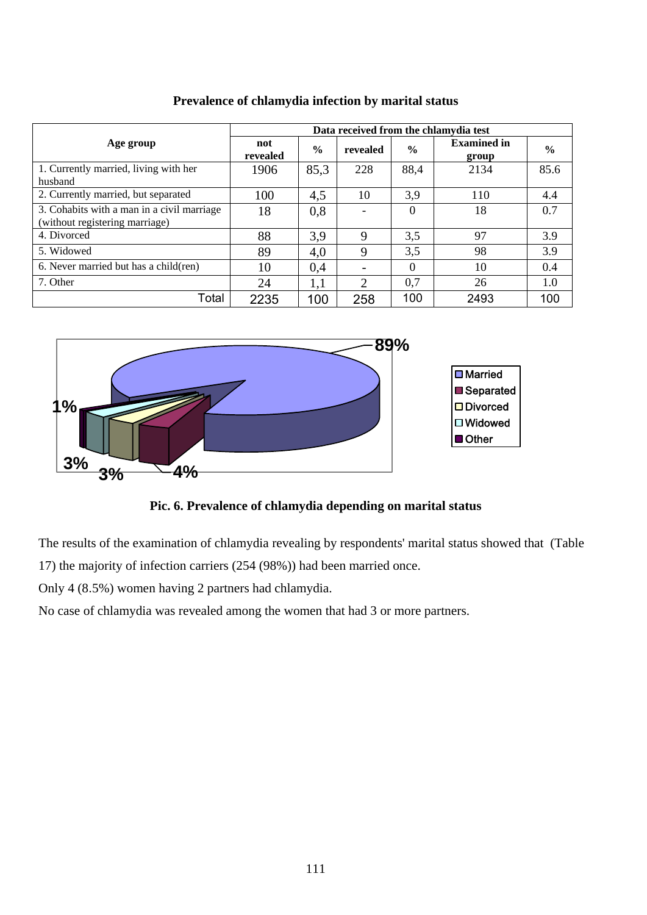## Prevalence of chlamydia infection by marital status

| Age group | Data received from the chlamydia test | | | | | |
|---|---|---|---|---|---|---|
| | not revealed | % | revealed | % | Examined in group | % |
| 1. Currently married, living with her husband | 1906 | 85,3 | 228 | 88,4 | 2134 | 85.6 |
| 2. Currently married, but separated | 100 | 4,5 | 10 | 3,9 | 110 | 4.4 |
| 3. Cohabits with a man in a civil marriage (without registering marriage) | 18 | 0,8 | - | 0 | 18 | 0.7 |
| 4. Divorced | 88 | 3,9 | 9 | 3,5 | 97 | 3.9 |
| 5. Widowed | 89 | 4,0 | 9 | 3,5 | 98 | 3.9 |
| 6. Never married but has a child(ren) | 10 | 0,4 | - | 0 | 10 | 0.4 |
| 7. Other | 24 | 1,1 | 2 | 0,7 | 26 | 1.0 |
| Total | 2235 | 100 | 258 | 100 | 2493 | 100 |

89%

1%

3%

3%

4%

Married
Separated
Divorced
Widowed
Other

**Pic. 6. Prevalence of chlamydia depending on marital status**

The results of the examination of chlamydia revealing by respondents' marital status showed that (Table 17) the majority of infection carriers (254 (98%)) had been married once.

Only 4 (8.5%) women having 2 partners had chlamydia.

No case of chlamydia was revealed among the women that had 3 or more partners.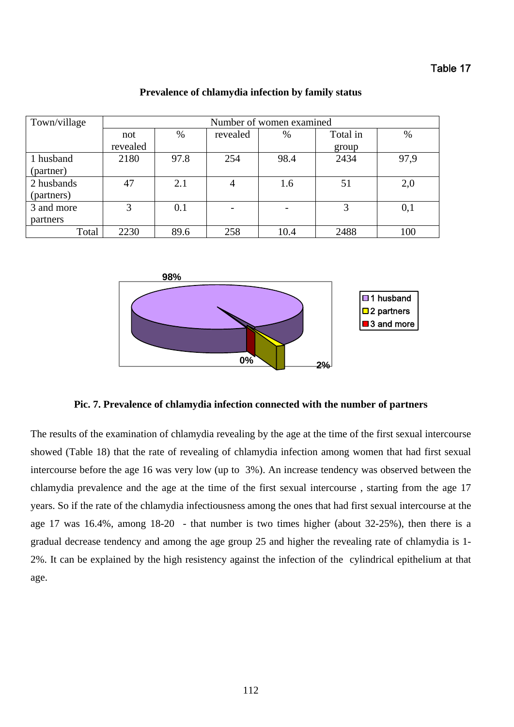Table 17

**Prevalence of chlamydia infection by family status**

| Town/village | Number of women examined | | | | | |
|---|---|---|---|---|---|---|
| | not revealed | % | revealed | % | Total in group | % |
| 1 husband (partner) | 2180 | 97.8 | 254 | 98.4 | 2434 | 97,9 |
| 2 husbands (partners) | 47 | 2.1 | 4 | 1.6 | 51 | 2,0 |
| 3 and more partners | 3 | 0.1 | - | - | 3 | 0,1 |
| Total | 2230 | 89.6 | 258 | 10.4 | 2488 | 100 |

98%

0%

2%

1 husband
2 partners
3 and more

**Pic. 7. Prevalence of chlamydia infection connected with the number of partners**

The results of the examination of chlamydia revealing by the age at the time of the first sexual intercourse showed (Table 18) that the rate of revealing of chlamydia infection among women that had first sexual intercourse before the age 16 was very low (up to 3%). An increase tendency was observed between the chlamydia prevalence and the age at the time of the first sexual intercourse , starting from the age 17 years. So if the rate of the chlamydia infectiousness among the ones that had first sexual intercourse at the age 17 was 16.4%, among 18-20 - that number is two times higher (about 32-25%), then there is a gradual decrease tendency and among the age group 25 and higher the revealing rate of chlamydia is 1-2%. It can be explained by the high resistency against the infection of the cylindrical epithelium at that age.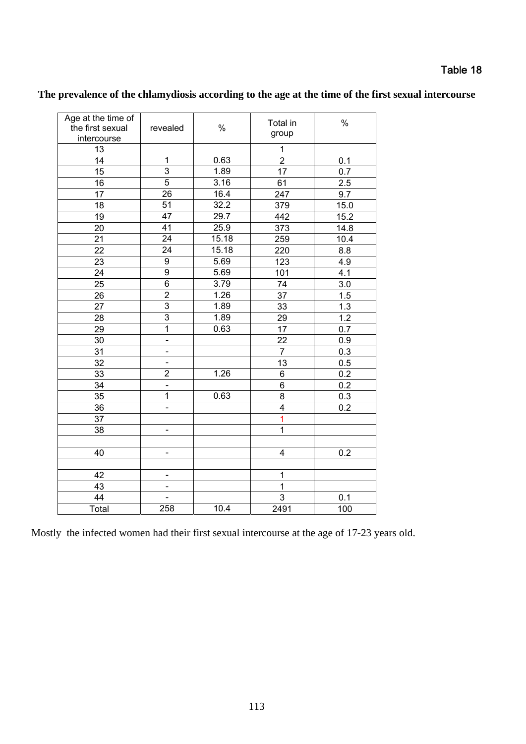Table 18

**The prevalence of the chlamydiosis according to the age at the time of the first sexual intercourse**

| Age at the time of the first sexual intercourse | revealed | % | Total in group | % |
|---|---|---|---|---|
| 13 | | | 1 | |
| 14 | 1 | 0.63 | 2 | 0.1 |
| 15 | 3 | 1.89 | 17 | 0.7 |
| 16 | 5 | 3.16 | 61 | 2.5 |
| 17 | 26 | 16.4 | 247 | 9.7 |
| 18 | 51 | 32.2 | 379 | 15.0 |
| 19 | 47 | 29.7 | 442 | 15.2 |
| 20 | 41 | 25.9 | 373 | 14.8 |
| 21 | 24 | 15.18 | 259 | 10.4 |
| 22 | 24 | 15.18 | 220 | 8.8 |
| 23 | 9 | 5.69 | 123 | 4.9 |
| 24 | 9 | 5.69 | 101 | 4.1 |
| 25 | 6 | 3.79 | 74 | 3.0 |
| 26 | 2 | 1.26 | 37 | 1.5 |
| 27 | 3 | 1.89 | 33 | 1.3 |
| 28 | 3 | 1.89 | 29 | 1.2 |
| 29 | 1 | 0.63 | 17 | 0.7 |
| 30 | - | | 22 | 0.9 |
| 31 | - | | 7 | 0.3 |
| 32 | - | | 13 | 0.5 |
| 33 | 2 | 1.26 | 6 | 0.2 |
| 34 | - | | 6 | 0.2 |
| 35 | 1 | 0.63 | 8 | 0.3 |
| 36 | - | | 4 | 0.2 |
| 37 | | | 1 | |
| 38 | - | | 1 | |
| | | | | |
| 40 | - | | 4 | 0.2 |
| | | | | |
| 42 | - | | 1 | |
| 43 | - | | 1 | |
| 44 | - | | 3 | 0.1 |
| Total | 258 | 10.4 | 2491 | 100 |

Mostly the infected women had their first sexual intercourse at the age of 17-23 years old.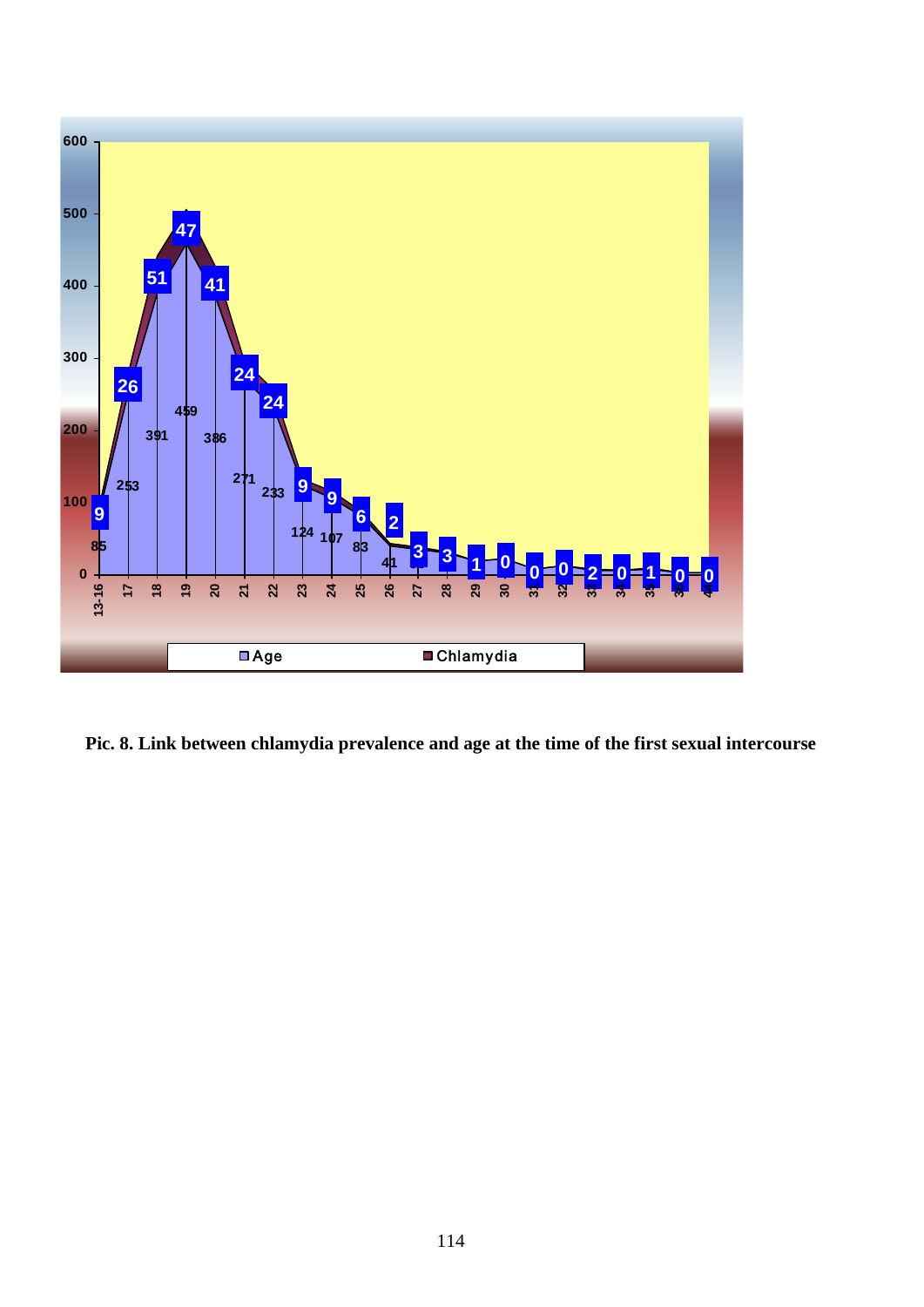Pic. 8. Link between chlamydia prevalence and age at the time of the first sexual intercourse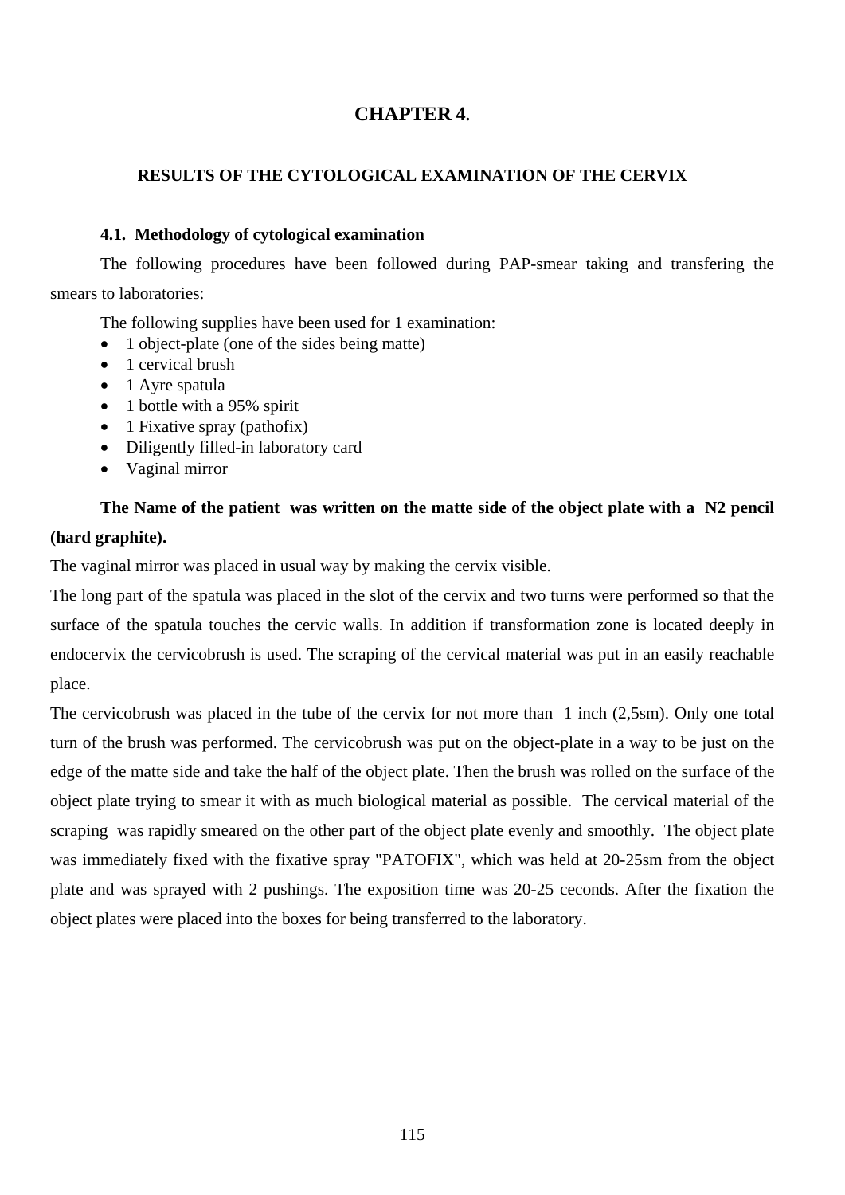# CHAPTER 4.

## RESULTS OF THE CYTOLOGICAL EXAMINATION OF THE CERVIX

### 4.1. Methodology of cytological examination

The following procedures have been followed during PAP-smear taking and transfering the smears to laboratories:

The following supplies have been used for 1 examination:

- 1 object-plate (one of the sides being matte)
- 1 cervical brush
- 1 Ayre spatula
- 1 bottle with a 95% spirit
- 1 Fixative spray (pathofix)
- Diligently filled-in laboratory card
- Vaginal mirror

**The Name of the patient was written on the matte side of the object plate with a N2 pencil (hard graphite).**

The vaginal mirror was placed in usual way by making the cervix visible.

The long part of the spatula was placed in the slot of the cervix and two turns were performed so that the surface of the spatula touches the cervic walls. In addition if transformation zone is located deeply in endocervix the cervicobrush is used. The scraping of the cervical material was put in an easily reachable place.

The cervicobrush was placed in the tube of the cervix for not more than 1 inch (2,5sm). Only one total turn of the brush was performed. The cervicobrush was put on the object-plate in a way to be just on the edge of the matte side and take the half of the object plate. Then the brush was rolled on the surface of the object plate trying to smear it with as much biological material as possible. The cervical material of the scraping was rapidly smeared on the other part of the object plate evenly and smoothly. The object plate was immediately fixed with the fixative spray "PATOFIX", which was held at 20-25sm from the object plate and was sprayed with 2 pushings. The exposition time was 20-25 ceconds. After the fixation the object plates were placed into the boxes for being transferred to the laboratory.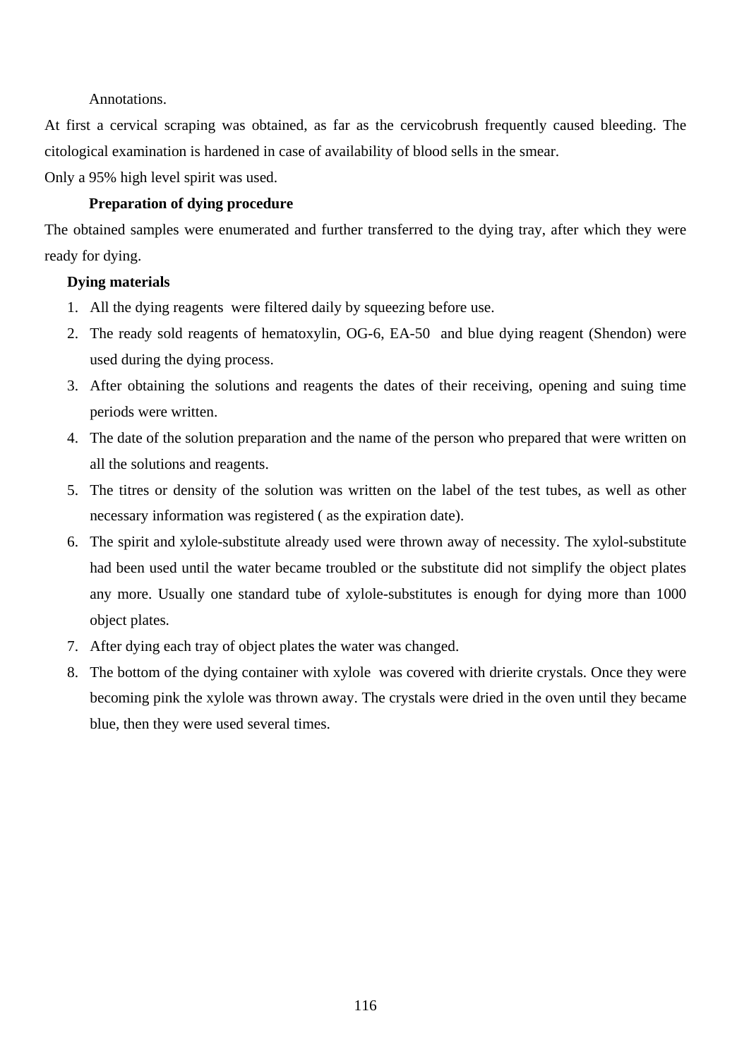Annotations.

At first a cervical scraping was obtained, as far as the cervicobrush frequently caused bleeding. The citological examination is hardened in case of availability of blood sells in the smear.

Only a 95% high level spirit was used.

**Preparation of dying procedure**

The obtained samples were enumerated and further transferred to the dying tray, after which they were ready for dying.

**Dying materials**

1. All the dying reagents were filtered daily by squeezing before use.
2. The ready sold reagents of hematoxylin, OG-6, EA-50 and blue dying reagent (Shendon) were used during the dying process.
3. After obtaining the solutions and reagents the dates of their receiving, opening and suing time periods were written.
4. The date of the solution preparation and the name of the person who prepared that were written on all the solutions and reagents.
5. The titres or density of the solution was written on the label of the test tubes, as well as other necessary information was registered ( as the expiration date).
6. The spirit and xylole-substitute already used were thrown away of necessity. The xylol-substitute had been used until the water became troubled or the substitute did not simplify the object plates any more. Usually one standard tube of xylole-substitutes is enough for dying more than 1000 object plates.
7. After dying each tray of object plates the water was changed.
8. The bottom of the dying container with xylole was covered with drierite crystals. Once they were becoming pink the xylole was thrown away. The crystals were dried in the oven until they became blue, then they were used several times.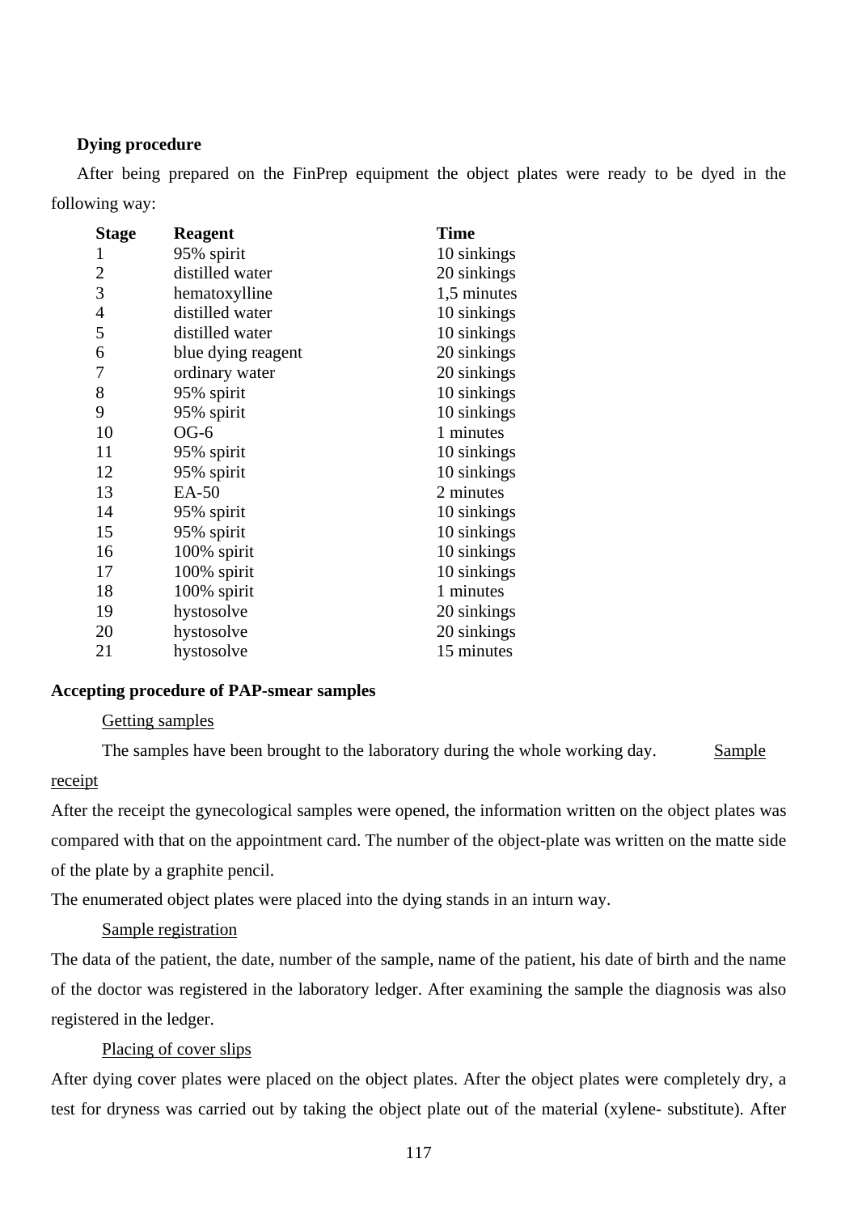**Dying procedure**

After being prepared on the FinPrep equipment the object plates were ready to be dyed in the following way:

| Stage | Reagent | Time |
|---|---|---|
| 1 | 95% spirit | 10 sinkings |
| 2 | distilled water | 20 sinkings |
| 3 | hematoxylline | 1,5 minutes |
| 4 | distilled water | 10 sinkings |
| 5 | distilled water | 10 sinkings |
| 6 | blue dying reagent | 20 sinkings |
| 7 | ordinary water | 20 sinkings |
| 8 | 95% spirit | 10 sinkings |
| 9 | 95% spirit | 10 sinkings |
| 10 | OG-6 | 1 minutes |
| 11 | 95% spirit | 10 sinkings |
| 12 | 95% spirit | 10 sinkings |
| 13 | EA-50 | 2 minutes |
| 14 | 95% spirit | 10 sinkings |
| 15 | 95% spirit | 10 sinkings |
| 16 | 100% spirit | 10 sinkings |
| 17 | 100% spirit | 10 sinkings |
| 18 | 100% spirit | 1 minutes |
| 19 | hystosolve | 20 sinkings |
| 20 | hystosolve | 20 sinkings |
| 21 | hystosolve | 15 minutes |

**Accepting procedure of PAP-smear samples**

Getting samples

The samples have been brought to the laboratory during the whole working day.

Sample receipt

After the receipt the gynecological samples were opened, the information written on the object plates was compared with that on the appointment card. The number of the object-plate was written on the matte side of the plate by a graphite pencil.

The enumerated object plates were placed into the dying stands in an inturn way.

Sample registration

The data of the patient, the date, number of the sample, name of the patient, his date of birth and the name of the doctor was registered in the laboratory ledger. After examining the sample the diagnosis was also registered in the ledger.

Placing of cover slips

After dying cover plates were placed on the object plates. After the object plates were completely dry, a test for dryness was carried out by taking the object plate out of the material (xylene- substitute). After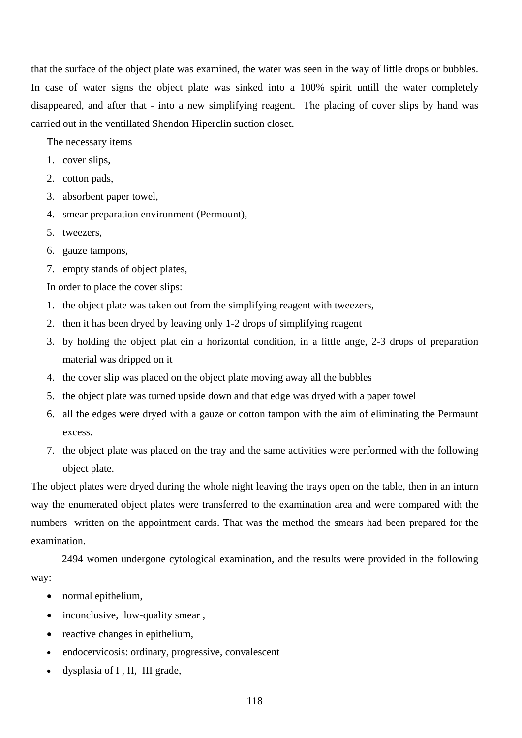that the surface of the object plate was examined, the water was seen in the way of little drops or bubbles. In case of water signs the object plate was sinked into a 100% spirit untill the water completely disappeared, and after that - into a new simplifying reagent. The placing of cover slips by hand was carried out in the ventillated Shendon Hiperclin suction closet.

The necessary items

1. cover slips,
2. cotton pads,
3. absorbent paper towel,
4. smear preparation environment (Permount),
5. tweezers,
6. gauze tampons,
7. empty stands of object plates,

In order to place the cover slips:

1. the object plate was taken out from the simplifying reagent with tweezers,
2. then it has been dryed by leaving only 1-2 drops of simplifying reagent
3. by holding the object plat ein a horizontal condition, in a little ange, 2-3 drops of preparation material was dripped on it
4. the cover slip was placed on the object plate moving away all the bubbles
5. the object plate was turned upside down and that edge was dryed with a paper towel
6. all the edges were dryed with a gauze or cotton tampon with the aim of eliminating the Permaunt excess.
7. the object plate was placed on the tray and the same activities were performed with the following object plate.

The object plates were dryed during the whole night leaving the trays open on the table, then in an inturn way the enumerated object plates were transferred to the examination area and were compared with the numbers written on the appointment cards. That was the method the smears had been prepared for the examination.

2494 women undergone cytological examination, and the results were provided in the following way:

- normal epithelium,
- inconclusive, low-quality smear ,
- reactive changes in epithelium,
- endocervicosis: ordinary, progressive, convalescent
- dysplasia of I , II, III grade,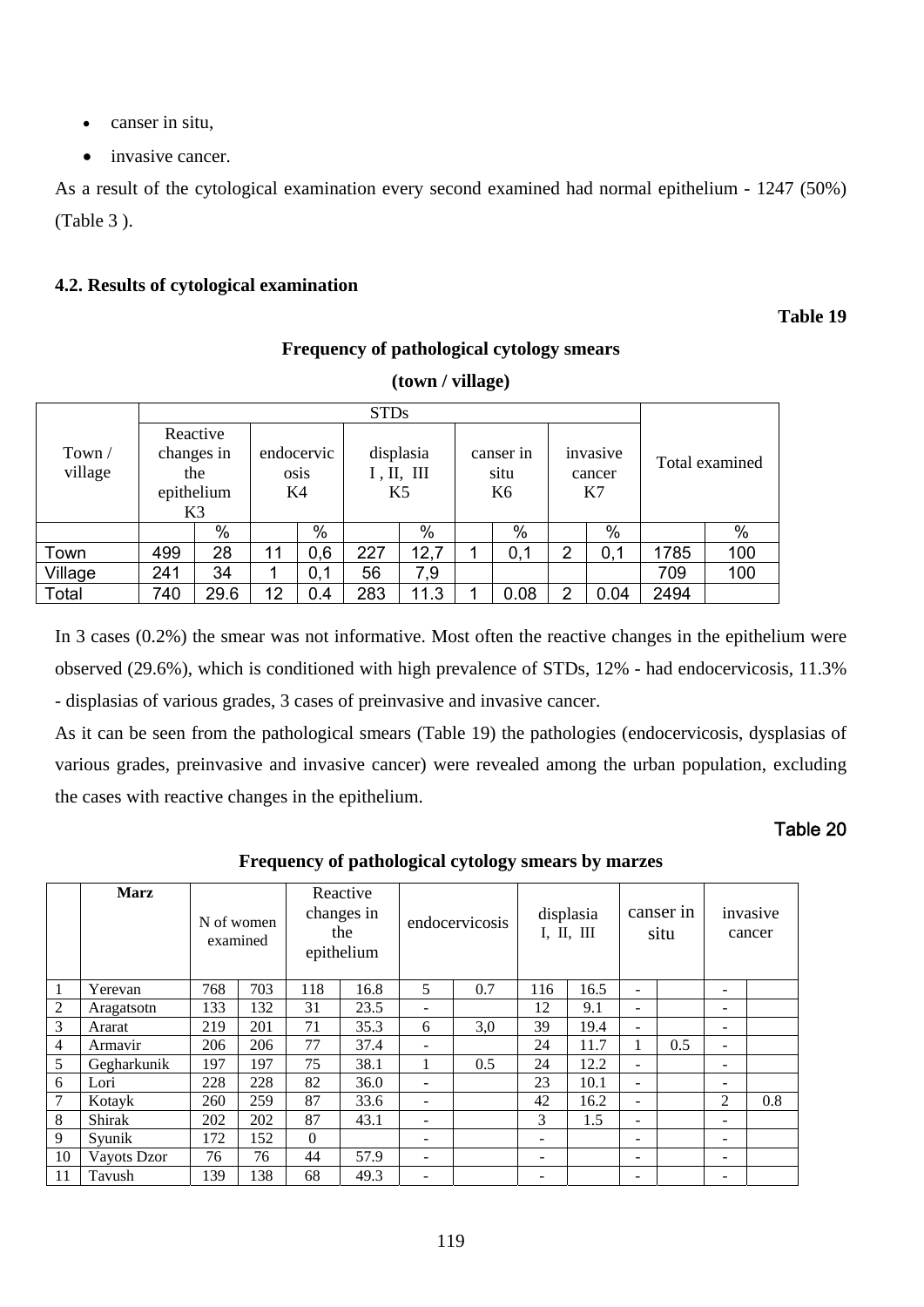- canser in situ,
- invasive cancer.

As a result of the cytological examination every second examined had normal epithelium - 1247 (50%) (Table 3 ).

### 4.2. Results of cytological examination

**Table 19**

**Frequency of pathological cytology smears**

**(town / village)**

| Town / village | STDs | | | | | | | | | | Total examined | |
|---|---|---|---|---|---|---|---|---|---|---|---|---|
| | Reactive changes in the epithelium K3 | | endocervicosis K4 | | displasia I , II, III K5 | | canser in situ K6 | | invasive cancer K7 | | | |
| | | % | | % | | % | | % | | % | | % |
| Town | 499 | 28 | 11 | 0,6 | 227 | 12,7 | 1 | 0,1 | 2 | 0,1 | 1785 | 100 |
| Village | 241 | 34 | 1 | 0,1 | 56 | 7,9 | | | | | 709 | 100 |
| Total | 740 | 29.6 | 12 | 0.4 | 283 | 11.3 | 1 | 0.08 | 2 | 0.04 | 2494 | |

In 3 cases (0.2%) the smear was not informative. Most often the reactive changes in the epithelium were observed (29.6%), which is conditioned with high prevalence of STDs, 12% - had endocervicosis, 11.3% - displasias of various grades, 3 cases of preinvasive and invasive cancer.

As it can be seen from the pathological smears (Table 19) the pathologies (endocervicosis, dysplasias of various grades, preinvasive and invasive cancer) were revealed among the urban population, excluding the cases with reactive changes in the epithelium.

**Table 20**

**Frequency of pathological cytology smears by marzes**

| | Marz | N of women examined | | Reactive changes in the epithelium | | endocervicosis | | displasia I, II, III | | canser in situ | | invasive cancer | |
|---|---|---|---|---|---|---|---|---|---|---|---|---|---|
| 1 | Yerevan | 768 | 703 | 118 | 16.8 | 5 | 0.7 | 116 | 16.5 | - | | - | |
| 2 | Aragatsotn | 133 | 132 | 31 | 23.5 | - | | 12 | 9.1 | - | | - | |
| 3 | Ararat | 219 | 201 | 71 | 35.3 | 6 | 3,0 | 39 | 19.4 | - | | - | |
| 4 | Armavir | 206 | 206 | 77 | 37.4 | - | | 24 | 11.7 | 1 | 0.5 | - | |
| 5 | Gegharkunik | 197 | 197 | 75 | 38.1 | 1 | 0.5 | 24 | 12.2 | - | | - | |
| 6 | Lori | 228 | 228 | 82 | 36.0 | - | | 23 | 10.1 | - | | - | |
| 7 | Kotayk | 260 | 259 | 87 | 33.6 | - | | 42 | 16.2 | - | | 2 | 0.8 |
| 8 | Shirak | 202 | 202 | 87 | 43.1 | - | | 3 | 1.5 | - | | - | |
| 9 | Syunik | 172 | 152 | 0 | | - | | - | | - | | - | |
| 10 | Vayots Dzor | 76 | 76 | 44 | 57.9 | - | | - | | - | | - | |
| 11 | Tavush | 139 | 138 | 68 | 49.3 | - | | - | | - | | - | |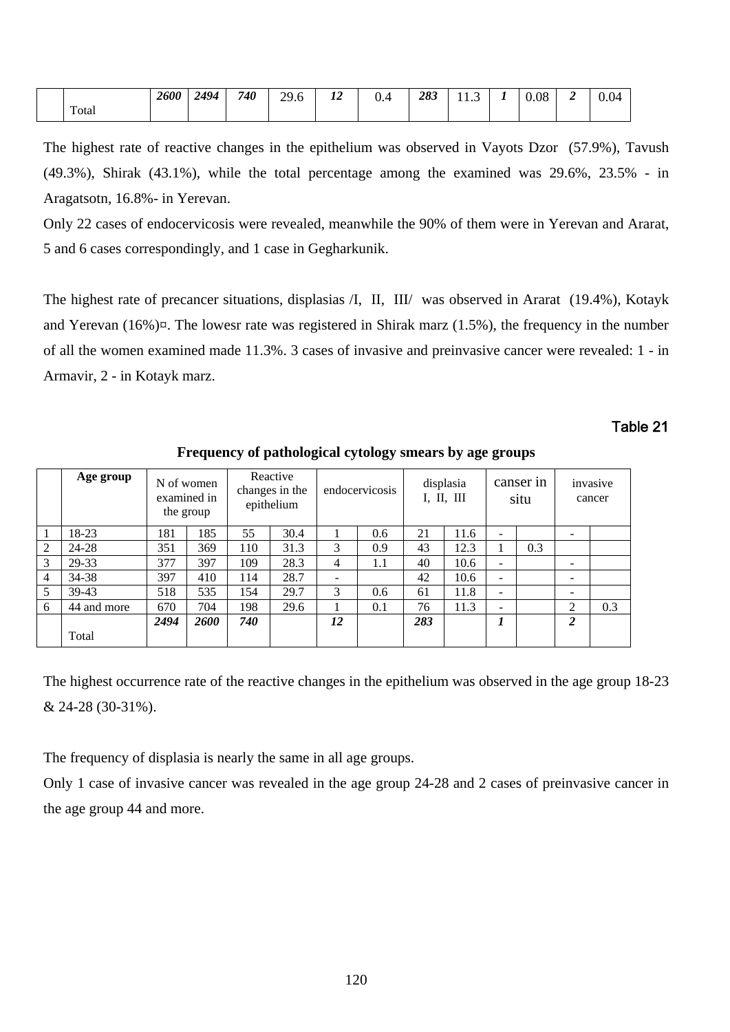|  | Total | 2600 | 2494 | 740 | 29.6 | 12 | 0.4 | 283 | 11.3 | 1 | 0.08 | 2 | 0.04 |
|---|---|---|---|---|---|---|---|---|---|---|---|---|---|

The highest rate of reactive changes in the epithelium was observed in Vayots Dzor (57.9%), Tavush (49.3%), Shirak (43.1%), while the total percentage among the examined was 29.6%, 23.5% - in Aragatsotn, 16.8%- in Yerevan.

Only 22 cases of endocervicosis were revealed, meanwhile the 90% of them were in Yerevan and Ararat, 5 and 6 cases correspondingly, and 1 case in Gegharkunik.

The highest rate of precancer situations, displasias /I, II, III/ was observed in Ararat (19.4%), Kotayk and Yerevan (16%)¤. The lowesr rate was registered in Shirak marz (1.5%), the frequency in the number of all the women examined made 11.3%. 3 cases of invasive and preinvasive cancer were revealed: 1 - in Armavir, 2 - in Kotayk marz.

Table 21

**Frequency of pathological cytology smears by age groups**

|  | Age group | N of women examined in the group | | Reactive changes in the epithelium | | endocervicosis | | displasia I, II, III | | canser in situ | | invasive cancer | |
|---|---|---|---|---|---|---|---|---|---|---|---|---|---|
| 1 | 18-23 | 181 | 185 | 55 | 30.4 | 1 | 0.6 | 21 | 11.6 | - | | - | |
| 2 | 24-28 | 351 | 369 | 110 | 31.3 | 3 | 0.9 | 43 | 12.3 | 1 | 0.3 | | |
| 3 | 29-33 | 377 | 397 | 109 | 28.3 | 4 | 1.1 | 40 | 10.6 | - | | - | |
| 4 | 34-38 | 397 | 410 | 114 | 28.7 | - | | 42 | 10.6 | - | | - | |
| 5 | 39-43 | 518 | 535 | 154 | 29.7 | 3 | 0.6 | 61 | 11.8 | - | | - | |
| 6 | 44 and more | 670 | 704 | 198 | 29.6 | 1 | 0.1 | 76 | 11.3 | - | | 2 | 0.3 |
|  | Total | ***2494*** | ***2600*** | ***740*** | | ***12*** | | ***283*** | | ***1*** | | ***2*** | |

The highest occurrence rate of the reactive changes in the epithelium was observed in the age group 18-23 & 24-28 (30-31%).

The frequency of displasia is nearly the same in all age groups.

Only 1 case of invasive cancer was revealed in the age group 24-28 and 2 cases of preinvasive cancer in the age group 44 and more.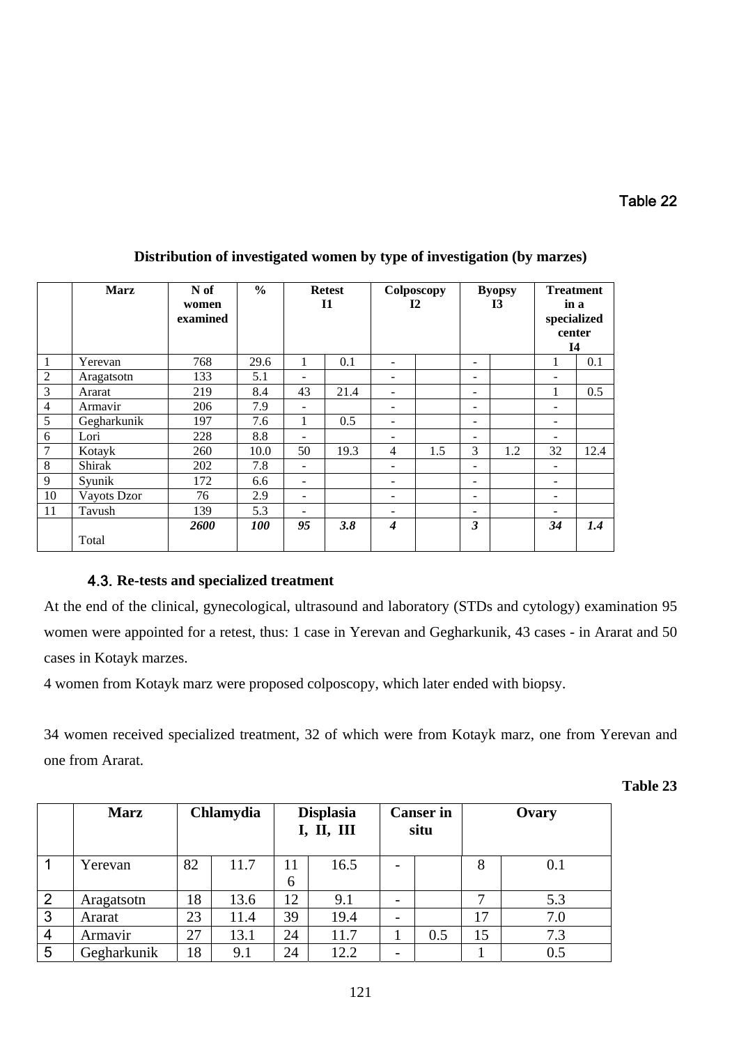Table 22

**Distribution of investigated women by type of investigation (by marzes)**

| | Marz | N of women examined | % | Retest I1 | | Colposcopy I2 | | Byopsy I3 | | Treatment in a specialized center I4 | |
|---|---|---|---|---|---|---|---|---|---|---|---|
| 1 | Yerevan | 768 | 29.6 | 1 | 0.1 | - | | - | | 1 | 0.1 |
| 2 | Aragatsotn | 133 | 5.1 | - | | - | | - | | - | |
| 3 | Ararat | 219 | 8.4 | 43 | 21.4 | - | | - | | 1 | 0.5 |
| 4 | Armavir | 206 | 7.9 | - | | - | | - | | - | |
| 5 | Gegharkunik | 197 | 7.6 | 1 | 0.5 | - | | - | | - | |
| 6 | Lori | 228 | 8.8 | - | | - | | - | | - | |
| 7 | Kotayk | 260 | 10.0 | 50 | 19.3 | 4 | 1.5 | 3 | 1.2 | 32 | 12.4 |
| 8 | Shirak | 202 | 7.8 | - | | - | | - | | - | |
| 9 | Syunik | 172 | 6.6 | - | | - | | - | | - | |
| 10 | Vayots Dzor | 76 | 2.9 | - | | - | | - | | - | |
| 11 | Tavush | 139 | 5.3 | - | | - | | - | | - | |
| | Total | ***2600*** | ***100*** | ***95*** | ***3.8*** | ***4*** | | ***3*** | | ***34*** | ***1.4*** |

### 4.3. Re-tests and specialized treatment

At the end of the clinical, gynecological, ultrasound and laboratory (STDs and cytology) examination 95 women were appointed for a retest, thus: 1 case in Yerevan and Gegharkunik, 43 cases - in Ararat and 50 cases in Kotayk marzes.

4 women from Kotayk marz were proposed colposcopy, which later ended with biopsy.

34 women received specialized treatment, 32 of which were from Kotayk marz, one from Yerevan and one from Ararat.

**Table 23**

| | Marz | Chlamydia | | Displasia I, II, III | | Canser in situ | | Ovary | |
|---|---|---|---|---|---|---|---|---|---|
| 1 | Yerevan | 82 | 11.7 | 116 | 16.5 | - | | 8 | 0.1 |
| 2 | Aragatsotn | 18 | 13.6 | 12 | 9.1 | - | | 7 | 5.3 |
| 3 | Ararat | 23 | 11.4 | 39 | 19.4 | - | | 17 | 7.0 |
| 4 | Armavir | 27 | 13.1 | 24 | 11.7 | 1 | 0.5 | 15 | 7.3 |
| 5 | Gegharkunik | 18 | 9.1 | 24 | 12.2 | - | | 1 | 0.5 |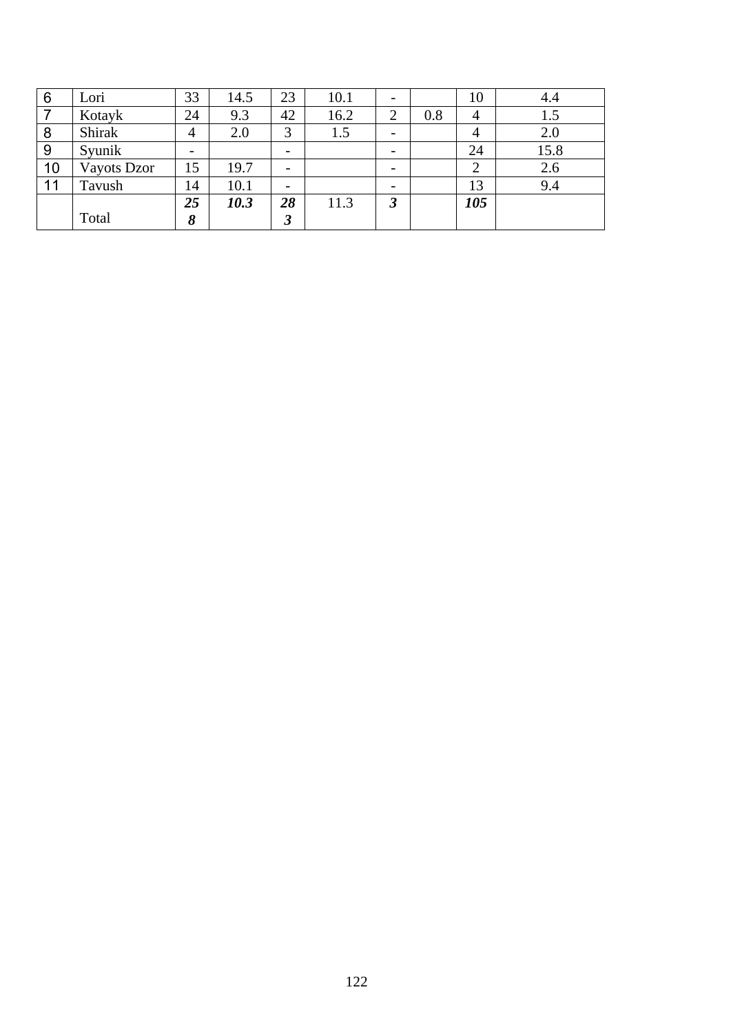| 6 | Lori | 33 | 14.5 | 23 | 10.1 | - | | 10 | 4.4 |
|---|---|---|---|---|---|---|---|---|---|
| 7 | Kotayk | 24 | 9.3 | 42 | 16.2 | 2 | 0.8 | 4 | 1.5 |
| 8 | Shirak | 4 | 2.0 | 3 | 1.5 | - | | 4 | 2.0 |
| 9 | Syunik | - | | - | | - | | 24 | 15.8 |
| 10 | Vayots Dzor | 15 | 19.7 | - | | - | | 2 | 2.6 |
| 11 | Tavush | 14 | 10.1 | - | | - | | 13 | 9.4 |
| | Total | ***258*** | ***10.3*** | ***283*** | 11.3 | ***3*** | | ***105*** | |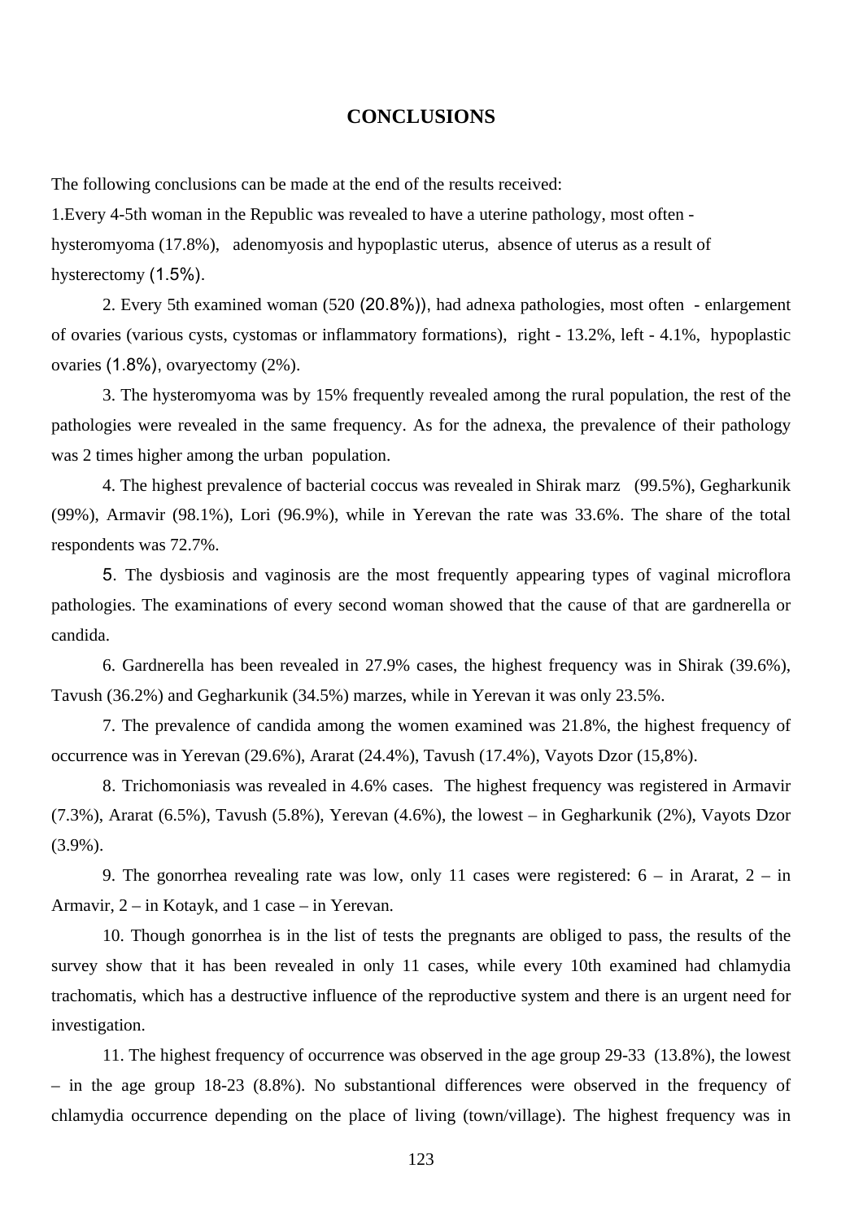# CONCLUSIONS

The following conclusions can be made at the end of the results received:

1.Every 4-5th woman in the Republic was revealed to have a uterine pathology, most often - hysteromyoma (17.8%), adenomyosis and hypoplastic uterus, absence of uterus as a result of hysterectomy (1.5%).

2. Every 5th examined woman (520 (20.8%)), had adnexa pathologies, most often - enlargement of ovaries (various cysts, cystomas or inflammatory formations), right - 13.2%, left - 4.1%, hypoplastic ovaries (1.8%), ovaryectomy (2%).

3. The hysteromyoma was by 15% frequently revealed among the rural population, the rest of the pathologies were revealed in the same frequency. As for the adnexa, the prevalence of their pathology was 2 times higher among the urban population.

4. The highest prevalence of bacterial coccus was revealed in Shirak marz (99.5%), Gegharkunik (99%), Armavir (98.1%), Lori (96.9%), while in Yerevan the rate was 33.6%. The share of the total respondents was 72.7%.

5. The dysbiosis and vaginosis are the most frequently appearing types of vaginal microflora pathologies. The examinations of every second woman showed that the cause of that are gardnerella or candida.

6. Gardnerella has been revealed in 27.9% cases, the highest frequency was in Shirak (39.6%), Tavush (36.2%) and Gegharkunik (34.5%) marzes, while in Yerevan it was only 23.5%.

7. The prevalence of candida among the women examined was 21.8%, the highest frequency of occurrence was in Yerevan (29.6%), Ararat (24.4%), Tavush (17.4%), Vayots Dzor (15,8%).

8. Trichomoniasis was revealed in 4.6% cases. The highest frequency was registered in Armavir (7.3%), Ararat (6.5%), Tavush (5.8%), Yerevan (4.6%), the lowest – in Gegharkunik (2%), Vayots Dzor (3.9%).

9. The gonorrhea revealing rate was low, only 11 cases were registered: 6 – in Ararat, 2 – in Armavir, 2 – in Kotayk, and 1 case – in Yerevan.

10. Though gonorrhea is in the list of tests the pregnants are obliged to pass, the results of the survey show that it has been revealed in only 11 cases, while every 10th examined had chlamydia trachomatis, which has a destructive influence of the reproductive system and there is an urgent need for investigation.

11. The highest frequency of occurrence was observed in the age group 29-33 (13.8%), the lowest – in the age group 18-23 (8.8%). No substantional differences were observed in the frequency of chlamydia occurrence depending on the place of living (town/village). The highest frequency was in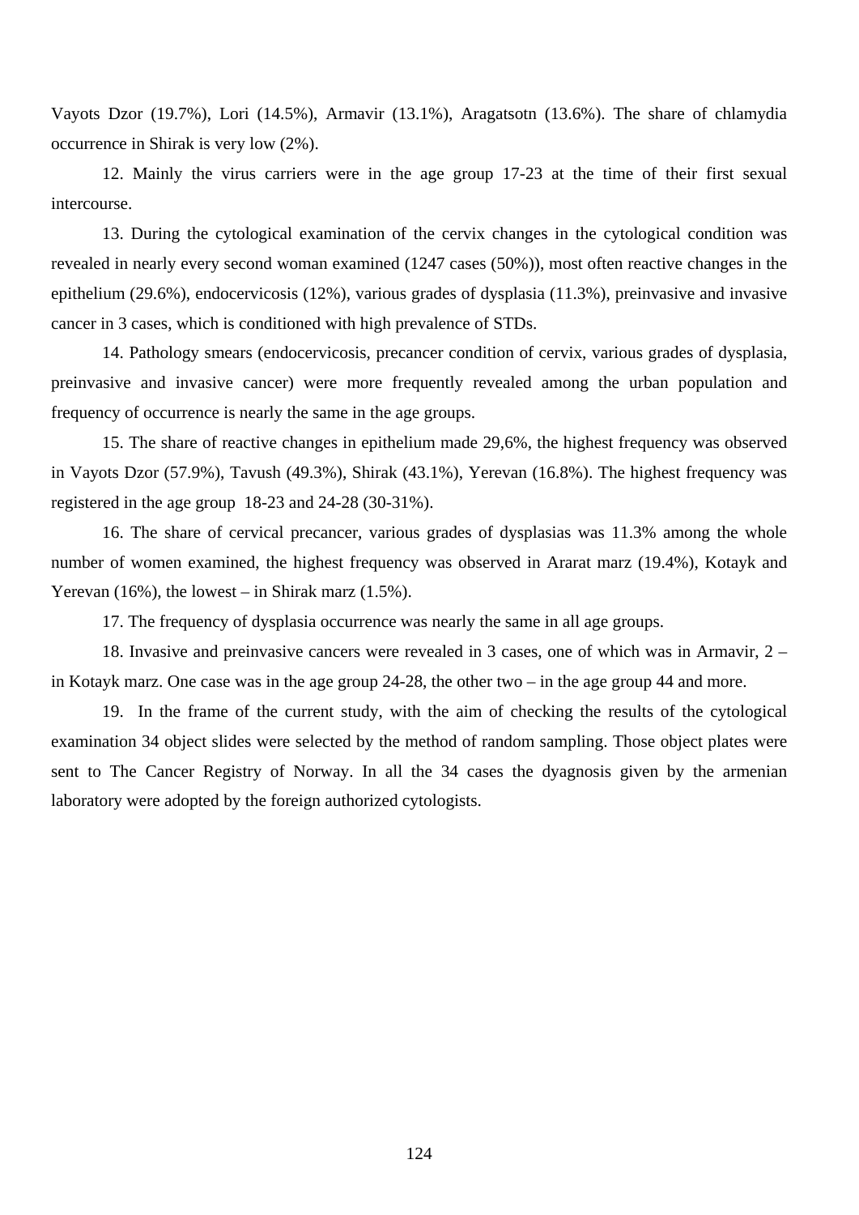Vayots Dzor (19.7%), Lori (14.5%), Armavir (13.1%), Aragatsotn (13.6%). The share of chlamydia occurrence in Shirak is very low (2%).

12. Mainly the virus carriers were in the age group 17-23 at the time of their first sexual intercourse.

13. During the cytological examination of the cervix changes in the cytological condition was revealed in nearly every second woman examined (1247 cases (50%)), most often reactive changes in the epithelium (29.6%), endocervicosis (12%), various grades of dysplasia (11.3%), preinvasive and invasive cancer in 3 cases, which is conditioned with high prevalence of STDs.

14. Pathology smears (endocervicosis, precancer condition of cervix, various grades of dysplasia, preinvasive and invasive cancer) were more frequently revealed among the urban population and frequency of occurrence is nearly the same in the age groups.

15. The share of reactive changes in epithelium made 29,6%, the highest frequency was observed in Vayots Dzor (57.9%), Tavush (49.3%), Shirak (43.1%), Yerevan (16.8%). The highest frequency was registered in the age group 18-23 and 24-28 (30-31%).

16. The share of cervical precancer, various grades of dysplasias was 11.3% among the whole number of women examined, the highest frequency was observed in Ararat marz (19.4%), Kotayk and Yerevan (16%), the lowest – in Shirak marz (1.5%).

17. The frequency of dysplasia occurrence was nearly the same in all age groups.

18. Invasive and preinvasive cancers were revealed in 3 cases, one of which was in Armavir, 2 – in Kotayk marz. One case was in the age group 24-28, the other two – in the age group 44 and more.

19. In the frame of the current study, with the aim of checking the results of the cytological examination 34 object slides were selected by the method of random sampling. Those object plates were sent to The Cancer Registry of Norway. In all the 34 cases the dyagnosis given by the armenian laboratory were adopted by the foreign authorized cytologists.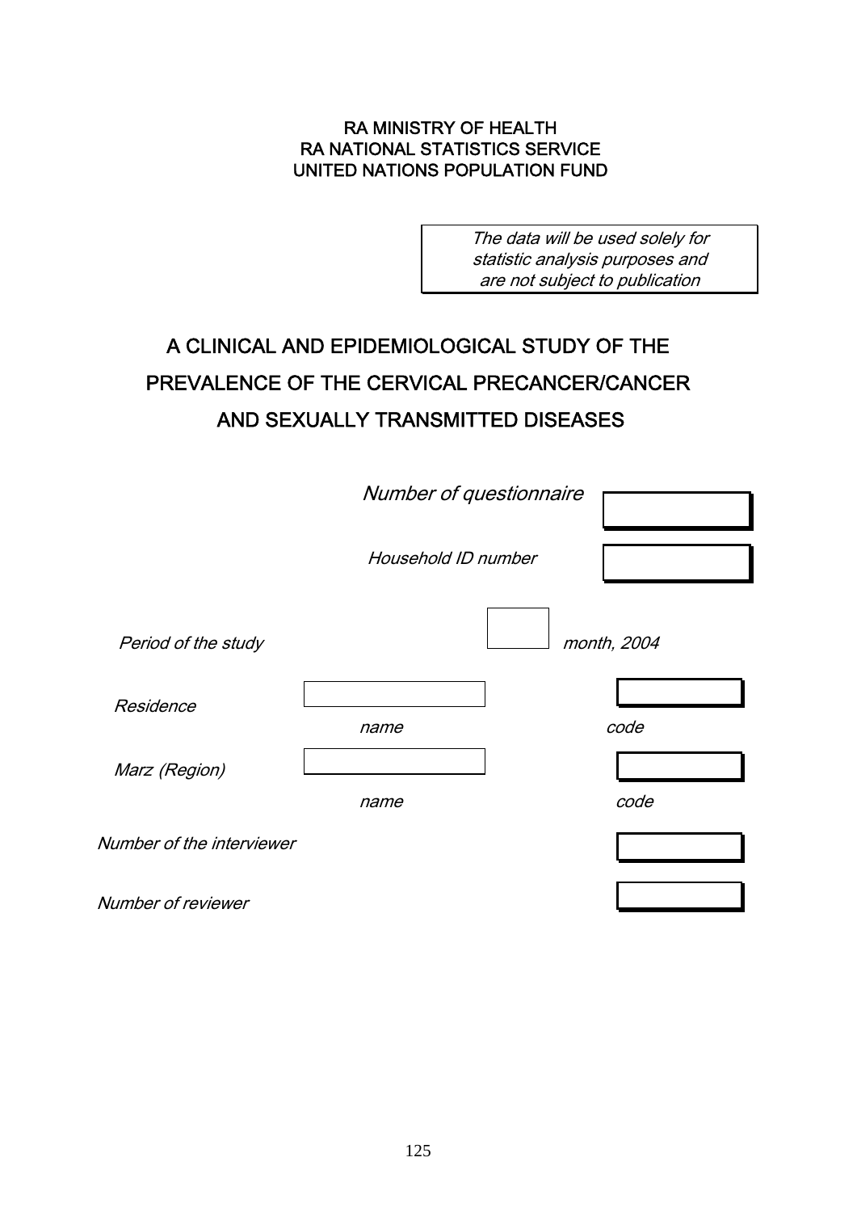RA MINISTRY OF HEALTH
RA NATIONAL STATISTICS SERVICE
UNITED NATIONS POPULATION FUND

*The data will be used solely for statistic analysis purposes and are not subject to publication*

# A CLINICAL AND EPIDEMIOLOGICAL STUDY OF THE PREVALENCE OF THE CERVICAL PRECANCER/CANCER AND SEXUALLY TRANSMITTED DISEASES

*Number of questionnaire* [ ]

*Household ID number* [ ]

*Period of the study* [ ] *month, 2004*

*Residence* [ ] *name* [ ] *code*

*Marz (Region)* [ ] *name* [ ] *code*

*Number of the interviewer* [ ]

*Number of reviewer* [ ]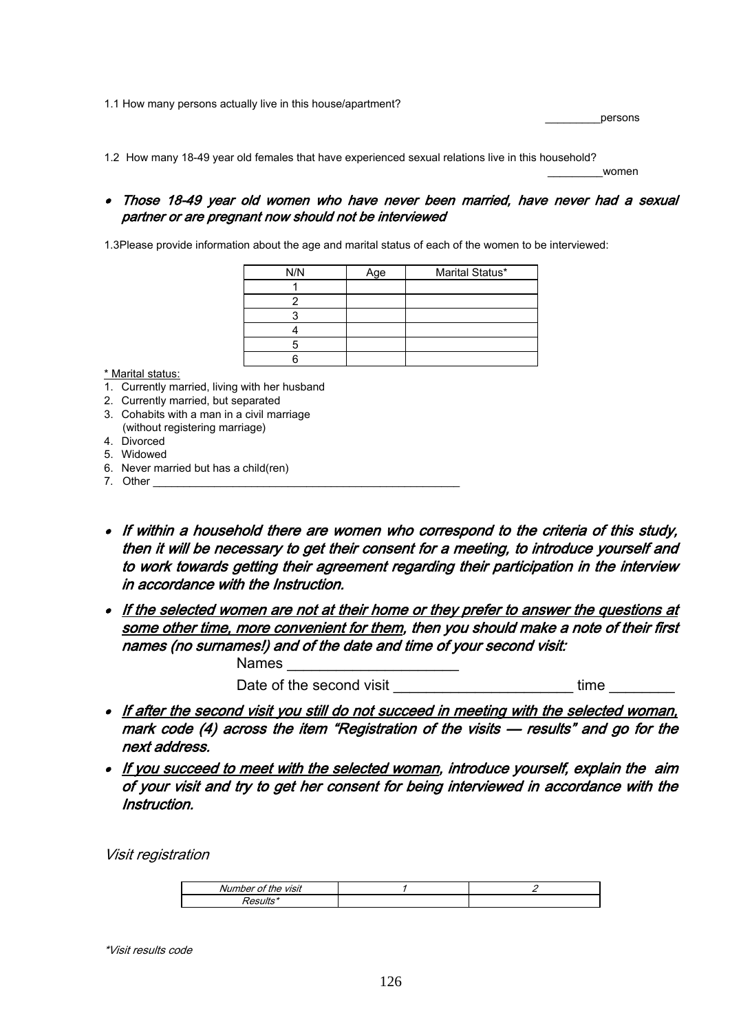1.1 How many persons actually live in this house/apartment?

_________persons

1.2 How many 18-49 year old females that have experienced sexual relations live in this household?

_________women

- ***Those 18-49 year old women who have never been married, have never had a sexual partner or are pregnant now should not be interviewed***

1.3Please provide information about the age and marital status of each of the women to be interviewed:

| N/N | Age | Marital Status* |
|---|---|---|
| 1 | | |
| 2 | | |
| 3 | | |
| 4 | | |
| 5 | | |
| 6 | | |

<u>* Marital status:</u>

1. Currently married, living with her husband
2. Currently married, but separated
3. Cohabits with a man in a civil marriage (without registering marriage)
4. Divorced
5. Widowed
6. Never married but has a child(ren)
7. Other ___________________________________________________

- ***If within a household there are women who correspond to the criteria of this study, then it will be necessary to get their consent for a meeting, to introduce yourself and to work towards getting their agreement regarding their participation in the interview in accordance with the Instruction.***
- ***<u>If the selected women are not at their home or they prefer to answer the questions at some other time, more convenient for them</u>, then you should make a note of their first names (no surnames!) and of the date and time of your second visit:***

  Names ____________________

  Date of the second visit _____________________ time ________

- ***<u>If after the second visit you still do not succeed in meeting with the selected woman,</u> mark code (4) across the item "Registration of the visits — results" and go for the next address.***
- ***<u>If you succeed to meet with the selected woman</u>, introduce yourself, explain the aim of your visit and try to get her consent for being interviewed in accordance with the Instruction.***

*Visit registration*

| *Number of the visit* | *1* | *2* |
|---|---|---|
| *Results** | | |

*\*Visit results code*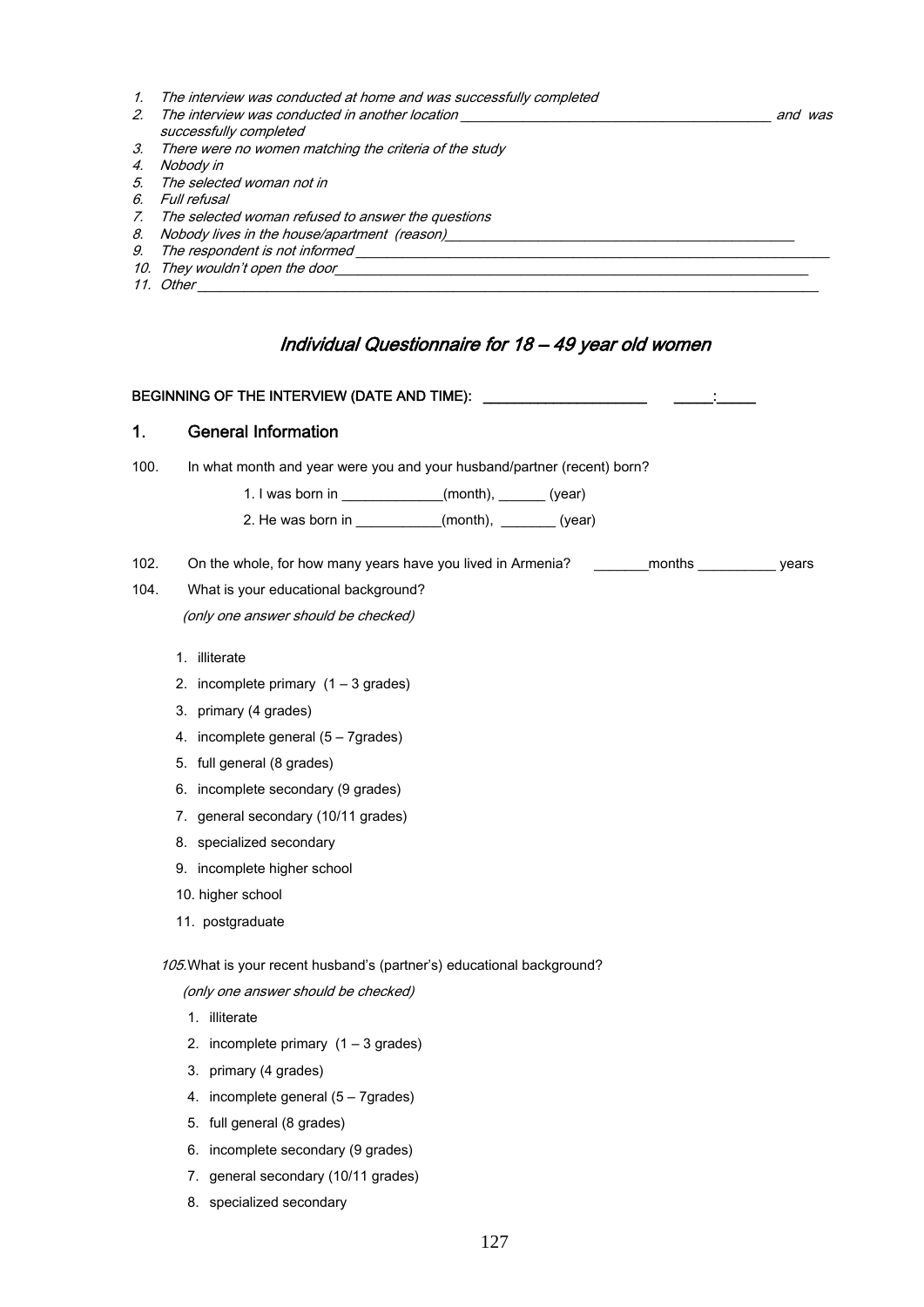1. *The interview was conducted at home and was successfully completed*
2. *The interview was conducted in another location \_\_\_\_\_\_\_\_\_\_\_\_\_\_\_\_\_\_\_\_\_\_\_\_\_\_\_\_\_\_\_\_\_\_\_\_\_\_\_\_\_ and was successfully completed*
3. *There were no women matching the criteria of the study*
4. *Nobody in*
5. *The selected woman not in*
6. *Full refusal*
7. *The selected woman refused to answer the questions*
8. *Nobody lives in the house/apartment (reason)\_\_\_\_\_\_\_\_\_\_\_\_\_\_\_\_\_\_\_\_\_\_\_\_\_\_\_\_\_\_\_\_\_\_\_\_\_\_\_\_\_\_\_\_\_\_\_\_*
9. *The respondent is not informed \_\_\_\_\_\_\_\_\_\_\_\_\_\_\_\_\_\_\_\_\_\_\_\_\_\_\_\_\_\_\_\_\_\_\_\_\_\_\_\_\_\_\_\_\_\_\_\_\_\_\_\_\_\_\_\_\_\_\_\_\_\_\_\_\_\_*
10. *They wouldn't open the door\_\_\_\_\_\_\_\_\_\_\_\_\_\_\_\_\_\_\_\_\_\_\_\_\_\_\_\_\_\_\_\_\_\_\_\_\_\_\_\_\_\_\_\_\_\_\_\_\_\_\_\_\_\_\_\_\_\_\_\_\_\_\_\_\_*
11. *Other \_\_\_\_\_\_\_\_\_\_\_\_\_\_\_\_\_\_\_\_\_\_\_\_\_\_\_\_\_\_\_\_\_\_\_\_\_\_\_\_\_\_\_\_\_\_\_\_\_\_\_\_\_\_\_\_\_\_\_\_\_\_\_\_\_\_\_\_\_\_\_\_\_\_\_\_\_\_\_\_\_\_\_\_\_*

## *Individual Questionnaire for 18 – 49 year old women*

BEGINNING OF THE INTERVIEW (DATE AND TIME): \_\_\_\_\_\_\_\_\_\_\_\_\_\_\_\_\_\_\_\_\_\_ \_\_\_\_\_:\_\_\_\_\_

## 1. General Information

100. In what month and year were you and your husband/partner (recent) born?

    1. I was born in \_\_\_\_\_\_\_\_\_\_\_\_\_(month), \_\_\_\_\_\_ (year)

    2. He was born in \_\_\_\_\_\_\_\_\_\_\_(month), \_\_\_\_\_\_\_ (year)

102. On the whole, for how many years have you lived in Armenia? \_\_\_\_\_\_\_months \_\_\_\_\_\_\_\_\_\_ years

104. What is your educational background?

*(only one answer should be checked)*

1. illiterate
2. incomplete primary (1 – 3 grades)
3. primary (4 grades)
4. incomplete general (5 – 7grades)
5. full general (8 grades)
6. incomplete secondary (9 grades)
7. general secondary (10/11 grades)
8. specialized secondary
9. incomplete higher school
10. higher school
11. postgraduate

*105.*What is your recent husband's (partner's) educational background?

*(only one answer should be checked)*

1. illiterate
2. incomplete primary (1 – 3 grades)
3. primary (4 grades)
4. incomplete general (5 – 7grades)
5. full general (8 grades)
6. incomplete secondary (9 grades)
7. general secondary (10/11 grades)
8. specialized secondary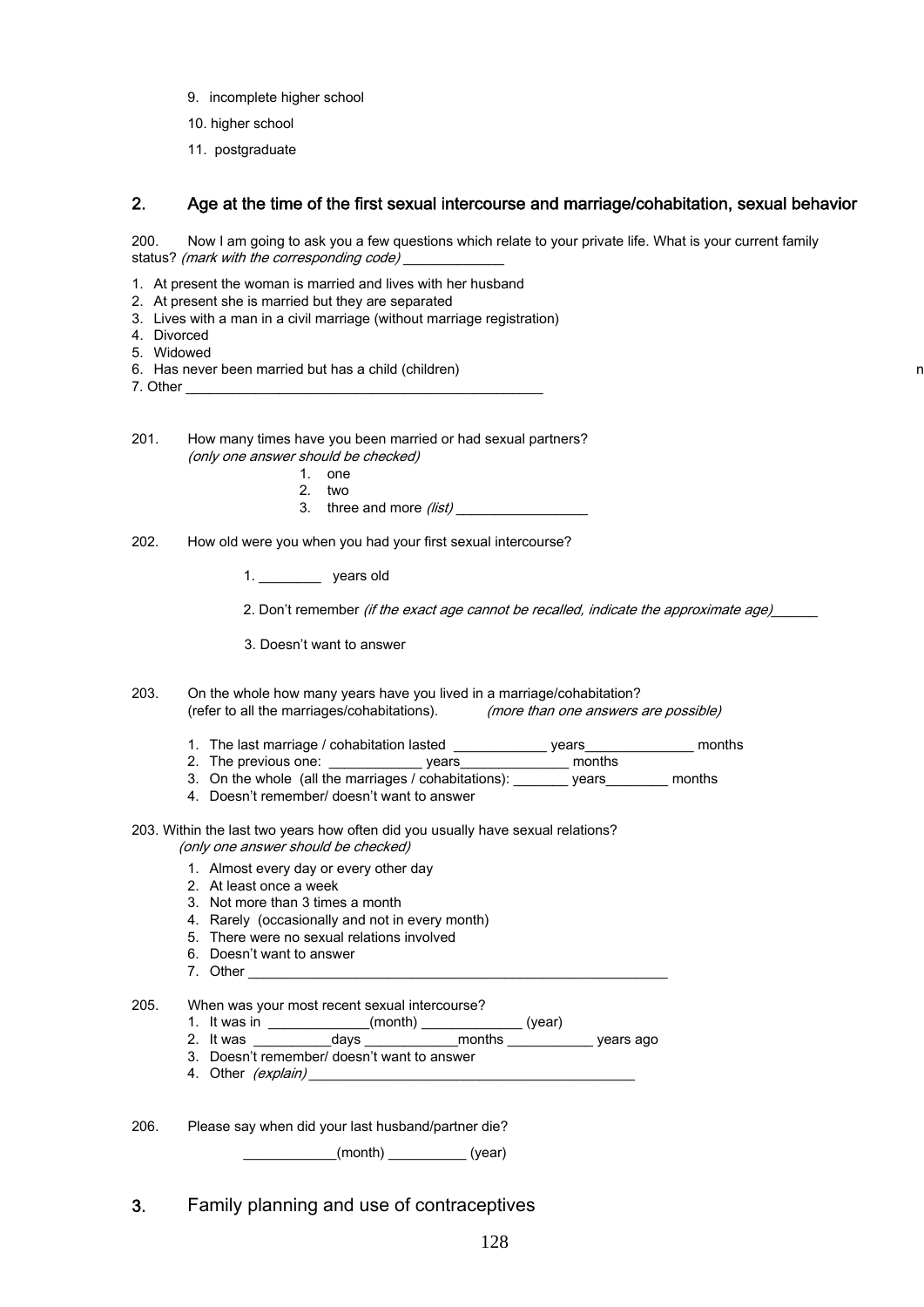9. incomplete higher school
10. higher school
11. postgraduate

## 2. Age at the time of the first sexual intercourse and marriage/cohabitation, sexual behavior

200. Now I am going to ask you a few questions which relate to your private life. What is your current family status? *(mark with the corresponding code)* _____________

1. At present the woman is married and lives with her husband
2. At present she is married but they are separated
3. Lives with a man in a civil marriage (without marriage registration)
4. Divorced
5. Widowed
6. Has never been married but has a child (children)
7. Other _______________________________________________

201. How many times have you been married or had sexual partners?
*(only one answer should be checked)*
   1. one
   2. two
   3. three and more *(list)* _________________

202. How old were you when you had your first sexual intercourse?

   1. ________ years old

   2. Don't remember *(if the exact age cannot be recalled, indicate the approximate age)*______

   3. Doesn't want to answer

203. On the whole how many years have you lived in a marriage/cohabitation?
(refer to all the marriages/cohabitations). *(more than one answers are possible)*

   1. The last marriage / cohabitation lasted ____________ years______________ months
   2. The previous one: ____________ years______________ months
   3. On the whole (all the marriages / cohabitations): _______ years________ months
   4. Doesn't remember/ doesn't want to answer

203. Within the last two years how often did you usually have sexual relations?
*(only one answer should be checked)*
   1. Almost every day or every other day
   2. At least once a week
   3. Not more than 3 times a month
   4. Rarely (occasionally and not in every month)
   5. There were no sexual relations involved
   6. Doesn't want to answer
   7. Other ______________________________________________________

205. When was your most recent sexual intercourse?
   1. It was in _____________(month) _____________ (year)
   2. It was __________days ____________months ___________ years ago
   3. Doesn't remember/ doesn't want to answer
   4. Other *(explain)* __________________________________________

206. Please say when did your last husband/partner die?

   ____________(month) __________ (year)

## 3. Family planning and use of contraceptives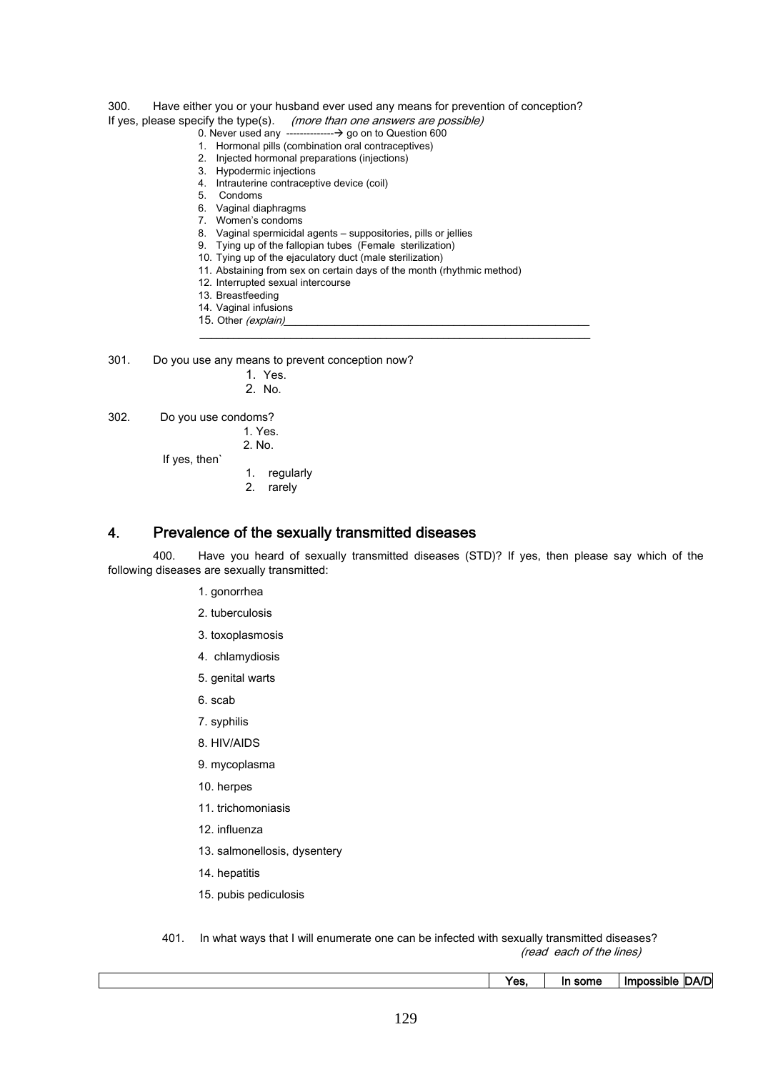300. Have either you or your husband ever used any means for prevention of conception? If yes, please specify the type(s). *(more than one answers are possible)*

0. Never used any --------------→ go on to Question 600
1. Hormonal pills (combination oral contraceptives)
2. Injected hormonal preparations (injections)
3. Hypodermic injections
4. Intrauterine contraceptive device (coil)
5. Condoms
6. Vaginal diaphragms
7. Women's condoms
8. Vaginal spermicidal agents – suppositories, pills or jellies
9. Tying up of the fallopian tubes (Female sterilization)
10. Tying up of the ejaculatory duct (male sterilization)
11. Abstaining from sex on certain days of the month (rhythmic method)
12. Interrupted sexual intercourse
13. Breastfeeding
14. Vaginal infusions
15. Other *(explain)*______________________________________________________

___________________________________________________________________

301. Do you use any means to prevent conception now?

1. Yes.
2. No.

302. Do you use condoms?

1. Yes.
2. No.

If yes, then`

1. regularly
2. rarely

## 4. Prevalence of the sexually transmitted diseases

400. Have you heard of sexually transmitted diseases (STD)? If yes, then please say which of the following diseases are sexually transmitted:

1. gonorrhea
2. tuberculosis
3. toxoplasmosis
4. chlamydiosis
5. genital warts
6. scab
7. syphilis
8. HIV/AIDS
9. mycoplasma
10. herpes
11. trichomoniasis
12. influenza
13. salmonellosis, dysentery
14. hepatitis
15. pubis pediculosis

401. In what ways that I will enumerate one can be infected with sexually transmitted diseases? *(read each of the lines)*

| | Yes, | In some | Impossible | DA/D |
|---|---|---|---|---|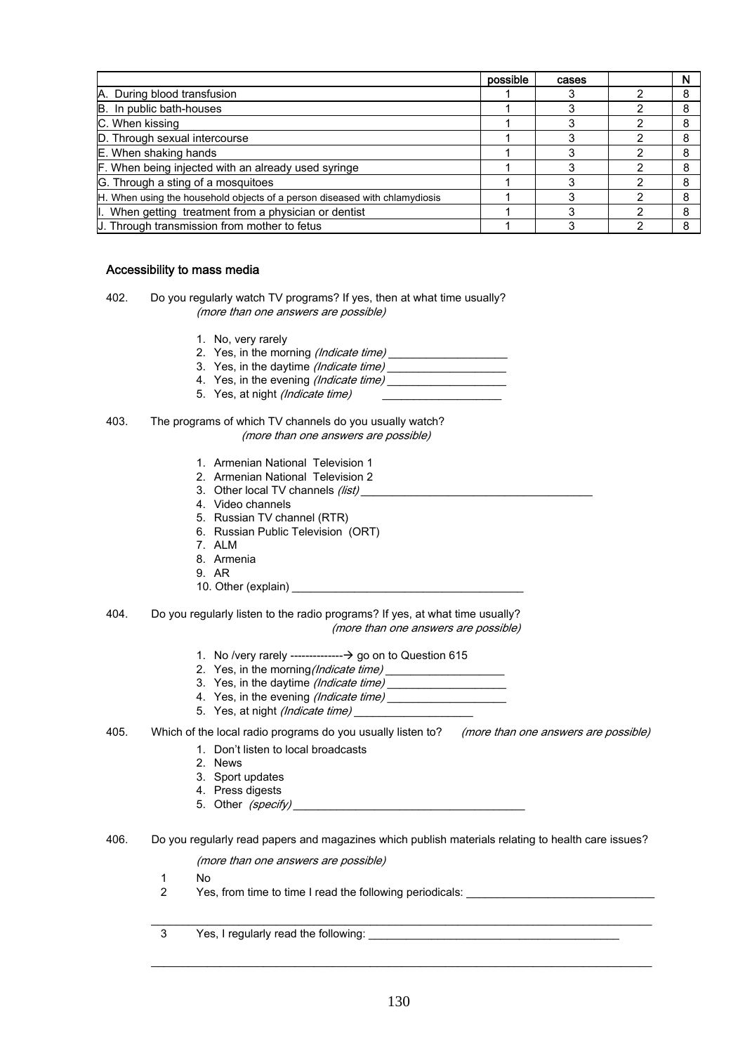| | possible | cases | | N |
|---|---|---|---|---|
| A. During blood transfusion | 1 | 3 | 2 | 8 |
| B. In public bath-houses | 1 | 3 | 2 | 8 |
| C. When kissing | 1 | 3 | 2 | 8 |
| D. Through sexual intercourse | 1 | 3 | 2 | 8 |
| E. When shaking hands | 1 | 3 | 2 | 8 |
| F. When being injected with an already used syringe | 1 | 3 | 2 | 8 |
| G. Through a sting of a mosquitoes | 1 | 3 | 2 | 8 |
| H. When using the household objects of a person diseased with chlamydiosis | 1 | 3 | 2 | 8 |
| I. When getting treatment from a physician or dentist | 1 | 3 | 2 | 8 |
| J. Through transmission from mother to fetus | 1 | 3 | 2 | 8 |

### Accessibility to mass media

402. Do you regularly watch TV programs? If yes, then at what time usually? *(more than one answers are possible)*

1. No, very rarely
2. Yes, in the morning *(Indicate time)* ___________________
3. Yes, in the daytime *(Indicate time)* ___________________
4. Yes, in the evening *(Indicate time)* ___________________
5. Yes, at night *(Indicate time)* ___________________

403. The programs of which TV channels do you usually watch? *(more than one answers are possible)*

1. Armenian National Television 1
2. Armenian National Television 2
3. Other local TV channels *(list)* ____________________________________
4. Video channels
5. Russian TV channel (RTR)
6. Russian Public Television (ORT)
7. ALM
8. Armenia
9. AR
10. Other (explain) ____________________________________

404. Do you regularly listen to the radio programs? If yes, at what time usually? *(more than one answers are possible)*

1. No /very rarely --------------→ go on to Question 615
2. Yes, in the morning *(Indicate time)* ___________________
3. Yes, in the daytime *(Indicate time)* ___________________
4. Yes, in the evening *(Indicate time)* ___________________
5. Yes, at night *(Indicate time)* ___________________

405. Which of the local radio programs do you usually listen to? *(more than one answers are possible)*

1. Don't listen to local broadcasts
2. News
3. Sport updates
4. Press digests
5. Other *(specify)* ____________________________________

406. Do you regularly read papers and magazines which publish materials relating to health care issues?

*(more than one answers are possible)*

1 No

2 Yes, from time to time I read the following periodicals: ______________________________

_______________________________________________________________________________

3 Yes, I regularly read the following: ________________________________________

_______________________________________________________________________________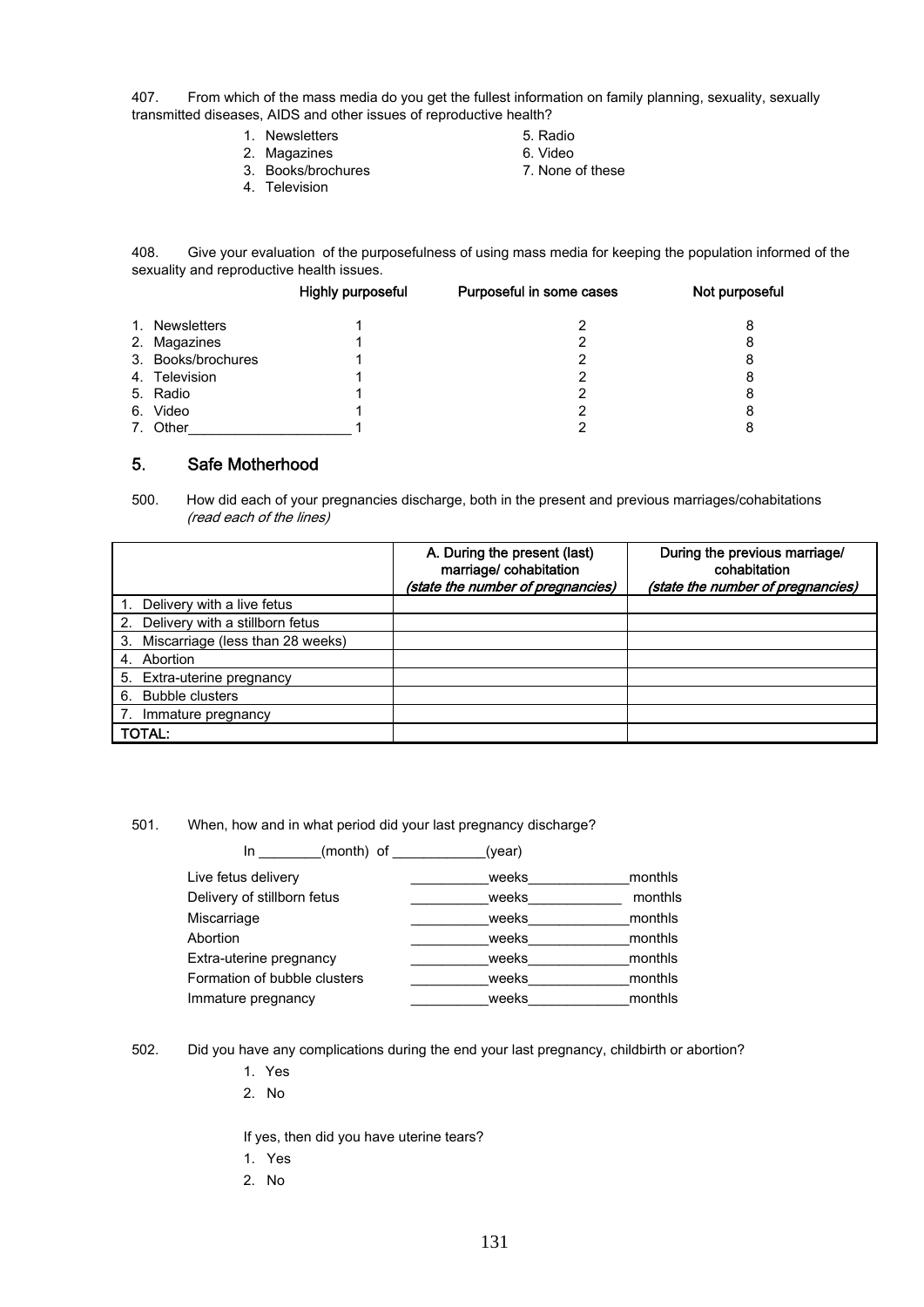407. From which of the mass media do you get the fullest information on family planning, sexuality, sexually transmitted diseases, AIDS and other issues of reproductive health?

1. Newsletters
2. Magazines
3. Books/brochures
4. Television
5. Radio
6. Video
7. None of these

408. Give your evaluation of the purposefulness of using mass media for keeping the population informed of the sexuality and reproductive health issues.

| | Highly purposeful | Purposeful in some cases | Not purposeful |
|---|---|---|---|
| 1. Newsletters | 1 | 2 | 8 |
| 2. Magazines | 1 | 2 | 8 |
| 3. Books/brochures | 1 | 2 | 8 |
| 4. Television | 1 | 2 | 8 |
| 5. Radio | 1 | 2 | 8 |
| 6. Video | 1 | 2 | 8 |
| 7. Other_____________________ | 1 | 2 | 8 |

## 5. Safe Motherhood

500. How did each of your pregnancies discharge, both in the present and previous marriages/cohabitations *(read each of the lines)*

| | A. During the present (last) marriage/ cohabitation *(state the number of pregnancies)* | During the previous marriage/ cohabitation *(state the number of pregnancies)* |
|---|---|---|
| 1. Delivery with a live fetus | | |
| 2. Delivery with a stillborn fetus | | |
| 3. Miscarriage (less than 28 weeks) | | |
| 4. Abortion | | |
| 5. Extra-uterine pregnancy | | |
| 6. Bubble clusters | | |
| 7. Immature pregnancy | | |
| **TOTAL:** | | |

501. When, how and in what period did your last pregnancy discharge?

In ________(month) of ____________(year)

| | | |
|---|---|---|
| Live fetus delivery | __________weeks | _____________monthls |
| Delivery of stillborn fetus | __________weeks | ____________ monthls |
| Miscarriage | __________weeks | _____________monthls |
| Abortion | __________weeks | _____________monthls |
| Extra-uterine pregnancy | __________weeks | _____________monthls |
| Formation of bubble clusters | __________weeks | _____________monthls |
| Immature pregnancy | __________weeks | _____________monthls |

502. Did you have any complications during the end your last pregnancy, childbirth or abortion?

1. Yes
2. No

If yes, then did you have uterine tears?

1. Yes
2. No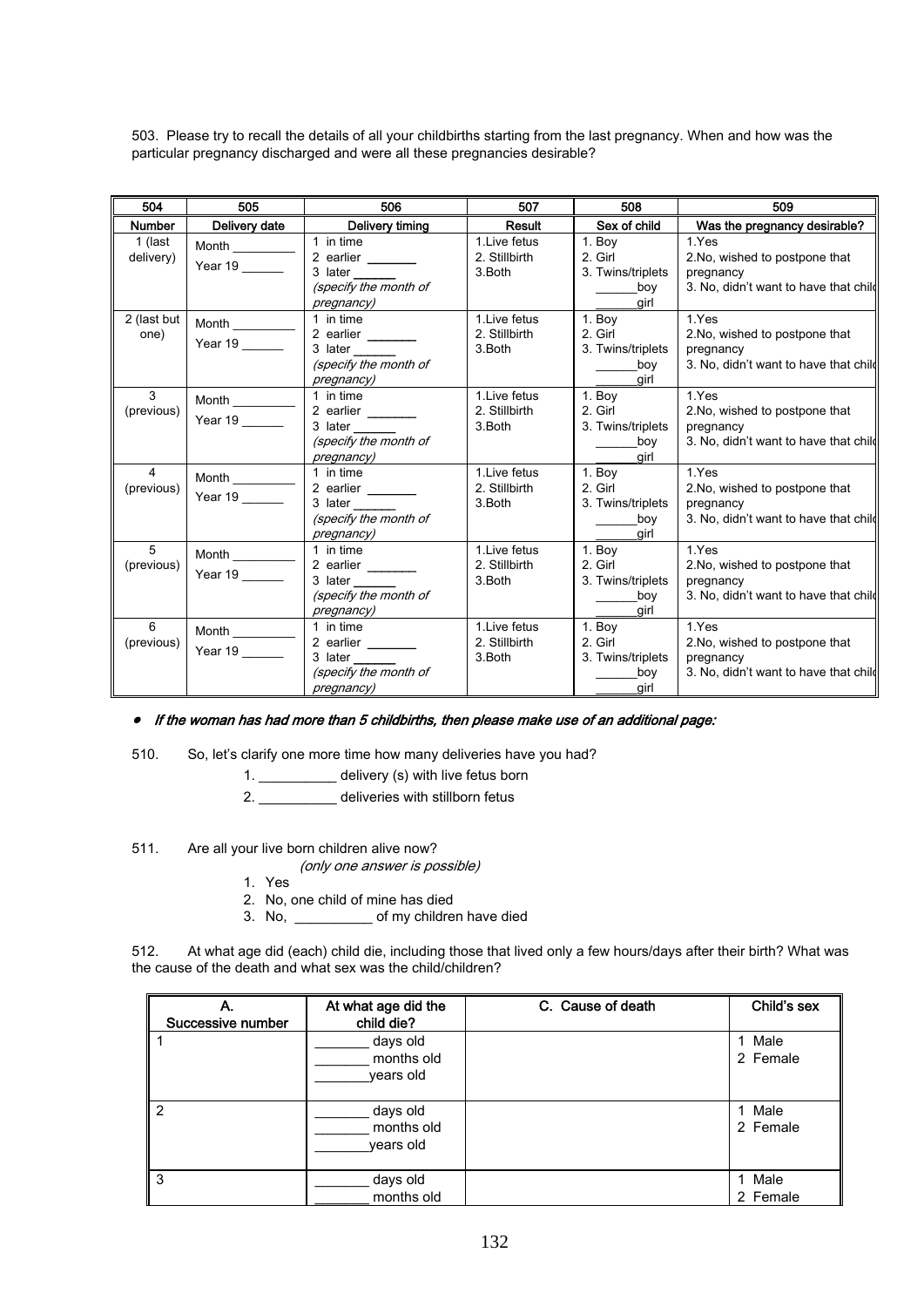503. Please try to recall the details of all your childbirths starting from the last pregnancy. When and how was the particular pregnancy discharged and were all these pregnancies desirable?

| 504 | 505 | 506 | 507 | 508 | 509 |
|---|---|---|---|---|---|
| **Number** | **Delivery date** | **Delivery timing** | **Result** | **Sex of child** | **Was the pregnancy desirable?** |
| 1 (last delivery) | Month _________ Year 19 ______ | 1 in time<br>2 earlier _______<br>3 later ______<br>*(specify the month of pregnancy)* | 1.Live fetus<br>2. Stillbirth<br>3.Both | 1. Boy<br>2. Girl<br>3. Twins/triplets<br>______boy<br>______girl | 1.Yes<br>2.No, wished to postpone that pregnancy<br>3. No, didn't want to have that child |
| 2 (last but one) | Month _________ Year 19 ______ | 1 in time<br>2 earlier _______<br>3 later ______<br>*(specify the month of pregnancy)* | 1.Live fetus<br>2. Stillbirth<br>3.Both | 1. Boy<br>2. Girl<br>3. Twins/triplets<br>______boy<br>______girl | 1.Yes<br>2.No, wished to postpone that pregnancy<br>3. No, didn't want to have that child |
| 3 (previous) | Month _________ Year 19 ______ | 1 in time<br>2 earlier _______<br>3 later ______<br>*(specify the month of pregnancy)* | 1.Live fetus<br>2. Stillbirth<br>3.Both | 1. Boy<br>2. Girl<br>3. Twins/triplets<br>______boy<br>______girl | 1.Yes<br>2.No, wished to postpone that pregnancy<br>3. No, didn't want to have that child |
| 4 (previous) | Month _________ Year 19 ______ | 1 in time<br>2 earlier _______<br>3 later ______<br>*(specify the month of pregnancy)* | 1.Live fetus<br>2. Stillbirth<br>3.Both | 1. Boy<br>2. Girl<br>3. Twins/triplets<br>______boy<br>______girl | 1.Yes<br>2.No, wished to postpone that pregnancy<br>3. No, didn't want to have that child |
| 5 (previous) | Month _________ Year 19 ______ | 1 in time<br>2 earlier _______<br>3 later ______<br>*(specify the month of pregnancy)* | 1.Live fetus<br>2. Stillbirth<br>3.Both | 1. Boy<br>2. Girl<br>3. Twins/triplets<br>______boy<br>______girl | 1.Yes<br>2.No, wished to postpone that pregnancy<br>3. No, didn't want to have that child |
| 6 (previous) | Month _________ Year 19 ______ | 1 in time<br>2 earlier _______<br>3 later ______<br>*(specify the month of pregnancy)* | 1.Live fetus<br>2. Stillbirth<br>3.Both | 1. Boy<br>2. Girl<br>3. Twins/triplets<br>______boy<br>______girl | 1.Yes<br>2.No, wished to postpone that pregnancy<br>3. No, didn't want to have that child |

- ***If the woman has had more than 5 childbirths, then please make use of an additional page:***

510. So, let's clarify one more time how many deliveries have you had?

1. __________ delivery (s) with live fetus born
2. __________ deliveries with stillborn fetus

511. Are all your live born children alive now?

*(only one answer is possible)*

1. Yes
2. No, one child of mine has died
3. No, __________ of my children have died

512. At what age did (each) child die, including those that lived only a few hours/days after their birth? What was the cause of the death and what sex was the child/children?

| A. Successive number | At what age did the child die? | C. Cause of death | Child's sex |
|---|---|---|---|
| 1 | _______ days old<br>_______ months old<br>_______years old | | 1 Male<br>2 Female |
| 2 | _______ days old<br>_______ months old<br>_______years old | | 1 Male<br>2 Female |
| 3 | _______ days old<br>_______ months old | | 1 Male<br>2 Female |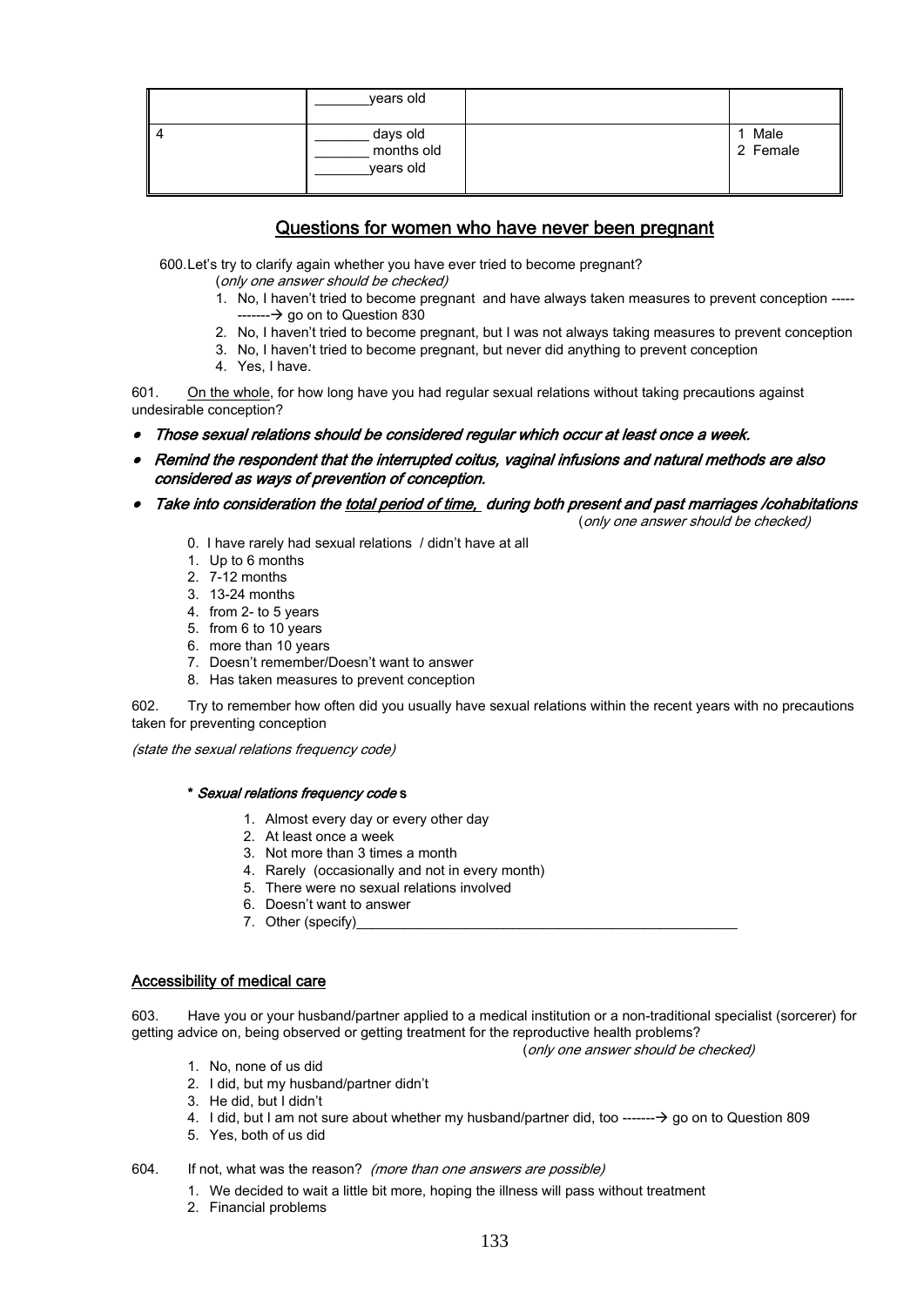| | _______years old | | |
|---|---|---|---|
| 4 | _______ days old<br>_______ months old<br>_______years old | | 1 Male<br>2 Female |

## Questions for women who have never been pregnant

600.Let's try to clarify again whether you have ever tried to become pregnant?
(*only one answer should be checked)*

1. No, I haven't tried to become pregnant and have always taken measures to prevent conception ------------→ go on to Question 830
2. No, I haven't tried to become pregnant, but I was not always taking measures to prevent conception
3. No, I haven't tried to become pregnant, but never did anything to prevent conception
4. Yes, I have.

601. On the whole, for how long have you had regular sexual relations without taking precautions against undesirable conception?

- ***Those sexual relations should be considered regular which occur at least once a week.***
- ***Remind the respondent that the interrupted coitus, vaginal infusions and natural methods are also considered as ways of prevention of conception.***
- ***Take into consideration the total period of time, during both present and past marriages /cohabitations***

(*only one answer should be checked)*

0. I have rarely had sexual relations / didn't have at all
1. Up to 6 months
2. 7-12 months
3. 13-24 months
4. from 2- to 5 years
5. from 6 to 10 years
6. more than 10 years
7. Doesn't remember/Doesn't want to answer
8. Has taken measures to prevent conception

602. Try to remember how often did you usually have sexual relations within the recent years with no precautions taken for preventing conception

*(state the sexual relations frequency code)*

***\* Sexual relations frequency code* s**

1. Almost every day or every other day
2. At least once a week
3. Not more than 3 times a month
4. Rarely (occasionally and not in every month)
5. There were no sexual relations involved
6. Doesn't want to answer
7. Other (specify)__________________________________________________

### Accessibility of medical care

603. Have you or your husband/partner applied to a medical institution or a non-traditional specialist (sorcerer) for getting advice on, being observed or getting treatment for the reproductive health problems?

(*only one answer should be checked)*

1. No, none of us did
2. I did, but my husband/partner didn't
3. He did, but I didn't
4. I did, but I am not sure about whether my husband/partner did, too -------→ go on to Question 809
5. Yes, both of us did

604. If not, what was the reason? *(more than one answers are possible)*

1. We decided to wait a little bit more, hoping the illness will pass without treatment
2. Financial problems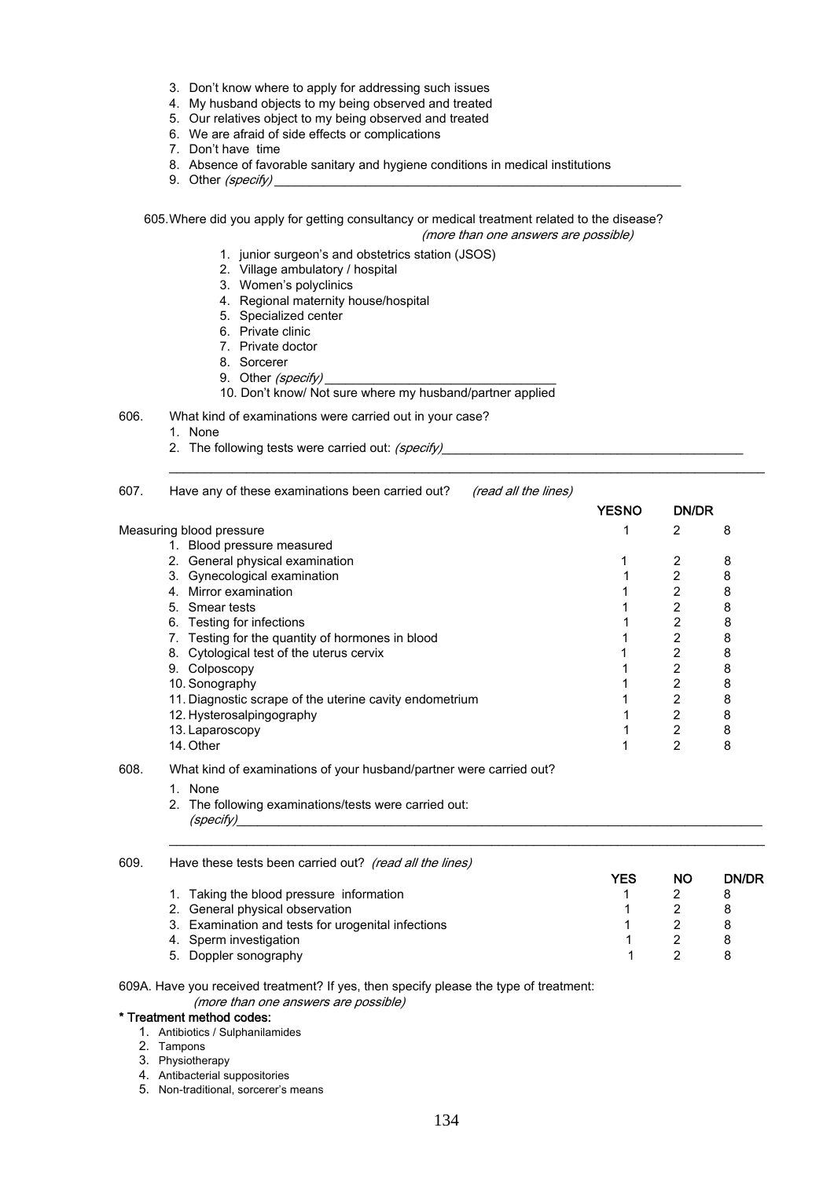3. Don't know where to apply for addressing such issues
4. My husband objects to my being observed and treated
5. Our relatives object to my being observed and treated
6. We are afraid of side effects or complications
7. Don't have time
8. Absence of favorable sanitary and hygiene conditions in medical institutions
9. Other *(specify)* ___________________________________________________________

605. Where did you apply for getting consultancy or medical treatment related to the disease?
*(more than one answers are possible)*

1. junior surgeon's and obstetrics station (JSOS)
2. Village ambulatory / hospital
3. Women's polyclinics
4. Regional maternity house/hospital
5. Specialized center
6. Private clinic
7. Private doctor
8. Sorcerer
9. Other *(specify)* ________________________________
10. Don't know/ Not sure where my husband/partner applied

606. What kind of examinations were carried out in your case?

1. None
2. The following tests were carried out: *(specify)*____________________________________________

607. Have any of these examinations been carried out? *(read all the lines)*

| | YES | NO | DN/DR |
|---|---|---|---|
| Measuring blood pressure | 1 | 2 | 8 |
| 1. Blood pressure measured | | | |
| 2. General physical examination | 1 | 2 | 8 |
| 3. Gynecological examination | 1 | 2 | 8 |
| 4. Mirror examination | 1 | 2 | 8 |
| 5. Smear tests | 1 | 2 | 8 |
| 6. Testing for infections | 1 | 2 | 8 |
| 7. Testing for the quantity of hormones in blood | 1 | 2 | 8 |
| 8. Cytological test of the uterus cervix | 1 | 2 | 8 |
| 9. Colposcopy | 1 | 2 | 8 |
| 10. Sonography | 1 | 2 | 8 |
| 11. Diagnostic scrape of the uterine cavity endometrium | 1 | 2 | 8 |
| 12. Hysterosalpingography | 1 | 2 | 8 |
| 13. Laparoscopy | 1 | 2 | 8 |
| 14. Other | 1 | 2 | 8 |

608. What kind of examinations of your husband/partner were carried out?

1. None
2. The following examinations/tests were carried out: *(specify)*____________________________________________

609. Have these tests been carried out? *(read all the lines)*

| | YES | NO | DN/DR |
|---|---|---|---|
| 1. Taking the blood pressure information | 1 | 2 | 8 |
| 2. General physical observation | 1 | 2 | 8 |
| 3. Examination and tests for urogenital infections | 1 | 2 | 8 |
| 4. Sperm investigation | 1 | 2 | 8 |
| 5. Doppler sonography | 1 | 2 | 8 |

609A. Have you received treatment? If yes, then specify please the type of treatment:
*(more than one answers are possible)*

**\* Treatment method codes:**

1. Antibiotics / Sulphanilamides
2. Tampons
3. Physiotherapy
4. Antibacterial suppositories
5. Non-traditional, sorcerer's means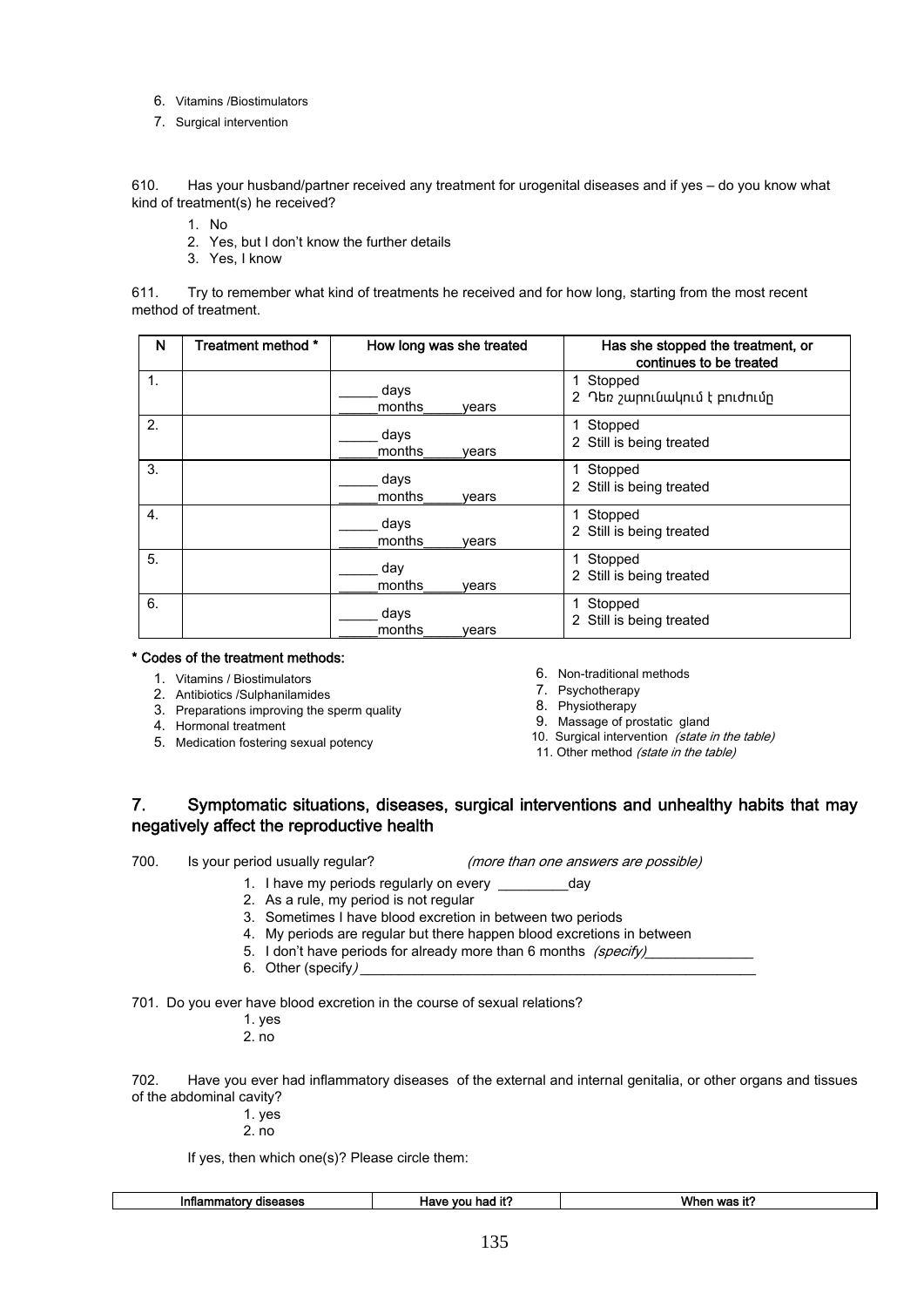6. Vitamins /Biostimulators
7. Surgical intervention

610. Has your husband/partner received any treatment for urogenital diseases and if yes – do you know what kind of treatment(s) he received?

1. No
2. Yes, but I don't know the further details
3. Yes, I know

611. Try to remember what kind of treatments he received and for how long, starting from the most recent method of treatment.

| N | Treatment method * | How long was she treated | Has she stopped the treatment, or continues to be treated |
|---|---|---|---|
| 1. | | _____ days _____months_____years | 1 Stopped 2 Դեռ շարունակում է բուժումը |
| 2. | | _____ days _____months_____years | 1 Stopped 2 Still is being treated |
| 3. | | _____ days _____months_____years | 1 Stopped 2 Still is being treated |
| 4. | | _____ days _____months_____years | 1 Stopped 2 Still is being treated |
| 5. | | _____ day _____months_____years | 1 Stopped 2 Still is being treated |
| 6. | | _____ days _____months_____years | 1 Stopped 2 Still is being treated |

**\* Codes of the treatment methods:**

1. Vitamins / Biostimulators
2. Antibiotics /Sulphanilamides
3. Preparations improving the sperm quality
4. Hormonal treatment
5. Medication fostering sexual potency
6. Non-traditional methods
7. Psychotherapy
8. Physiotherapy
9. Massage of prostatic gland
10. Surgical intervention *(state in the table)*
11. Other method *(state in the table)*

## 7. Symptomatic situations, diseases, surgical interventions and unhealthy habits that may negatively affect the reproductive health

700. Is your period usually regular? *(more than one answers are possible)*

1. I have my periods regularly on every _________day
2. As a rule, my period is not regular
3. Sometimes I have blood excretion in between two periods
4. My periods are regular but there happen blood excretions in between
5. I don't have periods for already more than 6 months *(specify)*______________
6. Other (specify*)*_____________________________________________________

701. Do you ever have blood excretion in the course of sexual relations?

1. yes
2. no

702. Have you ever had inflammatory diseases of the external and internal genitalia, or other organs and tissues of the abdominal cavity?

1. yes
2. no

If yes, then which one(s)? Please circle them:

| Inflammatory diseases | Have you had it? | When was it? |
|---|---|---|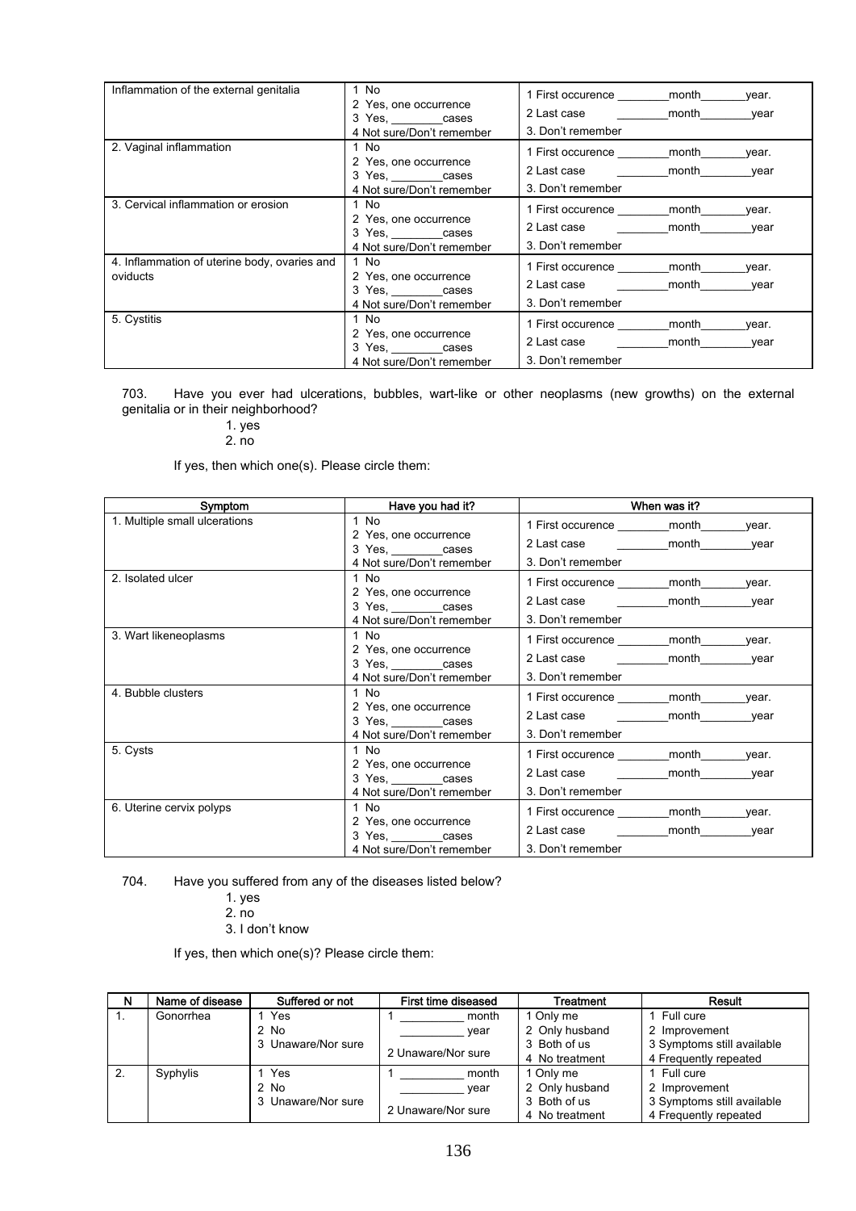| | | |
|---|---|---|
| Inflammation of the external genitalia | 1 No<br>2 Yes, one occurrence<br>3 Yes, ________cases<br>4 Not sure/Don't remember | 1 First occurence ________month_______year.<br>2 Last case ________month________year<br>3. Don't remember |
| 2. Vaginal inflammation | 1 No<br>2 Yes, one occurrence<br>3 Yes, ________cases<br>4 Not sure/Don't remember | 1 First occurence ________month_______year.<br>2 Last case ________month________year<br>3. Don't remember |
| 3. Cervical inflammation or erosion | 1 No<br>2 Yes, one occurrence<br>3 Yes, ________cases<br>4 Not sure/Don't remember | 1 First occurence ________month_______year.<br>2 Last case ________month________year<br>3. Don't remember |
| 4. Inflammation of uterine body, ovaries and oviducts | 1 No<br>2 Yes, one occurrence<br>3 Yes, ________cases<br>4 Not sure/Don't remember | 1 First occurence ________month_______year.<br>2 Last case ________month________year<br>3. Don't remember |
| 5. Cystitis | 1 No<br>2 Yes, one occurrence<br>3 Yes, ________cases<br>4 Not sure/Don't remember | 1 First occurence ________month_______year.<br>2 Last case ________month________year<br>3. Don't remember |

703. Have you ever had ulcerations, bubbles, wart-like or other neoplasms (new growths) on the external genitalia or in their neighborhood?

1. yes
2. no

If yes, then which one(s). Please circle them:

| Symptom | Have you had it? | When was it? |
|---|---|---|
| 1. Multiple small ulcerations | 1 No<br>2 Yes, one occurrence<br>3 Yes, ________cases<br>4 Not sure/Don't remember | 1 First occurence ________month_______year.<br>2 Last case ________month________year<br>3. Don't remember |
| 2. Isolated ulcer | 1 No<br>2 Yes, one occurrence<br>3 Yes, ________cases<br>4 Not sure/Don't remember | 1 First occurence ________month_______year.<br>2 Last case ________month________year<br>3. Don't remember |
| 3. Wart likeneoplasms | 1 No<br>2 Yes, one occurrence<br>3 Yes, ________cases<br>4 Not sure/Don't remember | 1 First occurence ________month_______year.<br>2 Last case ________month________year<br>3. Don't remember |
| 4. Bubble clusters | 1 No<br>2 Yes, one occurrence<br>3 Yes, ________cases<br>4 Not sure/Don't remember | 1 First occurence ________month_______year.<br>2 Last case ________month________year<br>3. Don't remember |
| 5. Cysts | 1 No<br>2 Yes, one occurrence<br>3 Yes, ________cases<br>4 Not sure/Don't remember | 1 First occurence ________month_______year.<br>2 Last case ________month________year<br>3. Don't remember |
| 6. Uterine cervix polyps | 1 No<br>2 Yes, one occurrence<br>3 Yes, ________cases<br>4 Not sure/Don't remember | 1 First occurence ________month_______year.<br>2 Last case ________month________year<br>3. Don't remember |

704. Have you suffered from any of the diseases listed below?

1. yes
2. no
3. I don't know

If yes, then which one(s)? Please circle them:

| N | Name of disease | Suffered or not | First time diseased | Treatment | Result |
|---|---|---|---|---|---|
| 1. | Gonorrhea | 1 Yes<br>2 No<br>3 Unaware/Nor sure | 1 __________ month<br>__________ year<br>2 Unaware/Nor sure | 1 Only me<br>2 Only husband<br>3 Both of us<br>4 No treatment | 1 Full cure<br>2 Improvement<br>3 Symptoms still available<br>4 Frequently repeated |
| 2. | Syphylis | 1 Yes<br>2 No<br>3 Unaware/Nor sure | 1 __________ month<br>__________ year<br>2 Unaware/Nor sure | 1 Only me<br>2 Only husband<br>3 Both of us<br>4 No treatment | 1 Full cure<br>2 Improvement<br>3 Symptoms still available<br>4 Frequently repeated |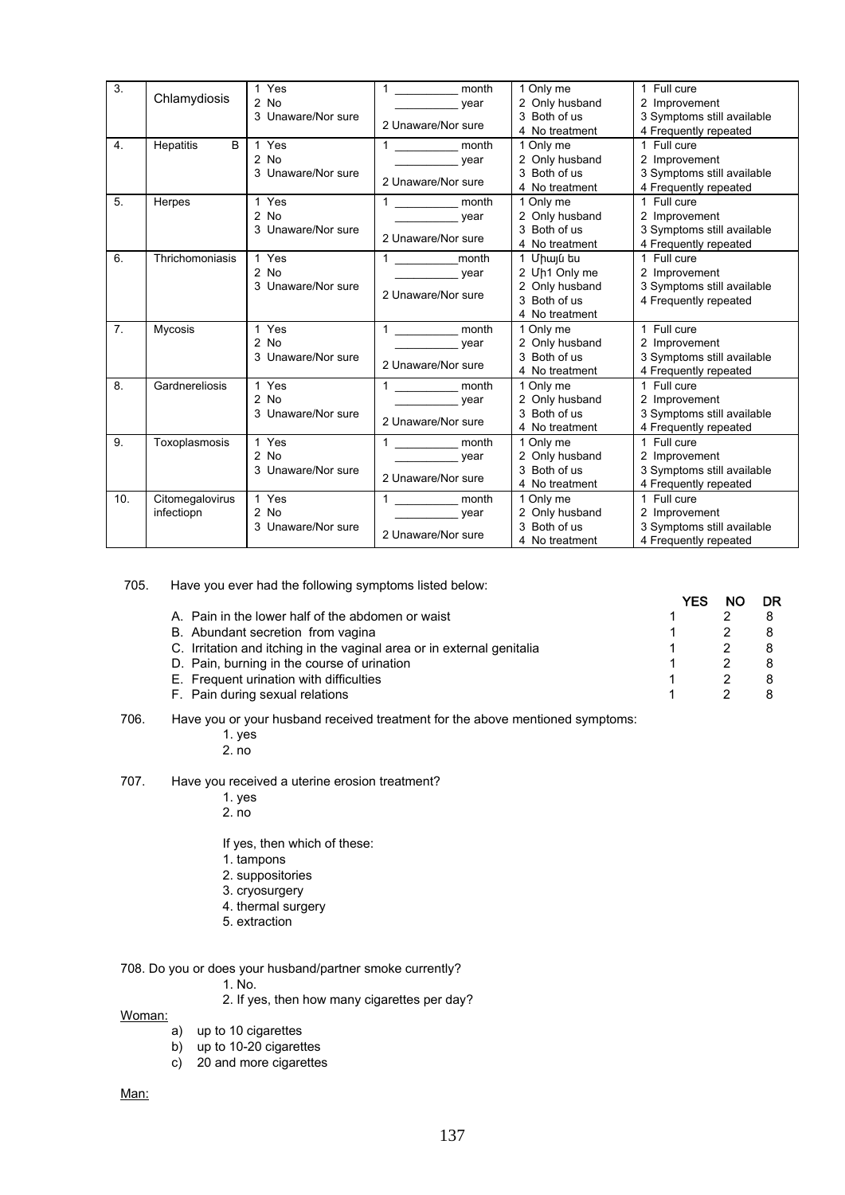| 3. | Chlamydiosis | 1 Yes<br>2 No<br>3 Unaware/Nor sure | 1 __________ month<br>__________ year<br>2 Unaware/Nor sure | 1 Only me<br>2 Only husband<br>3 Both of us<br>4 No treatment | 1 Full cure<br>2 Improvement<br>3 Symptoms still available<br>4 Frequently repeated |
|---|---|---|---|---|---|
| 4. | Hepatitis B | 1 Yes<br>2 No<br>3 Unaware/Nor sure | 1 __________ month<br>__________ year<br>2 Unaware/Nor sure | 1 Only me<br>2 Only husband<br>3 Both of us<br>4 No treatment | 1 Full cure<br>2 Improvement<br>3 Symptoms still available<br>4 Frequently repeated |
| 5. | Herpes | 1 Yes<br>2 No<br>3 Unaware/Nor sure | 1 __________ month<br>__________ year<br>2 Unaware/Nor sure | 1 Only me<br>2 Only husband<br>3 Both of us<br>4 No treatment | 1 Full cure<br>2 Improvement<br>3 Symptoms still available<br>4 Frequently repeated |
| 6. | Thrichomoniasis | 1 Yes<br>2 No<br>3 Unaware/Nor sure | 1 __________month<br>__________ year<br>2 Unaware/Nor sure | 1 Միայն ես<br>2 Մի1 Only me<br>2 Only husband<br>3 Both of us<br>4 No treatment | 1 Full cure<br>2 Improvement<br>3 Symptoms still available<br>4 Frequently repeated |
| 7. | Mycosis | 1 Yes<br>2 No<br>3 Unaware/Nor sure | 1 __________ month<br>__________ year<br>2 Unaware/Nor sure | 1 Only me<br>2 Only husband<br>3 Both of us<br>4 No treatment | 1 Full cure<br>2 Improvement<br>3 Symptoms still available<br>4 Frequently repeated |
| 8. | Gardnereliosis | 1 Yes<br>2 No<br>3 Unaware/Nor sure | 1 __________ month<br>__________ year<br>2 Unaware/Nor sure | 1 Only me<br>2 Only husband<br>3 Both of us<br>4 No treatment | 1 Full cure<br>2 Improvement<br>3 Symptoms still available<br>4 Frequently repeated |
| 9. | Toxoplasmosis | 1 Yes<br>2 No<br>3 Unaware/Nor sure | 1 __________ month<br>__________ year<br>2 Unaware/Nor sure | 1 Only me<br>2 Only husband<br>3 Both of us<br>4 No treatment | 1 Full cure<br>2 Improvement<br>3 Symptoms still available<br>4 Frequently repeated |
| 10. | Citomegalovirus infectiopn | 1 Yes<br>2 No<br>3 Unaware/Nor sure | 1 __________ month<br>__________ year<br>2 Unaware/Nor sure | 1 Only me<br>2 Only husband<br>3 Both of us<br>4 No treatment | 1 Full cure<br>2 Improvement<br>3 Symptoms still available<br>4 Frequently repeated |

705. Have you ever had the following symptoms listed below:

| | YES | NO | DR |
|---|---|---|---|
| A. Pain in the lower half of the abdomen or waist | 1 | 2 | 8 |
| B. Abundant secretion from vagina | 1 | 2 | 8 |
| C. Irritation and itching in the vaginal area or in external genitalia | 1 | 2 | 8 |
| D. Pain, burning in the course of urination | 1 | 2 | 8 |
| E. Frequent urination with difficulties | 1 | 2 | 8 |
| F. Pain during sexual relations | 1 | 2 | 8 |

706. Have you or your husband received treatment for the above mentioned symptoms:

1. yes
2. no

707. Have you received a uterine erosion treatment?

1. yes
2. no

If yes, then which of these:

1. tampons
2. suppositories
3. cryosurgery
4. thermal surgery
5. extraction

708. Do you or does your husband/partner smoke currently?

1. No.
2. If yes, then how many cigarettes per day?

Woman:

a) up to 10 cigarettes
b) up to 10-20 cigarettes
c) 20 and more cigarettes

Man: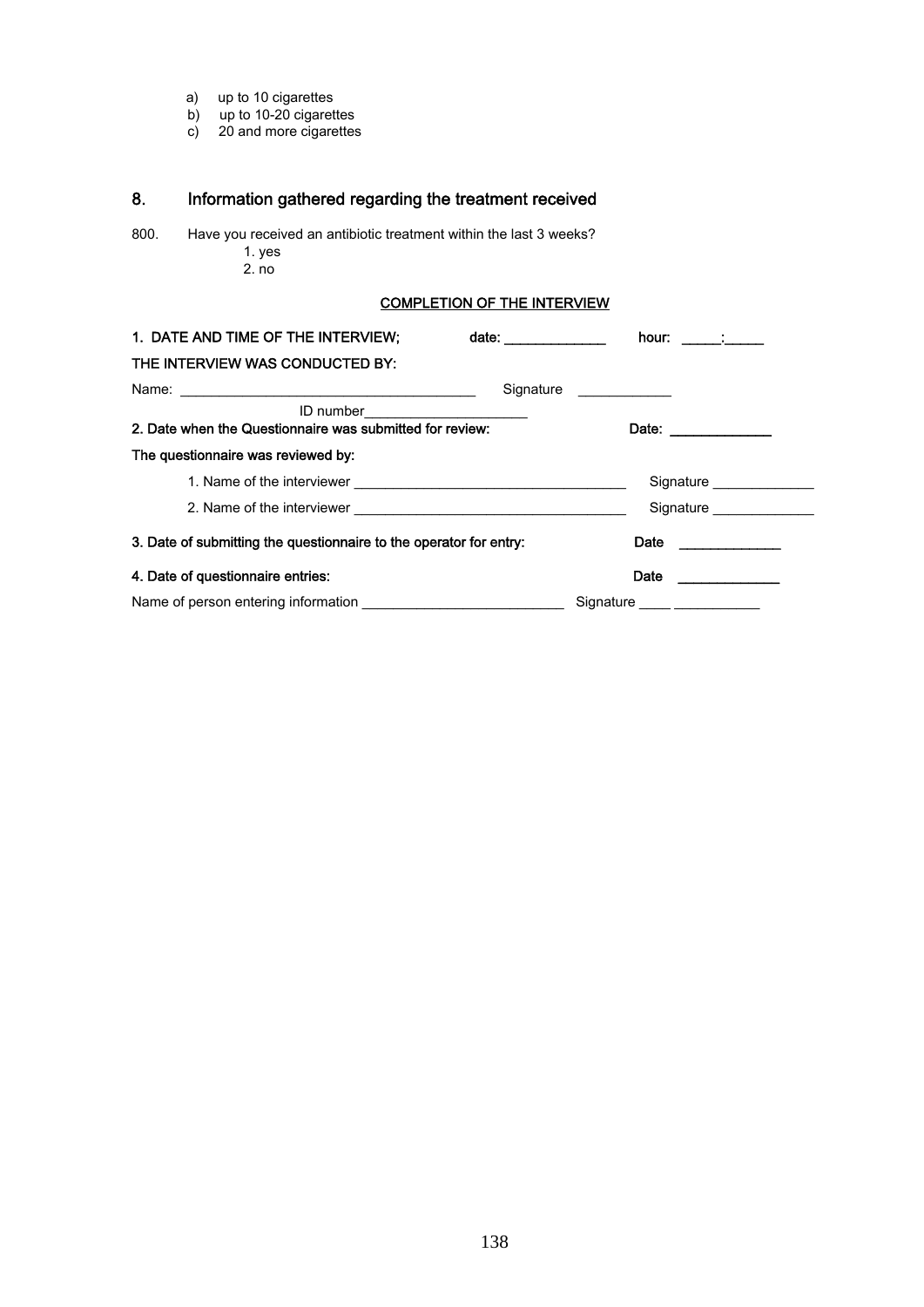a) up to 10 cigarettes
b) up to 10-20 cigarettes
c) 20 and more cigarettes

## 8. Information gathered regarding the treatment received

800. Have you received an antibiotic treatment within the last 3 weeks?
   1. yes
   2. no

**COMPLETION OF THE INTERVIEW**

**1. DATE AND TIME OF THE INTERVIEW; date: _____________ hour: _____:_____**

**THE INTERVIEW WAS CONDUCTED BY:**

Name: _______________________________________ Signature ____________

ID number_____________________

**2. Date when the Questionnaire was submitted for review: Date: _____________**

**The questionnaire was reviewed by:**

1. Name of the interviewer ___________________________________ Signature _____________
2. Name of the interviewer ___________________________________ Signature _____________

**3. Date of submitting the questionnaire to the operator for entry: Date _____________**

**4. Date of questionnaire entries: Date _____________**

Name of person entering information __________________________ Signature ____ ___________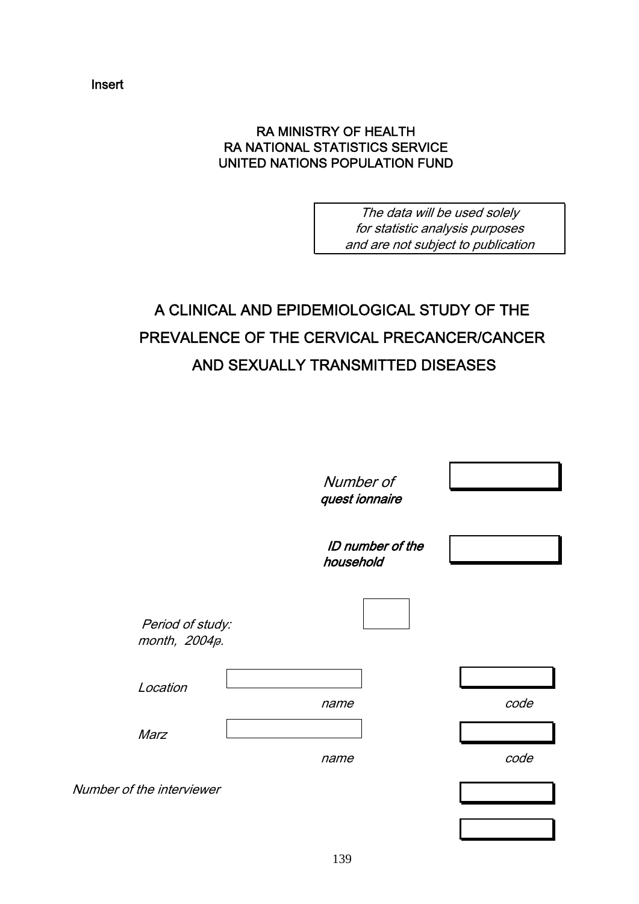Insert

RA MINISTRY OF HEALTH
RA NATIONAL STATISTICS SERVICE
UNITED NATIONS POPULATION FUND

| *The data will be used solely for statistic analysis purposes and are not subject to publication* |
|---|

# A CLINICAL AND EPIDEMIOLOGICAL STUDY OF THE PREVALENCE OF THE CERVICAL PRECANCER/CANCER AND SEXUALLY TRANSMITTED DISEASES

*Number of* ***quest ionnaire*** [ ]

***ID number of the household*** [ ]

*Period of study: month, 2004թ.* [ ]

*Location* [ ] *name* [ ] *code*

*Marz* [ ] *name* [ ] *code*

*Number of the interviewer* [ ]

[ ]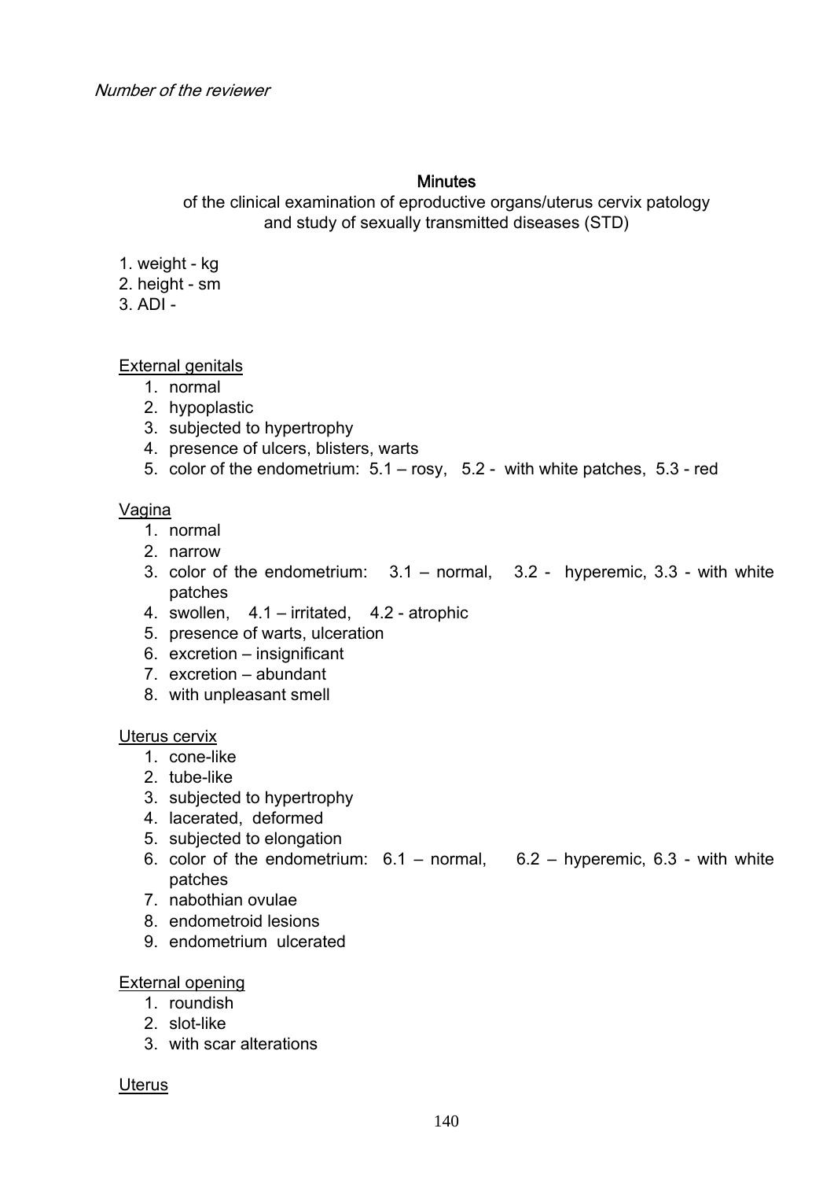*Number of the reviewer*

**Minutes**

of the clinical examination of eproductive organs/uterus cervix patology and study of sexually transmitted diseases (STD)

1. weight - kg
2. height - sm
3. ADI -

<u>External genitals</u>

1. normal
2. hypoplastic
3. subjected to hypertrophy
4. presence of ulcers, blisters, warts
5. color of the endometrium: 5.1 – rosy, 5.2 - with white patches, 5.3 - red

<u>Vagina</u>

1. normal
2. narrow
3. color of the endometrium: 3.1 – normal, 3.2 - hyperemic, 3.3 - with white patches
4. swollen, 4.1 – irritated, 4.2 - atrophic
5. presence of warts, ulceration
6. excretion – insignificant
7. excretion – abundant
8. with unpleasant smell

<u>Uterus cervix</u>

1. cone-like
2. tube-like
3. subjected to hypertrophy
4. lacerated, deformed
5. subjected to elongation
6. color of the endometrium: 6.1 – normal, 6.2 – hyperemic, 6.3 - with white patches
7. nabothian ovulae
8. endometroid lesions
9. endometrium ulcerated

<u>External opening</u>

1. roundish
2. slot-like
3. with scar alterations

<u>Uterus</u>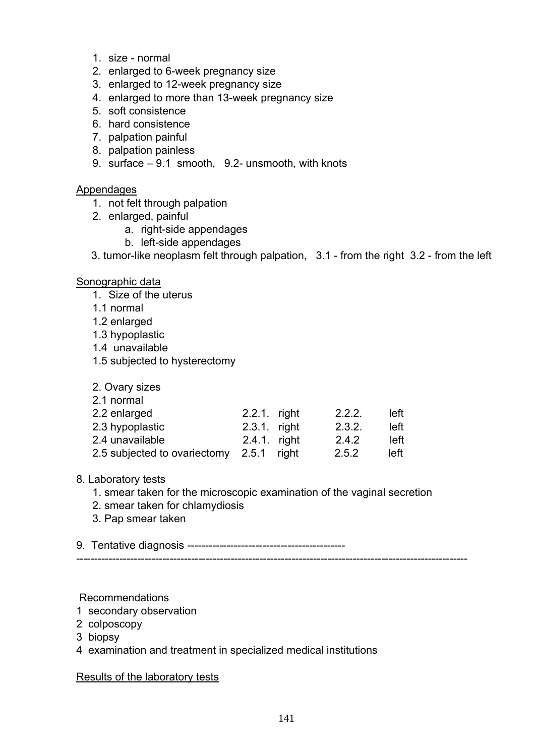1. size - normal
2. enlarged to 6-week pregnancy size
3. enlarged to 12-week pregnancy size
4. enlarged to more than 13-week pregnancy size
5. soft consistence
6. hard consistence
7. palpation painful
8. palpation painless
9. surface – 9.1 smooth, 9.2- unsmooth, with knots

Appendages

1. not felt through palpation
2. enlarged, painful
   a. right-side appendages
   b. left-side appendages
3. tumor-like neoplasm felt through palpation, 3.1 - from the right 3.2 - from the left

Sonographic data

1. Size of the uterus

1.1 normal
1.2 enlarged
1.3 hypoplastic
1.4 unavailable
1.5 subjected to hysterectomy

2. Ovary sizes

| | | | | |
|---|---|---|---|---|
| 2.1 normal | | | | |
| 2.2 enlarged | 2.2.1. | right | 2.2.2. | left |
| 2.3 hypoplastic | 2.3.1. | right | 2.3.2. | left |
| 2.4 unavailable | 2.4.1. | right | 2.4.2 | left |
| 2.5 subjected to ovariectomy | 2.5.1 | right | 2.5.2 | left |

8. Laboratory tests

1. smear taken for the microscopic examination of the vaginal secretion
2. smear taken for chlamydiosis
3. Pap smear taken

9. Tentative diagnosis --------------------------------------------
-----------------------------------------------------------------------------------------------------------

Recommendations

1 secondary observation
2 colposcopy
3 biopsy
4 examination and treatment in specialized medical institutions

Results of the laboratory tests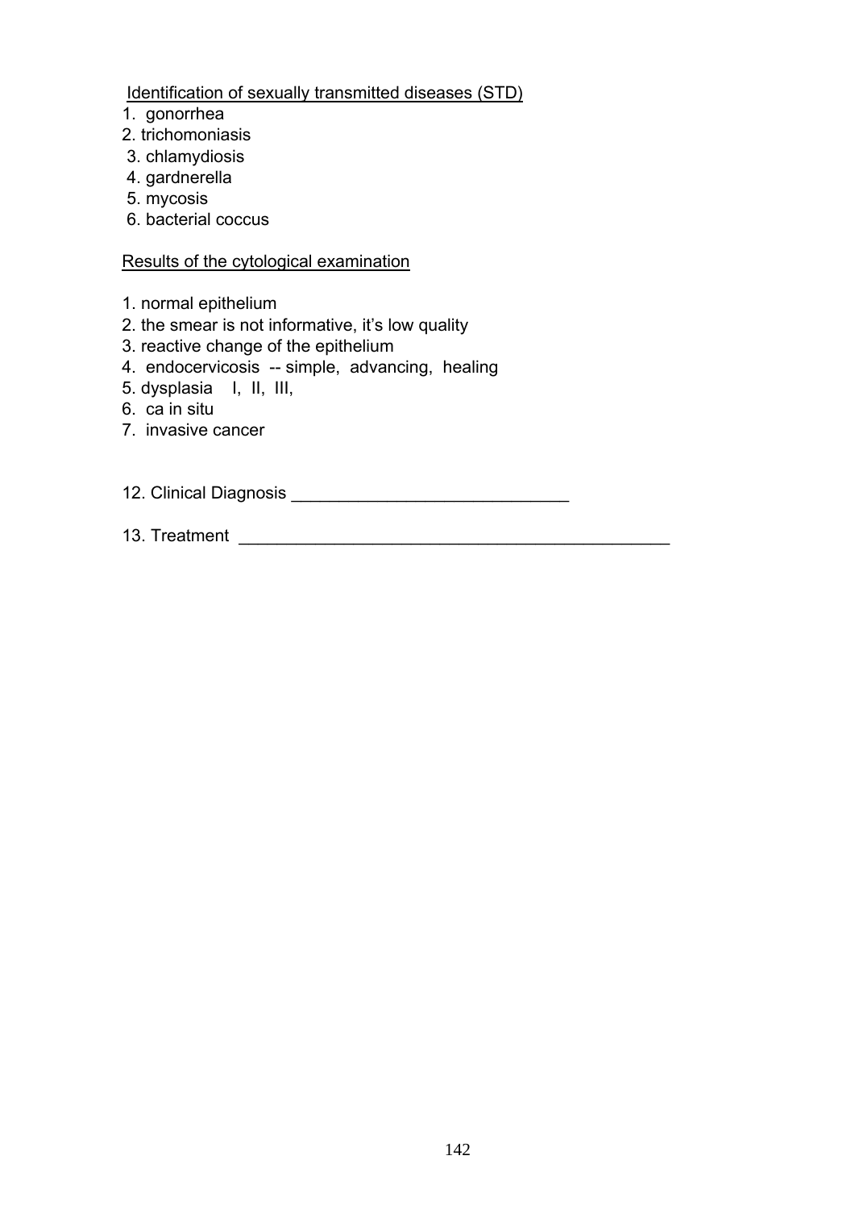Identification of sexually transmitted diseases (STD)

1. gonorrhea
2. trichomoniasis
3. chlamydiosis
4. gardnerella
5. mycosis
6. bacterial coccus

Results of the cytological examination

1. normal epithelium
2. the smear is not informative, it's low quality
3. reactive change of the epithelium
4. endocervicosis -- simple, advancing, healing
5. dysplasia I, II, III,
6. ca in situ
7. invasive cancer

12. Clinical Diagnosis ____________________________

13. Treatment ____________________________________________